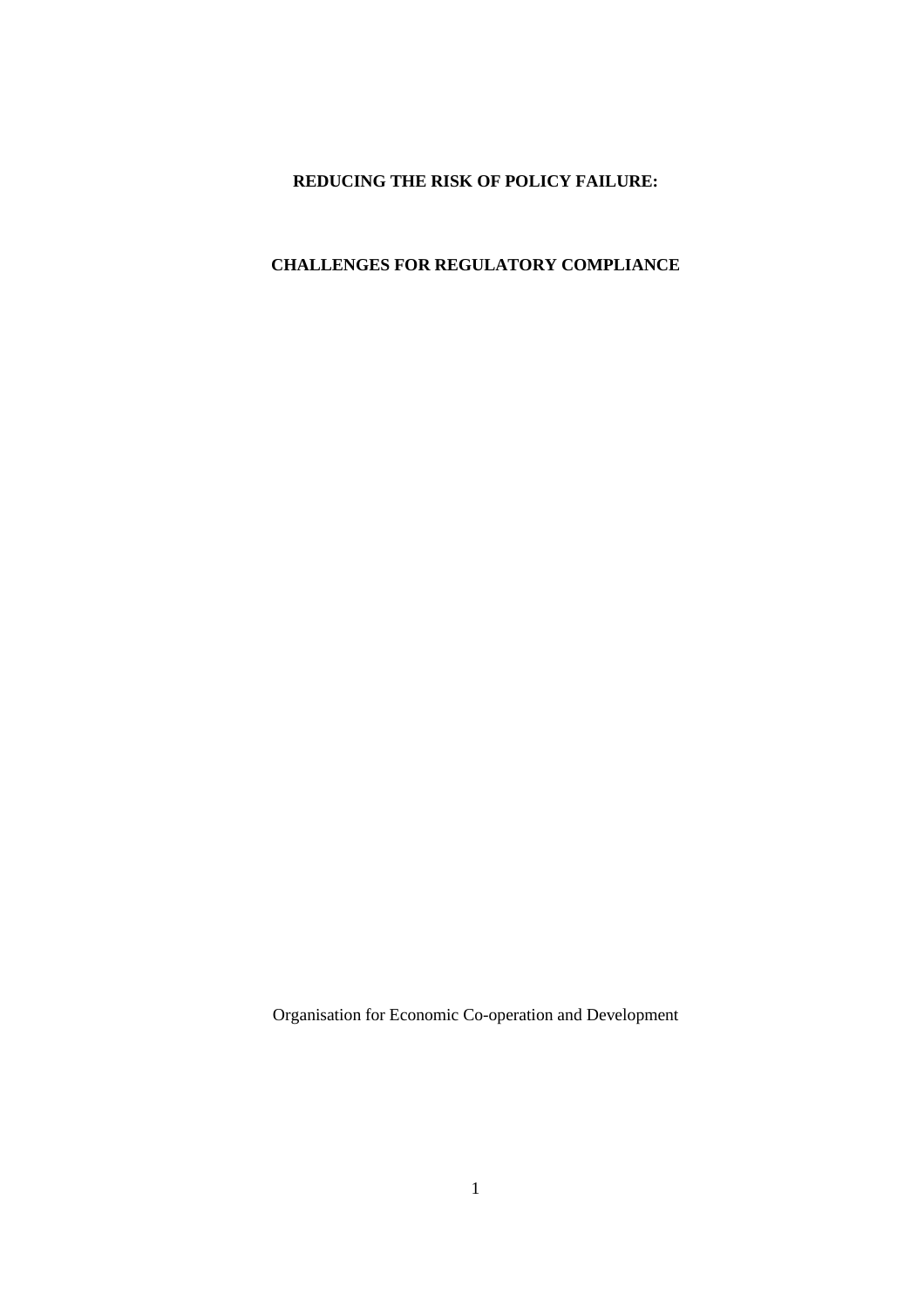# REDUCING THE RISK OF POLICY FAILURE:

# CHALLENGES FOR REGULATORY COMPLIANCE

Organisation for Economic Co-operation and Development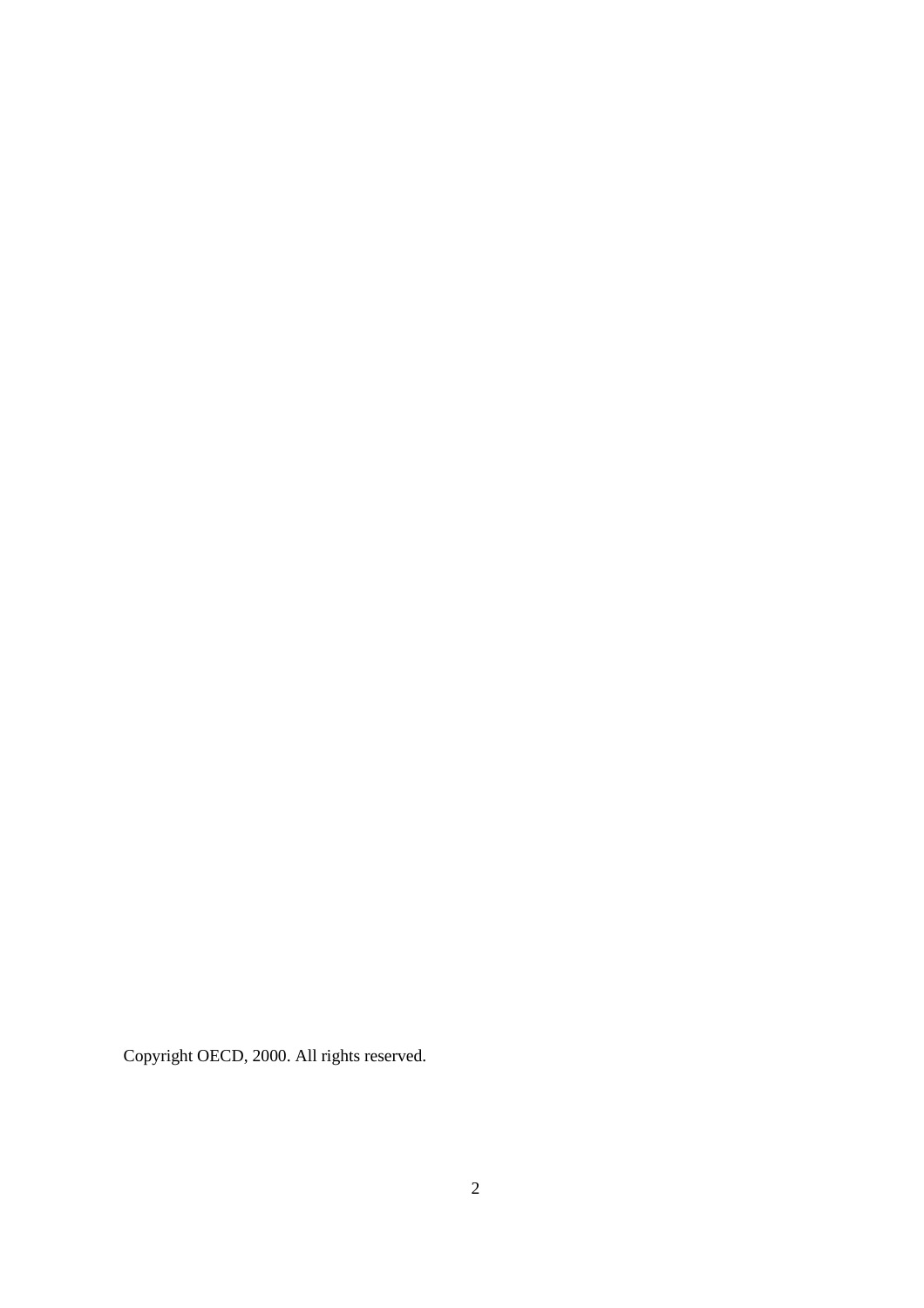Copyright OECD, 2000. All rights reserved.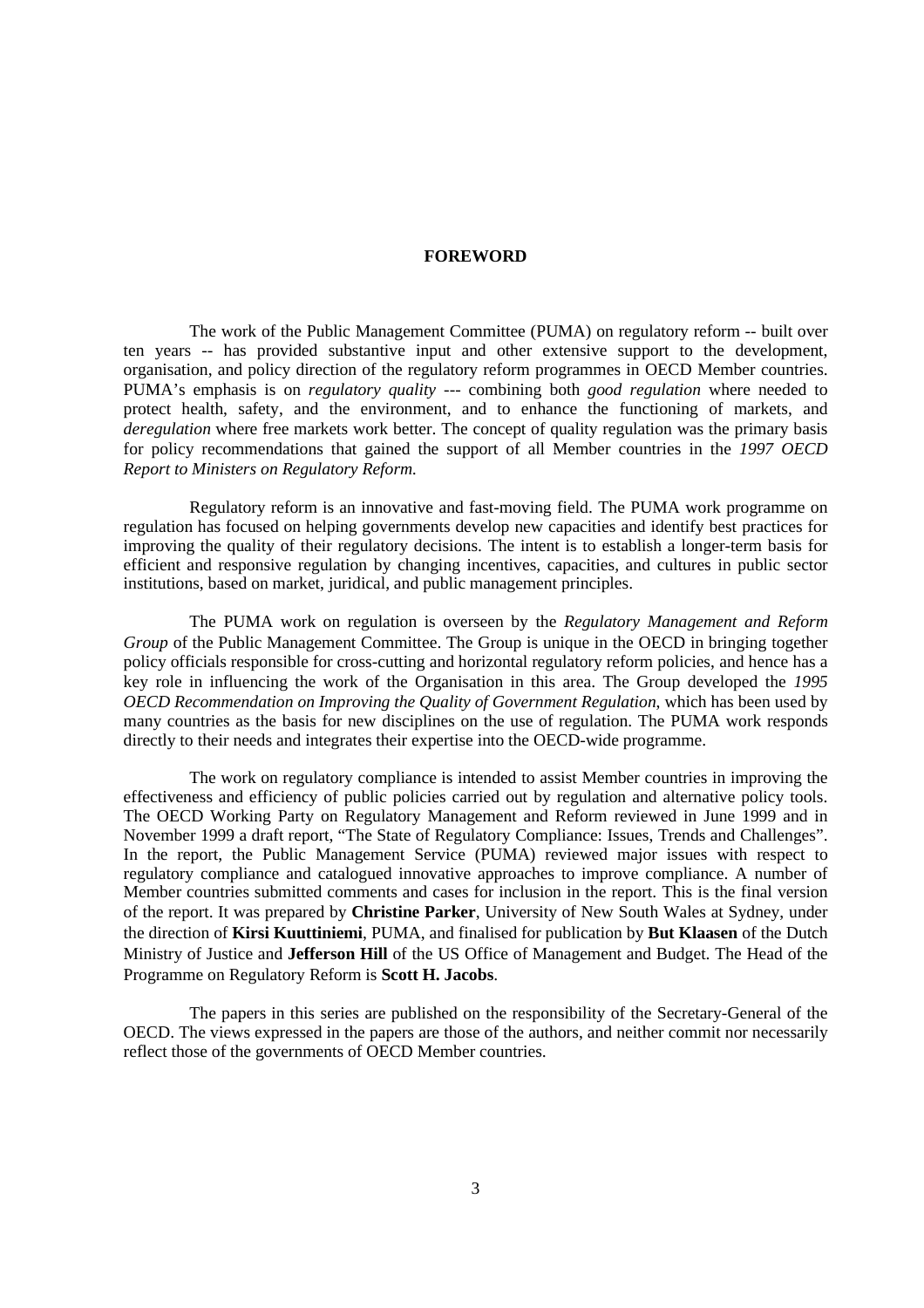# FOREWORD

The work of the Public Management Committee (PUMA) on regulatory reform -- built over ten years -- has provided substantive input and other extensive support to the development, organisation, and policy direction of the regulatory reform programmes in OECD Member countries. PUMA's emphasis is on *regulatory quality* --- combining both *good regulation* where needed to protect health, safety, and the environment, and to enhance the functioning of markets, and *deregulation* where free markets work better. The concept of quality regulation was the primary basis for policy recommendations that gained the support of all Member countries in the *1997 OECD Report to Ministers on Regulatory Reform.*

Regulatory reform is an innovative and fast-moving field. The PUMA work programme on regulation has focused on helping governments develop new capacities and identify best practices for improving the quality of their regulatory decisions. The intent is to establish a longer-term basis for efficient and responsive regulation by changing incentives, capacities, and cultures in public sector institutions, based on market, juridical, and public management principles.

The PUMA work on regulation is overseen by the *Regulatory Management and Reform Group* of the Public Management Committee. The Group is unique in the OECD in bringing together policy officials responsible for cross-cutting and horizontal regulatory reform policies, and hence has a key role in influencing the work of the Organisation in this area. The Group developed the *1995 OECD Recommendation on Improving the Quality of Government Regulation*, which has been used by many countries as the basis for new disciplines on the use of regulation. The PUMA work responds directly to their needs and integrates their expertise into the OECD-wide programme.

The work on regulatory compliance is intended to assist Member countries in improving the effectiveness and efficiency of public policies carried out by regulation and alternative policy tools. The OECD Working Party on Regulatory Management and Reform reviewed in June 1999 and in November 1999 a draft report, "The State of Regulatory Compliance: Issues, Trends and Challenges". In the report, the Public Management Service (PUMA) reviewed major issues with respect to regulatory compliance and catalogued innovative approaches to improve compliance. A number of Member countries submitted comments and cases for inclusion in the report. This is the final version of the report. It was prepared by **Christine Parker**, University of New South Wales at Sydney, under the direction of **Kirsi Kuuttiniemi**, PUMA, and finalised for publication by **But Klaasen** of the Dutch Ministry of Justice and **Jefferson Hill** of the US Office of Management and Budget. The Head of the Programme on Regulatory Reform is **Scott H. Jacobs**.

The papers in this series are published on the responsibility of the Secretary-General of the OECD. The views expressed in the papers are those of the authors, and neither commit nor necessarily reflect those of the governments of OECD Member countries.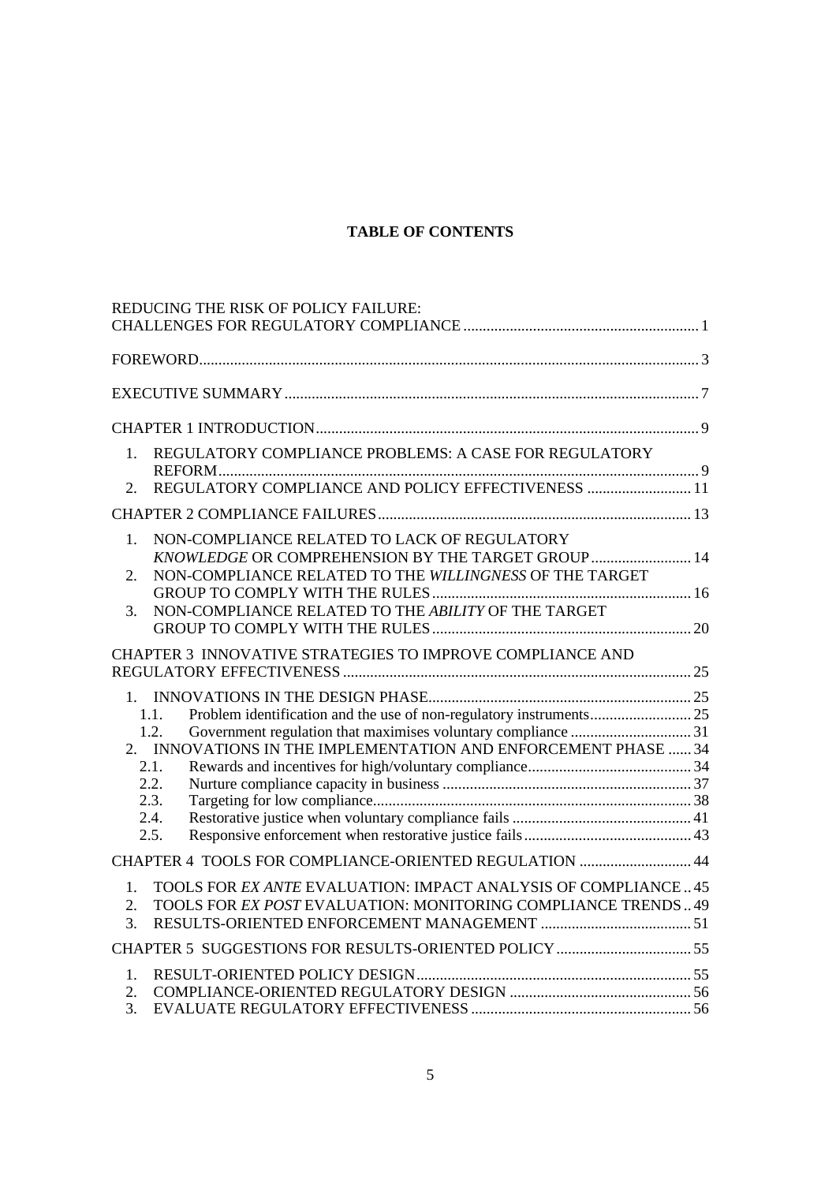**TABLE OF CONTENTS**

REDUCING THE RISK OF POLICY FAILURE: CHALLENGES FOR REGULATORY COMPLIANCE ... 1

FOREWORD ... 3

EXECUTIVE SUMMARY ... 7

CHAPTER 1 INTRODUCTION ... 9

1. REGULATORY COMPLIANCE PROBLEMS: A CASE FOR REGULATORY REFORM ... 9
2. REGULATORY COMPLIANCE AND POLICY EFFECTIVENESS ... 11

CHAPTER 2 COMPLIANCE FAILURES ... 13

1. NON-COMPLIANCE RELATED TO LACK OF REGULATORY *KNOWLEDGE* OR COMPREHENSION BY THE TARGET GROUP ... 14
2. NON-COMPLIANCE RELATED TO THE *WILLINGNESS* OF THE TARGET GROUP TO COMPLY WITH THE RULES ... 16
3. NON-COMPLIANCE RELATED TO THE *ABILITY* OF THE TARGET GROUP TO COMPLY WITH THE RULES ... 20

CHAPTER 3 INNOVATIVE STRATEGIES TO IMPROVE COMPLIANCE AND REGULATORY EFFECTIVENESS ... 25

1. INNOVATIONS IN THE DESIGN PHASE ... 25
   - 1.1. Problem identification and the use of non-regulatory instruments ... 25
   - 1.2. Government regulation that maximises voluntary compliance ... 31
2. INNOVATIONS IN THE IMPLEMENTATION AND ENFORCEMENT PHASE ... 34
   - 2.1. Rewards and incentives for high/voluntary compliance ... 34
   - 2.2. Nurture compliance capacity in business ... 37
   - 2.3. Targeting for low compliance ... 38
   - 2.4. Restorative justice when voluntary compliance fails ... 41
   - 2.5. Responsive enforcement when restorative justice fails ... 43

CHAPTER 4 TOOLS FOR COMPLIANCE-ORIENTED REGULATION ... 44

1. TOOLS FOR *EX ANTE* EVALUATION: IMPACT ANALYSIS OF COMPLIANCE .. 45
2. TOOLS FOR *EX POST* EVALUATION: MONITORING COMPLIANCE TRENDS .. 49
3. RESULTS-ORIENTED ENFORCEMENT MANAGEMENT ... 51

CHAPTER 5 SUGGESTIONS FOR RESULTS-ORIENTED POLICY ... 55

1. RESULT-ORIENTED POLICY DESIGN ... 55
2. COMPLIANCE-ORIENTED REGULATORY DESIGN ... 56
3. EVALUATE REGULATORY EFFECTIVENESS ... 56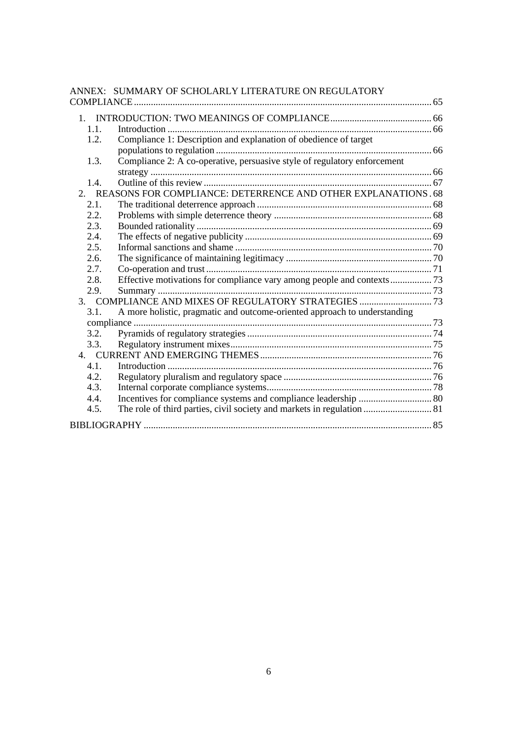ANNEX: SUMMARY OF SCHOLARLY LITERATURE ON REGULATORY COMPLIANCE ........ 65

1. INTRODUCTION: TWO MEANINGS OF COMPLIANCE ........ 66
   - 1.1. Introduction ........ 66
   - 1.2. Compliance 1: Description and explanation of obedience of target populations to regulation ........ 66
   - 1.3. Compliance 2: A co-operative, persuasive style of regulatory enforcement strategy ........ 66
   - 1.4. Outline of this review ........ 67
2. REASONS FOR COMPLIANCE: DETERRENCE AND OTHER EXPLANATIONS . 68
   - 2.1. The traditional deterrence approach ........ 68
   - 2.2. Problems with simple deterrence theory ........ 68
   - 2.3. Bounded rationality ........ 69
   - 2.4. The effects of negative publicity ........ 69
   - 2.5. Informal sanctions and shame ........ 70
   - 2.6. The significance of maintaining legitimacy ........ 70
   - 2.7. Co-operation and trust ........ 71
   - 2.8. Effective motivations for compliance vary among people and contexts ........ 73
   - 2.9. Summary ........ 73
3. COMPLIANCE AND MIXES OF REGULATORY STRATEGIES ........ 73
   - 3.1. A more holistic, pragmatic and outcome-oriented approach to understanding compliance ........ 73
   - 3.2. Pyramids of regulatory strategies ........ 74
   - 3.3. Regulatory instrument mixes ........ 75
4. CURRENT AND EMERGING THEMES ........ 76
   - 4.1. Introduction ........ 76
   - 4.2. Regulatory pluralism and regulatory space ........ 76
   - 4.3. Internal corporate compliance systems ........ 78
   - 4.4. Incentives for compliance systems and compliance leadership ........ 80
   - 4.5. The role of third parties, civil society and markets in regulation ........ 81

BIBLIOGRAPHY ........ 85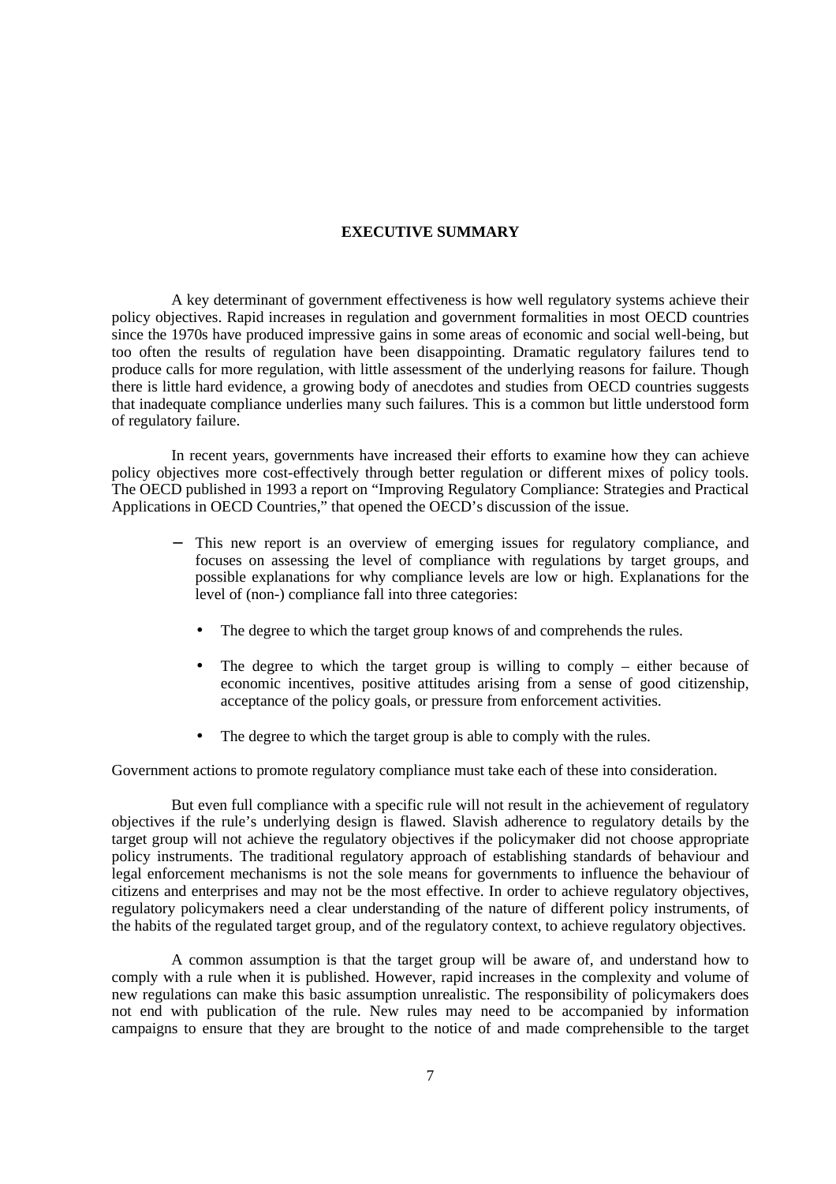## EXECUTIVE SUMMARY

A key determinant of government effectiveness is how well regulatory systems achieve their policy objectives. Rapid increases in regulation and government formalities in most OECD countries since the 1970s have produced impressive gains in some areas of economic and social well-being, but too often the results of regulation have been disappointing. Dramatic regulatory failures tend to produce calls for more regulation, with little assessment of the underlying reasons for failure. Though there is little hard evidence, a growing body of anecdotes and studies from OECD countries suggests that inadequate compliance underlies many such failures. This is a common but little understood form of regulatory failure.

In recent years, governments have increased their efforts to examine how they can achieve policy objectives more cost-effectively through better regulation or different mixes of policy tools. The OECD published in 1993 a report on "Improving Regulatory Compliance: Strategies and Practical Applications in OECD Countries," that opened the OECD's discussion of the issue.

- This new report is an overview of emerging issues for regulatory compliance, and focuses on assessing the level of compliance with regulations by target groups, and possible explanations for why compliance levels are low or high. Explanations for the level of (non-) compliance fall into three categories:
  - The degree to which the target group knows of and comprehends the rules.
  - The degree to which the target group is willing to comply – either because of economic incentives, positive attitudes arising from a sense of good citizenship, acceptance of the policy goals, or pressure from enforcement activities.
  - The degree to which the target group is able to comply with the rules.

Government actions to promote regulatory compliance must take each of these into consideration.

But even full compliance with a specific rule will not result in the achievement of regulatory objectives if the rule's underlying design is flawed. Slavish adherence to regulatory details by the target group will not achieve the regulatory objectives if the policymaker did not choose appropriate policy instruments. The traditional regulatory approach of establishing standards of behaviour and legal enforcement mechanisms is not the sole means for governments to influence the behaviour of citizens and enterprises and may not be the most effective. In order to achieve regulatory objectives, regulatory policymakers need a clear understanding of the nature of different policy instruments, of the habits of the regulated target group, and of the regulatory context, to achieve regulatory objectives.

A common assumption is that the target group will be aware of, and understand how to comply with a rule when it is published. However, rapid increases in the complexity and volume of new regulations can make this basic assumption unrealistic. The responsibility of policymakers does not end with publication of the rule. New rules may need to be accompanied by information campaigns to ensure that they are brought to the notice of and made comprehensible to the target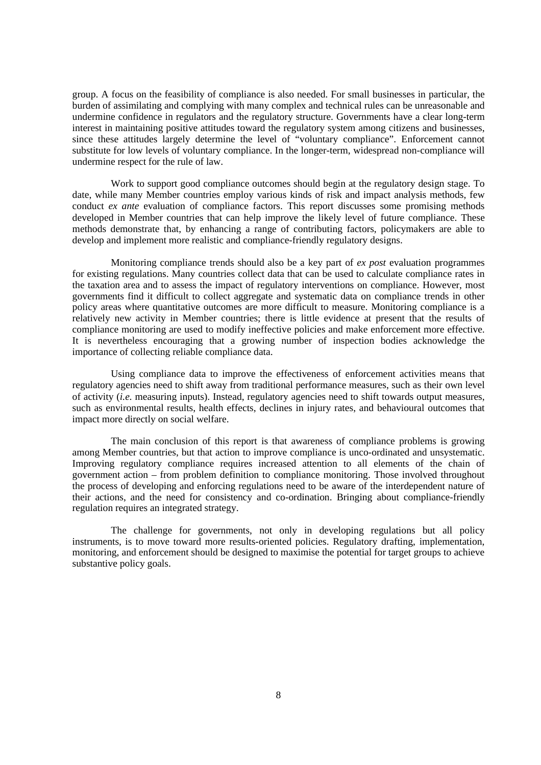group. A focus on the feasibility of compliance is also needed. For small businesses in particular, the burden of assimilating and complying with many complex and technical rules can be unreasonable and undermine confidence in regulators and the regulatory structure. Governments have a clear long-term interest in maintaining positive attitudes toward the regulatory system among citizens and businesses, since these attitudes largely determine the level of "voluntary compliance". Enforcement cannot substitute for low levels of voluntary compliance. In the longer-term, widespread non-compliance will undermine respect for the rule of law.

Work to support good compliance outcomes should begin at the regulatory design stage. To date, while many Member countries employ various kinds of risk and impact analysis methods, few conduct *ex ante* evaluation of compliance factors. This report discusses some promising methods developed in Member countries that can help improve the likely level of future compliance. These methods demonstrate that, by enhancing a range of contributing factors, policymakers are able to develop and implement more realistic and compliance-friendly regulatory designs.

Monitoring compliance trends should also be a key part of *ex post* evaluation programmes for existing regulations. Many countries collect data that can be used to calculate compliance rates in the taxation area and to assess the impact of regulatory interventions on compliance. However, most governments find it difficult to collect aggregate and systematic data on compliance trends in other policy areas where quantitative outcomes are more difficult to measure. Monitoring compliance is a relatively new activity in Member countries; there is little evidence at present that the results of compliance monitoring are used to modify ineffective policies and make enforcement more effective. It is nevertheless encouraging that a growing number of inspection bodies acknowledge the importance of collecting reliable compliance data.

Using compliance data to improve the effectiveness of enforcement activities means that regulatory agencies need to shift away from traditional performance measures, such as their own level of activity (*i.e.* measuring inputs). Instead, regulatory agencies need to shift towards output measures, such as environmental results, health effects, declines in injury rates, and behavioural outcomes that impact more directly on social welfare.

The main conclusion of this report is that awareness of compliance problems is growing among Member countries, but that action to improve compliance is unco-ordinated and unsystematic. Improving regulatory compliance requires increased attention to all elements of the chain of government action – from problem definition to compliance monitoring. Those involved throughout the process of developing and enforcing regulations need to be aware of the interdependent nature of their actions, and the need for consistency and co-ordination. Bringing about compliance-friendly regulation requires an integrated strategy.

The challenge for governments, not only in developing regulations but all policy instruments, is to move toward more results-oriented policies. Regulatory drafting, implementation, monitoring, and enforcement should be designed to maximise the potential for target groups to achieve substantive policy goals.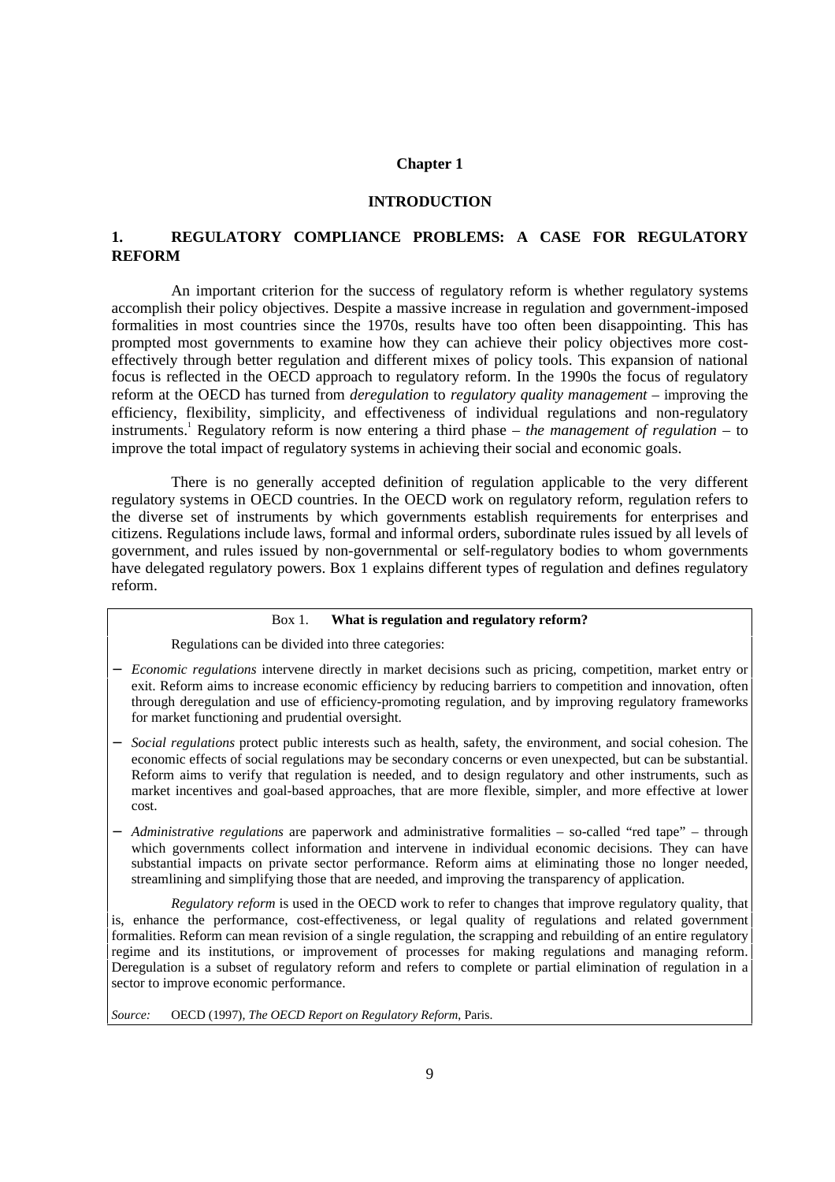# Chapter 1

# INTRODUCTION

## 1. REGULATORY COMPLIANCE PROBLEMS: A CASE FOR REGULATORY REFORM

An important criterion for the success of regulatory reform is whether regulatory systems accomplish their policy objectives. Despite a massive increase in regulation and government-imposed formalities in most countries since the 1970s, results have too often been disappointing. This has prompted most governments to examine how they can achieve their policy objectives more cost-effectively through better regulation and different mixes of policy tools. This expansion of national focus is reflected in the OECD approach to regulatory reform. In the 1990s the focus of regulatory reform at the OECD has turned from *deregulation* to *regulatory quality management* – improving the efficiency, flexibility, simplicity, and effectiveness of individual regulations and non-regulatory instruments.[1] Regulatory reform is now entering a third phase – *the management of regulation* – to improve the total impact of regulatory systems in achieving their social and economic goals.

There is no generally accepted definition of regulation applicable to the very different regulatory systems in OECD countries. In the OECD work on regulatory reform, regulation refers to the diverse set of instruments by which governments establish requirements for enterprises and citizens. Regulations include laws, formal and informal orders, subordinate rules issued by all levels of government, and rules issued by non-governmental or self-regulatory bodies to whom governments have delegated regulatory powers. Box 1 explains different types of regulation and defines regulatory reform.

**Box 1. What is regulation and regulatory reform?**

Regulations can be divided into three categories:

- *Economic regulations* intervene directly in market decisions such as pricing, competition, market entry or exit. Reform aims to increase economic efficiency by reducing barriers to competition and innovation, often through deregulation and use of efficiency-promoting regulation, and by improving regulatory frameworks for market functioning and prudential oversight.
- *Social regulations* protect public interests such as health, safety, the environment, and social cohesion. The economic effects of social regulations may be secondary concerns or even unexpected, but can be substantial. Reform aims to verify that regulation is needed, and to design regulatory and other instruments, such as market incentives and goal-based approaches, that are more flexible, simpler, and more effective at lower cost.
- *Administrative regulations* are paperwork and administrative formalities – so-called "red tape" – through which governments collect information and intervene in individual economic decisions. They can have substantial impacts on private sector performance. Reform aims at eliminating those no longer needed, streamlining and simplifying those that are needed, and improving the transparency of application.

*Regulatory reform* is used in the OECD work to refer to changes that improve regulatory quality, that is, enhance the performance, cost-effectiveness, or legal quality of regulations and related government formalities. Reform can mean revision of a single regulation, the scrapping and rebuilding of an entire regulatory regime and its institutions, or improvement of processes for making regulations and managing reform. Deregulation is a subset of regulatory reform and refers to complete or partial elimination of regulation in a sector to improve economic performance.

*Source:* OECD (1997), *The OECD Report on Regulatory Reform*, Paris.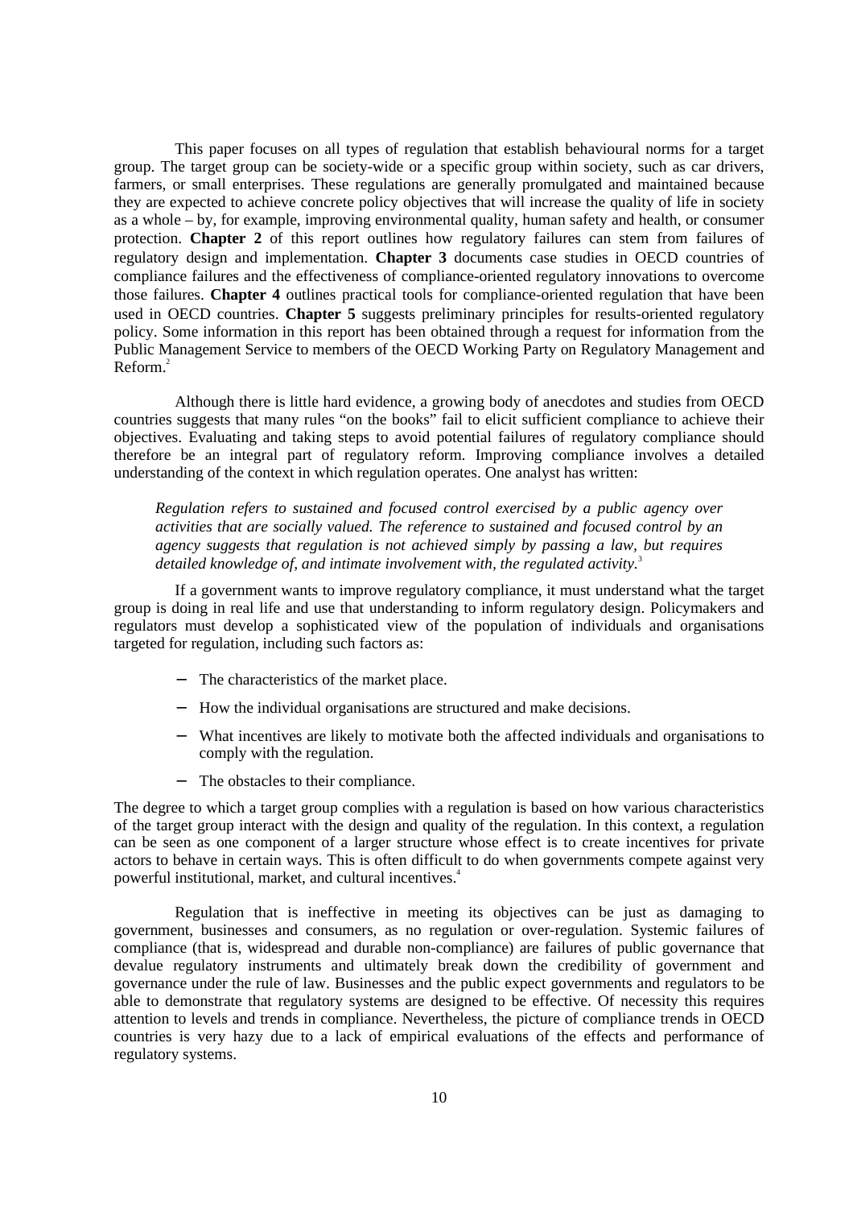This paper focuses on all types of regulation that establish behavioural norms for a target group. The target group can be society-wide or a specific group within society, such as car drivers, farmers, or small enterprises. These regulations are generally promulgated and maintained because they are expected to achieve concrete policy objectives that will increase the quality of life in society as a whole – by, for example, improving environmental quality, human safety and health, or consumer protection. **Chapter 2** of this report outlines how regulatory failures can stem from failures of regulatory design and implementation. **Chapter 3** documents case studies in OECD countries of compliance failures and the effectiveness of compliance-oriented regulatory innovations to overcome those failures. **Chapter 4** outlines practical tools for compliance-oriented regulation that have been used in OECD countries. **Chapter 5** suggests preliminary principles for results-oriented regulatory policy. Some information in this report has been obtained through a request for information from the Public Management Service to members of the OECD Working Party on Regulatory Management and Reform.[2]

Although there is little hard evidence, a growing body of anecdotes and studies from OECD countries suggests that many rules "on the books" fail to elicit sufficient compliance to achieve their objectives. Evaluating and taking steps to avoid potential failures of regulatory compliance should therefore be an integral part of regulatory reform. Improving compliance involves a detailed understanding of the context in which regulation operates. One analyst has written:

> *Regulation refers to sustained and focused control exercised by a public agency over activities that are socially valued. The reference to sustained and focused control by an agency suggests that regulation is not achieved simply by passing a law, but requires detailed knowledge of, and intimate involvement with, the regulated activity.*[3]

If a government wants to improve regulatory compliance, it must understand what the target group is doing in real life and use that understanding to inform regulatory design. Policymakers and regulators must develop a sophisticated view of the population of individuals and organisations targeted for regulation, including such factors as:

- The characteristics of the market place.
- How the individual organisations are structured and make decisions.
- What incentives are likely to motivate both the affected individuals and organisations to comply with the regulation.
- The obstacles to their compliance.

The degree to which a target group complies with a regulation is based on how various characteristics of the target group interact with the design and quality of the regulation. In this context, a regulation can be seen as one component of a larger structure whose effect is to create incentives for private actors to behave in certain ways. This is often difficult to do when governments compete against very powerful institutional, market, and cultural incentives.[4]

Regulation that is ineffective in meeting its objectives can be just as damaging to government, businesses and consumers, as no regulation or over-regulation. Systemic failures of compliance (that is, widespread and durable non-compliance) are failures of public governance that devalue regulatory instruments and ultimately break down the credibility of government and governance under the rule of law. Businesses and the public expect governments and regulators to be able to demonstrate that regulatory systems are designed to be effective. Of necessity this requires attention to levels and trends in compliance. Nevertheless, the picture of compliance trends in OECD countries is very hazy due to a lack of empirical evaluations of the effects and performance of regulatory systems.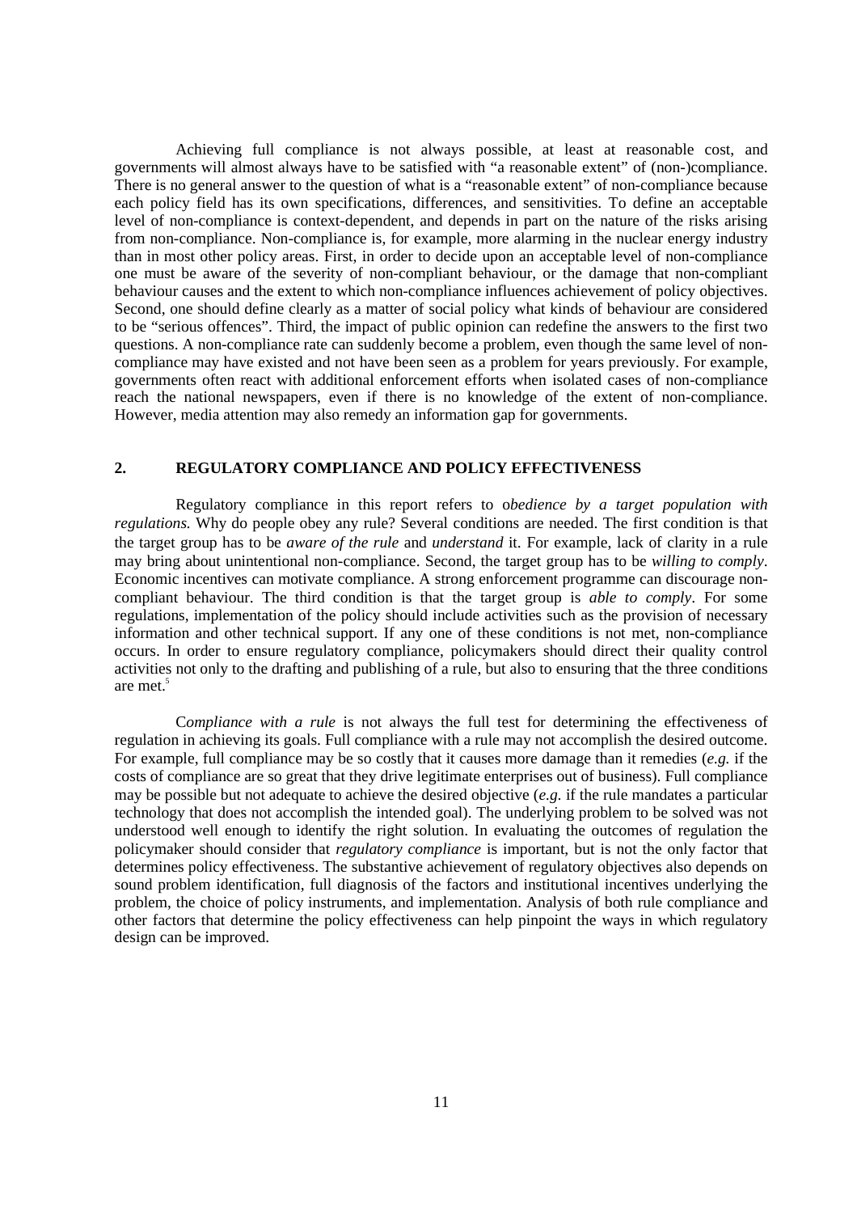Achieving full compliance is not always possible, at least at reasonable cost, and governments will almost always have to be satisfied with "a reasonable extent" of (non-)compliance. There is no general answer to the question of what is a "reasonable extent" of non-compliance because each policy field has its own specifications, differences, and sensitivities. To define an acceptable level of non-compliance is context-dependent, and depends in part on the nature of the risks arising from non-compliance. Non-compliance is, for example, more alarming in the nuclear energy industry than in most other policy areas. First, in order to decide upon an acceptable level of non-compliance one must be aware of the severity of non-compliant behaviour, or the damage that non-compliant behaviour causes and the extent to which non-compliance influences achievement of policy objectives. Second, one should define clearly as a matter of social policy what kinds of behaviour are considered to be "serious offences". Third, the impact of public opinion can redefine the answers to the first two questions. A non-compliance rate can suddenly become a problem, even though the same level of non-compliance may have existed and not have been seen as a problem for years previously. For example, governments often react with additional enforcement efforts when isolated cases of non-compliance reach the national newspapers, even if there is no knowledge of the extent of non-compliance. However, media attention may also remedy an information gap for governments.

## 2. REGULATORY COMPLIANCE AND POLICY EFFECTIVENESS

Regulatory compliance in this report refers to o*bedience by a target population with regulations.* Why do people obey any rule? Several conditions are needed. The first condition is that the target group has to be *aware of the rule* and *understand* it. For example, lack of clarity in a rule may bring about unintentional non-compliance. Second, the target group has to be *willing to comply*. Economic incentives can motivate compliance. A strong enforcement programme can discourage non-compliant behaviour. The third condition is that the target group is *able to comply*. For some regulations, implementation of the policy should include activities such as the provision of necessary information and other technical support. If any one of these conditions is not met, non-compliance occurs. In order to ensure regulatory compliance, policymakers should direct their quality control activities not only to the drafting and publishing of a rule, but also to ensuring that the three conditions are met.[5]

C*ompliance with a rule* is not always the full test for determining the effectiveness of regulation in achieving its goals. Full compliance with a rule may not accomplish the desired outcome. For example, full compliance may be so costly that it causes more damage than it remedies (*e.g.* if the costs of compliance are so great that they drive legitimate enterprises out of business). Full compliance may be possible but not adequate to achieve the desired objective (*e.g.* if the rule mandates a particular technology that does not accomplish the intended goal). The underlying problem to be solved was not understood well enough to identify the right solution. In evaluating the outcomes of regulation the policymaker should consider that *regulatory compliance* is important, but is not the only factor that determines policy effectiveness. The substantive achievement of regulatory objectives also depends on sound problem identification, full diagnosis of the factors and institutional incentives underlying the problem, the choice of policy instruments, and implementation. Analysis of both rule compliance and other factors that determine the policy effectiveness can help pinpoint the ways in which regulatory design can be improved.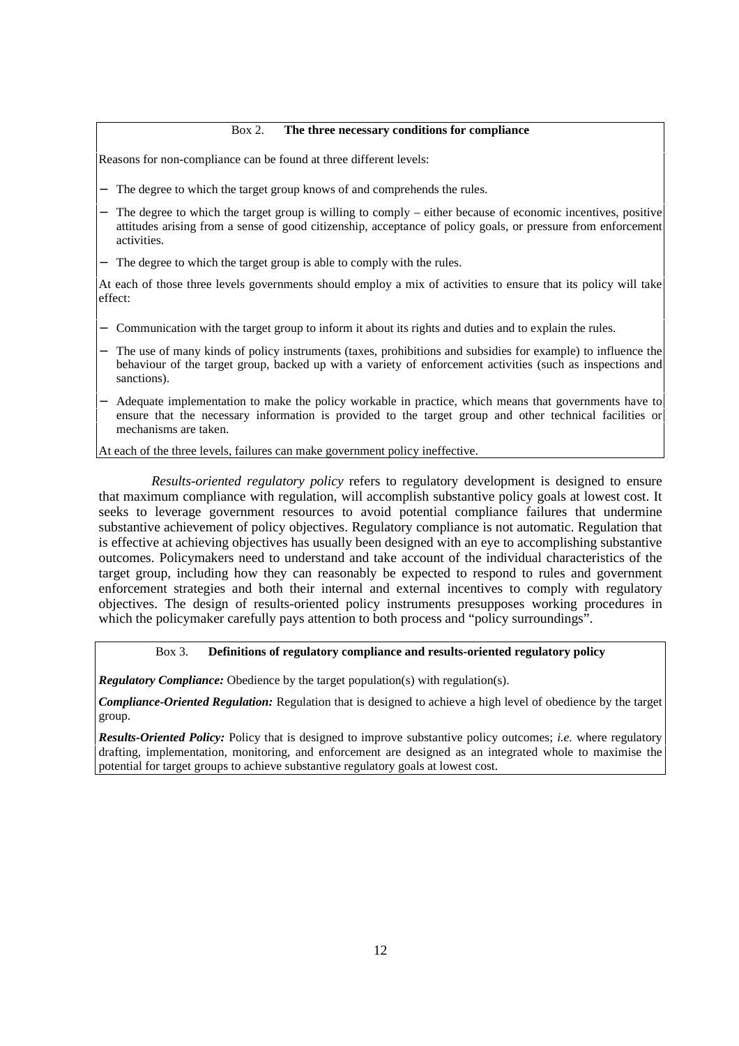**Box 2. The three necessary conditions for compliance**

Reasons for non-compliance can be found at three different levels:

- The degree to which the target group knows of and comprehends the rules.
- The degree to which the target group is willing to comply – either because of economic incentives, positive attitudes arising from a sense of good citizenship, acceptance of policy goals, or pressure from enforcement activities.
- The degree to which the target group is able to comply with the rules.

At each of those three levels governments should employ a mix of activities to ensure that its policy will take effect:

- Communication with the target group to inform it about its rights and duties and to explain the rules.
- The use of many kinds of policy instruments (taxes, prohibitions and subsidies for example) to influence the behaviour of the target group, backed up with a variety of enforcement activities (such as inspections and sanctions).
- Adequate implementation to make the policy workable in practice, which means that governments have to ensure that the necessary information is provided to the target group and other technical facilities or mechanisms are taken.

At each of the three levels, failures can make government policy ineffective.

*Results-oriented regulatory policy* refers to regulatory development is designed to ensure that maximum compliance with regulation, will accomplish substantive policy goals at lowest cost. It seeks to leverage government resources to avoid potential compliance failures that undermine substantive achievement of policy objectives. Regulatory compliance is not automatic. Regulation that is effective at achieving objectives has usually been designed with an eye to accomplishing substantive outcomes. Policymakers need to understand and take account of the individual characteristics of the target group, including how they can reasonably be expected to respond to rules and government enforcement strategies and both their internal and external incentives to comply with regulatory objectives. The design of results-oriented policy instruments presupposes working procedures in which the policymaker carefully pays attention to both process and "policy surroundings".

**Box 3. Definitions of regulatory compliance and results-oriented regulatory policy**

***Regulatory Compliance:*** Obedience by the target population(s) with regulation(s).

***Compliance-Oriented Regulation:*** Regulation that is designed to achieve a high level of obedience by the target group.

***Results-Oriented Policy:*** Policy that is designed to improve substantive policy outcomes; *i.e.* where regulatory drafting, implementation, monitoring, and enforcement are designed as an integrated whole to maximise the potential for target groups to achieve substantive regulatory goals at lowest cost.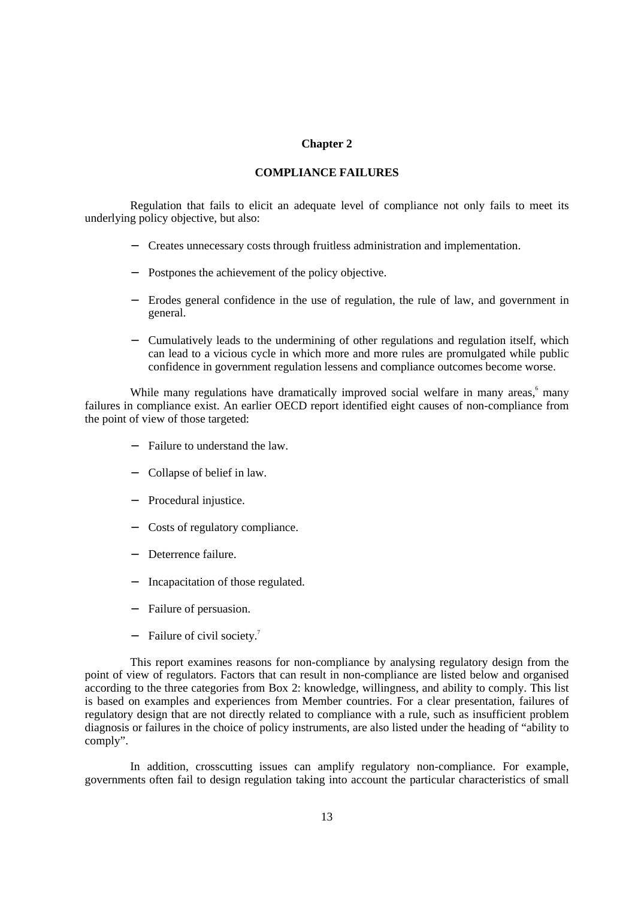# Chapter 2

## COMPLIANCE FAILURES

Regulation that fails to elicit an adequate level of compliance not only fails to meet its underlying policy objective, but also:

- Creates unnecessary costs through fruitless administration and implementation.
- Postpones the achievement of the policy objective.
- Erodes general confidence in the use of regulation, the rule of law, and government in general.
- Cumulatively leads to the undermining of other regulations and regulation itself, which can lead to a vicious cycle in which more and more rules are promulgated while public confidence in government regulation lessens and compliance outcomes become worse.

While many regulations have dramatically improved social welfare in many areas,[6] many failures in compliance exist. An earlier OECD report identified eight causes of non-compliance from the point of view of those targeted:

- Failure to understand the law.
- Collapse of belief in law.
- Procedural injustice.
- Costs of regulatory compliance.
- Deterrence failure.
- Incapacitation of those regulated.
- Failure of persuasion.
- Failure of civil society.[7]

This report examines reasons for non-compliance by analysing regulatory design from the point of view of regulators. Factors that can result in non-compliance are listed below and organised according to the three categories from Box 2: knowledge, willingness, and ability to comply. This list is based on examples and experiences from Member countries. For a clear presentation, failures of regulatory design that are not directly related to compliance with a rule, such as insufficient problem diagnosis or failures in the choice of policy instruments, are also listed under the heading of "ability to comply".

In addition, crosscutting issues can amplify regulatory non-compliance. For example, governments often fail to design regulation taking into account the particular characteristics of small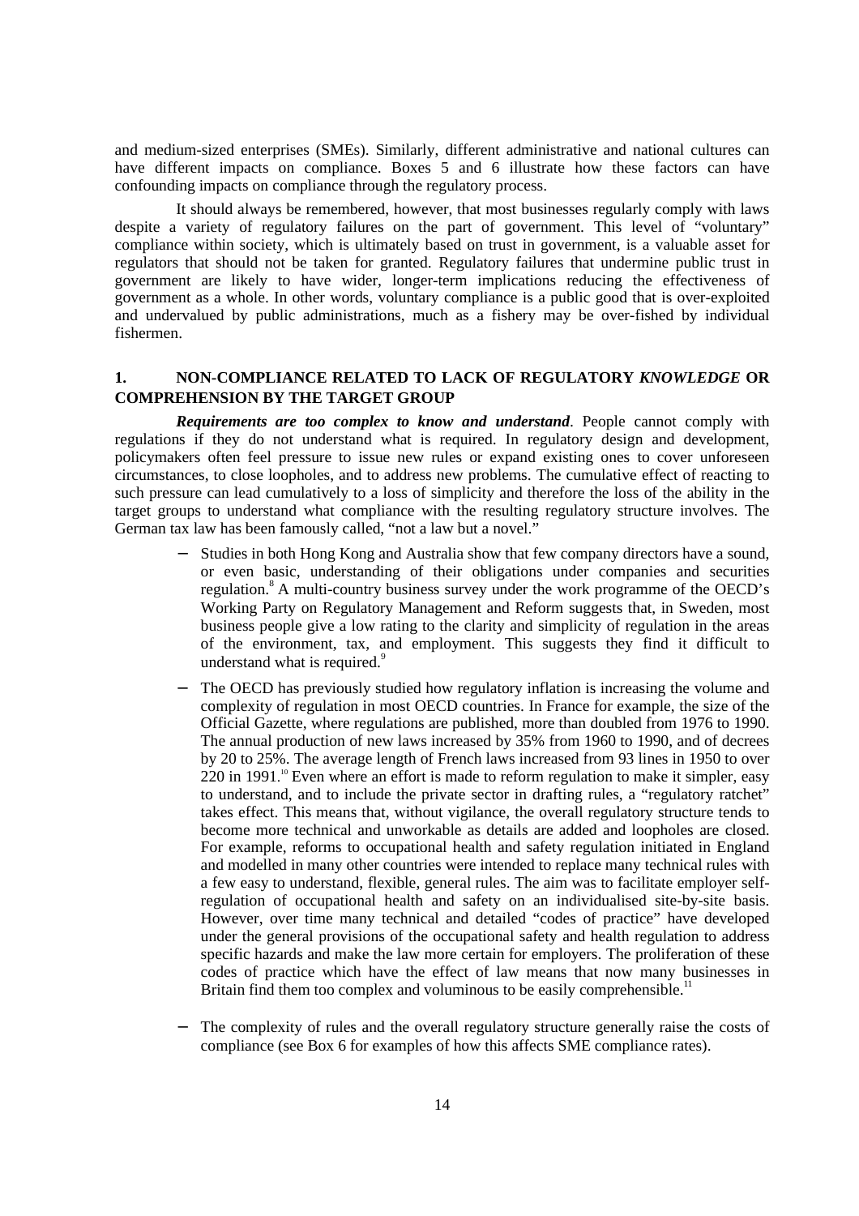and medium-sized enterprises (SMEs). Similarly, different administrative and national cultures can have different impacts on compliance. Boxes 5 and 6 illustrate how these factors can have confounding impacts on compliance through the regulatory process.

It should always be remembered, however, that most businesses regularly comply with laws despite a variety of regulatory failures on the part of government. This level of "voluntary" compliance within society, which is ultimately based on trust in government, is a valuable asset for regulators that should not be taken for granted. Regulatory failures that undermine public trust in government are likely to have wider, longer-term implications reducing the effectiveness of government as a whole. In other words, voluntary compliance is a public good that is over-exploited and undervalued by public administrations, much as a fishery may be over-fished by individual fishermen.

## 1. NON-COMPLIANCE RELATED TO LACK OF REGULATORY *KNOWLEDGE* OR COMPREHENSION BY THE TARGET GROUP

***Requirements are too complex to know and understand***. People cannot comply with regulations if they do not understand what is required. In regulatory design and development, policymakers often feel pressure to issue new rules or expand existing ones to cover unforeseen circumstances, to close loopholes, and to address new problems. The cumulative effect of reacting to such pressure can lead cumulatively to a loss of simplicity and therefore the loss of the ability in the target groups to understand what compliance with the resulting regulatory structure involves. The German tax law has been famously called, "not a law but a novel."

- Studies in both Hong Kong and Australia show that few company directors have a sound, or even basic, understanding of their obligations under companies and securities regulation.[8] A multi-country business survey under the work programme of the OECD's Working Party on Regulatory Management and Reform suggests that, in Sweden, most business people give a low rating to the clarity and simplicity of regulation in the areas of the environment, tax, and employment. This suggests they find it difficult to understand what is required.[9]
- The OECD has previously studied how regulatory inflation is increasing the volume and complexity of regulation in most OECD countries. In France for example, the size of the Official Gazette, where regulations are published, more than doubled from 1976 to 1990. The annual production of new laws increased by 35% from 1960 to 1990, and of decrees by 20 to 25%. The average length of French laws increased from 93 lines in 1950 to over 220 in 1991.[10] Even where an effort is made to reform regulation to make it simpler, easy to understand, and to include the private sector in drafting rules, a "regulatory ratchet" takes effect. This means that, without vigilance, the overall regulatory structure tends to become more technical and unworkable as details are added and loopholes are closed. For example, reforms to occupational health and safety regulation initiated in England and modelled in many other countries were intended to replace many technical rules with a few easy to understand, flexible, general rules. The aim was to facilitate employer self-regulation of occupational health and safety on an individualised site-by-site basis. However, over time many technical and detailed "codes of practice" have developed under the general provisions of the occupational safety and health regulation to address specific hazards and make the law more certain for employers. The proliferation of these codes of practice which have the effect of law means that now many businesses in Britain find them too complex and voluminous to be easily comprehensible.[11]
- The complexity of rules and the overall regulatory structure generally raise the costs of compliance (see Box 6 for examples of how this affects SME compliance rates).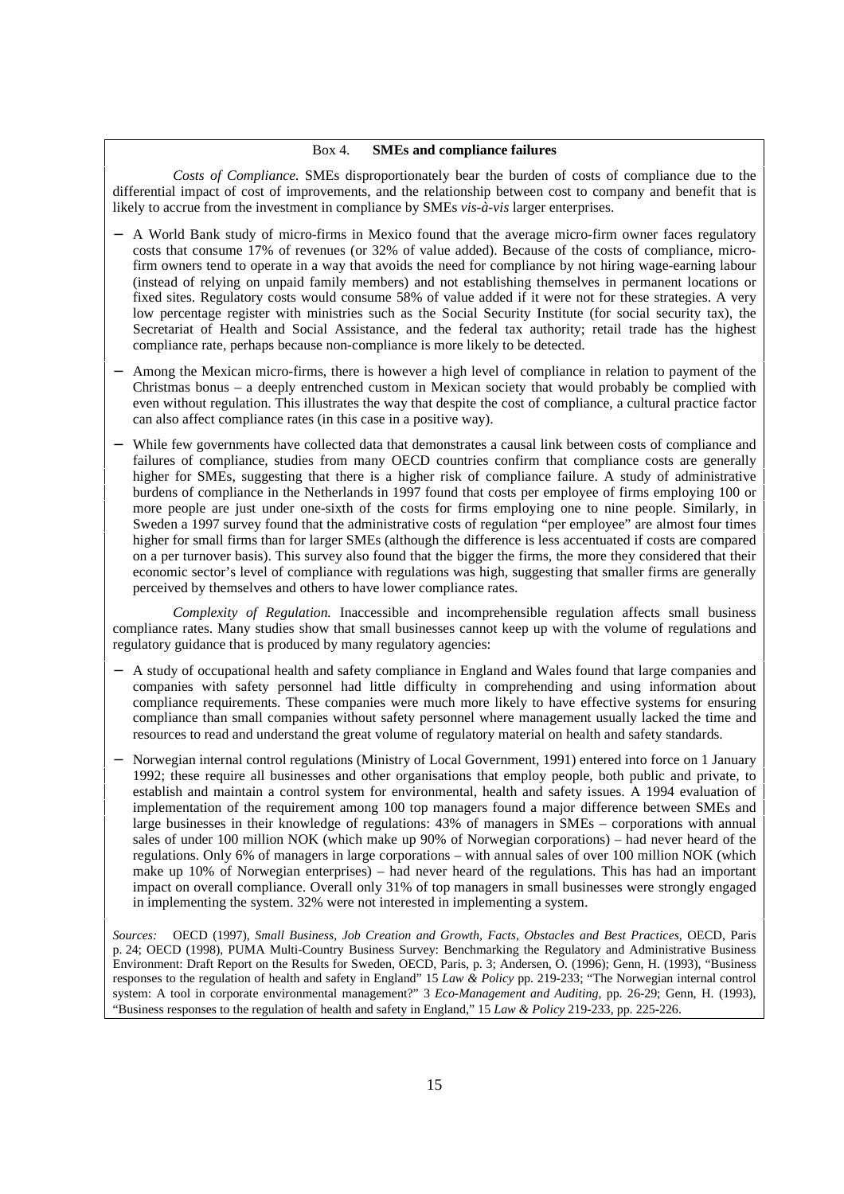### Box 4. **SMEs and compliance failures**

*Costs of Compliance.* SMEs disproportionately bear the burden of costs of compliance due to the differential impact of cost of improvements, and the relationship between cost to company and benefit that is likely to accrue from the investment in compliance by SMEs *vis-à-vis* larger enterprises.

- A World Bank study of micro-firms in Mexico found that the average micro-firm owner faces regulatory costs that consume 17% of revenues (or 32% of value added). Because of the costs of compliance, micro-firm owners tend to operate in a way that avoids the need for compliance by not hiring wage-earning labour (instead of relying on unpaid family members) and not establishing themselves in permanent locations or fixed sites. Regulatory costs would consume 58% of value added if it were not for these strategies. A very low percentage register with ministries such as the Social Security Institute (for social security tax), the Secretariat of Health and Social Assistance, and the federal tax authority; retail trade has the highest compliance rate, perhaps because non-compliance is more likely to be detected.
- Among the Mexican micro-firms, there is however a high level of compliance in relation to payment of the Christmas bonus – a deeply entrenched custom in Mexican society that would probably be complied with even without regulation. This illustrates the way that despite the cost of compliance, a cultural practice factor can also affect compliance rates (in this case in a positive way).
- While few governments have collected data that demonstrates a causal link between costs of compliance and failures of compliance, studies from many OECD countries confirm that compliance costs are generally higher for SMEs, suggesting that there is a higher risk of compliance failure. A study of administrative burdens of compliance in the Netherlands in 1997 found that costs per employee of firms employing 100 or more people are just under one-sixth of the costs for firms employing one to nine people. Similarly, in Sweden a 1997 survey found that the administrative costs of regulation "per employee" are almost four times higher for small firms than for larger SMEs (although the difference is less accentuated if costs are compared on a per turnover basis). This survey also found that the bigger the firms, the more they considered that their economic sector's level of compliance with regulations was high, suggesting that smaller firms are generally perceived by themselves and others to have lower compliance rates.

*Complexity of Regulation.* Inaccessible and incomprehensible regulation affects small business compliance rates. Many studies show that small businesses cannot keep up with the volume of regulations and regulatory guidance that is produced by many regulatory agencies:

- A study of occupational health and safety compliance in England and Wales found that large companies and companies with safety personnel had little difficulty in comprehending and using information about compliance requirements. These companies were much more likely to have effective systems for ensuring compliance than small companies without safety personnel where management usually lacked the time and resources to read and understand the great volume of regulatory material on health and safety standards.
- Norwegian internal control regulations (Ministry of Local Government, 1991) entered into force on 1 January 1992; these require all businesses and other organisations that employ people, both public and private, to establish and maintain a control system for environmental, health and safety issues. A 1994 evaluation of implementation of the requirement among 100 top managers found a major difference between SMEs and large businesses in their knowledge of regulations: 43% of managers in SMEs – corporations with annual sales of under 100 million NOK (which make up 90% of Norwegian corporations) – had never heard of the regulations. Only 6% of managers in large corporations – with annual sales of over 100 million NOK (which make up 10% of Norwegian enterprises) – had never heard of the regulations. This has had an important impact on overall compliance. Overall only 31% of top managers in small businesses were strongly engaged in implementing the system. 32% were not interested in implementing a system.

*Sources:* OECD (1997), *Small Business, Job Creation and Growth, Facts, Obstacles and Best Practices*, OECD, Paris p. 24; OECD (1998), PUMA Multi-Country Business Survey: Benchmarking the Regulatory and Administrative Business Environment: Draft Report on the Results for Sweden, OECD, Paris, p. 3; Andersen, O. (1996); Genn, H. (1993), "Business responses to the regulation of health and safety in England" 15 *Law & Policy* pp. 219-233; "The Norwegian internal control system: A tool in corporate environmental management?" 3 *Eco-Management and Auditing*, pp. 26-29; Genn, H. (1993), "Business responses to the regulation of health and safety in England," 15 *Law & Policy* 219-233, pp. 225-226.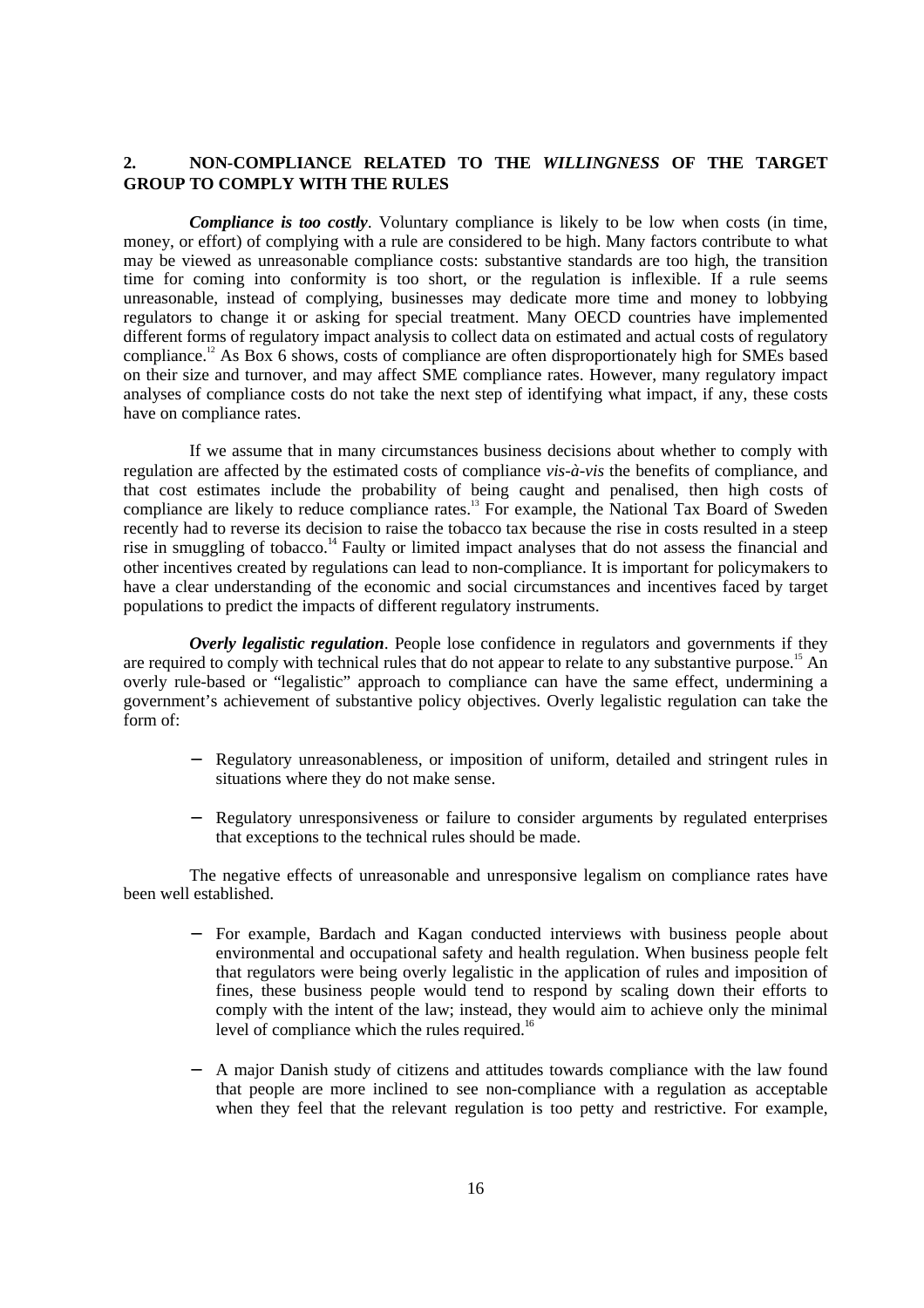## 2. NON-COMPLIANCE RELATED TO THE *WILLINGNESS* OF THE TARGET GROUP TO COMPLY WITH THE RULES

***Compliance is too costly***. Voluntary compliance is likely to be low when costs (in time, money, or effort) of complying with a rule are considered to be high. Many factors contribute to what may be viewed as unreasonable compliance costs: substantive standards are too high, the transition time for coming into conformity is too short, or the regulation is inflexible. If a rule seems unreasonable, instead of complying, businesses may dedicate more time and money to lobbying regulators to change it or asking for special treatment. Many OECD countries have implemented different forms of regulatory impact analysis to collect data on estimated and actual costs of regulatory compliance.[12] As Box 6 shows, costs of compliance are often disproportionately high for SMEs based on their size and turnover, and may affect SME compliance rates. However, many regulatory impact analyses of compliance costs do not take the next step of identifying what impact, if any, these costs have on compliance rates.

If we assume that in many circumstances business decisions about whether to comply with regulation are affected by the estimated costs of compliance *vis-à-vis* the benefits of compliance, and that cost estimates include the probability of being caught and penalised, then high costs of compliance are likely to reduce compliance rates.[13] For example, the National Tax Board of Sweden recently had to reverse its decision to raise the tobacco tax because the rise in costs resulted in a steep rise in smuggling of tobacco.[14] Faulty or limited impact analyses that do not assess the financial and other incentives created by regulations can lead to non-compliance. It is important for policymakers to have a clear understanding of the economic and social circumstances and incentives faced by target populations to predict the impacts of different regulatory instruments.

***Overly legalistic regulation***. People lose confidence in regulators and governments if they are required to comply with technical rules that do not appear to relate to any substantive purpose.[15] An overly rule-based or "legalistic" approach to compliance can have the same effect, undermining a government's achievement of substantive policy objectives. Overly legalistic regulation can take the form of:

- Regulatory unreasonableness, or imposition of uniform, detailed and stringent rules in situations where they do not make sense.
- Regulatory unresponsiveness or failure to consider arguments by regulated enterprises that exceptions to the technical rules should be made.

The negative effects of unreasonable and unresponsive legalism on compliance rates have been well established.

- For example, Bardach and Kagan conducted interviews with business people about environmental and occupational safety and health regulation. When business people felt that regulators were being overly legalistic in the application of rules and imposition of fines, these business people would tend to respond by scaling down their efforts to comply with the intent of the law; instead, they would aim to achieve only the minimal level of compliance which the rules required.[16]
- A major Danish study of citizens and attitudes towards compliance with the law found that people are more inclined to see non-compliance with a regulation as acceptable when they feel that the relevant regulation is too petty and restrictive. For example,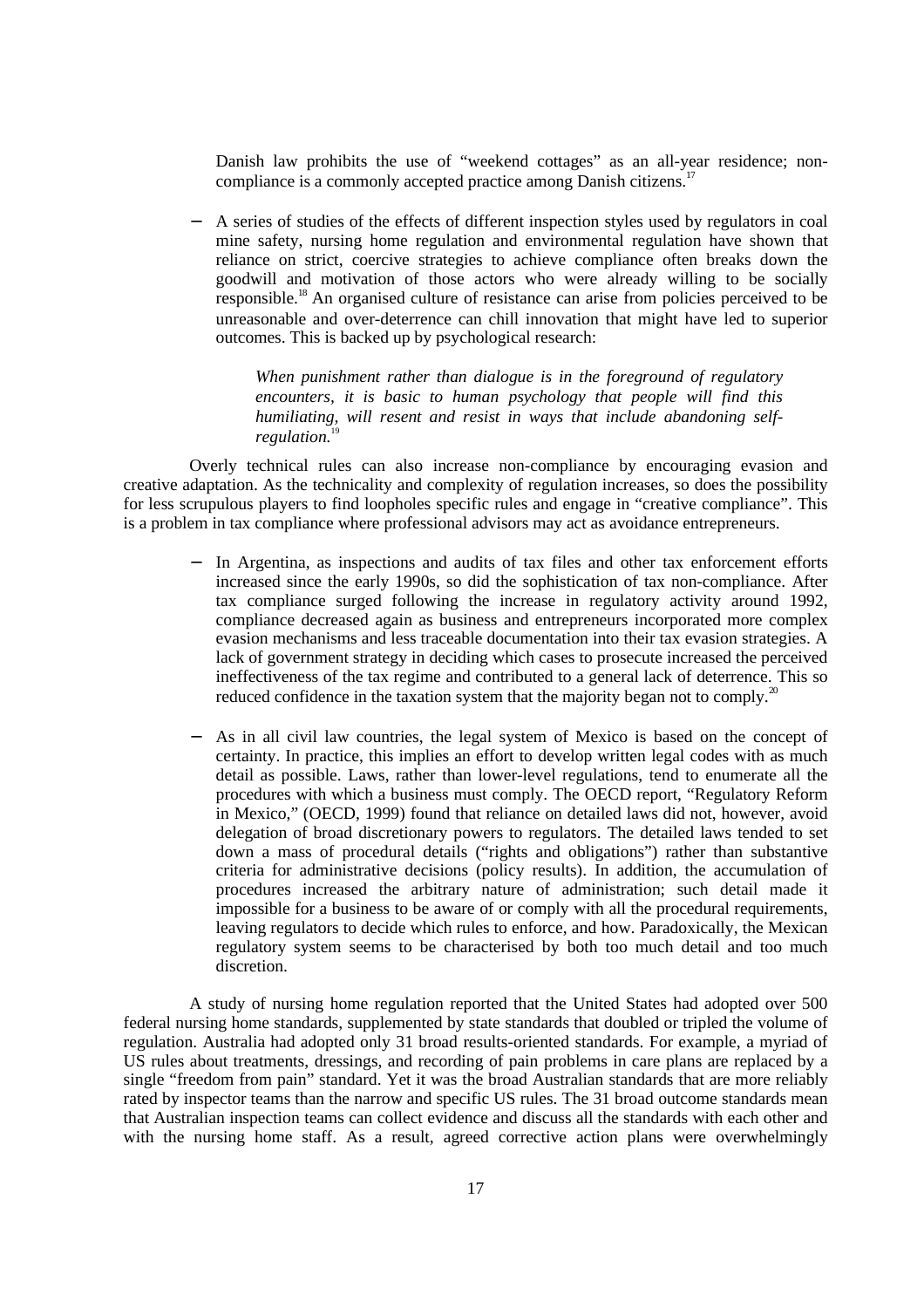Danish law prohibits the use of "weekend cottages" as an all-year residence; non-compliance is a commonly accepted practice among Danish citizens.[17]

- A series of studies of the effects of different inspection styles used by regulators in coal mine safety, nursing home regulation and environmental regulation have shown that reliance on strict, coercive strategies to achieve compliance often breaks down the goodwill and motivation of those actors who were already willing to be socially responsible.[18] An organised culture of resistance can arise from policies perceived to be unreasonable and over-deterrence can chill innovation that might have led to superior outcomes. This is backed up by psychological research:

  > *When punishment rather than dialogue is in the foreground of regulatory encounters, it is basic to human psychology that people will find this humiliating, will resent and resist in ways that include abandoning self-regulation.*[19]

Overly technical rules can also increase non-compliance by encouraging evasion and creative adaptation. As the technicality and complexity of regulation increases, so does the possibility for less scrupulous players to find loopholes specific rules and engage in "creative compliance". This is a problem in tax compliance where professional advisors may act as avoidance entrepreneurs.

- In Argentina, as inspections and audits of tax files and other tax enforcement efforts increased since the early 1990s, so did the sophistication of tax non-compliance. After tax compliance surged following the increase in regulatory activity around 1992, compliance decreased again as business and entrepreneurs incorporated more complex evasion mechanisms and less traceable documentation into their tax evasion strategies. A lack of government strategy in deciding which cases to prosecute increased the perceived ineffectiveness of the tax regime and contributed to a general lack of deterrence. This so reduced confidence in the taxation system that the majority began not to comply.[20]

- As in all civil law countries, the legal system of Mexico is based on the concept of certainty. In practice, this implies an effort to develop written legal codes with as much detail as possible. Laws, rather than lower-level regulations, tend to enumerate all the procedures with which a business must comply. The OECD report, "Regulatory Reform in Mexico," (OECD, 1999) found that reliance on detailed laws did not, however, avoid delegation of broad discretionary powers to regulators. The detailed laws tended to set down a mass of procedural details ("rights and obligations") rather than substantive criteria for administrative decisions (policy results). In addition, the accumulation of procedures increased the arbitrary nature of administration; such detail made it impossible for a business to be aware of or comply with all the procedural requirements, leaving regulators to decide which rules to enforce, and how. Paradoxically, the Mexican regulatory system seems to be characterised by both too much detail and too much discretion.

A study of nursing home regulation reported that the United States had adopted over 500 federal nursing home standards, supplemented by state standards that doubled or tripled the volume of regulation. Australia had adopted only 31 broad results-oriented standards. For example, a myriad of US rules about treatments, dressings, and recording of pain problems in care plans are replaced by a single "freedom from pain" standard. Yet it was the broad Australian standards that are more reliably rated by inspector teams than the narrow and specific US rules. The 31 broad outcome standards mean that Australian inspection teams can collect evidence and discuss all the standards with each other and with the nursing home staff. As a result, agreed corrective action plans were overwhelmingly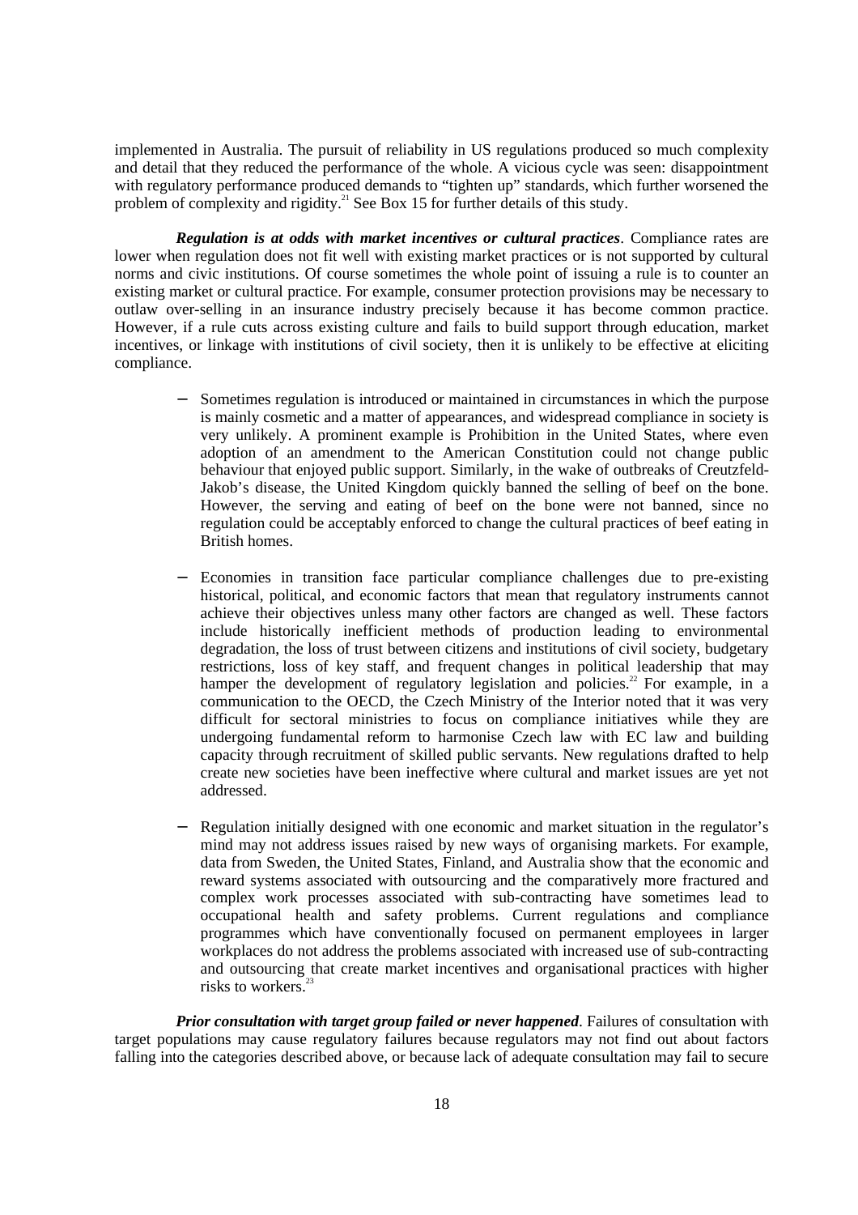implemented in Australia. The pursuit of reliability in US regulations produced so much complexity and detail that they reduced the performance of the whole. A vicious cycle was seen: disappointment with regulatory performance produced demands to "tighten up" standards, which further worsened the problem of complexity and rigidity.[21] See Box 15 for further details of this study.

***Regulation is at odds with market incentives or cultural practices***. Compliance rates are lower when regulation does not fit well with existing market practices or is not supported by cultural norms and civic institutions. Of course sometimes the whole point of issuing a rule is to counter an existing market or cultural practice. For example, consumer protection provisions may be necessary to outlaw over-selling in an insurance industry precisely because it has become common practice. However, if a rule cuts across existing culture and fails to build support through education, market incentives, or linkage with institutions of civil society, then it is unlikely to be effective at eliciting compliance.

- Sometimes regulation is introduced or maintained in circumstances in which the purpose is mainly cosmetic and a matter of appearances, and widespread compliance in society is very unlikely. A prominent example is Prohibition in the United States, where even adoption of an amendment to the American Constitution could not change public behaviour that enjoyed public support. Similarly, in the wake of outbreaks of Creutzfeld-Jakob's disease, the United Kingdom quickly banned the selling of beef on the bone. However, the serving and eating of beef on the bone were not banned, since no regulation could be acceptably enforced to change the cultural practices of beef eating in British homes.

- Economies in transition face particular compliance challenges due to pre-existing historical, political, and economic factors that mean that regulatory instruments cannot achieve their objectives unless many other factors are changed as well. These factors include historically inefficient methods of production leading to environmental degradation, the loss of trust between citizens and institutions of civil society, budgetary restrictions, loss of key staff, and frequent changes in political leadership that may hamper the development of regulatory legislation and policies.[22] For example, in a communication to the OECD, the Czech Ministry of the Interior noted that it was very difficult for sectoral ministries to focus on compliance initiatives while they are undergoing fundamental reform to harmonise Czech law with EC law and building capacity through recruitment of skilled public servants. New regulations drafted to help create new societies have been ineffective where cultural and market issues are yet not addressed.

- Regulation initially designed with one economic and market situation in the regulator's mind may not address issues raised by new ways of organising markets. For example, data from Sweden, the United States, Finland, and Australia show that the economic and reward systems associated with outsourcing and the comparatively more fractured and complex work processes associated with sub-contracting have sometimes lead to occupational health and safety problems. Current regulations and compliance programmes which have conventionally focused on permanent employees in larger workplaces do not address the problems associated with increased use of sub-contracting and outsourcing that create market incentives and organisational practices with higher risks to workers.[23]

***Prior consultation with target group failed or never happened***. Failures of consultation with target populations may cause regulatory failures because regulators may not find out about factors falling into the categories described above, or because lack of adequate consultation may fail to secure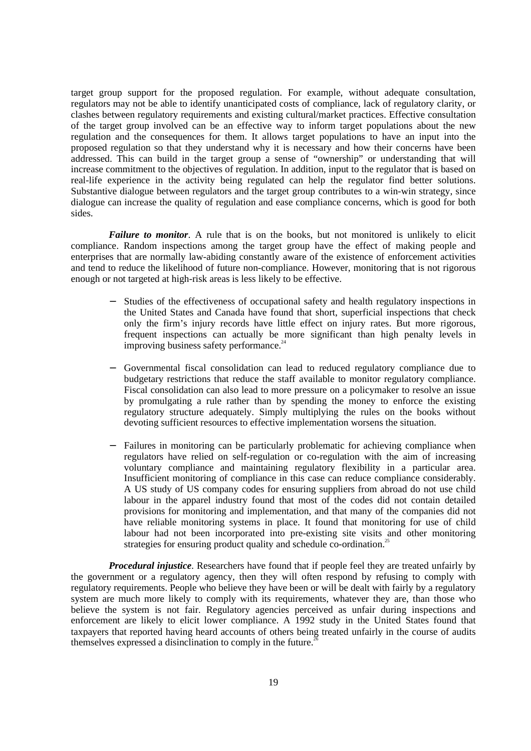target group support for the proposed regulation. For example, without adequate consultation, regulators may not be able to identify unanticipated costs of compliance, lack of regulatory clarity, or clashes between regulatory requirements and existing cultural/market practices. Effective consultation of the target group involved can be an effective way to inform target populations about the new regulation and the consequences for them. It allows target populations to have an input into the proposed regulation so that they understand why it is necessary and how their concerns have been addressed. This can build in the target group a sense of "ownership" or understanding that will increase commitment to the objectives of regulation. In addition, input to the regulator that is based on real-life experience in the activity being regulated can help the regulator find better solutions. Substantive dialogue between regulators and the target group contributes to a win-win strategy, since dialogue can increase the quality of regulation and ease compliance concerns, which is good for both sides.

***Failure to monitor***. A rule that is on the books, but not monitored is unlikely to elicit compliance. Random inspections among the target group have the effect of making people and enterprises that are normally law-abiding constantly aware of the existence of enforcement activities and tend to reduce the likelihood of future non-compliance. However, monitoring that is not rigorous enough or not targeted at high-risk areas is less likely to be effective.

- Studies of the effectiveness of occupational safety and health regulatory inspections in the United States and Canada have found that short, superficial inspections that check only the firm's injury records have little effect on injury rates. But more rigorous, frequent inspections can actually be more significant than high penalty levels in improving business safety performance.[24]

- Governmental fiscal consolidation can lead to reduced regulatory compliance due to budgetary restrictions that reduce the staff available to monitor regulatory compliance. Fiscal consolidation can also lead to more pressure on a policymaker to resolve an issue by promulgating a rule rather than by spending the money to enforce the existing regulatory structure adequately. Simply multiplying the rules on the books without devoting sufficient resources to effective implementation worsens the situation.

- Failures in monitoring can be particularly problematic for achieving compliance when regulators have relied on self-regulation or co-regulation with the aim of increasing voluntary compliance and maintaining regulatory flexibility in a particular area. Insufficient monitoring of compliance in this case can reduce compliance considerably. A US study of US company codes for ensuring suppliers from abroad do not use child labour in the apparel industry found that most of the codes did not contain detailed provisions for monitoring and implementation, and that many of the companies did not have reliable monitoring systems in place. It found that monitoring for use of child labour had not been incorporated into pre-existing site visits and other monitoring strategies for ensuring product quality and schedule co-ordination.[25]

***Procedural injustice***. Researchers have found that if people feel they are treated unfairly by the government or a regulatory agency, then they will often respond by refusing to comply with regulatory requirements. People who believe they have been or will be dealt with fairly by a regulatory system are much more likely to comply with its requirements, whatever they are, than those who believe the system is not fair. Regulatory agencies perceived as unfair during inspections and enforcement are likely to elicit lower compliance. A 1992 study in the United States found that taxpayers that reported having heard accounts of others being treated unfairly in the course of audits themselves expressed a disinclination to comply in the future.[26]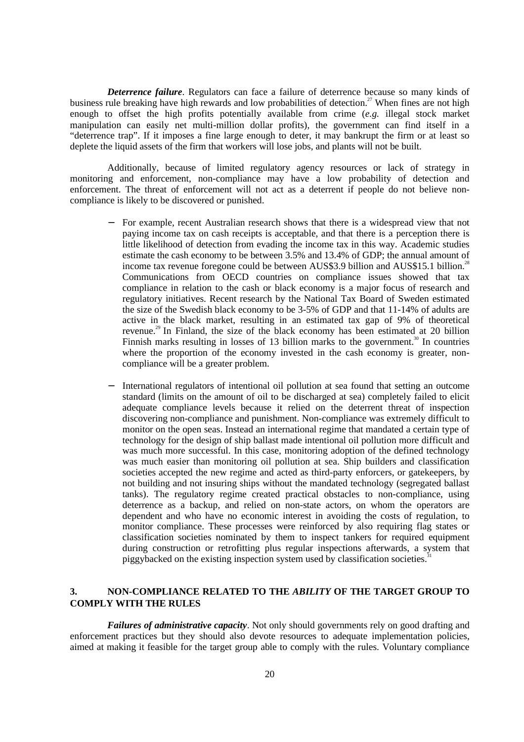***Deterrence failure***. Regulators can face a failure of deterrence because so many kinds of business rule breaking have high rewards and low probabilities of detection.[27] When fines are not high enough to offset the high profits potentially available from crime (*e.g.* illegal stock market manipulation can easily net multi-million dollar profits), the government can find itself in a "deterrence trap". If it imposes a fine large enough to deter, it may bankrupt the firm or at least so deplete the liquid assets of the firm that workers will lose jobs, and plants will not be built.

Additionally, because of limited regulatory agency resources or lack of strategy in monitoring and enforcement, non-compliance may have a low probability of detection and enforcement. The threat of enforcement will not act as a deterrent if people do not believe non-compliance is likely to be discovered or punished.

- For example, recent Australian research shows that there is a widespread view that not paying income tax on cash receipts is acceptable, and that there is a perception there is little likelihood of detection from evading the income tax in this way. Academic studies estimate the cash economy to be between 3.5% and 13.4% of GDP; the annual amount of income tax revenue foregone could be between AUS$3.9 billion and AUS$15.1 billion.[28] Communications from OECD countries on compliance issues showed that tax compliance in relation to the cash or black economy is a major focus of research and regulatory initiatives. Recent research by the National Tax Board of Sweden estimated the size of the Swedish black economy to be 3-5% of GDP and that 11-14% of adults are active in the black market, resulting in an estimated tax gap of 9% of theoretical revenue.[29] In Finland, the size of the black economy has been estimated at 20 billion Finnish marks resulting in losses of 13 billion marks to the government.[30] In countries where the proportion of the economy invested in the cash economy is greater, non-compliance will be a greater problem.

- International regulators of intentional oil pollution at sea found that setting an outcome standard (limits on the amount of oil to be discharged at sea) completely failed to elicit adequate compliance levels because it relied on the deterrent threat of inspection discovering non-compliance and punishment. Non-compliance was extremely difficult to monitor on the open seas. Instead an international regime that mandated a certain type of technology for the design of ship ballast made intentional oil pollution more difficult and was much more successful. In this case, monitoring adoption of the defined technology was much easier than monitoring oil pollution at sea. Ship builders and classification societies accepted the new regime and acted as third-party enforcers, or gatekeepers, by not building and not insuring ships without the mandated technology (segregated ballast tanks). The regulatory regime created practical obstacles to non-compliance, using deterrence as a backup, and relied on non-state actors, on whom the operators are dependent and who have no economic interest in avoiding the costs of regulation, to monitor compliance. These processes were reinforced by also requiring flag states or classification societies nominated by them to inspect tankers for required equipment during construction or retrofitting plus regular inspections afterwards, a system that piggybacked on the existing inspection system used by classification societies.[31]

## 3. NON-COMPLIANCE RELATED TO THE *ABILITY* OF THE TARGET GROUP TO COMPLY WITH THE RULES

***Failures of administrative capacity***. Not only should governments rely on good drafting and enforcement practices but they should also devote resources to adequate implementation policies, aimed at making it feasible for the target group able to comply with the rules. Voluntary compliance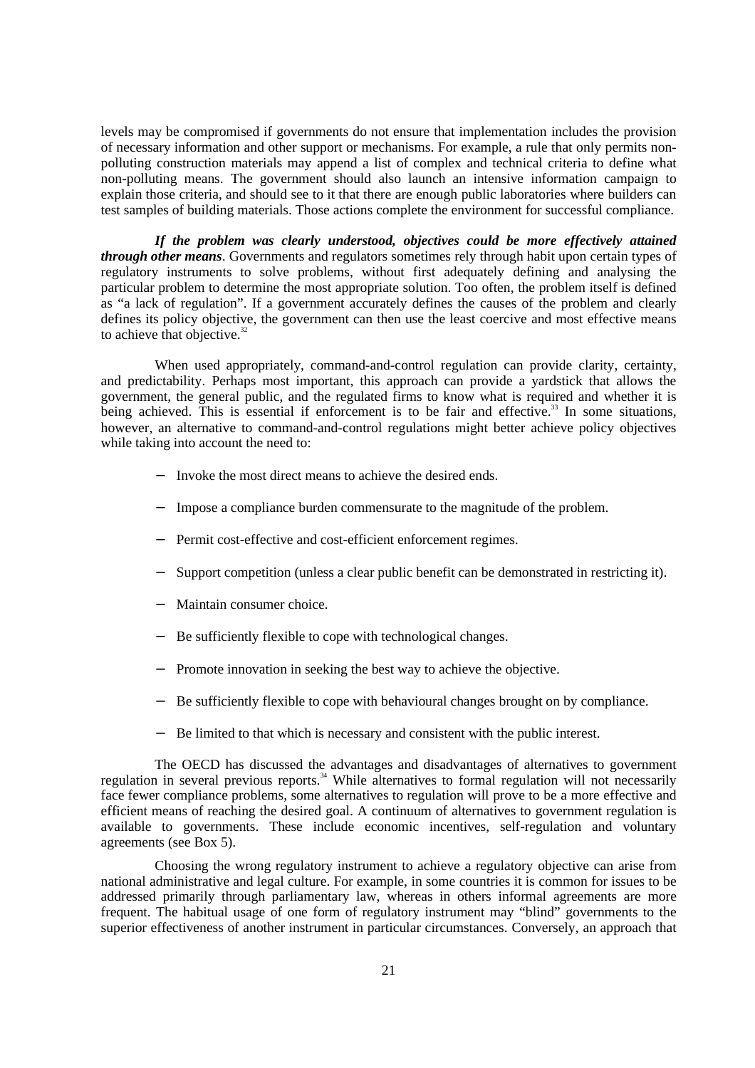levels may be compromised if governments do not ensure that implementation includes the provision of necessary information and other support or mechanisms. For example, a rule that only permits non-polluting construction materials may append a list of complex and technical criteria to define what non-polluting means. The government should also launch an intensive information campaign to explain those criteria, and should see to it that there are enough public laboratories where builders can test samples of building materials. Those actions complete the environment for successful compliance.

***If the problem was clearly understood, objectives could be more effectively attained through other means***. Governments and regulators sometimes rely through habit upon certain types of regulatory instruments to solve problems, without first adequately defining and analysing the particular problem to determine the most appropriate solution. Too often, the problem itself is defined as "a lack of regulation". If a government accurately defines the causes of the problem and clearly defines its policy objective, the government can then use the least coercive and most effective means to achieve that objective.[32]

When used appropriately, command-and-control regulation can provide clarity, certainty, and predictability. Perhaps most important, this approach can provide a yardstick that allows the government, the general public, and the regulated firms to know what is required and whether it is being achieved. This is essential if enforcement is to be fair and effective.[33] In some situations, however, an alternative to command-and-control regulations might better achieve policy objectives while taking into account the need to:

- Invoke the most direct means to achieve the desired ends.
- Impose a compliance burden commensurate to the magnitude of the problem.
- Permit cost-effective and cost-efficient enforcement regimes.
- Support competition (unless a clear public benefit can be demonstrated in restricting it).
- Maintain consumer choice.
- Be sufficiently flexible to cope with technological changes.
- Promote innovation in seeking the best way to achieve the objective.
- Be sufficiently flexible to cope with behavioural changes brought on by compliance.
- Be limited to that which is necessary and consistent with the public interest.

The OECD has discussed the advantages and disadvantages of alternatives to government regulation in several previous reports.[34] While alternatives to formal regulation will not necessarily face fewer compliance problems, some alternatives to regulation will prove to be a more effective and efficient means of reaching the desired goal. A continuum of alternatives to government regulation is available to governments. These include economic incentives, self-regulation and voluntary agreements (see Box 5).

Choosing the wrong regulatory instrument to achieve a regulatory objective can arise from national administrative and legal culture. For example, in some countries it is common for issues to be addressed primarily through parliamentary law, whereas in others informal agreements are more frequent. The habitual usage of one form of regulatory instrument may "blind" governments to the superior effectiveness of another instrument in particular circumstances. Conversely, an approach that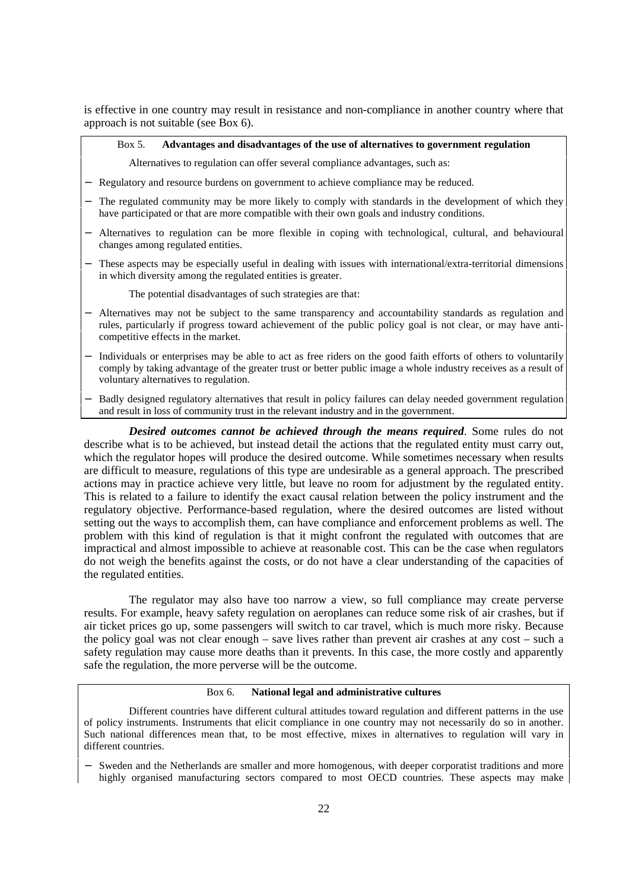is effective in one country may result in resistance and non-compliance in another country where that approach is not suitable (see Box 6).

**Box 5. Advantages and disadvantages of the use of alternatives to government regulation**

Alternatives to regulation can offer several compliance advantages, such as:

- Regulatory and resource burdens on government to achieve compliance may be reduced.
- The regulated community may be more likely to comply with standards in the development of which they have participated or that are more compatible with their own goals and industry conditions.
- Alternatives to regulation can be more flexible in coping with technological, cultural, and behavioural changes among regulated entities.
- These aspects may be especially useful in dealing with issues with international/extra-territorial dimensions in which diversity among the regulated entities is greater.

The potential disadvantages of such strategies are that:

- Alternatives may not be subject to the same transparency and accountability standards as regulation and rules, particularly if progress toward achievement of the public policy goal is not clear, or may have anti-competitive effects in the market.
- Individuals or enterprises may be able to act as free riders on the good faith efforts of others to voluntarily comply by taking advantage of the greater trust or better public image a whole industry receives as a result of voluntary alternatives to regulation.
- Badly designed regulatory alternatives that result in policy failures can delay needed government regulation and result in loss of community trust in the relevant industry and in the government.

***Desired outcomes cannot be achieved through the means required***. Some rules do not describe what is to be achieved, but instead detail the actions that the regulated entity must carry out, which the regulator hopes will produce the desired outcome. While sometimes necessary when results are difficult to measure, regulations of this type are undesirable as a general approach. The prescribed actions may in practice achieve very little, but leave no room for adjustment by the regulated entity. This is related to a failure to identify the exact causal relation between the policy instrument and the regulatory objective. Performance-based regulation, where the desired outcomes are listed without setting out the ways to accomplish them, can have compliance and enforcement problems as well. The problem with this kind of regulation is that it might confront the regulated with outcomes that are impractical and almost impossible to achieve at reasonable cost. This can be the case when regulators do not weigh the benefits against the costs, or do not have a clear understanding of the capacities of the regulated entities.

The regulator may also have too narrow a view, so full compliance may create perverse results. For example, heavy safety regulation on aeroplanes can reduce some risk of air crashes, but if air ticket prices go up, some passengers will switch to car travel, which is much more risky. Because the policy goal was not clear enough – save lives rather than prevent air crashes at any cost – such a safety regulation may cause more deaths than it prevents. In this case, the more costly and apparently safe the regulation, the more perverse will be the outcome.

**Box 6. National legal and administrative cultures**

Different countries have different cultural attitudes toward regulation and different patterns in the use of policy instruments. Instruments that elicit compliance in one country may not necessarily do so in another. Such national differences mean that, to be most effective, mixes in alternatives to regulation will vary in different countries.

- Sweden and the Netherlands are smaller and more homogenous, with deeper corporatist traditions and more highly organised manufacturing sectors compared to most OECD countries. These aspects may make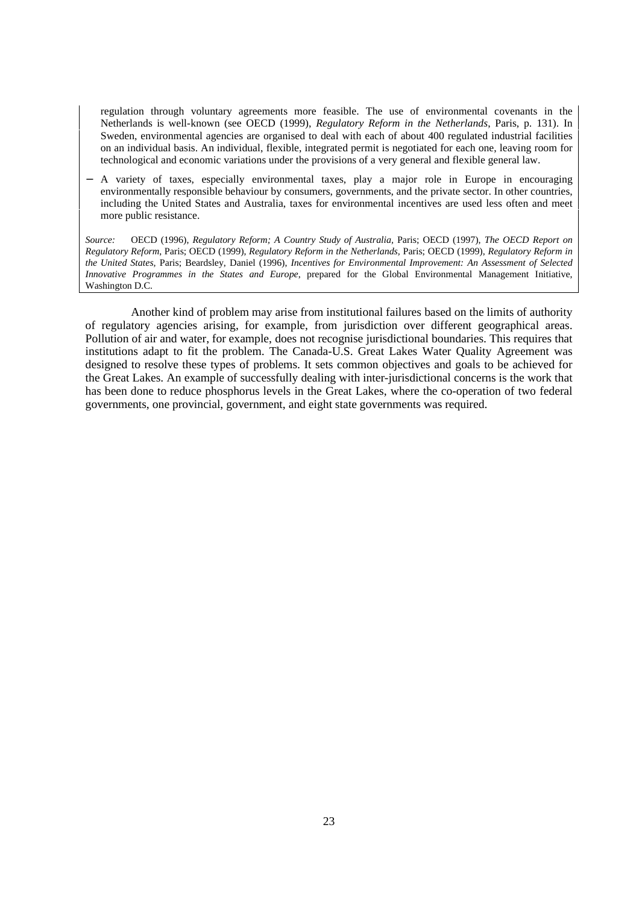regulation through voluntary agreements more feasible. The use of environmental covenants in the Netherlands is well-known (see OECD (1999), *Regulatory Reform in the Netherlands*, Paris, p. 131). In Sweden, environmental agencies are organised to deal with each of about 400 regulated industrial facilities on an individual basis. An individual, flexible, integrated permit is negotiated for each one, leaving room for technological and economic variations under the provisions of a very general and flexible general law.

- A variety of taxes, especially environmental taxes, play a major role in Europe in encouraging environmentally responsible behaviour by consumers, governments, and the private sector. In other countries, including the United States and Australia, taxes for environmental incentives are used less often and meet more public resistance.

*Source:* OECD (1996), *Regulatory Reform; A Country Study of Australia*, Paris; OECD (1997), *The OECD Report on Regulatory Reform*, Paris; OECD (1999), *Regulatory Reform in the Netherlands*, Paris; OECD (1999), *Regulatory Reform in the United States*, Paris; Beardsley, Daniel (1996), *Incentives for Environmental Improvement: An Assessment of Selected Innovative Programmes in the States and Europe*, prepared for the Global Environmental Management Initiative, Washington D.C.

Another kind of problem may arise from institutional failures based on the limits of authority of regulatory agencies arising, for example, from jurisdiction over different geographical areas. Pollution of air and water, for example, does not recognise jurisdictional boundaries. This requires that institutions adapt to fit the problem. The Canada-U.S. Great Lakes Water Quality Agreement was designed to resolve these types of problems. It sets common objectives and goals to be achieved for the Great Lakes. An example of successfully dealing with inter-jurisdictional concerns is the work that has been done to reduce phosphorus levels in the Great Lakes, where the co-operation of two federal governments, one provincial, government, and eight state governments was required.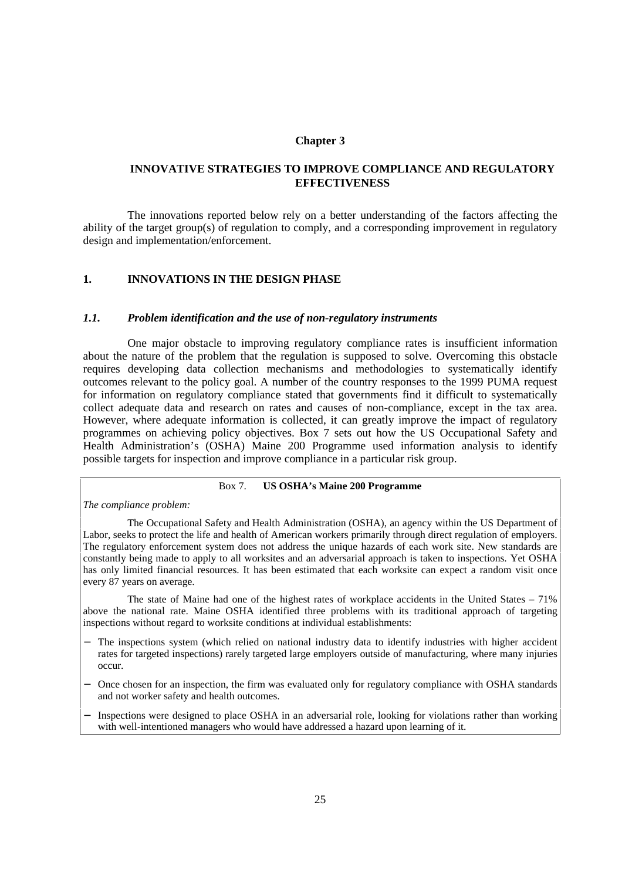# Chapter 3

## INNOVATIVE STRATEGIES TO IMPROVE COMPLIANCE AND REGULATORY EFFECTIVENESS

The innovations reported below rely on a better understanding of the factors affecting the ability of the target group(s) of regulation to comply, and a corresponding improvement in regulatory design and implementation/enforcement.

## 1. INNOVATIONS IN THE DESIGN PHASE

### *1.1. Problem identification and the use of non-regulatory instruments*

One major obstacle to improving regulatory compliance rates is insufficient information about the nature of the problem that the regulation is supposed to solve. Overcoming this obstacle requires developing data collection mechanisms and methodologies to systematically identify outcomes relevant to the policy goal. A number of the country responses to the 1999 PUMA request for information on regulatory compliance stated that governments find it difficult to systematically collect adequate data and research on rates and causes of non-compliance, except in the tax area. However, where adequate information is collected, it can greatly improve the impact of regulatory programmes on achieving policy objectives. Box 7 sets out how the US Occupational Safety and Health Administration's (OSHA) Maine 200 Programme used information analysis to identify possible targets for inspection and improve compliance in a particular risk group.

---

Box 7. **US OSHA's Maine 200 Programme**

*The compliance problem:*

The Occupational Safety and Health Administration (OSHA), an agency within the US Department of Labor, seeks to protect the life and health of American workers primarily through direct regulation of employers. The regulatory enforcement system does not address the unique hazards of each work site. New standards are constantly being made to apply to all worksites and an adversarial approach is taken to inspections. Yet OSHA has only limited financial resources. It has been estimated that each worksite can expect a random visit once every 87 years on average.

The state of Maine had one of the highest rates of workplace accidents in the United States – 71% above the national rate. Maine OSHA identified three problems with its traditional approach of targeting inspections without regard to worksite conditions at individual establishments:

- The inspections system (which relied on national industry data to identify industries with higher accident rates for targeted inspections) rarely targeted large employers outside of manufacturing, where many injuries occur.
- Once chosen for an inspection, the firm was evaluated only for regulatory compliance with OSHA standards and not worker safety and health outcomes.
- Inspections were designed to place OSHA in an adversarial role, looking for violations rather than working with well-intentioned managers who would have addressed a hazard upon learning of it.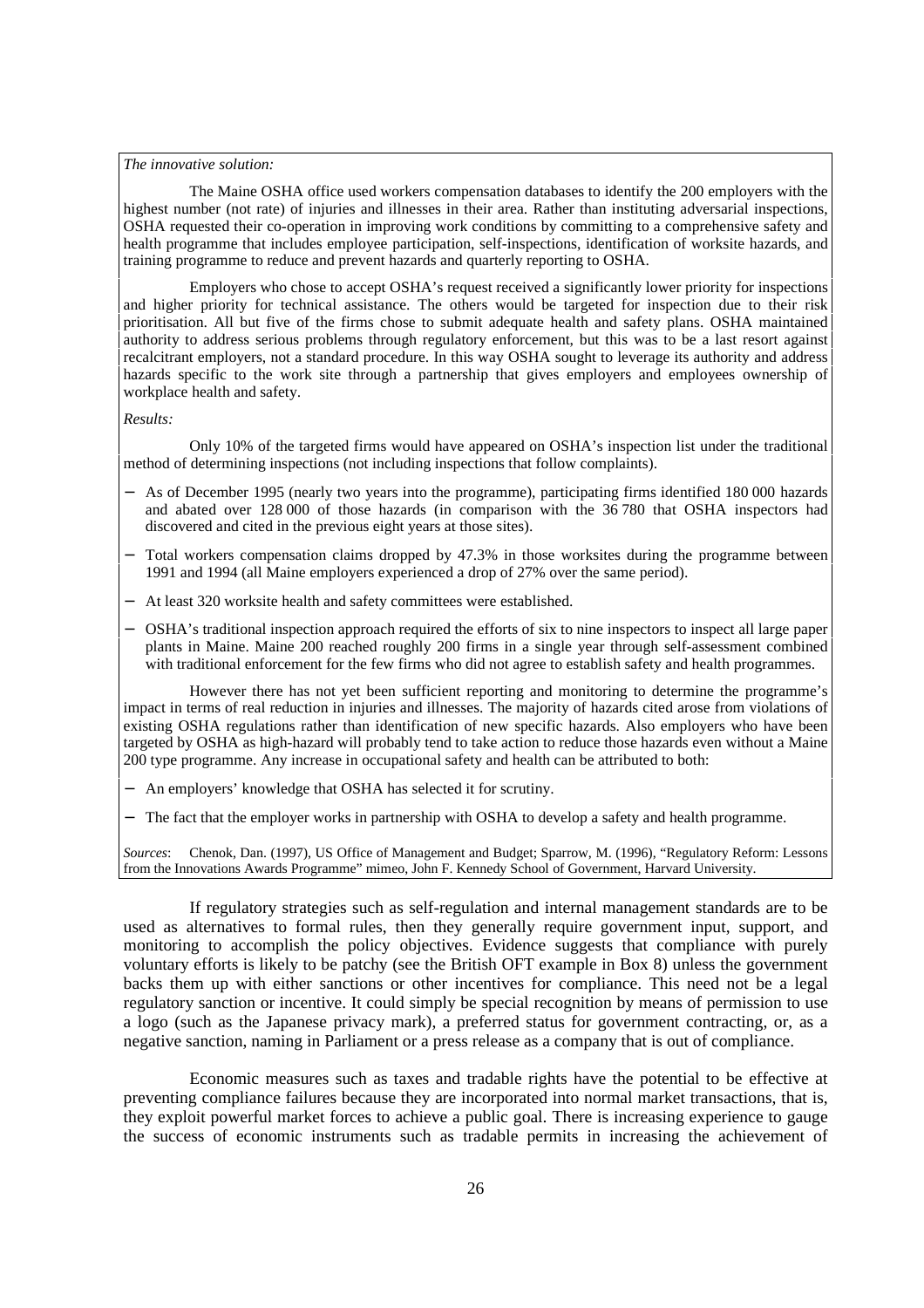*The innovative solution:*

The Maine OSHA office used workers compensation databases to identify the 200 employers with the highest number (not rate) of injuries and illnesses in their area. Rather than instituting adversarial inspections, OSHA requested their co-operation in improving work conditions by committing to a comprehensive safety and health programme that includes employee participation, self-inspections, identification of worksite hazards, and training programme to reduce and prevent hazards and quarterly reporting to OSHA.

Employers who chose to accept OSHA's request received a significantly lower priority for inspections and higher priority for technical assistance. The others would be targeted for inspection due to their risk prioritisation. All but five of the firms chose to submit adequate health and safety plans. OSHA maintained authority to address serious problems through regulatory enforcement, but this was to be a last resort against recalcitrant employers, not a standard procedure. In this way OSHA sought to leverage its authority and address hazards specific to the work site through a partnership that gives employers and employees ownership of workplace health and safety.

*Results:*

Only 10% of the targeted firms would have appeared on OSHA's inspection list under the traditional method of determining inspections (not including inspections that follow complaints).

- As of December 1995 (nearly two years into the programme), participating firms identified 180 000 hazards and abated over 128 000 of those hazards (in comparison with the 36 780 that OSHA inspectors had discovered and cited in the previous eight years at those sites).
- Total workers compensation claims dropped by 47.3% in those worksites during the programme between 1991 and 1994 (all Maine employers experienced a drop of 27% over the same period).
- At least 320 worksite health and safety committees were established.
- OSHA's traditional inspection approach required the efforts of six to nine inspectors to inspect all large paper plants in Maine. Maine 200 reached roughly 200 firms in a single year through self-assessment combined with traditional enforcement for the few firms who did not agree to establish safety and health programmes.

However there has not yet been sufficient reporting and monitoring to determine the programme's impact in terms of real reduction in injuries and illnesses. The majority of hazards cited arose from violations of existing OSHA regulations rather than identification of new specific hazards. Also employers who have been targeted by OSHA as high-hazard will probably tend to take action to reduce those hazards even without a Maine 200 type programme. Any increase in occupational safety and health can be attributed to both:

- An employers' knowledge that OSHA has selected it for scrutiny.
- The fact that the employer works in partnership with OSHA to develop a safety and health programme.

*Sources*: Chenok, Dan. (1997), US Office of Management and Budget; Sparrow, M. (1996), "Regulatory Reform: Lessons from the Innovations Awards Programme" mimeo, John F. Kennedy School of Government, Harvard University.

If regulatory strategies such as self-regulation and internal management standards are to be used as alternatives to formal rules, then they generally require government input, support, and monitoring to accomplish the policy objectives. Evidence suggests that compliance with purely voluntary efforts is likely to be patchy (see the British OFT example in Box 8) unless the government backs them up with either sanctions or other incentives for compliance. This need not be a legal regulatory sanction or incentive. It could simply be special recognition by means of permission to use a logo (such as the Japanese privacy mark), a preferred status for government contracting, or, as a negative sanction, naming in Parliament or a press release as a company that is out of compliance.

Economic measures such as taxes and tradable rights have the potential to be effective at preventing compliance failures because they are incorporated into normal market transactions, that is, they exploit powerful market forces to achieve a public goal. There is increasing experience to gauge the success of economic instruments such as tradable permits in increasing the achievement of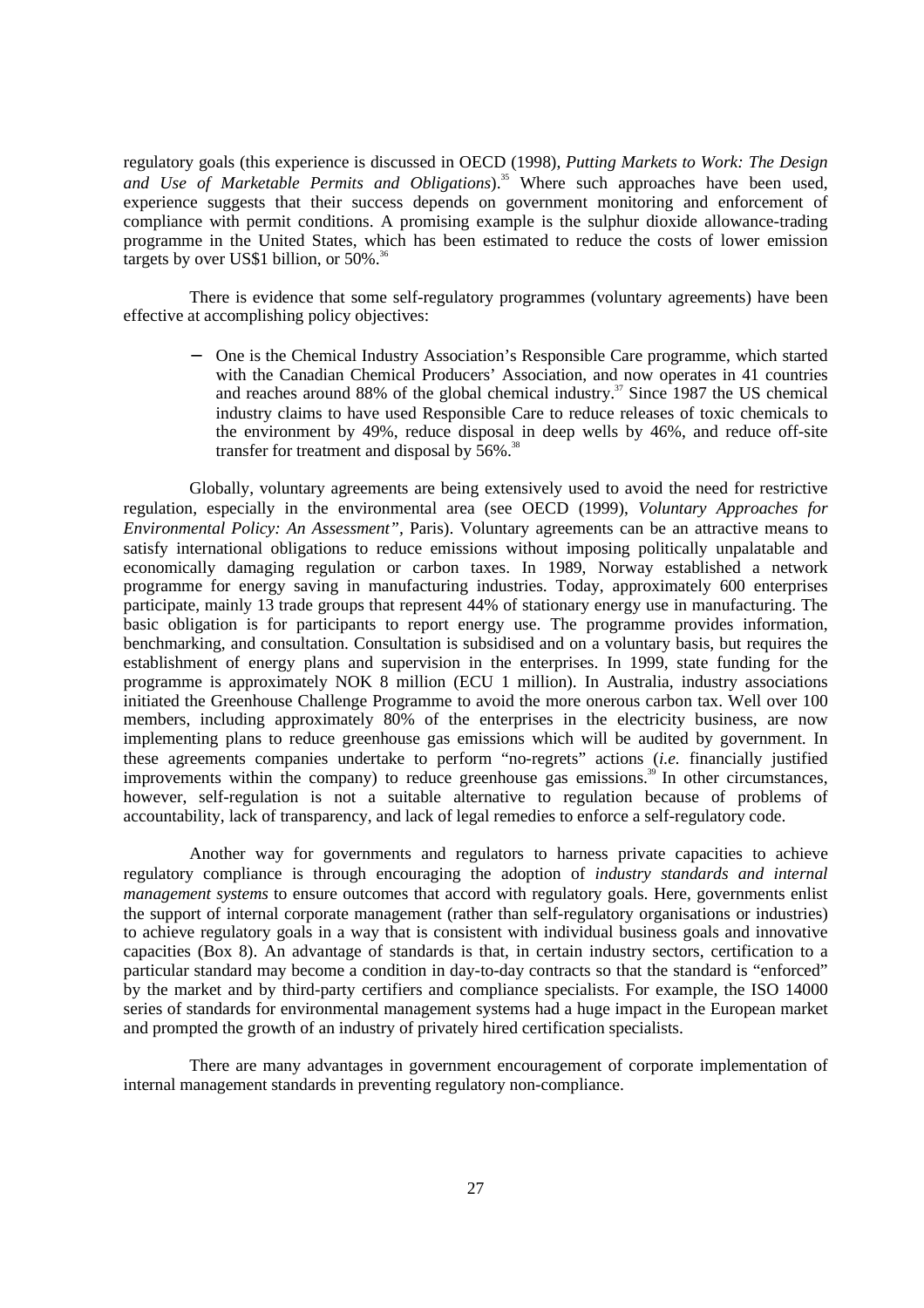regulatory goals (this experience is discussed in OECD (1998), *Putting Markets to Work: The Design and Use of Marketable Permits and Obligations*).[35] Where such approaches have been used, experience suggests that their success depends on government monitoring and enforcement of compliance with permit conditions. A promising example is the sulphur dioxide allowance-trading programme in the United States, which has been estimated to reduce the costs of lower emission targets by over US$1 billion, or 50%.[36]

There is evidence that some self-regulatory programmes (voluntary agreements) have been effective at accomplishing policy objectives:

- One is the Chemical Industry Association's Responsible Care programme, which started with the Canadian Chemical Producers' Association, and now operates in 41 countries and reaches around 88% of the global chemical industry.[37] Since 1987 the US chemical industry claims to have used Responsible Care to reduce releases of toxic chemicals to the environment by 49%, reduce disposal in deep wells by 46%, and reduce off-site transfer for treatment and disposal by 56%.[38]

Globally, voluntary agreements are being extensively used to avoid the need for restrictive regulation, especially in the environmental area (see OECD (1999), *Voluntary Approaches for Environmental Policy: An Assessment"*, Paris). Voluntary agreements can be an attractive means to satisfy international obligations to reduce emissions without imposing politically unpalatable and economically damaging regulation or carbon taxes. In 1989, Norway established a network programme for energy saving in manufacturing industries. Today, approximately 600 enterprises participate, mainly 13 trade groups that represent 44% of stationary energy use in manufacturing. The basic obligation is for participants to report energy use. The programme provides information, benchmarking, and consultation. Consultation is subsidised and on a voluntary basis, but requires the establishment of energy plans and supervision in the enterprises. In 1999, state funding for the programme is approximately NOK 8 million (ECU 1 million). In Australia, industry associations initiated the Greenhouse Challenge Programme to avoid the more onerous carbon tax. Well over 100 members, including approximately 80% of the enterprises in the electricity business, are now implementing plans to reduce greenhouse gas emissions which will be audited by government. In these agreements companies undertake to perform "no-regrets" actions (*i.e.* financially justified improvements within the company) to reduce greenhouse gas emissions.[39] In other circumstances, however, self-regulation is not a suitable alternative to regulation because of problems of accountability, lack of transparency, and lack of legal remedies to enforce a self-regulatory code.

Another way for governments and regulators to harness private capacities to achieve regulatory compliance is through encouraging the adoption of *industry standards and internal management systems* to ensure outcomes that accord with regulatory goals. Here, governments enlist the support of internal corporate management (rather than self-regulatory organisations or industries) to achieve regulatory goals in a way that is consistent with individual business goals and innovative capacities (Box 8). An advantage of standards is that, in certain industry sectors, certification to a particular standard may become a condition in day-to-day contracts so that the standard is "enforced" by the market and by third-party certifiers and compliance specialists. For example, the ISO 14000 series of standards for environmental management systems had a huge impact in the European market and prompted the growth of an industry of privately hired certification specialists.

There are many advantages in government encouragement of corporate implementation of internal management standards in preventing regulatory non-compliance.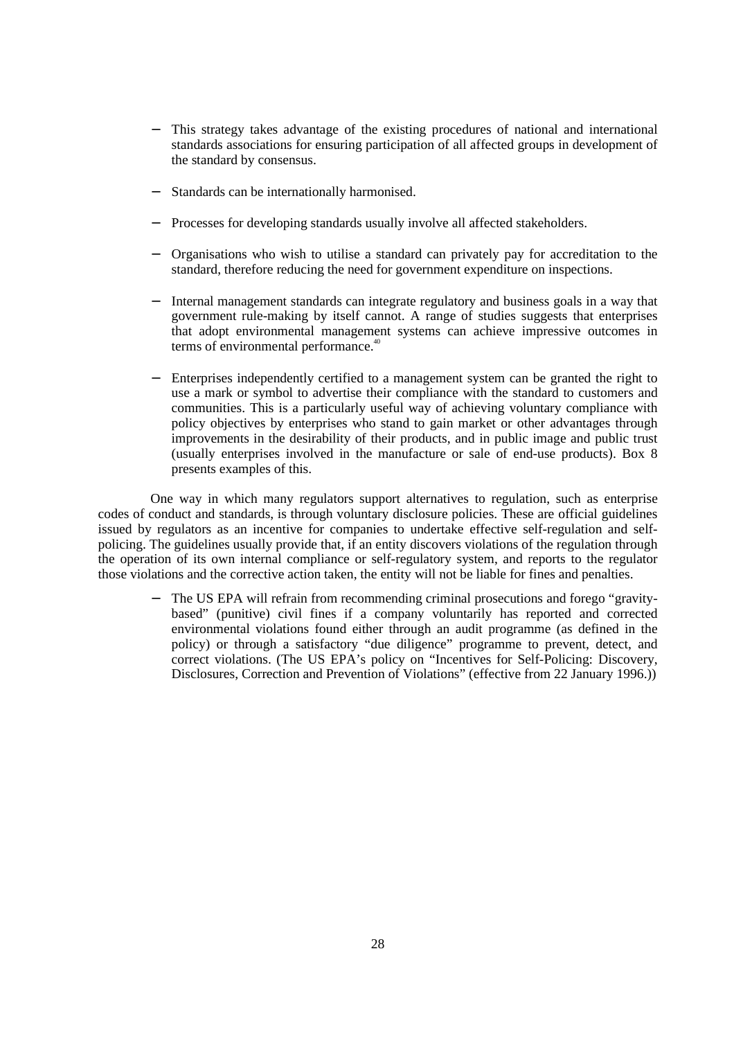- This strategy takes advantage of the existing procedures of national and international standards associations for ensuring participation of all affected groups in development of the standard by consensus.

- Standards can be internationally harmonised.

- Processes for developing standards usually involve all affected stakeholders.

- Organisations who wish to utilise a standard can privately pay for accreditation to the standard, therefore reducing the need for government expenditure on inspections.

- Internal management standards can integrate regulatory and business goals in a way that government rule-making by itself cannot. A range of studies suggests that enterprises that adopt environmental management systems can achieve impressive outcomes in terms of environmental performance.[40]

- Enterprises independently certified to a management system can be granted the right to use a mark or symbol to advertise their compliance with the standard to customers and communities. This is a particularly useful way of achieving voluntary compliance with policy objectives by enterprises who stand to gain market or other advantages through improvements in the desirability of their products, and in public image and public trust (usually enterprises involved in the manufacture or sale of end-use products). Box 8 presents examples of this.

One way in which many regulators support alternatives to regulation, such as enterprise codes of conduct and standards, is through voluntary disclosure policies. These are official guidelines issued by regulators as an incentive for companies to undertake effective self-regulation and self-policing. The guidelines usually provide that, if an entity discovers violations of the regulation through the operation of its own internal compliance or self-regulatory system, and reports to the regulator those violations and the corrective action taken, the entity will not be liable for fines and penalties.

- The US EPA will refrain from recommending criminal prosecutions and forego "gravity-based" (punitive) civil fines if a company voluntarily has reported and corrected environmental violations found either through an audit programme (as defined in the policy) or through a satisfactory "due diligence" programme to prevent, detect, and correct violations. (The US EPA's policy on "Incentives for Self-Policing: Discovery, Disclosures, Correction and Prevention of Violations" (effective from 22 January 1996.))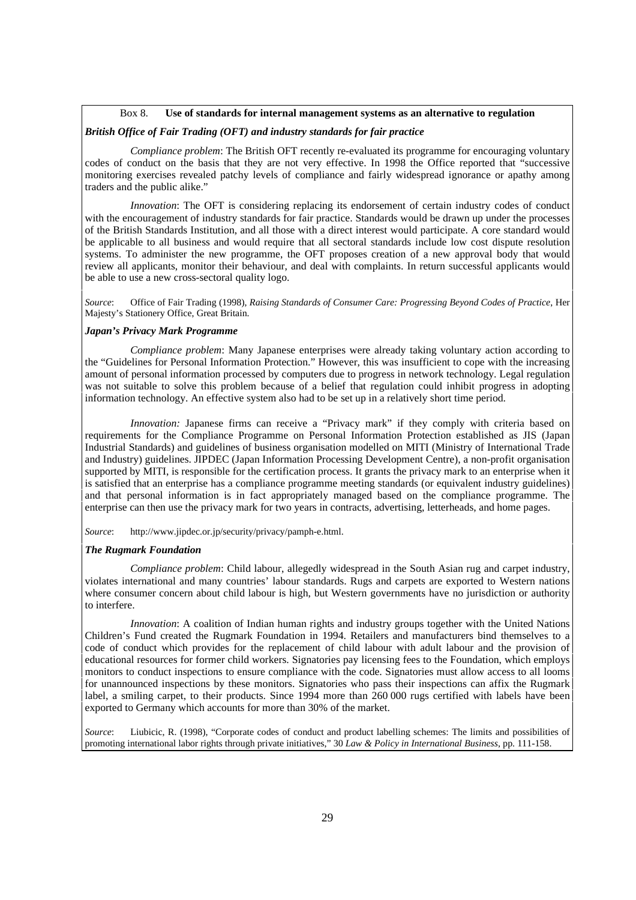Box 8. **Use of standards for internal management systems as an alternative to regulation**

***British Office of Fair Trading (OFT) and industry standards for fair practice***

*Compliance problem*: The British OFT recently re-evaluated its programme for encouraging voluntary codes of conduct on the basis that they are not very effective. In 1998 the Office reported that "successive monitoring exercises revealed patchy levels of compliance and fairly widespread ignorance or apathy among traders and the public alike."

*Innovation*: The OFT is considering replacing its endorsement of certain industry codes of conduct with the encouragement of industry standards for fair practice. Standards would be drawn up under the processes of the British Standards Institution, and all those with a direct interest would participate. A core standard would be applicable to all business and would require that all sectoral standards include low cost dispute resolution systems. To administer the new programme, the OFT proposes creation of a new approval body that would review all applicants, monitor their behaviour, and deal with complaints. In return successful applicants would be able to use a new cross-sectoral quality logo.

*Source*: Office of Fair Trading (1998), *Raising Standards of Consumer Care: Progressing Beyond Codes of Practice*, Her Majesty's Stationery Office, Great Britain.

***Japan's Privacy Mark Programme***

*Compliance problem*: Many Japanese enterprises were already taking voluntary action according to the "Guidelines for Personal Information Protection." However, this was insufficient to cope with the increasing amount of personal information processed by computers due to progress in network technology. Legal regulation was not suitable to solve this problem because of a belief that regulation could inhibit progress in adopting information technology. An effective system also had to be set up in a relatively short time period.

*Innovation:* Japanese firms can receive a "Privacy mark" if they comply with criteria based on requirements for the Compliance Programme on Personal Information Protection established as JIS (Japan Industrial Standards) and guidelines of business organisation modelled on MITI (Ministry of International Trade and Industry) guidelines. JIPDEC (Japan Information Processing Development Centre), a non-profit organisation supported by MITI, is responsible for the certification process. It grants the privacy mark to an enterprise when it is satisfied that an enterprise has a compliance programme meeting standards (or equivalent industry guidelines) and that personal information is in fact appropriately managed based on the compliance programme. The enterprise can then use the privacy mark for two years in contracts, advertising, letterheads, and home pages.

*Source*: http://www.jipdec.or.jp/security/privacy/pamph-e.html.

***The Rugmark Foundation***

*Compliance problem*: Child labour, allegedly widespread in the South Asian rug and carpet industry, violates international and many countries' labour standards. Rugs and carpets are exported to Western nations where consumer concern about child labour is high, but Western governments have no jurisdiction or authority to interfere.

*Innovation*: A coalition of Indian human rights and industry groups together with the United Nations Children's Fund created the Rugmark Foundation in 1994. Retailers and manufacturers bind themselves to a code of conduct which provides for the replacement of child labour with adult labour and the provision of educational resources for former child workers. Signatories pay licensing fees to the Foundation, which employs monitors to conduct inspections to ensure compliance with the code. Signatories must allow access to all looms for unannounced inspections by these monitors. Signatories who pass their inspections can affix the Rugmark label, a smiling carpet, to their products. Since 1994 more than 260 000 rugs certified with labels have been exported to Germany which accounts for more than 30% of the market.

*Source*: Liubicic, R. (1998), "Corporate codes of conduct and product labelling schemes: The limits and possibilities of promoting international labor rights through private initiatives," 30 *Law & Policy in International Business*, pp. 111-158.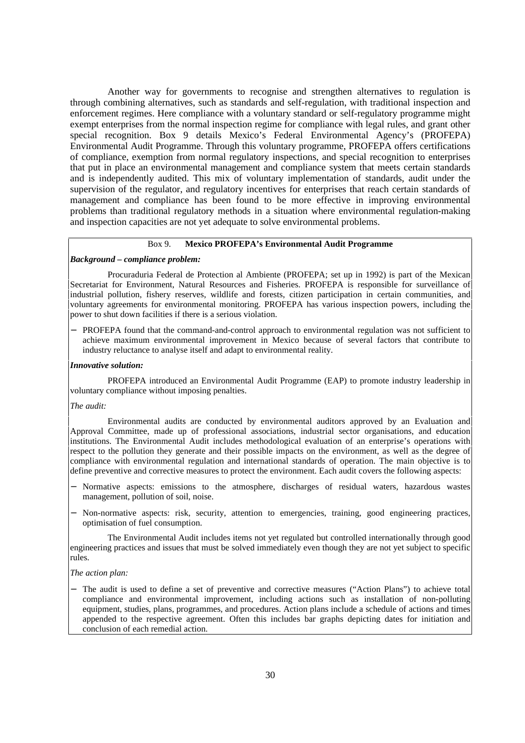Another way for governments to recognise and strengthen alternatives to regulation is through combining alternatives, such as standards and self-regulation, with traditional inspection and enforcement regimes. Here compliance with a voluntary standard or self-regulatory programme might exempt enterprises from the normal inspection regime for compliance with legal rules, and grant other special recognition. Box 9 details Mexico's Federal Environmental Agency's (PROFEPA) Environmental Audit Programme. Through this voluntary programme, PROFEPA offers certifications of compliance, exemption from normal regulatory inspections, and special recognition to enterprises that put in place an environmental management and compliance system that meets certain standards and is independently audited. This mix of voluntary implementation of standards, audit under the supervision of the regulator, and regulatory incentives for enterprises that reach certain standards of management and compliance has been found to be more effective in improving environmental problems than traditional regulatory methods in a situation where environmental regulation-making and inspection capacities are not yet adequate to solve environmental problems.

### Box 9. **Mexico PROFEPA's Environmental Audit Programme**

***Background – compliance problem:***

Procuraduria Federal de Protection al Ambiente (PROFEPA; set up in 1992) is part of the Mexican Secretariat for Environment, Natural Resources and Fisheries. PROFEPA is responsible for surveillance of industrial pollution, fishery reserves, wildlife and forests, citizen participation in certain communities, and voluntary agreements for environmental monitoring. PROFEPA has various inspection powers, including the power to shut down facilities if there is a serious violation.

- PROFEPA found that the command-and-control approach to environmental regulation was not sufficient to achieve maximum environmental improvement in Mexico because of several factors that contribute to industry reluctance to analyse itself and adapt to environmental reality.

***Innovative solution:***

PROFEPA introduced an Environmental Audit Programme (EAP) to promote industry leadership in voluntary compliance without imposing penalties.

*The audit:*

Environmental audits are conducted by environmental auditors approved by an Evaluation and Approval Committee, made up of professional associations, industrial sector organisations, and education institutions. The Environmental Audit includes methodological evaluation of an enterprise's operations with respect to the pollution they generate and their possible impacts on the environment, as well as the degree of compliance with environmental regulation and international standards of operation. The main objective is to define preventive and corrective measures to protect the environment. Each audit covers the following aspects:

- Normative aspects: emissions to the atmosphere, discharges of residual waters, hazardous wastes management, pollution of soil, noise.
- Non-normative aspects: risk, security, attention to emergencies, training, good engineering practices, optimisation of fuel consumption.

The Environmental Audit includes items not yet regulated but controlled internationally through good engineering practices and issues that must be solved immediately even though they are not yet subject to specific rules.

*The action plan:*

- The audit is used to define a set of preventive and corrective measures ("Action Plans") to achieve total compliance and environmental improvement, including actions such as installation of non-polluting equipment, studies, plans, programmes, and procedures. Action plans include a schedule of actions and times appended to the respective agreement. Often this includes bar graphs depicting dates for initiation and conclusion of each remedial action.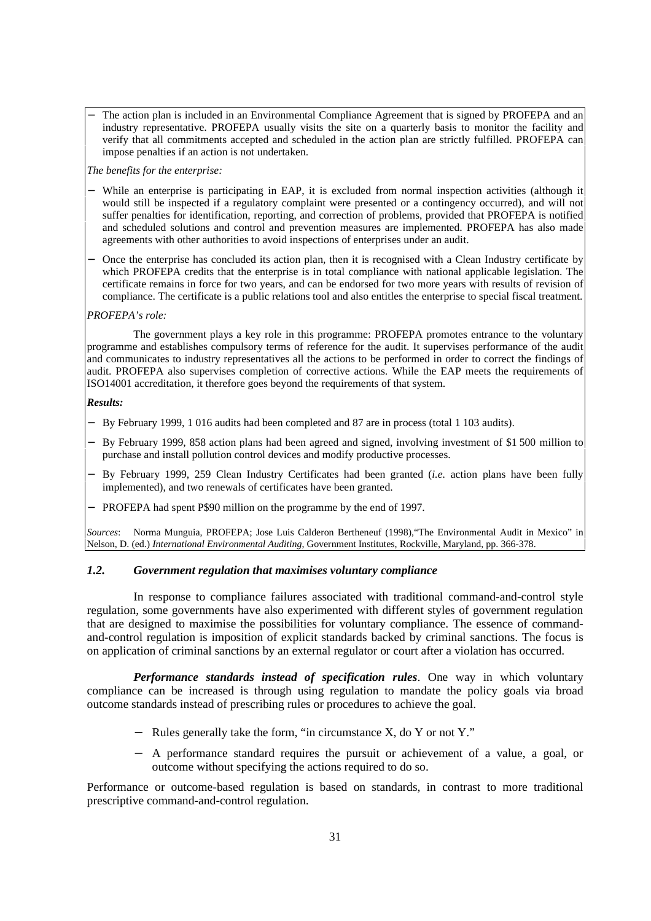- The action plan is included in an Environmental Compliance Agreement that is signed by PROFEPA and an industry representative. PROFEPA usually visits the site on a quarterly basis to monitor the facility and verify that all commitments accepted and scheduled in the action plan are strictly fulfilled. PROFEPA can impose penalties if an action is not undertaken.

*The benefits for the enterprise:*

- While an enterprise is participating in EAP, it is excluded from normal inspection activities (although it would still be inspected if a regulatory complaint were presented or a contingency occurred), and will not suffer penalties for identification, reporting, and correction of problems, provided that PROFEPA is notified and scheduled solutions and control and prevention measures are implemented. PROFEPA has also made agreements with other authorities to avoid inspections of enterprises under an audit.
- Once the enterprise has concluded its action plan, then it is recognised with a Clean Industry certificate by which PROFEPA credits that the enterprise is in total compliance with national applicable legislation. The certificate remains in force for two years, and can be endorsed for two more years with results of revision of compliance. The certificate is a public relations tool and also entitles the enterprise to special fiscal treatment.

*PROFEPA's role:*

The government plays a key role in this programme: PROFEPA promotes entrance to the voluntary programme and establishes compulsory terms of reference for the audit. It supervises performance of the audit and communicates to industry representatives all the actions to be performed in order to correct the findings of audit. PROFEPA also supervises completion of corrective actions. While the EAP meets the requirements of ISO14001 accreditation, it therefore goes beyond the requirements of that system.

***Results:***

- By February 1999, 1 016 audits had been completed and 87 are in process (total 1 103 audits).
- By February 1999, 858 action plans had been agreed and signed, involving investment of $1 500 million to purchase and install pollution control devices and modify productive processes.
- By February 1999, 259 Clean Industry Certificates had been granted (*i.e.* action plans have been fully implemented), and two renewals of certificates have been granted.
- PROFEPA had spent P$90 million on the programme by the end of 1997.

*Sources*: Norma Munguia, PROFEPA; Jose Luis Calderon Bertheneuf (1998),"The Environmental Audit in Mexico" in Nelson, D. (ed.) *International Environmental Auditing*, Government Institutes, Rockville, Maryland, pp. 366-378.

### *1.2. Government regulation that maximises voluntary compliance*

In response to compliance failures associated with traditional command-and-control style regulation, some governments have also experimented with different styles of government regulation that are designed to maximise the possibilities for voluntary compliance. The essence of command-and-control regulation is imposition of explicit standards backed by criminal sanctions. The focus is on application of criminal sanctions by an external regulator or court after a violation has occurred.

***Performance standards instead of specification rules***. One way in which voluntary compliance can be increased is through using regulation to mandate the policy goals via broad outcome standards instead of prescribing rules or procedures to achieve the goal.

- Rules generally take the form, "in circumstance X, do Y or not Y."
- A performance standard requires the pursuit or achievement of a value, a goal, or outcome without specifying the actions required to do so.

Performance or outcome-based regulation is based on standards, in contrast to more traditional prescriptive command-and-control regulation.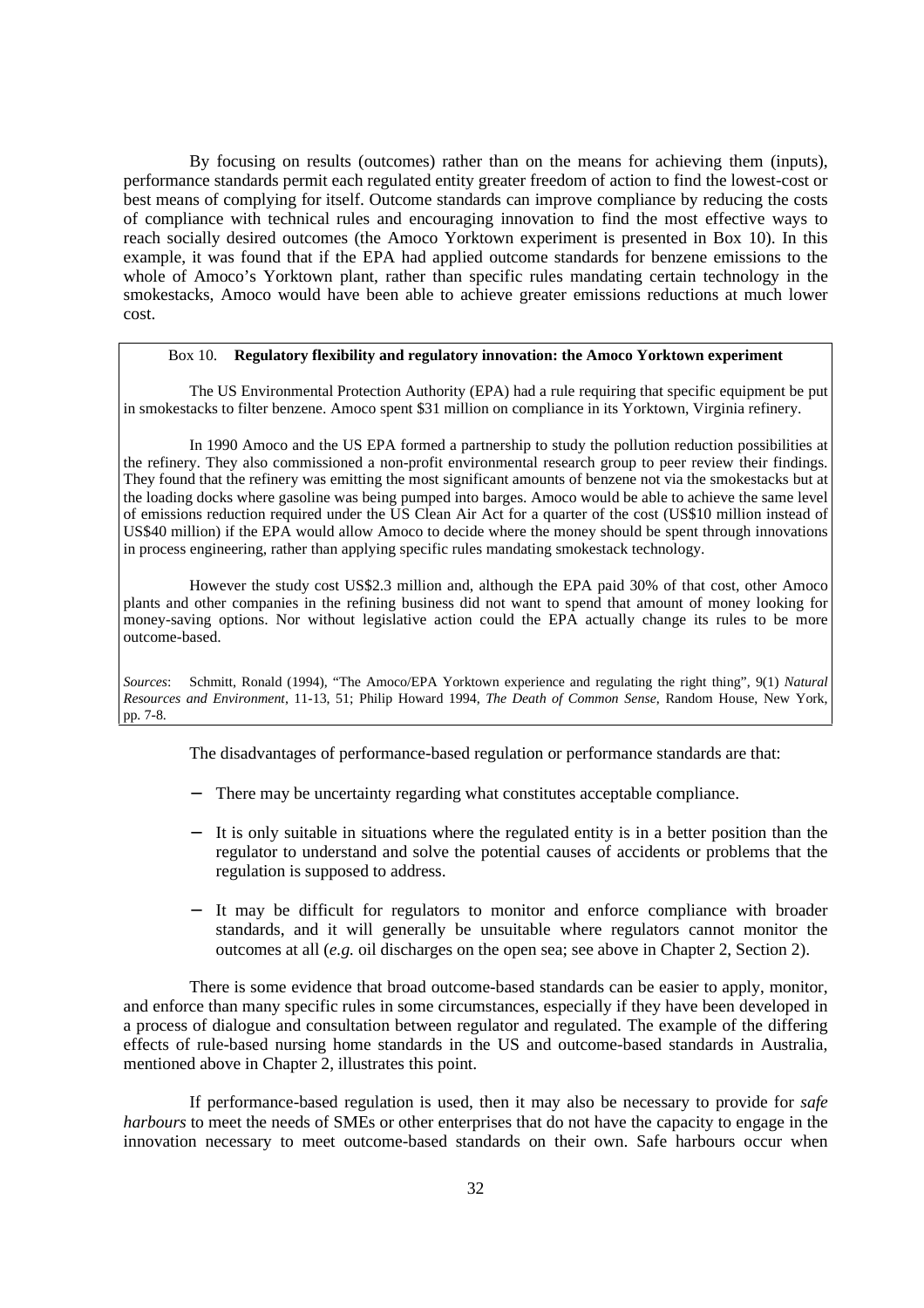By focusing on results (outcomes) rather than on the means for achieving them (inputs), performance standards permit each regulated entity greater freedom of action to find the lowest-cost or best means of complying for itself. Outcome standards can improve compliance by reducing the costs of compliance with technical rules and encouraging innovation to find the most effective ways to reach socially desired outcomes (the Amoco Yorktown experiment is presented in Box 10). In this example, it was found that if the EPA had applied outcome standards for benzene emissions to the whole of Amoco's Yorktown plant, rather than specific rules mandating certain technology in the smokestacks, Amoco would have been able to achieve greater emissions reductions at much lower cost.

> Box 10. **Regulatory flexibility and regulatory innovation: the Amoco Yorktown experiment**
>
> The US Environmental Protection Authority (EPA) had a rule requiring that specific equipment be put in smokestacks to filter benzene. Amoco spent $31 million on compliance in its Yorktown, Virginia refinery.
>
> In 1990 Amoco and the US EPA formed a partnership to study the pollution reduction possibilities at the refinery. They also commissioned a non-profit environmental research group to peer review their findings. They found that the refinery was emitting the most significant amounts of benzene not via the smokestacks but at the loading docks where gasoline was being pumped into barges. Amoco would be able to achieve the same level of emissions reduction required under the US Clean Air Act for a quarter of the cost (US$10 million instead of US$40 million) if the EPA would allow Amoco to decide where the money should be spent through innovations in process engineering, rather than applying specific rules mandating smokestack technology.
>
> However the study cost US$2.3 million and, although the EPA paid 30% of that cost, other Amoco plants and other companies in the refining business did not want to spend that amount of money looking for money-saving options. Nor without legislative action could the EPA actually change its rules to be more outcome-based.
>
> *Sources*: Schmitt, Ronald (1994), "The Amoco/EPA Yorktown experience and regulating the right thing", 9(1) *Natural Resources and Environment*, 11-13, 51; Philip Howard 1994, *The Death of Common Sense*, Random House, New York, pp. 7-8.

The disadvantages of performance-based regulation or performance standards are that:

- There may be uncertainty regarding what constitutes acceptable compliance.
- It is only suitable in situations where the regulated entity is in a better position than the regulator to understand and solve the potential causes of accidents or problems that the regulation is supposed to address.
- It may be difficult for regulators to monitor and enforce compliance with broader standards, and it will generally be unsuitable where regulators cannot monitor the outcomes at all (*e.g.* oil discharges on the open sea; see above in Chapter 2, Section 2).

There is some evidence that broad outcome-based standards can be easier to apply, monitor, and enforce than many specific rules in some circumstances, especially if they have been developed in a process of dialogue and consultation between regulator and regulated. The example of the differing effects of rule-based nursing home standards in the US and outcome-based standards in Australia, mentioned above in Chapter 2, illustrates this point.

If performance-based regulation is used, then it may also be necessary to provide for *safe harbours* to meet the needs of SMEs or other enterprises that do not have the capacity to engage in the innovation necessary to meet outcome-based standards on their own. Safe harbours occur when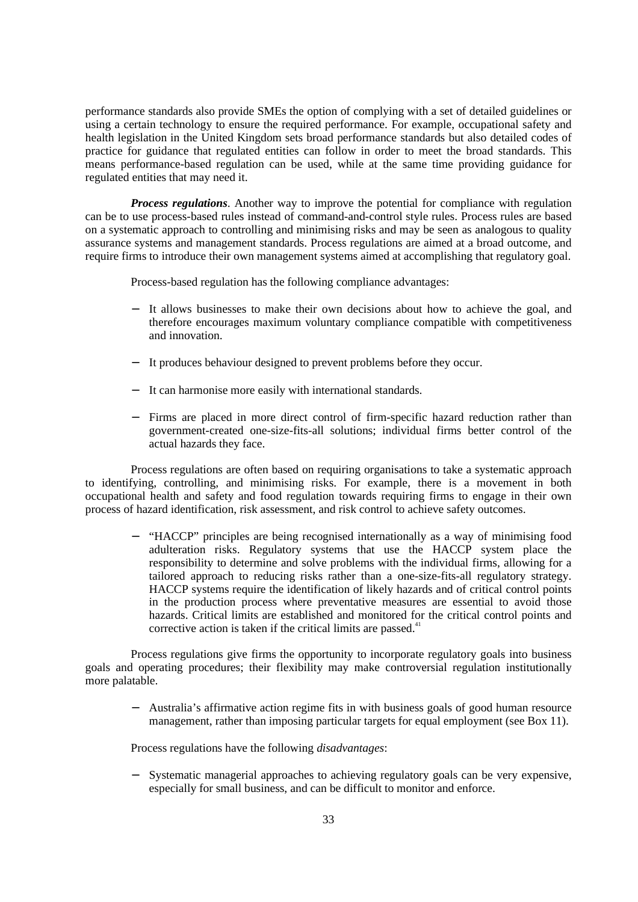performance standards also provide SMEs the option of complying with a set of detailed guidelines or using a certain technology to ensure the required performance. For example, occupational safety and health legislation in the United Kingdom sets broad performance standards but also detailed codes of practice for guidance that regulated entities can follow in order to meet the broad standards. This means performance-based regulation can be used, while at the same time providing guidance for regulated entities that may need it.

***Process regulations***. Another way to improve the potential for compliance with regulation can be to use process-based rules instead of command-and-control style rules. Process rules are based on a systematic approach to controlling and minimising risks and may be seen as analogous to quality assurance systems and management standards. Process regulations are aimed at a broad outcome, and require firms to introduce their own management systems aimed at accomplishing that regulatory goal.

Process-based regulation has the following compliance advantages:

- It allows businesses to make their own decisions about how to achieve the goal, and therefore encourages maximum voluntary compliance compatible with competitiveness and innovation.
- It produces behaviour designed to prevent problems before they occur.
- It can harmonise more easily with international standards.
- Firms are placed in more direct control of firm-specific hazard reduction rather than government-created one-size-fits-all solutions; individual firms better control of the actual hazards they face.

Process regulations are often based on requiring organisations to take a systematic approach to identifying, controlling, and minimising risks. For example, there is a movement in both occupational health and safety and food regulation towards requiring firms to engage in their own process of hazard identification, risk assessment, and risk control to achieve safety outcomes.

- "HACCP" principles are being recognised internationally as a way of minimising food adulteration risks. Regulatory systems that use the HACCP system place the responsibility to determine and solve problems with the individual firms, allowing for a tailored approach to reducing risks rather than a one-size-fits-all regulatory strategy. HACCP systems require the identification of likely hazards and of critical control points in the production process where preventative measures are essential to avoid those hazards. Critical limits are established and monitored for the critical control points and corrective action is taken if the critical limits are passed.[41]

Process regulations give firms the opportunity to incorporate regulatory goals into business goals and operating procedures; their flexibility may make controversial regulation institutionally more palatable.

- Australia's affirmative action regime fits in with business goals of good human resource management, rather than imposing particular targets for equal employment (see Box 11).

Process regulations have the following *disadvantages*:

- Systematic managerial approaches to achieving regulatory goals can be very expensive, especially for small business, and can be difficult to monitor and enforce.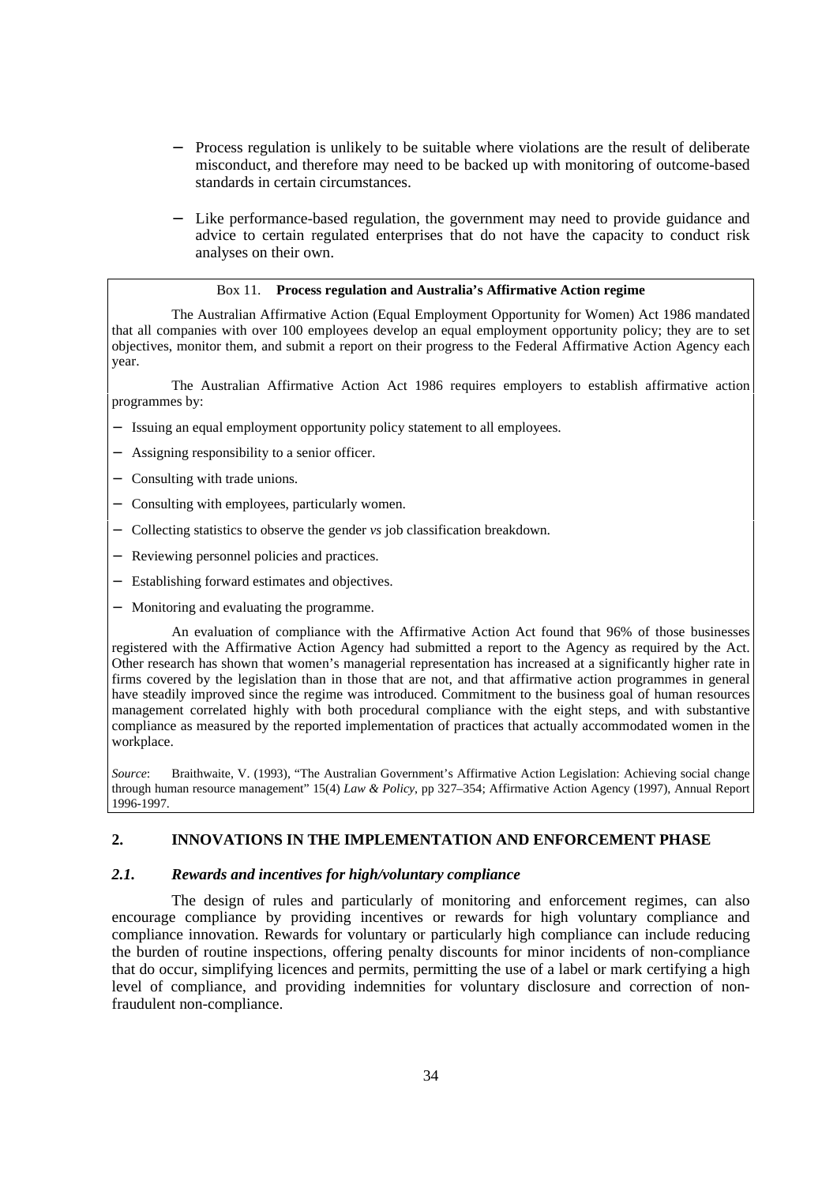- Process regulation is unlikely to be suitable where violations are the result of deliberate misconduct, and therefore may need to be backed up with monitoring of outcome-based standards in certain circumstances.

- Like performance-based regulation, the government may need to provide guidance and advice to certain regulated enterprises that do not have the capacity to conduct risk analyses on their own.

> Box 11. **Process regulation and Australia's Affirmative Action regime**
>
> The Australian Affirmative Action (Equal Employment Opportunity for Women) Act 1986 mandated that all companies with over 100 employees develop an equal employment opportunity policy; they are to set objectives, monitor them, and submit a report on their progress to the Federal Affirmative Action Agency each year.
>
> The Australian Affirmative Action Act 1986 requires employers to establish affirmative action programmes by:
>
> - Issuing an equal employment opportunity policy statement to all employees.
> - Assigning responsibility to a senior officer.
> - Consulting with trade unions.
> - Consulting with employees, particularly women.
> - Collecting statistics to observe the gender *vs* job classification breakdown.
> - Reviewing personnel policies and practices.
> - Establishing forward estimates and objectives.
> - Monitoring and evaluating the programme.
>
> An evaluation of compliance with the Affirmative Action Act found that 96% of those businesses registered with the Affirmative Action Agency had submitted a report to the Agency as required by the Act. Other research has shown that women's managerial representation has increased at a significantly higher rate in firms covered by the legislation than in those that are not, and that affirmative action programmes in general have steadily improved since the regime was introduced. Commitment to the business goal of human resources management correlated highly with both procedural compliance with the eight steps, and with substantive compliance as measured by the reported implementation of practices that actually accommodated women in the workplace.
>
> *Source*: Braithwaite, V. (1993), "The Australian Government's Affirmative Action Legislation: Achieving social change through human resource management" 15(4) *Law & Policy*, pp 327–354; Affirmative Action Agency (1997), Annual Report 1996-1997.

## 2. INNOVATIONS IN THE IMPLEMENTATION AND ENFORCEMENT PHASE

### *2.1. Rewards and incentives for high/voluntary compliance*

The design of rules and particularly of monitoring and enforcement regimes, can also encourage compliance by providing incentives or rewards for high voluntary compliance and compliance innovation. Rewards for voluntary or particularly high compliance can include reducing the burden of routine inspections, offering penalty discounts for minor incidents of non-compliance that do occur, simplifying licences and permits, permitting the use of a label or mark certifying a high level of compliance, and providing indemnities for voluntary disclosure and correction of non-fraudulent non-compliance.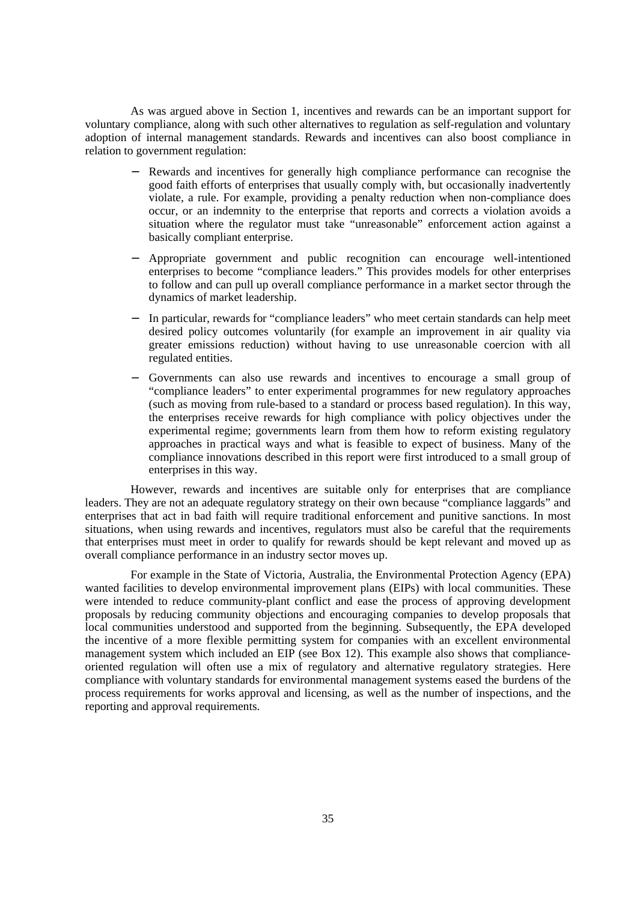As was argued above in Section 1, incentives and rewards can be an important support for voluntary compliance, along with such other alternatives to regulation as self-regulation and voluntary adoption of internal management standards. Rewards and incentives can also boost compliance in relation to government regulation:

- Rewards and incentives for generally high compliance performance can recognise the good faith efforts of enterprises that usually comply with, but occasionally inadvertently violate, a rule. For example, providing a penalty reduction when non-compliance does occur, or an indemnity to the enterprise that reports and corrects a violation avoids a situation where the regulator must take "unreasonable" enforcement action against a basically compliant enterprise.

- Appropriate government and public recognition can encourage well-intentioned enterprises to become "compliance leaders." This provides models for other enterprises to follow and can pull up overall compliance performance in a market sector through the dynamics of market leadership.

- In particular, rewards for "compliance leaders" who meet certain standards can help meet desired policy outcomes voluntarily (for example an improvement in air quality via greater emissions reduction) without having to use unreasonable coercion with all regulated entities.

- Governments can also use rewards and incentives to encourage a small group of "compliance leaders" to enter experimental programmes for new regulatory approaches (such as moving from rule-based to a standard or process based regulation). In this way, the enterprises receive rewards for high compliance with policy objectives under the experimental regime; governments learn from them how to reform existing regulatory approaches in practical ways and what is feasible to expect of business. Many of the compliance innovations described in this report were first introduced to a small group of enterprises in this way.

However, rewards and incentives are suitable only for enterprises that are compliance leaders. They are not an adequate regulatory strategy on their own because "compliance laggards" and enterprises that act in bad faith will require traditional enforcement and punitive sanctions. In most situations, when using rewards and incentives, regulators must also be careful that the requirements that enterprises must meet in order to qualify for rewards should be kept relevant and moved up as overall compliance performance in an industry sector moves up.

For example in the State of Victoria, Australia, the Environmental Protection Agency (EPA) wanted facilities to develop environmental improvement plans (EIPs) with local communities. These were intended to reduce community-plant conflict and ease the process of approving development proposals by reducing community objections and encouraging companies to develop proposals that local communities understood and supported from the beginning. Subsequently, the EPA developed the incentive of a more flexible permitting system for companies with an excellent environmental management system which included an EIP (see Box 12). This example also shows that compliance-oriented regulation will often use a mix of regulatory and alternative regulatory strategies. Here compliance with voluntary standards for environmental management systems eased the burdens of the process requirements for works approval and licensing, as well as the number of inspections, and the reporting and approval requirements.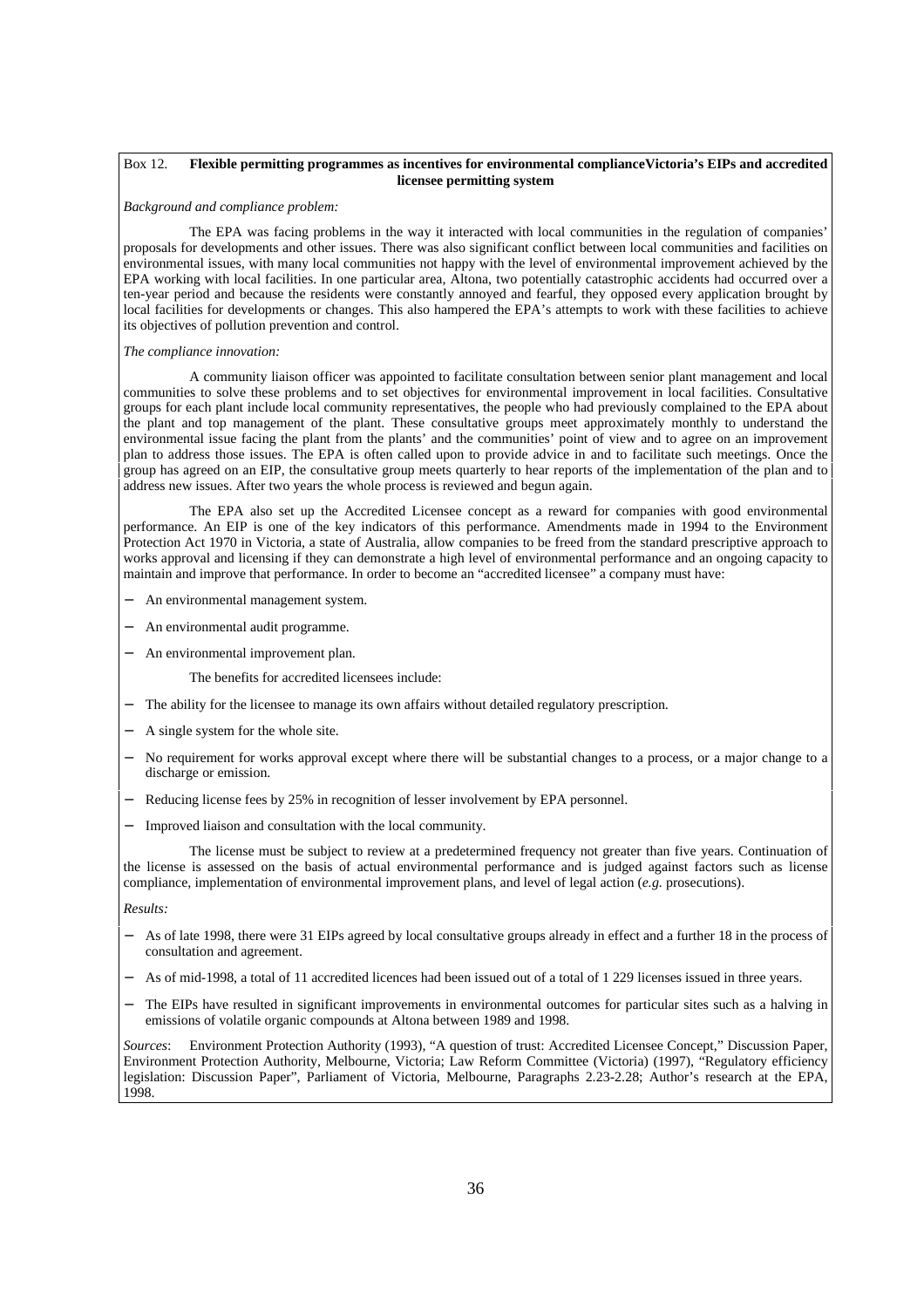**Box 12. Flexible permitting programmes as incentives for environmental complianceVictoria's EIPs and accredited licensee permitting system**

*Background and compliance problem:*

The EPA was facing problems in the way it interacted with local communities in the regulation of companies' proposals for developments and other issues. There was also significant conflict between local communities and facilities on environmental issues, with many local communities not happy with the level of environmental improvement achieved by the EPA working with local facilities. In one particular area, Altona, two potentially catastrophic accidents had occurred over a ten-year period and because the residents were constantly annoyed and fearful, they opposed every application brought by local facilities for developments or changes. This also hampered the EPA's attempts to work with these facilities to achieve its objectives of pollution prevention and control.

*The compliance innovation:*

A community liaison officer was appointed to facilitate consultation between senior plant management and local communities to solve these problems and to set objectives for environmental improvement in local facilities. Consultative groups for each plant include local community representatives, the people who had previously complained to the EPA about the plant and top management of the plant. These consultative groups meet approximately monthly to understand the environmental issue facing the plant from the plants' and the communities' point of view and to agree on an improvement plan to address those issues. The EPA is often called upon to provide advice in and to facilitate such meetings. Once the group has agreed on an EIP, the consultative group meets quarterly to hear reports of the implementation of the plan and to address new issues. After two years the whole process is reviewed and begun again.

The EPA also set up the Accredited Licensee concept as a reward for companies with good environmental performance. An EIP is one of the key indicators of this performance. Amendments made in 1994 to the Environment Protection Act 1970 in Victoria, a state of Australia, allow companies to be freed from the standard prescriptive approach to works approval and licensing if they can demonstrate a high level of environmental performance and an ongoing capacity to maintain and improve that performance. In order to become an "accredited licensee" a company must have:

- An environmental management system.
- An environmental audit programme.
- An environmental improvement plan.

The benefits for accredited licensees include:

- The ability for the licensee to manage its own affairs without detailed regulatory prescription.
- A single system for the whole site.
- No requirement for works approval except where there will be substantial changes to a process, or a major change to a discharge or emission.
- Reducing license fees by 25% in recognition of lesser involvement by EPA personnel.
- Improved liaison and consultation with the local community.

The license must be subject to review at a predetermined frequency not greater than five years. Continuation of the license is assessed on the basis of actual environmental performance and is judged against factors such as license compliance, implementation of environmental improvement plans, and level of legal action (*e.g.* prosecutions).

*Results:*

- As of late 1998, there were 31 EIPs agreed by local consultative groups already in effect and a further 18 in the process of consultation and agreement.
- As of mid-1998, a total of 11 accredited licences had been issued out of a total of 1 229 licenses issued in three years.
- The EIPs have resulted in significant improvements in environmental outcomes for particular sites such as a halving in emissions of volatile organic compounds at Altona between 1989 and 1998.

*Sources*: Environment Protection Authority (1993), "A question of trust: Accredited Licensee Concept," Discussion Paper, Environment Protection Authority, Melbourne, Victoria; Law Reform Committee (Victoria) (1997), "Regulatory efficiency legislation: Discussion Paper", Parliament of Victoria, Melbourne, Paragraphs 2.23-2.28; Author's research at the EPA, 1998.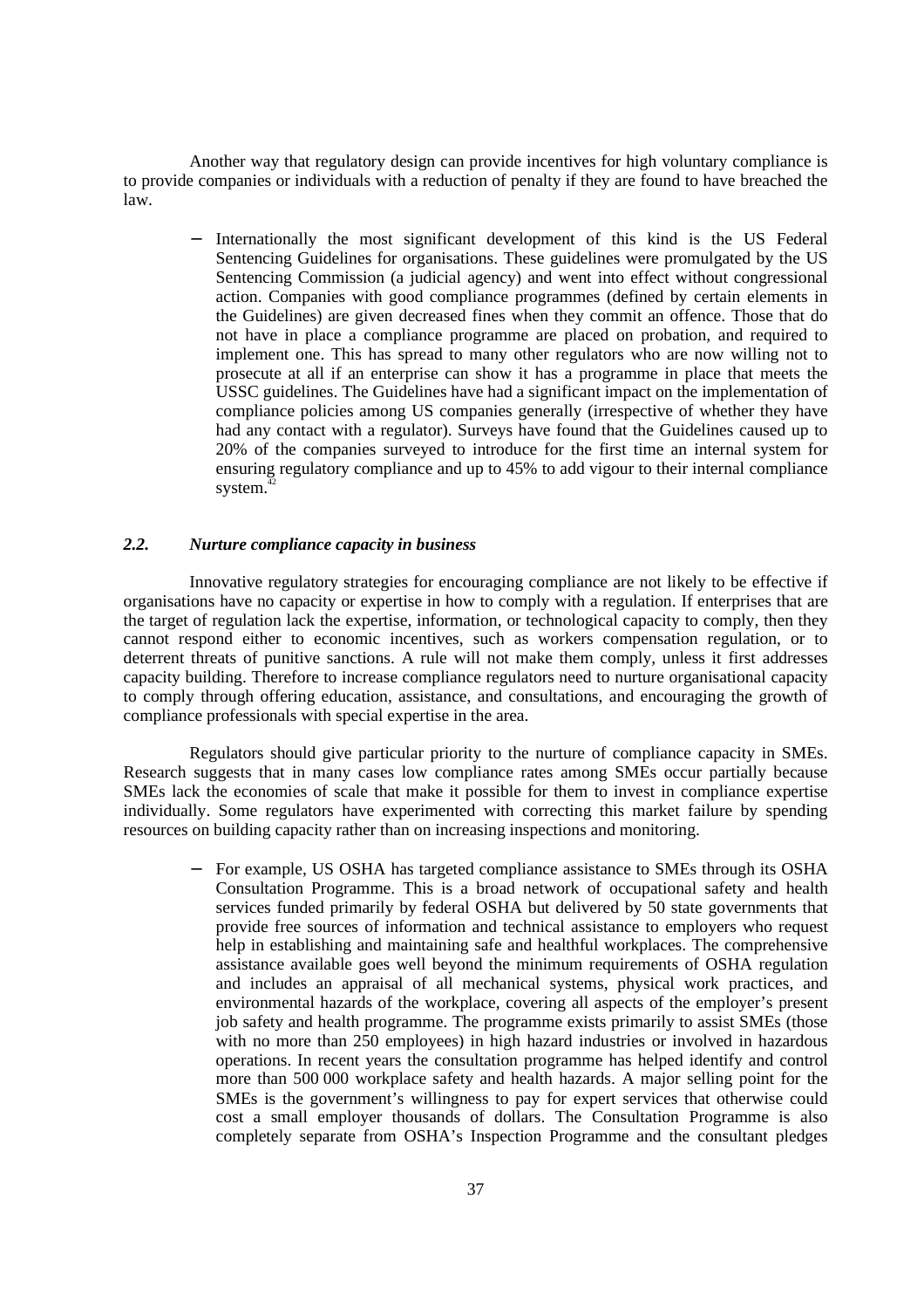Another way that regulatory design can provide incentives for high voluntary compliance is to provide companies or individuals with a reduction of penalty if they are found to have breached the law.

- Internationally the most significant development of this kind is the US Federal Sentencing Guidelines for organisations. These guidelines were promulgated by the US Sentencing Commission (a judicial agency) and went into effect without congressional action. Companies with good compliance programmes (defined by certain elements in the Guidelines) are given decreased fines when they commit an offence. Those that do not have in place a compliance programme are placed on probation, and required to implement one. This has spread to many other regulators who are now willing not to prosecute at all if an enterprise can show it has a programme in place that meets the USSC guidelines. The Guidelines have had a significant impact on the implementation of compliance policies among US companies generally (irrespective of whether they have had any contact with a regulator). Surveys have found that the Guidelines caused up to 20% of the companies surveyed to introduce for the first time an internal system for ensuring regulatory compliance and up to 45% to add vigour to their internal compliance system.[42]

### *2.2. Nurture compliance capacity in business*

Innovative regulatory strategies for encouraging compliance are not likely to be effective if organisations have no capacity or expertise in how to comply with a regulation. If enterprises that are the target of regulation lack the expertise, information, or technological capacity to comply, then they cannot respond either to economic incentives, such as workers compensation regulation, or to deterrent threats of punitive sanctions. A rule will not make them comply, unless it first addresses capacity building. Therefore to increase compliance regulators need to nurture organisational capacity to comply through offering education, assistance, and consultations, and encouraging the growth of compliance professionals with special expertise in the area.

Regulators should give particular priority to the nurture of compliance capacity in SMEs. Research suggests that in many cases low compliance rates among SMEs occur partially because SMEs lack the economies of scale that make it possible for them to invest in compliance expertise individually. Some regulators have experimented with correcting this market failure by spending resources on building capacity rather than on increasing inspections and monitoring.

- For example, US OSHA has targeted compliance assistance to SMEs through its OSHA Consultation Programme. This is a broad network of occupational safety and health services funded primarily by federal OSHA but delivered by 50 state governments that provide free sources of information and technical assistance to employers who request help in establishing and maintaining safe and healthful workplaces. The comprehensive assistance available goes well beyond the minimum requirements of OSHA regulation and includes an appraisal of all mechanical systems, physical work practices, and environmental hazards of the workplace, covering all aspects of the employer's present job safety and health programme. The programme exists primarily to assist SMEs (those with no more than 250 employees) in high hazard industries or involved in hazardous operations. In recent years the consultation programme has helped identify and control more than 500 000 workplace safety and health hazards. A major selling point for the SMEs is the government's willingness to pay for expert services that otherwise could cost a small employer thousands of dollars. The Consultation Programme is also completely separate from OSHA's Inspection Programme and the consultant pledges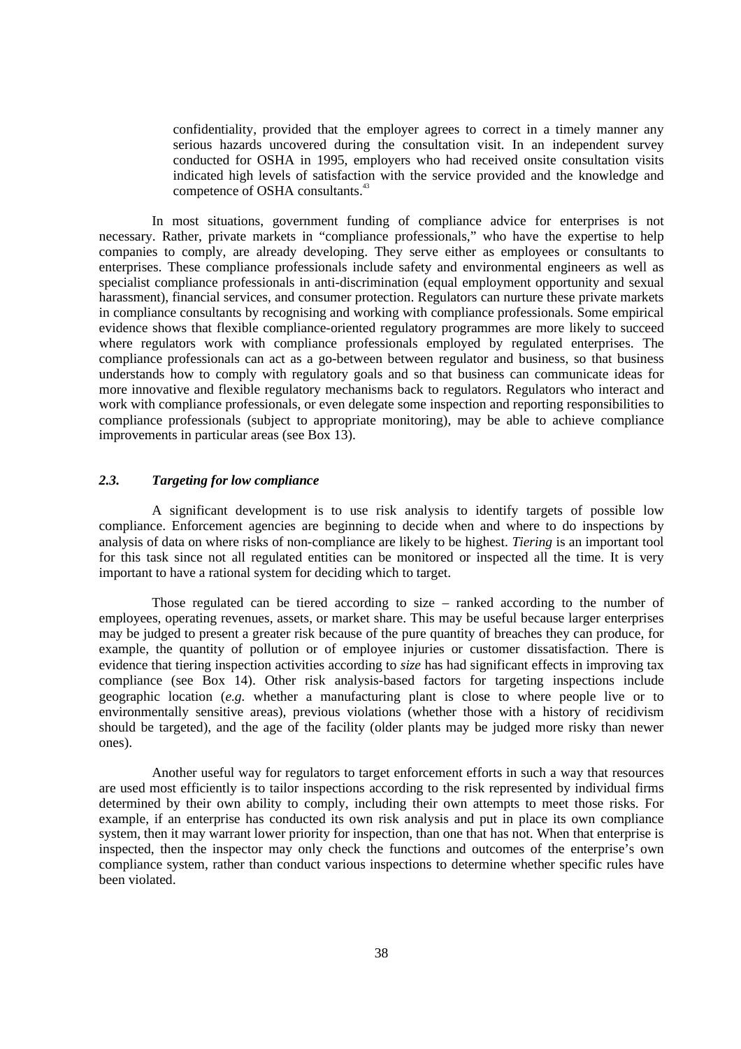confidentiality, provided that the employer agrees to correct in a timely manner any serious hazards uncovered during the consultation visit. In an independent survey conducted for OSHA in 1995, employers who had received onsite consultation visits indicated high levels of satisfaction with the service provided and the knowledge and competence of OSHA consultants.[43]

In most situations, government funding of compliance advice for enterprises is not necessary. Rather, private markets in "compliance professionals," who have the expertise to help companies to comply, are already developing. They serve either as employees or consultants to enterprises. These compliance professionals include safety and environmental engineers as well as specialist compliance professionals in anti-discrimination (equal employment opportunity and sexual harassment), financial services, and consumer protection. Regulators can nurture these private markets in compliance consultants by recognising and working with compliance professionals. Some empirical evidence shows that flexible compliance-oriented regulatory programmes are more likely to succeed where regulators work with compliance professionals employed by regulated enterprises. The compliance professionals can act as a go-between between regulator and business, so that business understands how to comply with regulatory goals and so that business can communicate ideas for more innovative and flexible regulatory mechanisms back to regulators. Regulators who interact and work with compliance professionals, or even delegate some inspection and reporting responsibilities to compliance professionals (subject to appropriate monitoring), may be able to achieve compliance improvements in particular areas (see Box 13).

### *2.3. Targeting for low compliance*

A significant development is to use risk analysis to identify targets of possible low compliance. Enforcement agencies are beginning to decide when and where to do inspections by analysis of data on where risks of non-compliance are likely to be highest. *Tiering* is an important tool for this task since not all regulated entities can be monitored or inspected all the time. It is very important to have a rational system for deciding which to target.

Those regulated can be tiered according to size – ranked according to the number of employees, operating revenues, assets, or market share. This may be useful because larger enterprises may be judged to present a greater risk because of the pure quantity of breaches they can produce, for example, the quantity of pollution or of employee injuries or customer dissatisfaction. There is evidence that tiering inspection activities according to *size* has had significant effects in improving tax compliance (see Box 14). Other risk analysis-based factors for targeting inspections include geographic location (*e.g.* whether a manufacturing plant is close to where people live or to environmentally sensitive areas), previous violations (whether those with a history of recidivism should be targeted), and the age of the facility (older plants may be judged more risky than newer ones).

Another useful way for regulators to target enforcement efforts in such a way that resources are used most efficiently is to tailor inspections according to the risk represented by individual firms determined by their own ability to comply, including their own attempts to meet those risks. For example, if an enterprise has conducted its own risk analysis and put in place its own compliance system, then it may warrant lower priority for inspection, than one that has not. When that enterprise is inspected, then the inspector may only check the functions and outcomes of the enterprise's own compliance system, rather than conduct various inspections to determine whether specific rules have been violated.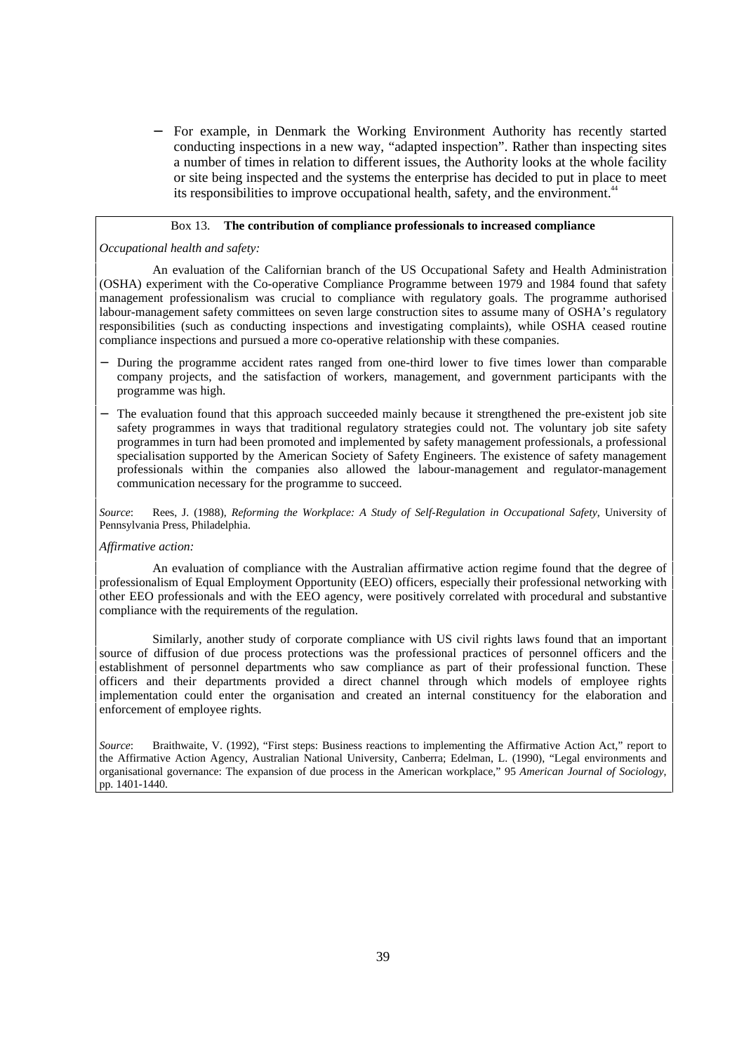- For example, in Denmark the Working Environment Authority has recently started conducting inspections in a new way, "adapted inspection". Rather than inspecting sites a number of times in relation to different issues, the Authority looks at the whole facility or site being inspected and the systems the enterprise has decided to put in place to meet its responsibilities to improve occupational health, safety, and the environment.[44]

**Box 13. The contribution of compliance professionals to increased compliance**

*Occupational health and safety:*

An evaluation of the Californian branch of the US Occupational Safety and Health Administration (OSHA) experiment with the Co-operative Compliance Programme between 1979 and 1984 found that safety management professionalism was crucial to compliance with regulatory goals. The programme authorised labour-management safety committees on seven large construction sites to assume many of OSHA's regulatory responsibilities (such as conducting inspections and investigating complaints), while OSHA ceased routine compliance inspections and pursued a more co-operative relationship with these companies.

- During the programme accident rates ranged from one-third lower to five times lower than comparable company projects, and the satisfaction of workers, management, and government participants with the programme was high.
- The evaluation found that this approach succeeded mainly because it strengthened the pre-existent job site safety programmes in ways that traditional regulatory strategies could not. The voluntary job site safety programmes in turn had been promoted and implemented by safety management professionals, a professional specialisation supported by the American Society of Safety Engineers. The existence of safety management professionals within the companies also allowed the labour-management and regulator-management communication necessary for the programme to succeed.

*Source*: Rees, J. (1988), *Reforming the Workplace: A Study of Self-Regulation in Occupational Safety*, University of Pennsylvania Press, Philadelphia.

*Affirmative action:*

An evaluation of compliance with the Australian affirmative action regime found that the degree of professionalism of Equal Employment Opportunity (EEO) officers, especially their professional networking with other EEO professionals and with the EEO agency, were positively correlated with procedural and substantive compliance with the requirements of the regulation.

Similarly, another study of corporate compliance with US civil rights laws found that an important source of diffusion of due process protections was the professional practices of personnel officers and the establishment of personnel departments who saw compliance as part of their professional function. These officers and their departments provided a direct channel through which models of employee rights implementation could enter the organisation and created an internal constituency for the elaboration and enforcement of employee rights.

*Source*: Braithwaite, V. (1992), "First steps: Business reactions to implementing the Affirmative Action Act," report to the Affirmative Action Agency, Australian National University, Canberra; Edelman, L. (1990), "Legal environments and organisational governance: The expansion of due process in the American workplace," 95 *American Journal of Sociology*, pp. 1401-1440.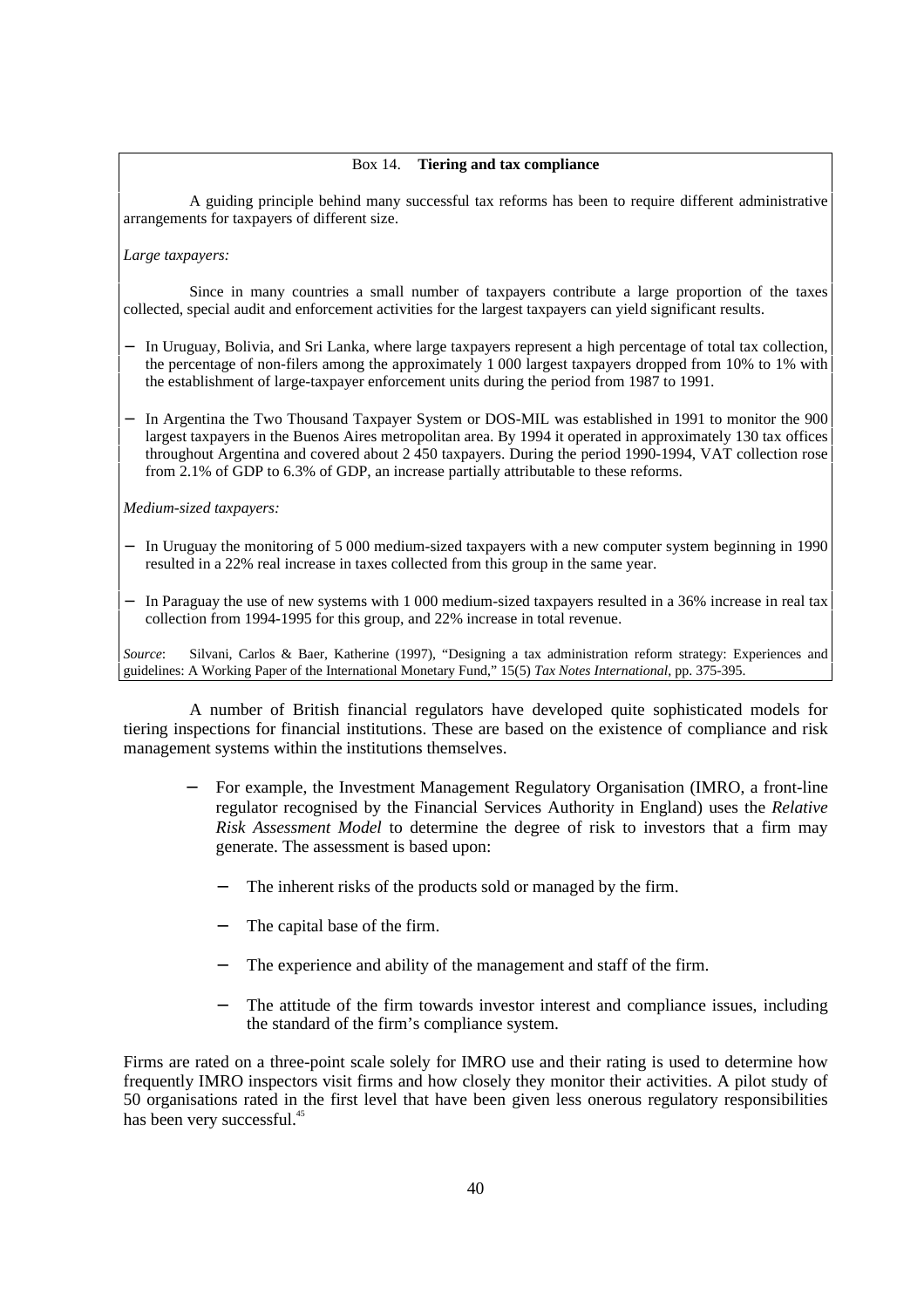**Box 14. Tiering and tax compliance**

A guiding principle behind many successful tax reforms has been to require different administrative arrangements for taxpayers of different size.

*Large taxpayers:*

Since in many countries a small number of taxpayers contribute a large proportion of the taxes collected, special audit and enforcement activities for the largest taxpayers can yield significant results.

- In Uruguay, Bolivia, and Sri Lanka, where large taxpayers represent a high percentage of total tax collection, the percentage of non-filers among the approximately 1 000 largest taxpayers dropped from 10% to 1% with the establishment of large-taxpayer enforcement units during the period from 1987 to 1991.
- In Argentina the Two Thousand Taxpayer System or DOS-MIL was established in 1991 to monitor the 900 largest taxpayers in the Buenos Aires metropolitan area. By 1994 it operated in approximately 130 tax offices throughout Argentina and covered about 2 450 taxpayers. During the period 1990-1994, VAT collection rose from 2.1% of GDP to 6.3% of GDP, an increase partially attributable to these reforms.

*Medium-sized taxpayers:*

- In Uruguay the monitoring of 5 000 medium-sized taxpayers with a new computer system beginning in 1990 resulted in a 22% real increase in taxes collected from this group in the same year.
- In Paraguay the use of new systems with 1 000 medium-sized taxpayers resulted in a 36% increase in real tax collection from 1994-1995 for this group, and 22% increase in total revenue.

*Source*: Silvani, Carlos & Baer, Katherine (1997), "Designing a tax administration reform strategy: Experiences and guidelines: A Working Paper of the International Monetary Fund," 15(5) *Tax Notes International*, pp. 375-395.

A number of British financial regulators have developed quite sophisticated models for tiering inspections for financial institutions. These are based on the existence of compliance and risk management systems within the institutions themselves.

- For example, the Investment Management Regulatory Organisation (IMRO, a front-line regulator recognised by the Financial Services Authority in England) uses the *Relative Risk Assessment Model* to determine the degree of risk to investors that a firm may generate. The assessment is based upon:
  - The inherent risks of the products sold or managed by the firm.
  - The capital base of the firm.
  - The experience and ability of the management and staff of the firm.
  - The attitude of the firm towards investor interest and compliance issues, including the standard of the firm's compliance system.

Firms are rated on a three-point scale solely for IMRO use and their rating is used to determine how frequently IMRO inspectors visit firms and how closely they monitor their activities. A pilot study of 50 organisations rated in the first level that have been given less onerous regulatory responsibilities has been very successful.[45]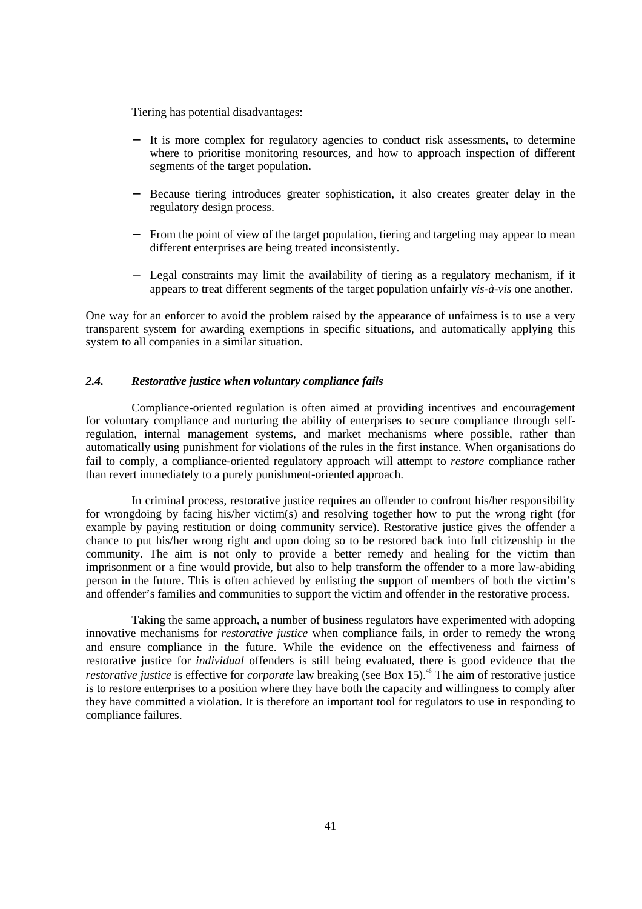Tiering has potential disadvantages:

- It is more complex for regulatory agencies to conduct risk assessments, to determine where to prioritise monitoring resources, and how to approach inspection of different segments of the target population.

- Because tiering introduces greater sophistication, it also creates greater delay in the regulatory design process.

- From the point of view of the target population, tiering and targeting may appear to mean different enterprises are being treated inconsistently.

- Legal constraints may limit the availability of tiering as a regulatory mechanism, if it appears to treat different segments of the target population unfairly *vis-à-vis* one another.

One way for an enforcer to avoid the problem raised by the appearance of unfairness is to use a very transparent system for awarding exemptions in specific situations, and automatically applying this system to all companies in a similar situation.

### *2.4. Restorative justice when voluntary compliance fails*

Compliance-oriented regulation is often aimed at providing incentives and encouragement for voluntary compliance and nurturing the ability of enterprises to secure compliance through self-regulation, internal management systems, and market mechanisms where possible, rather than automatically using punishment for violations of the rules in the first instance. When organisations do fail to comply, a compliance-oriented regulatory approach will attempt to *restore* compliance rather than revert immediately to a purely punishment-oriented approach.

In criminal process, restorative justice requires an offender to confront his/her responsibility for wrongdoing by facing his/her victim(s) and resolving together how to put the wrong right (for example by paying restitution or doing community service). Restorative justice gives the offender a chance to put his/her wrong right and upon doing so to be restored back into full citizenship in the community. The aim is not only to provide a better remedy and healing for the victim than imprisonment or a fine would provide, but also to help transform the offender to a more law-abiding person in the future. This is often achieved by enlisting the support of members of both the victim's and offender's families and communities to support the victim and offender in the restorative process.

Taking the same approach, a number of business regulators have experimented with adopting innovative mechanisms for *restorative justice* when compliance fails, in order to remedy the wrong and ensure compliance in the future. While the evidence on the effectiveness and fairness of restorative justice for *individual* offenders is still being evaluated, there is good evidence that the *restorative justice* is effective for *corporate* law breaking (see Box 15).[46] The aim of restorative justice is to restore enterprises to a position where they have both the capacity and willingness to comply after they have committed a violation. It is therefore an important tool for regulators to use in responding to compliance failures.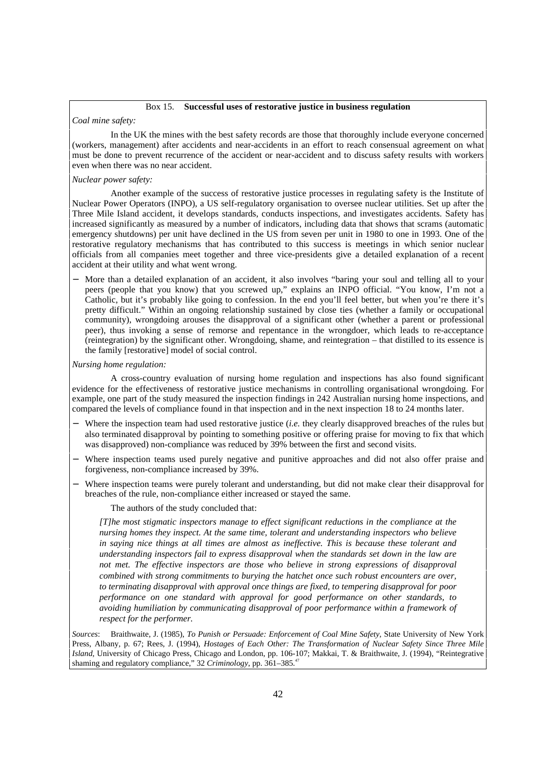Box 15. **Successful uses of restorative justice in business regulation**

*Coal mine safety:*

In the UK the mines with the best safety records are those that thoroughly include everyone concerned (workers, management) after accidents and near-accidents in an effort to reach consensual agreement on what must be done to prevent recurrence of the accident or near-accident and to discuss safety results with workers even when there was no near accident.

*Nuclear power safety:*

Another example of the success of restorative justice processes in regulating safety is the Institute of Nuclear Power Operators (INPO), a US self-regulatory organisation to oversee nuclear utilities. Set up after the Three Mile Island accident, it develops standards, conducts inspections, and investigates accidents. Safety has increased significantly as measured by a number of indicators, including data that shows that scrams (automatic emergency shutdowns) per unit have declined in the US from seven per unit in 1980 to one in 1993. One of the restorative regulatory mechanisms that has contributed to this success is meetings in which senior nuclear officials from all companies meet together and three vice-presidents give a detailed explanation of a recent accident at their utility and what went wrong.

- More than a detailed explanation of an accident, it also involves "baring your soul and telling all to your peers (people that you know) that you screwed up," explains an INPO official. "You know, I'm not a Catholic, but it's probably like going to confession. In the end you'll feel better, but when you're there it's pretty difficult." Within an ongoing relationship sustained by close ties (whether a family or occupational community), wrongdoing arouses the disapproval of a significant other (whether a parent or professional peer), thus invoking a sense of remorse and repentance in the wrongdoer, which leads to re-acceptance (reintegration) by the significant other. Wrongdoing, shame, and reintegration – that distilled to its essence is the family [restorative] model of social control.

*Nursing home regulation:*

A cross-country evaluation of nursing home regulation and inspections has also found significant evidence for the effectiveness of restorative justice mechanisms in controlling organisational wrongdoing. For example, one part of the study measured the inspection findings in 242 Australian nursing home inspections, and compared the levels of compliance found in that inspection and in the next inspection 18 to 24 months later.

- Where the inspection team had used restorative justice (*i.e.* they clearly disapproved breaches of the rules but also terminated disapproval by pointing to something positive or offering praise for moving to fix that which was disapproved) non-compliance was reduced by 39% between the first and second visits.
- Where inspection teams used purely negative and punitive approaches and did not also offer praise and forgiveness, non-compliance increased by 39%.
- Where inspection teams were purely tolerant and understanding, but did not make clear their disapproval for breaches of the rule, non-compliance either increased or stayed the same.

The authors of the study concluded that:

> *[T]he most stigmatic inspectors manage to effect significant reductions in the compliance at the nursing homes they inspect. At the same time, tolerant and understanding inspectors who believe in saying nice things at all times are almost as ineffective. This is because these tolerant and understanding inspectors fail to express disapproval when the standards set down in the law are not met. The effective inspectors are those who believe in strong expressions of disapproval combined with strong commitments to burying the hatchet once such robust encounters are over, to terminating disapproval with approval once things are fixed, to tempering disapproval for poor performance on one standard with approval for good performance on other standards, to avoiding humiliation by communicating disapproval of poor performance within a framework of respect for the performer.*

*Sources*: Braithwaite, J. (1985), *To Punish or Persuade: Enforcement of Coal Mine Safety*, State University of New York Press, Albany, p. 67; Rees, J. (1994), *Hostages of Each Other: The Transformation of Nuclear Safety Since Three Mile Island*, University of Chicago Press, Chicago and London, pp. 106-107; Makkai, T. & Braithwaite, J. (1994), "Reintegrative shaming and regulatory compliance," 32 *Criminology*, pp. 361–385.[47]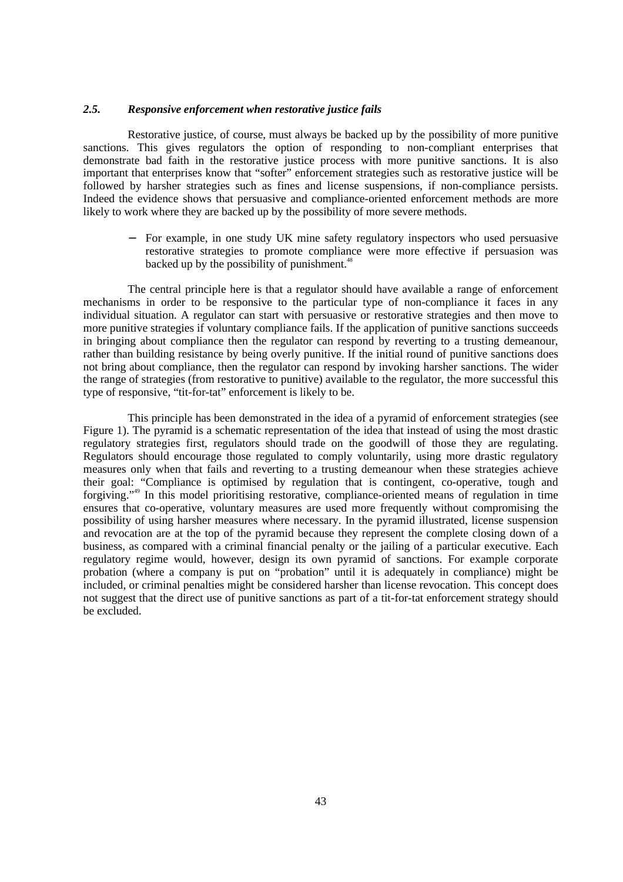### *2.5. Responsive enforcement when restorative justice fails*

Restorative justice, of course, must always be backed up by the possibility of more punitive sanctions. This gives regulators the option of responding to non-compliant enterprises that demonstrate bad faith in the restorative justice process with more punitive sanctions. It is also important that enterprises know that "softer" enforcement strategies such as restorative justice will be followed by harsher strategies such as fines and license suspensions, if non-compliance persists. Indeed the evidence shows that persuasive and compliance-oriented enforcement methods are more likely to work where they are backed up by the possibility of more severe methods.

- For example, in one study UK mine safety regulatory inspectors who used persuasive restorative strategies to promote compliance were more effective if persuasion was backed up by the possibility of punishment.[48]

The central principle here is that a regulator should have available a range of enforcement mechanisms in order to be responsive to the particular type of non-compliance it faces in any individual situation. A regulator can start with persuasive or restorative strategies and then move to more punitive strategies if voluntary compliance fails. If the application of punitive sanctions succeeds in bringing about compliance then the regulator can respond by reverting to a trusting demeanour, rather than building resistance by being overly punitive. If the initial round of punitive sanctions does not bring about compliance, then the regulator can respond by invoking harsher sanctions. The wider the range of strategies (from restorative to punitive) available to the regulator, the more successful this type of responsive, "tit-for-tat" enforcement is likely to be.

This principle has been demonstrated in the idea of a pyramid of enforcement strategies (see Figure 1). The pyramid is a schematic representation of the idea that instead of using the most drastic regulatory strategies first, regulators should trade on the goodwill of those they are regulating. Regulators should encourage those regulated to comply voluntarily, using more drastic regulatory measures only when that fails and reverting to a trusting demeanour when these strategies achieve their goal: "Compliance is optimised by regulation that is contingent, co-operative, tough and forgiving."[49] In this model prioritising restorative, compliance-oriented means of regulation in time ensures that co-operative, voluntary measures are used more frequently without compromising the possibility of using harsher measures where necessary. In the pyramid illustrated, license suspension and revocation are at the top of the pyramid because they represent the complete closing down of a business, as compared with a criminal financial penalty or the jailing of a particular executive. Each regulatory regime would, however, design its own pyramid of sanctions. For example corporate probation (where a company is put on "probation" until it is adequately in compliance) might be included, or criminal penalties might be considered harsher than license revocation. This concept does not suggest that the direct use of punitive sanctions as part of a tit-for-tat enforcement strategy should be excluded.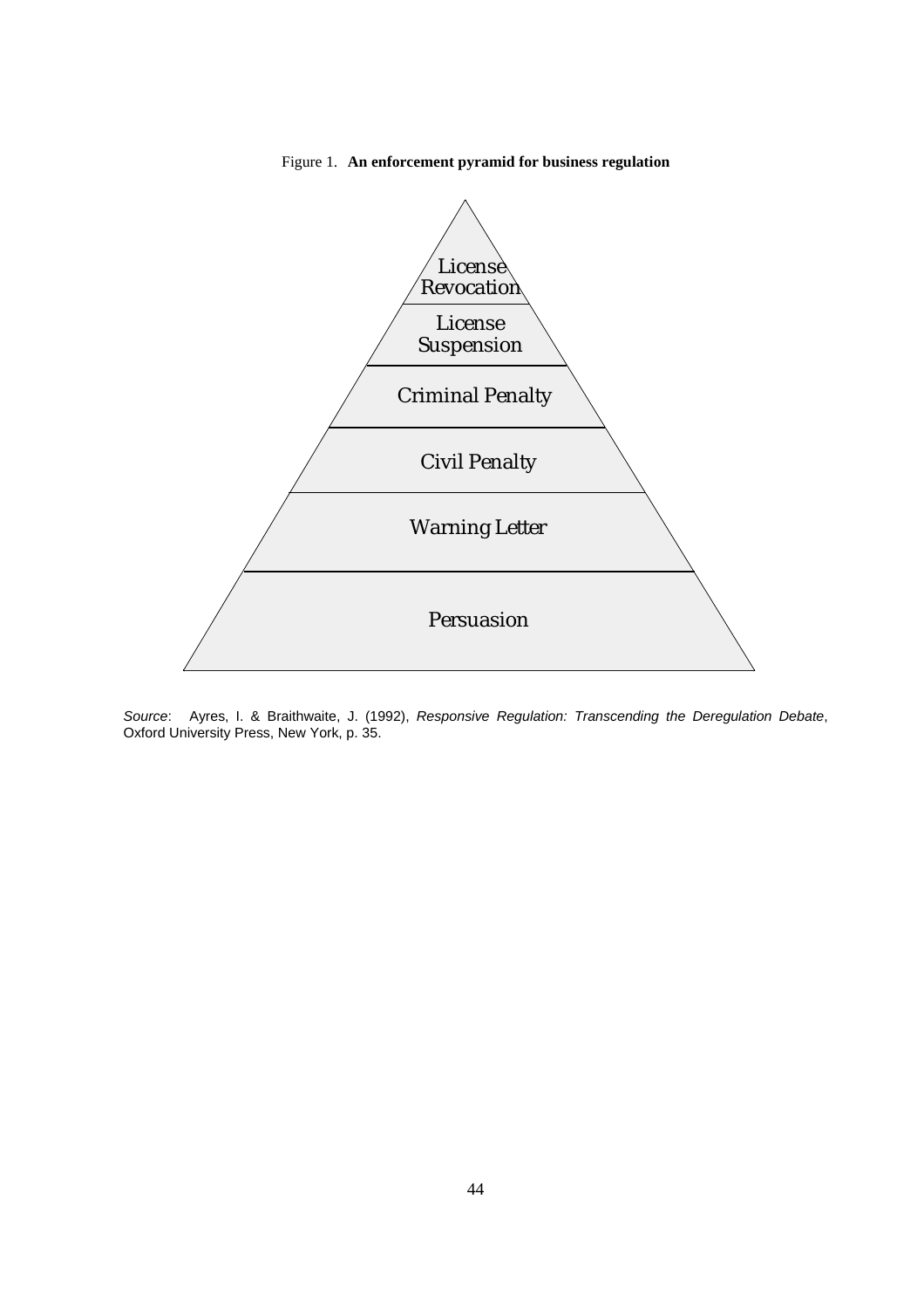Figure 1. **An enforcement pyramid for business regulation**

License Revocation

License Suspension

Criminal Penalty

Civil Penalty

Warning Letter

Persuasion

*Source*: Ayres, I. & Braithwaite, J. (1992), *Responsive Regulation: Transcending the Deregulation Debate*, Oxford University Press, New York, p. 35.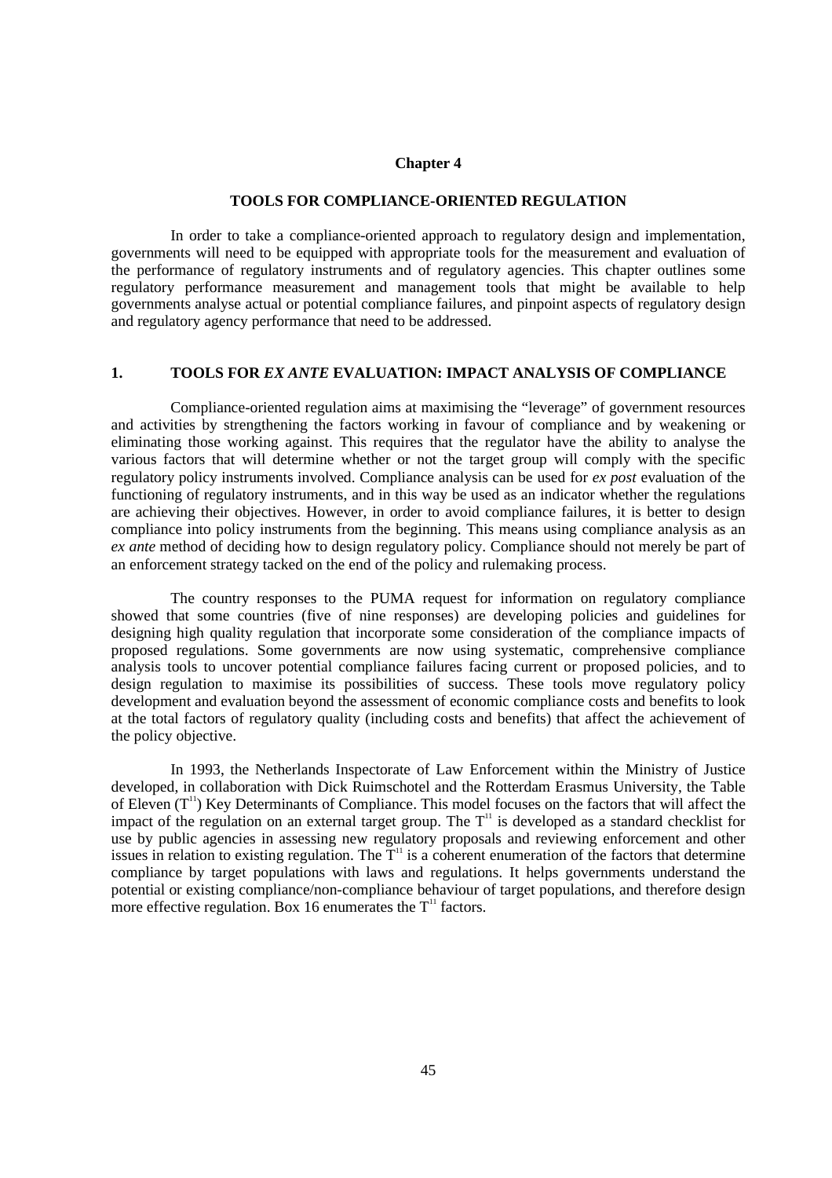# Chapter 4

## TOOLS FOR COMPLIANCE-ORIENTED REGULATION

In order to take a compliance-oriented approach to regulatory design and implementation, governments will need to be equipped with appropriate tools for the measurement and evaluation of the performance of regulatory instruments and of regulatory agencies. This chapter outlines some regulatory performance measurement and management tools that might be available to help governments analyse actual or potential compliance failures, and pinpoint aspects of regulatory design and regulatory agency performance that need to be addressed.

## 1. TOOLS FOR *EX ANTE* EVALUATION: IMPACT ANALYSIS OF COMPLIANCE

Compliance-oriented regulation aims at maximising the "leverage" of government resources and activities by strengthening the factors working in favour of compliance and by weakening or eliminating those working against. This requires that the regulator have the ability to analyse the various factors that will determine whether or not the target group will comply with the specific regulatory policy instruments involved. Compliance analysis can be used for *ex post* evaluation of the functioning of regulatory instruments, and in this way be used as an indicator whether the regulations are achieving their objectives. However, in order to avoid compliance failures, it is better to design compliance into policy instruments from the beginning. This means using compliance analysis as an *ex ante* method of deciding how to design regulatory policy. Compliance should not merely be part of an enforcement strategy tacked on the end of the policy and rulemaking process.

The country responses to the PUMA request for information on regulatory compliance showed that some countries (five of nine responses) are developing policies and guidelines for designing high quality regulation that incorporate some consideration of the compliance impacts of proposed regulations. Some governments are now using systematic, comprehensive compliance analysis tools to uncover potential compliance failures facing current or proposed policies, and to design regulation to maximise its possibilities of success. These tools move regulatory policy development and evaluation beyond the assessment of economic compliance costs and benefits to look at the total factors of regulatory quality (including costs and benefits) that affect the achievement of the policy objective.

In 1993, the Netherlands Inspectorate of Law Enforcement within the Ministry of Justice developed, in collaboration with Dick Ruimschotel and the Rotterdam Erasmus University, the Table of Eleven ($T^{11}$) Key Determinants of Compliance. This model focuses on the factors that will affect the impact of the regulation on an external target group. The $T^{11}$ is developed as a standard checklist for use by public agencies in assessing new regulatory proposals and reviewing enforcement and other issues in relation to existing regulation. The $T^{11}$ is a coherent enumeration of the factors that determine compliance by target populations with laws and regulations. It helps governments understand the potential or existing compliance/non-compliance behaviour of target populations, and therefore design more effective regulation. Box 16 enumerates the $T^{11}$ factors.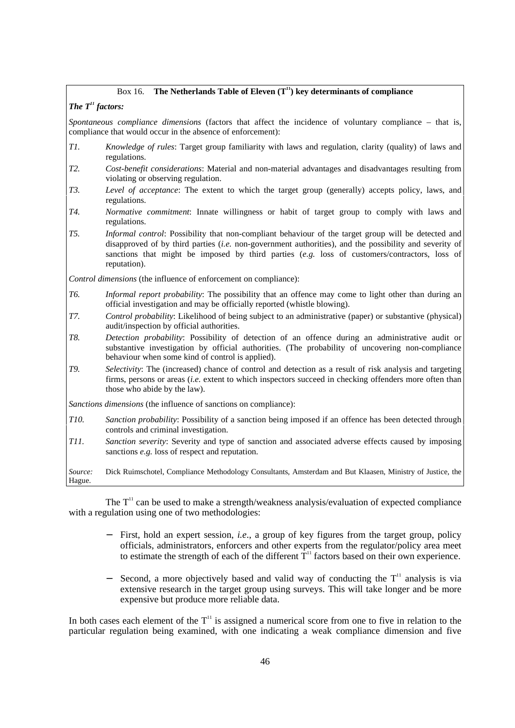**Box 16. The Netherlands Table of Eleven ($T^{11}$) key determinants of compliance**

***The $T^{11}$ factors:***

*Spontaneous compliance dimensions* (factors that affect the incidence of voluntary compliance – that is, compliance that would occur in the absence of enforcement):

- *T1.* *Knowledge of rules*: Target group familiarity with laws and regulation, clarity (quality) of laws and regulations.
- *T2.* *Cost-benefit considerations*: Material and non-material advantages and disadvantages resulting from violating or observing regulation.
- *T3.* *Level of acceptance*: The extent to which the target group (generally) accepts policy, laws, and regulations.
- *T4.* *Normative commitment*: Innate willingness or habit of target group to comply with laws and regulations.
- *T5.* *Informal control*: Possibility that non-compliant behaviour of the target group will be detected and disapproved of by third parties (*i.e.* non-government authorities), and the possibility and severity of sanctions that might be imposed by third parties (*e.g.* loss of customers/contractors, loss of reputation).

*Control dimensions* (the influence of enforcement on compliance):

- *T6.* *Informal report probability*: The possibility that an offence may come to light other than during an official investigation and may be officially reported (whistle blowing).
- *T7.* *Control probability*: Likelihood of being subject to an administrative (paper) or substantive (physical) audit/inspection by official authorities.
- *T8.* *Detection probability*: Possibility of detection of an offence during an administrative audit or substantive investigation by official authorities. (The probability of uncovering non-compliance behaviour when some kind of control is applied).
- *T9.* *Selectivity*: The (increased) chance of control and detection as a result of risk analysis and targeting firms, persons or areas (*i.e.* extent to which inspectors succeed in checking offenders more often than those who abide by the law).

*Sanctions dimensions* (the influence of sanctions on compliance):

- *T10.* *Sanction probability*: Possibility of a sanction being imposed if an offence has been detected through controls and criminal investigation.
- *T11.* *Sanction severity*: Severity and type of sanction and associated adverse effects caused by imposing sanctions *e.g.* loss of respect and reputation.

*Source:* Dick Ruimschotel, Compliance Methodology Consultants, Amsterdam and But Klaasen, Ministry of Justice, the Hague.

The $T^{11}$ can be used to make a strength/weakness analysis/evaluation of expected compliance with a regulation using one of two methodologies:

- First, hold an expert session, *i.e*., a group of key figures from the target group, policy officials, administrators, enforcers and other experts from the regulator/policy area meet to estimate the strength of each of the different $T^{11}$ factors based on their own experience.
- Second, a more objectively based and valid way of conducting the $T^{11}$ analysis is via extensive research in the target group using surveys. This will take longer and be more expensive but produce more reliable data.

In both cases each element of the $T^{11}$ is assigned a numerical score from one to five in relation to the particular regulation being examined, with one indicating a weak compliance dimension and five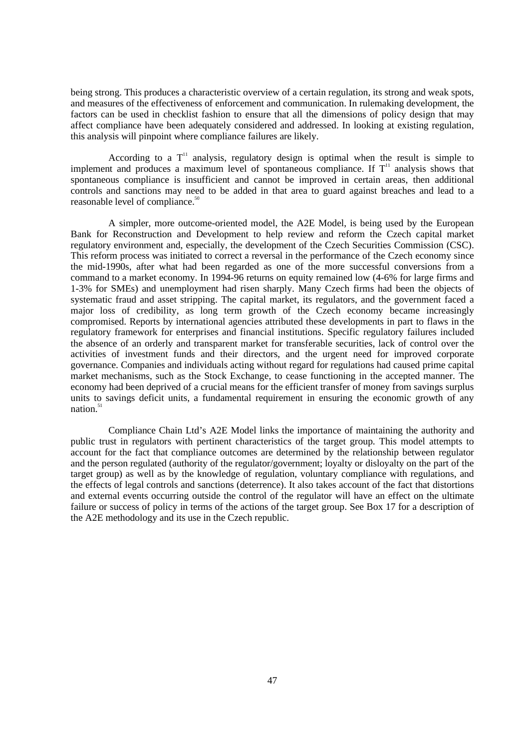being strong. This produces a characteristic overview of a certain regulation, its strong and weak spots, and measures of the effectiveness of enforcement and communication. In rulemaking development, the factors can be used in checklist fashion to ensure that all the dimensions of policy design that may affect compliance have been adequately considered and addressed. In looking at existing regulation, this analysis will pinpoint where compliance failures are likely.

According to a $T^{11}$ analysis, regulatory design is optimal when the result is simple to implement and produces a maximum level of spontaneous compliance. If $T^{11}$ analysis shows that spontaneous compliance is insufficient and cannot be improved in certain areas, then additional controls and sanctions may need to be added in that area to guard against breaches and lead to a reasonable level of compliance.[50]

A simpler, more outcome-oriented model, the A2E Model, is being used by the European Bank for Reconstruction and Development to help review and reform the Czech capital market regulatory environment and, especially, the development of the Czech Securities Commission (CSC). This reform process was initiated to correct a reversal in the performance of the Czech economy since the mid-1990s, after what had been regarded as one of the more successful conversions from a command to a market economy. In 1994-96 returns on equity remained low (4-6% for large firms and 1-3% for SMEs) and unemployment had risen sharply. Many Czech firms had been the objects of systematic fraud and asset stripping. The capital market, its regulators, and the government faced a major loss of credibility, as long term growth of the Czech economy became increasingly compromised. Reports by international agencies attributed these developments in part to flaws in the regulatory framework for enterprises and financial institutions. Specific regulatory failures included the absence of an orderly and transparent market for transferable securities, lack of control over the activities of investment funds and their directors, and the urgent need for improved corporate governance. Companies and individuals acting without regard for regulations had caused prime capital market mechanisms, such as the Stock Exchange, to cease functioning in the accepted manner. The economy had been deprived of a crucial means for the efficient transfer of money from savings surplus units to savings deficit units, a fundamental requirement in ensuring the economic growth of any nation.[51]

Compliance Chain Ltd's A2E Model links the importance of maintaining the authority and public trust in regulators with pertinent characteristics of the target group. This model attempts to account for the fact that compliance outcomes are determined by the relationship between regulator and the person regulated (authority of the regulator/government; loyalty or disloyalty on the part of the target group) as well as by the knowledge of regulation, voluntary compliance with regulations, and the effects of legal controls and sanctions (deterrence). It also takes account of the fact that distortions and external events occurring outside the control of the regulator will have an effect on the ultimate failure or success of policy in terms of the actions of the target group. See Box 17 for a description of the A2E methodology and its use in the Czech republic.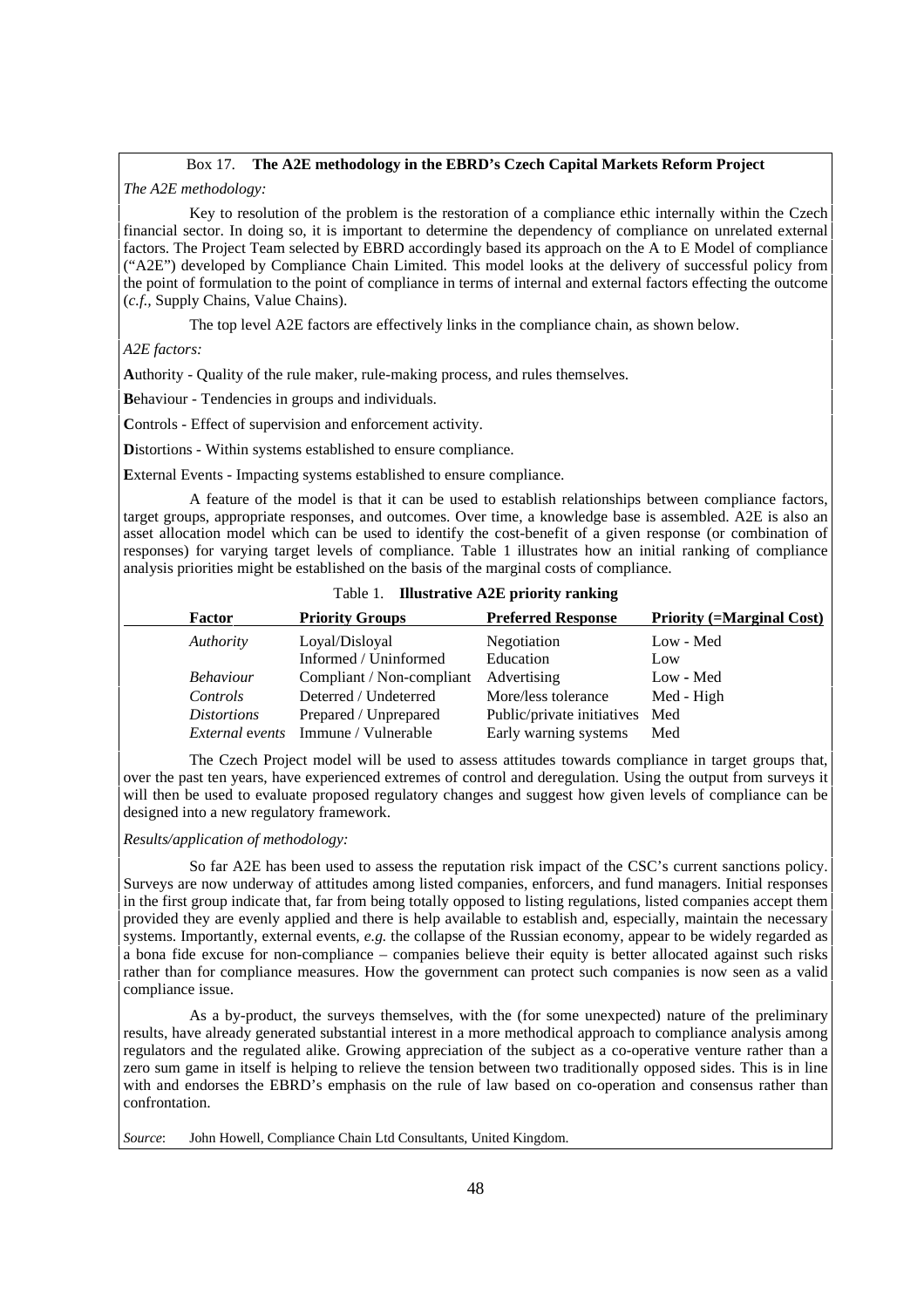### Box 17. **The A2E methodology in the EBRD's Czech Capital Markets Reform Project**

*The A2E methodology:*

Key to resolution of the problem is the restoration of a compliance ethic internally within the Czech financial sector. In doing so, it is important to determine the dependency of compliance on unrelated external factors. The Project Team selected by EBRD accordingly based its approach on the A to E Model of compliance ("A2E") developed by Compliance Chain Limited. This model looks at the delivery of successful policy from the point of formulation to the point of compliance in terms of internal and external factors effecting the outcome (*c.f.,* Supply Chains, Value Chains).

The top level A2E factors are effectively links in the compliance chain, as shown below.

*A2E factors:*

**A**uthority - Quality of the rule maker, rule-making process, and rules themselves.

**B**ehaviour - Tendencies in groups and individuals.

**C**ontrols - Effect of supervision and enforcement activity.

**D**istortions - Within systems established to ensure compliance.

**E**xternal Events - Impacting systems established to ensure compliance.

A feature of the model is that it can be used to establish relationships between compliance factors, target groups, appropriate responses, and outcomes. Over time, a knowledge base is assembled. A2E is also an asset allocation model which can be used to identify the cost-benefit of a given response (or combination of responses) for varying target levels of compliance. Table 1 illustrates how an initial ranking of compliance analysis priorities might be established on the basis of the marginal costs of compliance.

Table 1. **Illustrative A2E priority ranking**

| Factor | Priority Groups | Preferred Response | Priority (=Marginal Cost) |
|---|---|---|---|
| *Authority* | Loyal/Disloyal | Negotiation | Low - Med |
| | Informed / Uninformed | Education | Low |
| *Behaviour* | Compliant / Non-compliant | Advertising | Low - Med |
| *Controls* | Deterred / Undeterred | More/less tolerance | Med - High |
| *Distortions* | Prepared / Unprepared | Public/private initiatives | Med |
| *External events* | Immune / Vulnerable | Early warning systems | Med |

The Czech Project model will be used to assess attitudes towards compliance in target groups that, over the past ten years, have experienced extremes of control and deregulation. Using the output from surveys it will then be used to evaluate proposed regulatory changes and suggest how given levels of compliance can be designed into a new regulatory framework.

*Results/application of methodology:*

So far A2E has been used to assess the reputation risk impact of the CSC's current sanctions policy. Surveys are now underway of attitudes among listed companies, enforcers, and fund managers. Initial responses in the first group indicate that, far from being totally opposed to listing regulations, listed companies accept them provided they are evenly applied and there is help available to establish and, especially, maintain the necessary systems. Importantly, external events, *e.g.* the collapse of the Russian economy, appear to be widely regarded as a bona fide excuse for non-compliance – companies believe their equity is better allocated against such risks rather than for compliance measures. How the government can protect such companies is now seen as a valid compliance issue.

As a by-product, the surveys themselves, with the (for some unexpected) nature of the preliminary results, have already generated substantial interest in a more methodical approach to compliance analysis among regulators and the regulated alike. Growing appreciation of the subject as a co-operative venture rather than a zero sum game in itself is helping to relieve the tension between two traditionally opposed sides. This is in line with and endorses the EBRD's emphasis on the rule of law based on co-operation and consensus rather than confrontation.

*Source*: John Howell, Compliance Chain Ltd Consultants, United Kingdom.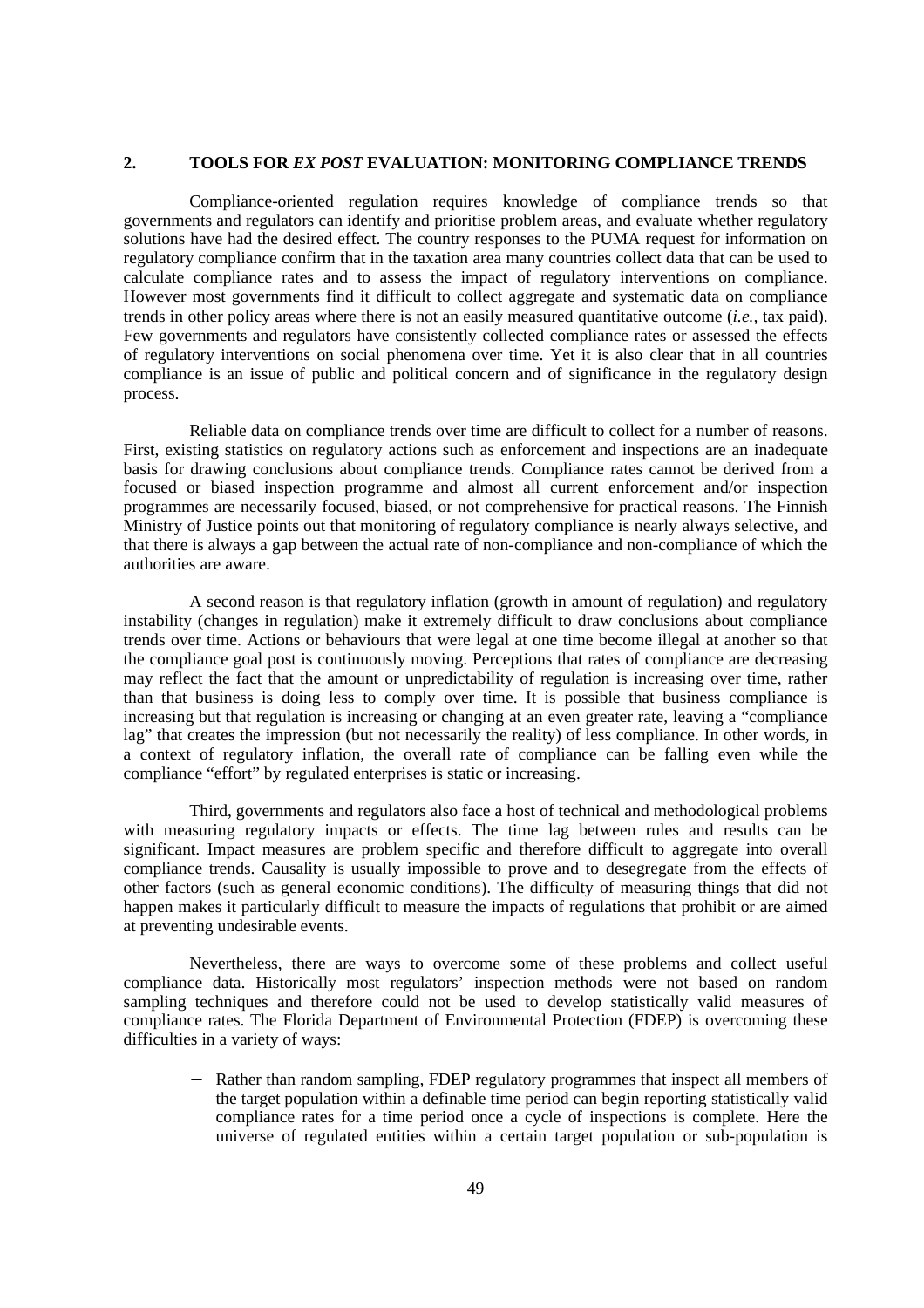## 2. TOOLS FOR *EX POST* EVALUATION: MONITORING COMPLIANCE TRENDS

Compliance-oriented regulation requires knowledge of compliance trends so that governments and regulators can identify and prioritise problem areas, and evaluate whether regulatory solutions have had the desired effect. The country responses to the PUMA request for information on regulatory compliance confirm that in the taxation area many countries collect data that can be used to calculate compliance rates and to assess the impact of regulatory interventions on compliance. However most governments find it difficult to collect aggregate and systematic data on compliance trends in other policy areas where there is not an easily measured quantitative outcome (*i.e.,* tax paid). Few governments and regulators have consistently collected compliance rates or assessed the effects of regulatory interventions on social phenomena over time. Yet it is also clear that in all countries compliance is an issue of public and political concern and of significance in the regulatory design process.

Reliable data on compliance trends over time are difficult to collect for a number of reasons. First, existing statistics on regulatory actions such as enforcement and inspections are an inadequate basis for drawing conclusions about compliance trends. Compliance rates cannot be derived from a focused or biased inspection programme and almost all current enforcement and/or inspection programmes are necessarily focused, biased, or not comprehensive for practical reasons. The Finnish Ministry of Justice points out that monitoring of regulatory compliance is nearly always selective, and that there is always a gap between the actual rate of non-compliance and non-compliance of which the authorities are aware.

A second reason is that regulatory inflation (growth in amount of regulation) and regulatory instability (changes in regulation) make it extremely difficult to draw conclusions about compliance trends over time. Actions or behaviours that were legal at one time become illegal at another so that the compliance goal post is continuously moving. Perceptions that rates of compliance are decreasing may reflect the fact that the amount or unpredictability of regulation is increasing over time, rather than that business is doing less to comply over time. It is possible that business compliance is increasing but that regulation is increasing or changing at an even greater rate, leaving a "compliance lag" that creates the impression (but not necessarily the reality) of less compliance. In other words, in a context of regulatory inflation, the overall rate of compliance can be falling even while the compliance "effort" by regulated enterprises is static or increasing.

Third, governments and regulators also face a host of technical and methodological problems with measuring regulatory impacts or effects. The time lag between rules and results can be significant. Impact measures are problem specific and therefore difficult to aggregate into overall compliance trends. Causality is usually impossible to prove and to desegregate from the effects of other factors (such as general economic conditions). The difficulty of measuring things that did not happen makes it particularly difficult to measure the impacts of regulations that prohibit or are aimed at preventing undesirable events.

Nevertheless, there are ways to overcome some of these problems and collect useful compliance data. Historically most regulators' inspection methods were not based on random sampling techniques and therefore could not be used to develop statistically valid measures of compliance rates. The Florida Department of Environmental Protection (FDEP) is overcoming these difficulties in a variety of ways:

- Rather than random sampling, FDEP regulatory programmes that inspect all members of the target population within a definable time period can begin reporting statistically valid compliance rates for a time period once a cycle of inspections is complete. Here the universe of regulated entities within a certain target population or sub-population is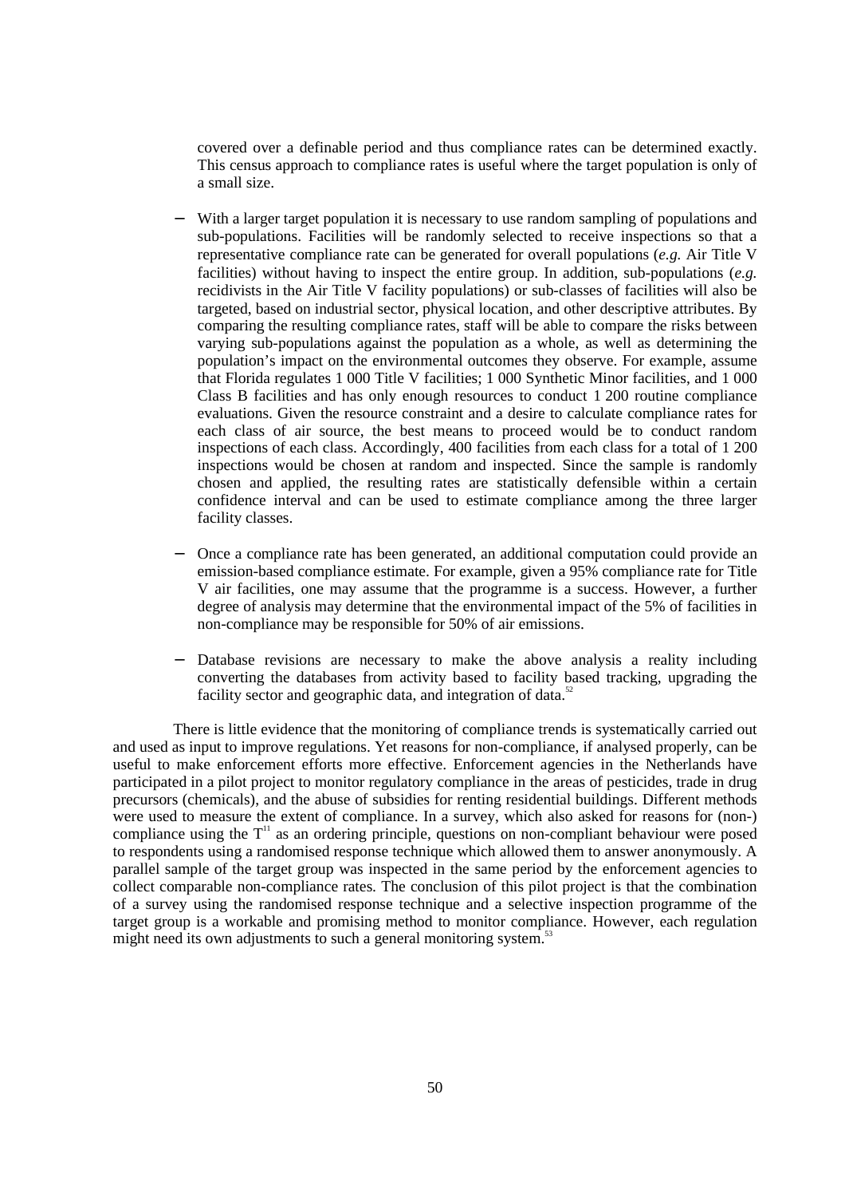covered over a definable period and thus compliance rates can be determined exactly. This census approach to compliance rates is useful where the target population is only of a small size.

- With a larger target population it is necessary to use random sampling of populations and sub-populations. Facilities will be randomly selected to receive inspections so that a representative compliance rate can be generated for overall populations (*e.g.* Air Title V facilities) without having to inspect the entire group. In addition, sub-populations (*e.g.* recidivists in the Air Title V facility populations) or sub-classes of facilities will also be targeted, based on industrial sector, physical location, and other descriptive attributes. By comparing the resulting compliance rates, staff will be able to compare the risks between varying sub-populations against the population as a whole, as well as determining the population's impact on the environmental outcomes they observe. For example, assume that Florida regulates 1 000 Title V facilities; 1 000 Synthetic Minor facilities, and 1 000 Class B facilities and has only enough resources to conduct 1 200 routine compliance evaluations. Given the resource constraint and a desire to calculate compliance rates for each class of air source, the best means to proceed would be to conduct random inspections of each class. Accordingly, 400 facilities from each class for a total of 1 200 inspections would be chosen at random and inspected. Since the sample is randomly chosen and applied, the resulting rates are statistically defensible within a certain confidence interval and can be used to estimate compliance among the three larger facility classes.

- Once a compliance rate has been generated, an additional computation could provide an emission-based compliance estimate. For example, given a 95% compliance rate for Title V air facilities, one may assume that the programme is a success. However, a further degree of analysis may determine that the environmental impact of the 5% of facilities in non-compliance may be responsible for 50% of air emissions.

- Database revisions are necessary to make the above analysis a reality including converting the databases from activity based to facility based tracking, upgrading the facility sector and geographic data, and integration of data.[52]

There is little evidence that the monitoring of compliance trends is systematically carried out and used as input to improve regulations. Yet reasons for non-compliance, if analysed properly, can be useful to make enforcement efforts more effective. Enforcement agencies in the Netherlands have participated in a pilot project to monitor regulatory compliance in the areas of pesticides, trade in drug precursors (chemicals), and the abuse of subsidies for renting residential buildings. Different methods were used to measure the extent of compliance. In a survey, which also asked for reasons for (non-) compliance using the $T^{11}$ as an ordering principle, questions on non-compliant behaviour were posed to respondents using a randomised response technique which allowed them to answer anonymously. A parallel sample of the target group was inspected in the same period by the enforcement agencies to collect comparable non-compliance rates. The conclusion of this pilot project is that the combination of a survey using the randomised response technique and a selective inspection programme of the target group is a workable and promising method to monitor compliance. However, each regulation might need its own adjustments to such a general monitoring system.[53]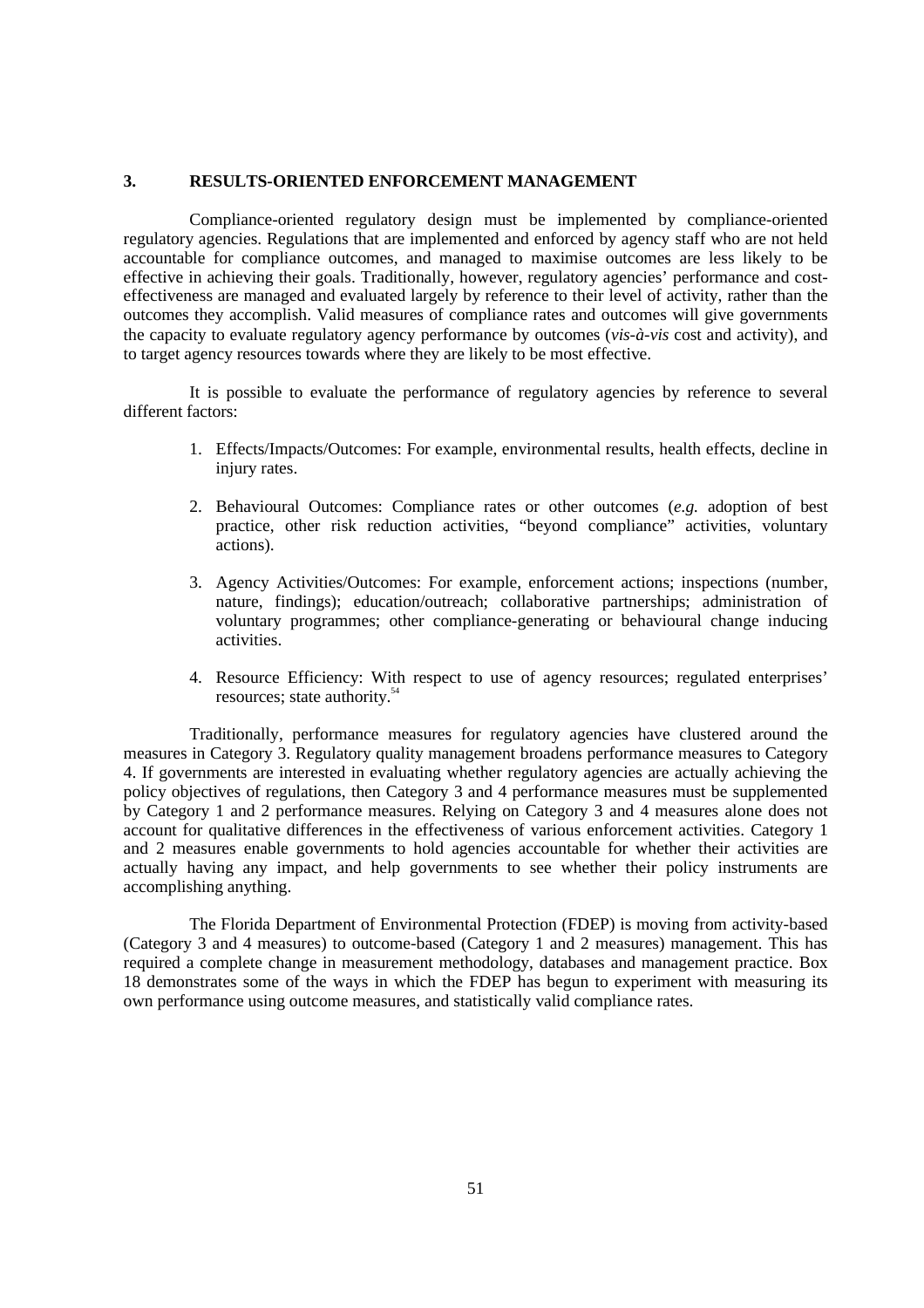## 3. RESULTS-ORIENTED ENFORCEMENT MANAGEMENT

Compliance-oriented regulatory design must be implemented by compliance-oriented regulatory agencies. Regulations that are implemented and enforced by agency staff who are not held accountable for compliance outcomes, and managed to maximise outcomes are less likely to be effective in achieving their goals. Traditionally, however, regulatory agencies' performance and cost-effectiveness are managed and evaluated largely by reference to their level of activity, rather than the outcomes they accomplish. Valid measures of compliance rates and outcomes will give governments the capacity to evaluate regulatory agency performance by outcomes (*vis-à-vis* cost and activity), and to target agency resources towards where they are likely to be most effective.

It is possible to evaluate the performance of regulatory agencies by reference to several different factors:

1. Effects/Impacts/Outcomes: For example, environmental results, health effects, decline in injury rates.
2. Behavioural Outcomes: Compliance rates or other outcomes (*e.g.* adoption of best practice, other risk reduction activities, "beyond compliance" activities, voluntary actions).
3. Agency Activities/Outcomes: For example, enforcement actions; inspections (number, nature, findings); education/outreach; collaborative partnerships; administration of voluntary programmes; other compliance-generating or behavioural change inducing activities.
4. Resource Efficiency: With respect to use of agency resources; regulated enterprises' resources; state authority.[54]

Traditionally, performance measures for regulatory agencies have clustered around the measures in Category 3. Regulatory quality management broadens performance measures to Category 4. If governments are interested in evaluating whether regulatory agencies are actually achieving the policy objectives of regulations, then Category 3 and 4 performance measures must be supplemented by Category 1 and 2 performance measures. Relying on Category 3 and 4 measures alone does not account for qualitative differences in the effectiveness of various enforcement activities. Category 1 and 2 measures enable governments to hold agencies accountable for whether their activities are actually having any impact, and help governments to see whether their policy instruments are accomplishing anything.

The Florida Department of Environmental Protection (FDEP) is moving from activity-based (Category 3 and 4 measures) to outcome-based (Category 1 and 2 measures) management. This has required a complete change in measurement methodology, databases and management practice. Box 18 demonstrates some of the ways in which the FDEP has begun to experiment with measuring its own performance using outcome measures, and statistically valid compliance rates.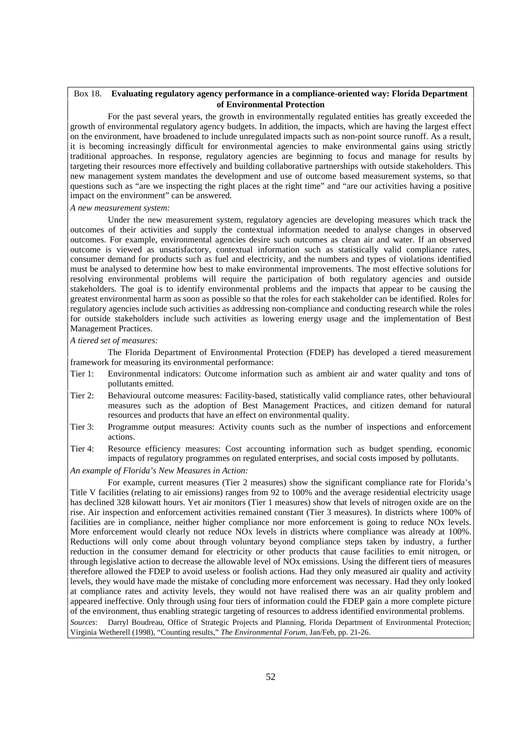**Box 18. Evaluating regulatory agency performance in a compliance-oriented way: Florida Department of Environmental Protection**

For the past several years, the growth in environmentally regulated entities has greatly exceeded the growth of environmental regulatory agency budgets. In addition, the impacts, which are having the largest effect on the environment, have broadened to include unregulated impacts such as non-point source runoff. As a result, it is becoming increasingly difficult for environmental agencies to make environmental gains using strictly traditional approaches. In response, regulatory agencies are beginning to focus and manage for results by targeting their resources more effectively and building collaborative partnerships with outside stakeholders. This new management system mandates the development and use of outcome based measurement systems, so that questions such as "are we inspecting the right places at the right time" and "are our activities having a positive impact on the environment" can be answered.

*A new measurement system:*

Under the new measurement system, regulatory agencies are developing measures which track the outcomes of their activities and supply the contextual information needed to analyse changes in observed outcomes. For example, environmental agencies desire such outcomes as clean air and water. If an observed outcome is viewed as unsatisfactory, contextual information such as statistically valid compliance rates, consumer demand for products such as fuel and electricity, and the numbers and types of violations identified must be analysed to determine how best to make environmental improvements. The most effective solutions for resolving environmental problems will require the participation of both regulatory agencies and outside stakeholders. The goal is to identify environmental problems and the impacts that appear to be causing the greatest environmental harm as soon as possible so that the roles for each stakeholder can be identified. Roles for regulatory agencies include such activities as addressing non-compliance and conducting research while the roles for outside stakeholders include such activities as lowering energy usage and the implementation of Best Management Practices.

*A tiered set of measures:*

The Florida Department of Environmental Protection (FDEP) has developed a tiered measurement framework for measuring its environmental performance:

- Tier 1: Environmental indicators: Outcome information such as ambient air and water quality and tons of pollutants emitted.
- Tier 2: Behavioural outcome measures: Facility-based, statistically valid compliance rates, other behavioural measures such as the adoption of Best Management Practices, and citizen demand for natural resources and products that have an effect on environmental quality.
- Tier 3: Programme output measures: Activity counts such as the number of inspections and enforcement actions.
- Tier 4: Resource efficiency measures: Cost accounting information such as budget spending, economic impacts of regulatory programmes on regulated enterprises, and social costs imposed by pollutants.

*An example of Florida's New Measures in Action:*

For example, current measures (Tier 2 measures) show the significant compliance rate for Florida's Title V facilities (relating to air emissions) ranges from 92 to 100% and the average residential electricity usage has declined 328 kilowatt hours. Yet air monitors (Tier 1 measures) show that levels of nitrogen oxide are on the rise. Air inspection and enforcement activities remained constant (Tier 3 measures). In districts where 100% of facilities are in compliance, neither higher compliance nor more enforcement is going to reduce NOx levels. More enforcement would clearly not reduce NOx levels in districts where compliance was already at 100%. Reductions will only come about through voluntary beyond compliance steps taken by industry, a further reduction in the consumer demand for electricity or other products that cause facilities to emit nitrogen, or through legislative action to decrease the allowable level of NOx emissions. Using the different tiers of measures therefore allowed the FDEP to avoid useless or foolish actions. Had they only measured air quality and activity levels, they would have made the mistake of concluding more enforcement was necessary. Had they only looked at compliance rates and activity levels, they would not have realised there was an air quality problem and appeared ineffective. Only through using four tiers of information could the FDEP gain a more complete picture of the environment, thus enabling strategic targeting of resources to address identified environmental problems.

*Sources*: Darryl Boudreau, Office of Strategic Projects and Planning, Florida Department of Environmental Protection; Virginia Wetherell (1998), "Counting results," *The Environmental Forum*, Jan/Feb, pp. 21-26.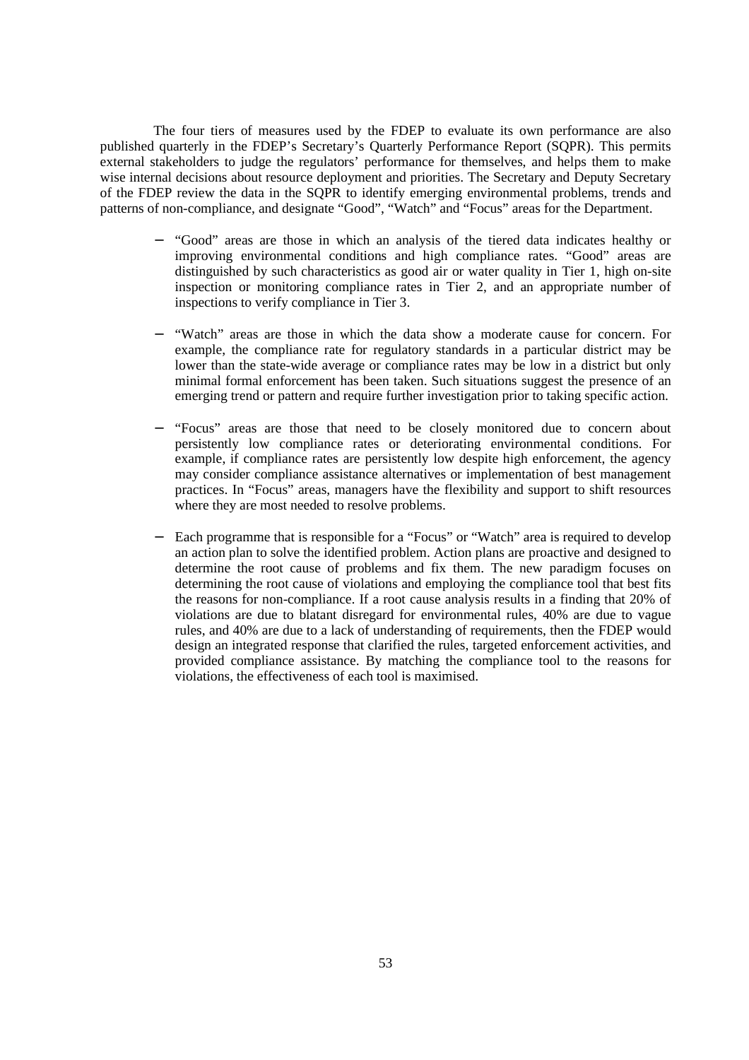The four tiers of measures used by the FDEP to evaluate its own performance are also published quarterly in the FDEP's Secretary's Quarterly Performance Report (SQPR). This permits external stakeholders to judge the regulators' performance for themselves, and helps them to make wise internal decisions about resource deployment and priorities. The Secretary and Deputy Secretary of the FDEP review the data in the SQPR to identify emerging environmental problems, trends and patterns of non-compliance, and designate "Good", "Watch" and "Focus" areas for the Department.

- "Good" areas are those in which an analysis of the tiered data indicates healthy or improving environmental conditions and high compliance rates. "Good" areas are distinguished by such characteristics as good air or water quality in Tier 1, high on-site inspection or monitoring compliance rates in Tier 2, and an appropriate number of inspections to verify compliance in Tier 3.

- "Watch" areas are those in which the data show a moderate cause for concern. For example, the compliance rate for regulatory standards in a particular district may be lower than the state-wide average or compliance rates may be low in a district but only minimal formal enforcement has been taken. Such situations suggest the presence of an emerging trend or pattern and require further investigation prior to taking specific action.

- "Focus" areas are those that need to be closely monitored due to concern about persistently low compliance rates or deteriorating environmental conditions. For example, if compliance rates are persistently low despite high enforcement, the agency may consider compliance assistance alternatives or implementation of best management practices. In "Focus" areas, managers have the flexibility and support to shift resources where they are most needed to resolve problems.

- Each programme that is responsible for a "Focus" or "Watch" area is required to develop an action plan to solve the identified problem. Action plans are proactive and designed to determine the root cause of problems and fix them. The new paradigm focuses on determining the root cause of violations and employing the compliance tool that best fits the reasons for non-compliance. If a root cause analysis results in a finding that 20% of violations are due to blatant disregard for environmental rules, 40% are due to vague rules, and 40% are due to a lack of understanding of requirements, then the FDEP would design an integrated response that clarified the rules, targeted enforcement activities, and provided compliance assistance. By matching the compliance tool to the reasons for violations, the effectiveness of each tool is maximised.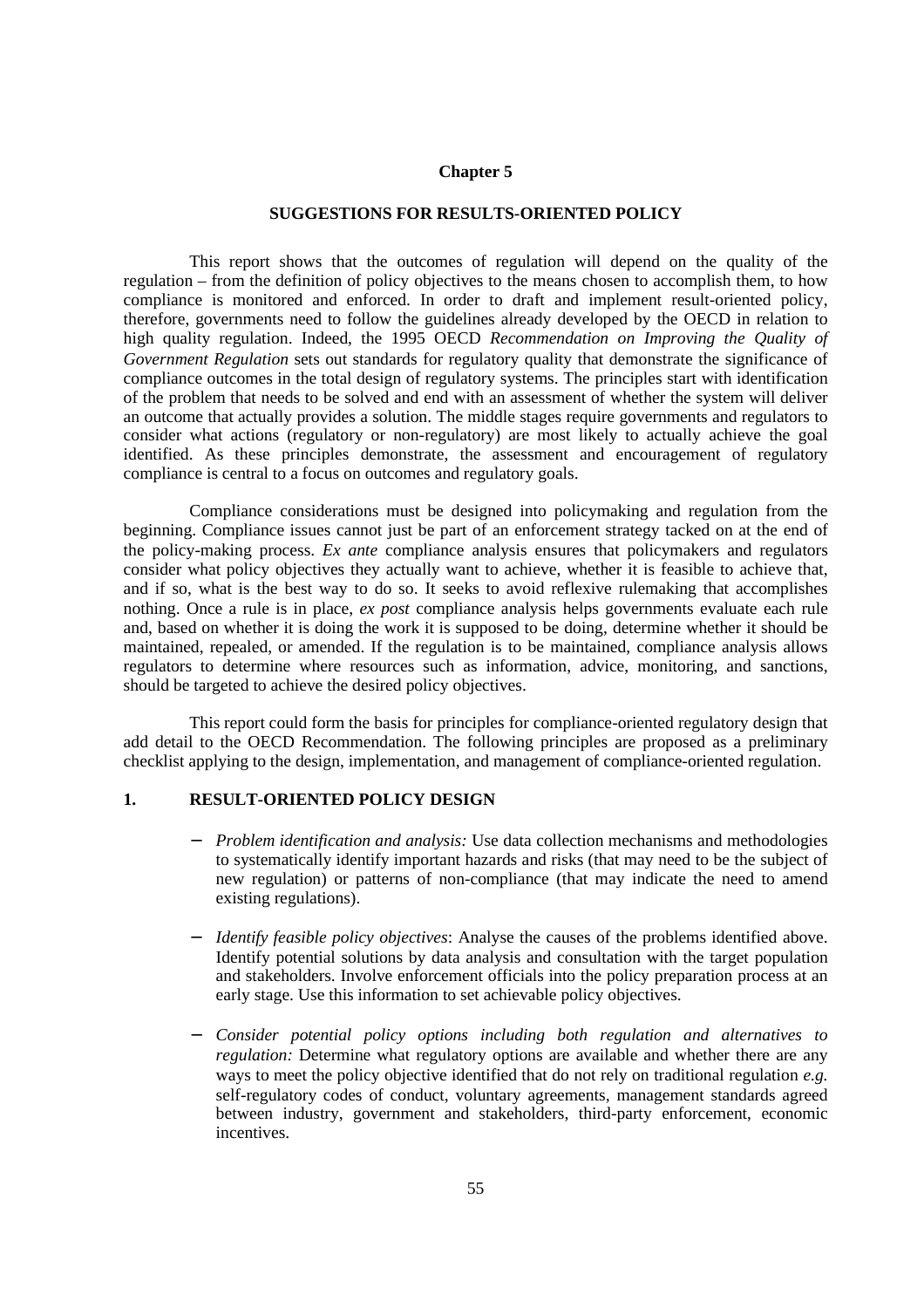# Chapter 5

## SUGGESTIONS FOR RESULTS-ORIENTED POLICY

This report shows that the outcomes of regulation will depend on the quality of the regulation – from the definition of policy objectives to the means chosen to accomplish them, to how compliance is monitored and enforced. In order to draft and implement result-oriented policy, therefore, governments need to follow the guidelines already developed by the OECD in relation to high quality regulation. Indeed, the 1995 OECD *Recommendation on Improving the Quality of Government Regulation* sets out standards for regulatory quality that demonstrate the significance of compliance outcomes in the total design of regulatory systems. The principles start with identification of the problem that needs to be solved and end with an assessment of whether the system will deliver an outcome that actually provides a solution. The middle stages require governments and regulators to consider what actions (regulatory or non-regulatory) are most likely to actually achieve the goal identified. As these principles demonstrate, the assessment and encouragement of regulatory compliance is central to a focus on outcomes and regulatory goals.

Compliance considerations must be designed into policymaking and regulation from the beginning. Compliance issues cannot just be part of an enforcement strategy tacked on at the end of the policy-making process. *Ex ante* compliance analysis ensures that policymakers and regulators consider what policy objectives they actually want to achieve, whether it is feasible to achieve that, and if so, what is the best way to do so. It seeks to avoid reflexive rulemaking that accomplishes nothing. Once a rule is in place, *ex post* compliance analysis helps governments evaluate each rule and, based on whether it is doing the work it is supposed to be doing, determine whether it should be maintained, repealed, or amended. If the regulation is to be maintained, compliance analysis allows regulators to determine where resources such as information, advice, monitoring, and sanctions, should be targeted to achieve the desired policy objectives.

This report could form the basis for principles for compliance-oriented regulatory design that add detail to the OECD Recommendation. The following principles are proposed as a preliminary checklist applying to the design, implementation, and management of compliance-oriented regulation.

### 1. RESULT-ORIENTED POLICY DESIGN

- *Problem identification and analysis:* Use data collection mechanisms and methodologies to systematically identify important hazards and risks (that may need to be the subject of new regulation) or patterns of non-compliance (that may indicate the need to amend existing regulations).

- *Identify feasible policy objectives*: Analyse the causes of the problems identified above. Identify potential solutions by data analysis and consultation with the target population and stakeholders. Involve enforcement officials into the policy preparation process at an early stage. Use this information to set achievable policy objectives.

- *Consider potential policy options including both regulation and alternatives to regulation:* Determine what regulatory options are available and whether there are any ways to meet the policy objective identified that do not rely on traditional regulation *e.g.* self-regulatory codes of conduct, voluntary agreements, management standards agreed between industry, government and stakeholders, third-party enforcement, economic incentives.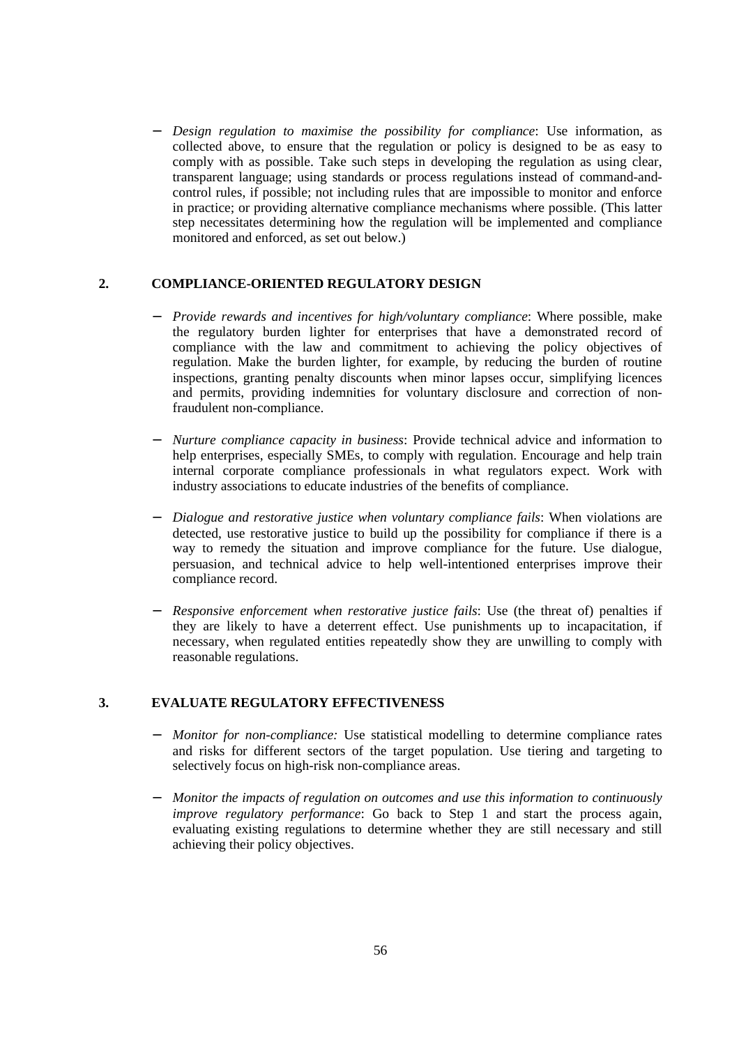- *Design regulation to maximise the possibility for compliance*: Use information, as collected above, to ensure that the regulation or policy is designed to be as easy to comply with as possible. Take such steps in developing the regulation as using clear, transparent language; using standards or process regulations instead of command-and-control rules, if possible; not including rules that are impossible to monitor and enforce in practice; or providing alternative compliance mechanisms where possible. (This latter step necessitates determining how the regulation will be implemented and compliance monitored and enforced, as set out below.)

## 2. COMPLIANCE-ORIENTED REGULATORY DESIGN

- *Provide rewards and incentives for high/voluntary compliance*: Where possible, make the regulatory burden lighter for enterprises that have a demonstrated record of compliance with the law and commitment to achieving the policy objectives of regulation. Make the burden lighter, for example, by reducing the burden of routine inspections, granting penalty discounts when minor lapses occur, simplifying licences and permits, providing indemnities for voluntary disclosure and correction of non-fraudulent non-compliance.

- *Nurture compliance capacity in business*: Provide technical advice and information to help enterprises, especially SMEs, to comply with regulation. Encourage and help train internal corporate compliance professionals in what regulators expect. Work with industry associations to educate industries of the benefits of compliance.

- *Dialogue and restorative justice when voluntary compliance fails*: When violations are detected, use restorative justice to build up the possibility for compliance if there is a way to remedy the situation and improve compliance for the future. Use dialogue, persuasion, and technical advice to help well-intentioned enterprises improve their compliance record.

- *Responsive enforcement when restorative justice fails*: Use (the threat of) penalties if they are likely to have a deterrent effect. Use punishments up to incapacitation, if necessary, when regulated entities repeatedly show they are unwilling to comply with reasonable regulations.

## 3. EVALUATE REGULATORY EFFECTIVENESS

- *Monitor for non-compliance:* Use statistical modelling to determine compliance rates and risks for different sectors of the target population. Use tiering and targeting to selectively focus on high-risk non-compliance areas.

- *Monitor the impacts of regulation on outcomes and use this information to continuously improve regulatory performance*: Go back to Step 1 and start the process again, evaluating existing regulations to determine whether they are still necessary and still achieving their policy objectives.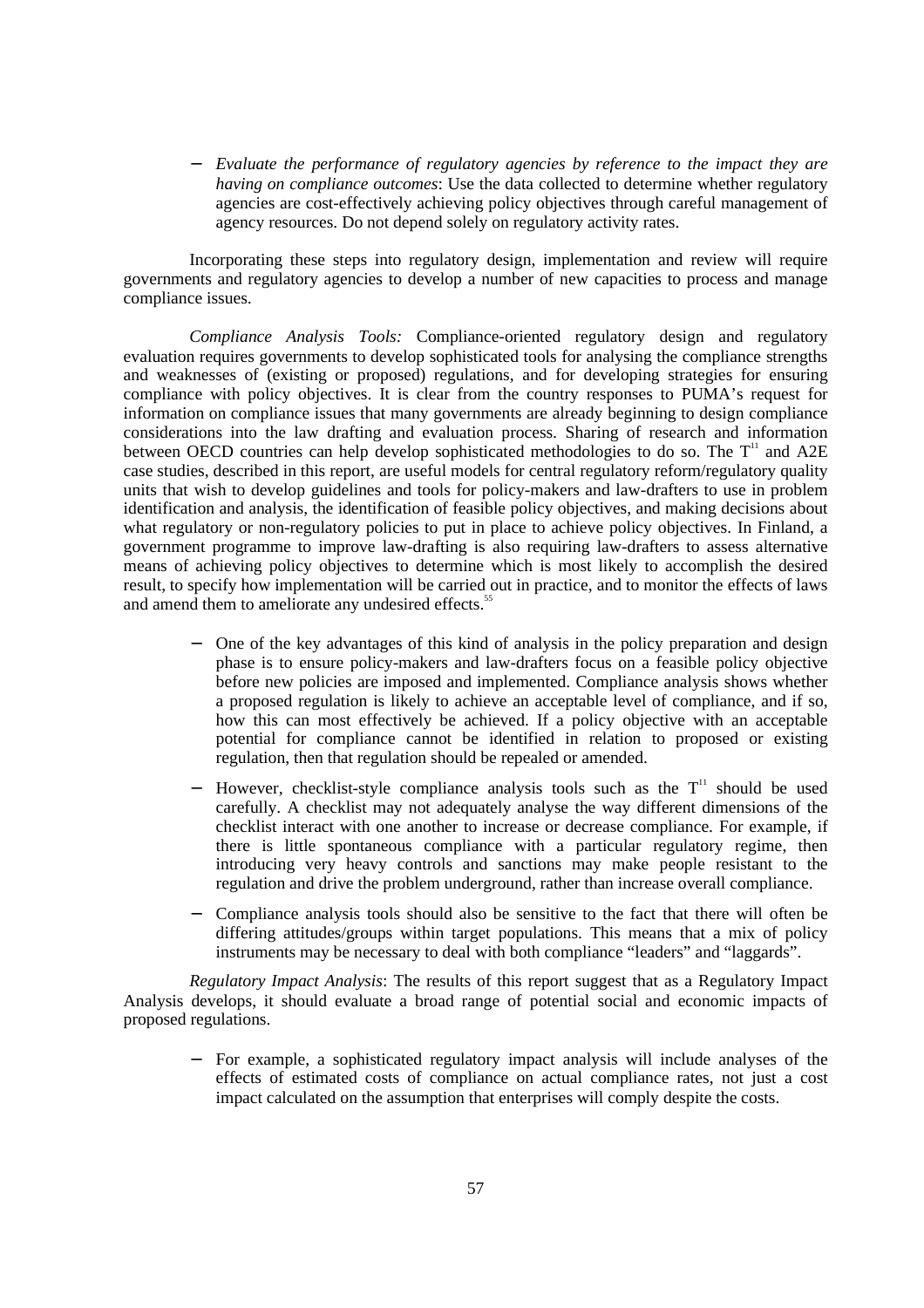- *Evaluate the performance of regulatory agencies by reference to the impact they are having on compliance outcomes*: Use the data collected to determine whether regulatory agencies are cost-effectively achieving policy objectives through careful management of agency resources. Do not depend solely on regulatory activity rates.

Incorporating these steps into regulatory design, implementation and review will require governments and regulatory agencies to develop a number of new capacities to process and manage compliance issues.

*Compliance Analysis Tools:* Compliance-oriented regulatory design and regulatory evaluation requires governments to develop sophisticated tools for analysing the compliance strengths and weaknesses of (existing or proposed) regulations, and for developing strategies for ensuring compliance with policy objectives. It is clear from the country responses to PUMA's request for information on compliance issues that many governments are already beginning to design compliance considerations into the law drafting and evaluation process. Sharing of research and information between OECD countries can help develop sophisticated methodologies to do so. The $T^{11}$ and A2E case studies, described in this report, are useful models for central regulatory reform/regulatory quality units that wish to develop guidelines and tools for policy-makers and law-drafters to use in problem identification and analysis, the identification of feasible policy objectives, and making decisions about what regulatory or non-regulatory policies to put in place to achieve policy objectives. In Finland, a government programme to improve law-drafting is also requiring law-drafters to assess alternative means of achieving policy objectives to determine which is most likely to accomplish the desired result, to specify how implementation will be carried out in practice, and to monitor the effects of laws and amend them to ameliorate any undesired effects.[55]

- One of the key advantages of this kind of analysis in the policy preparation and design phase is to ensure policy-makers and law-drafters focus on a feasible policy objective before new policies are imposed and implemented. Compliance analysis shows whether a proposed regulation is likely to achieve an acceptable level of compliance, and if so, how this can most effectively be achieved. If a policy objective with an acceptable potential for compliance cannot be identified in relation to proposed or existing regulation, then that regulation should be repealed or amended.
- However, checklist-style compliance analysis tools such as the $T^{11}$ should be used carefully. A checklist may not adequately analyse the way different dimensions of the checklist interact with one another to increase or decrease compliance. For example, if there is little spontaneous compliance with a particular regulatory regime, then introducing very heavy controls and sanctions may make people resistant to the regulation and drive the problem underground, rather than increase overall compliance.
- Compliance analysis tools should also be sensitive to the fact that there will often be differing attitudes/groups within target populations. This means that a mix of policy instruments may be necessary to deal with both compliance "leaders" and "laggards".

*Regulatory Impact Analysis*: The results of this report suggest that as a Regulatory Impact Analysis develops, it should evaluate a broad range of potential social and economic impacts of proposed regulations.

- For example, a sophisticated regulatory impact analysis will include analyses of the effects of estimated costs of compliance on actual compliance rates, not just a cost impact calculated on the assumption that enterprises will comply despite the costs.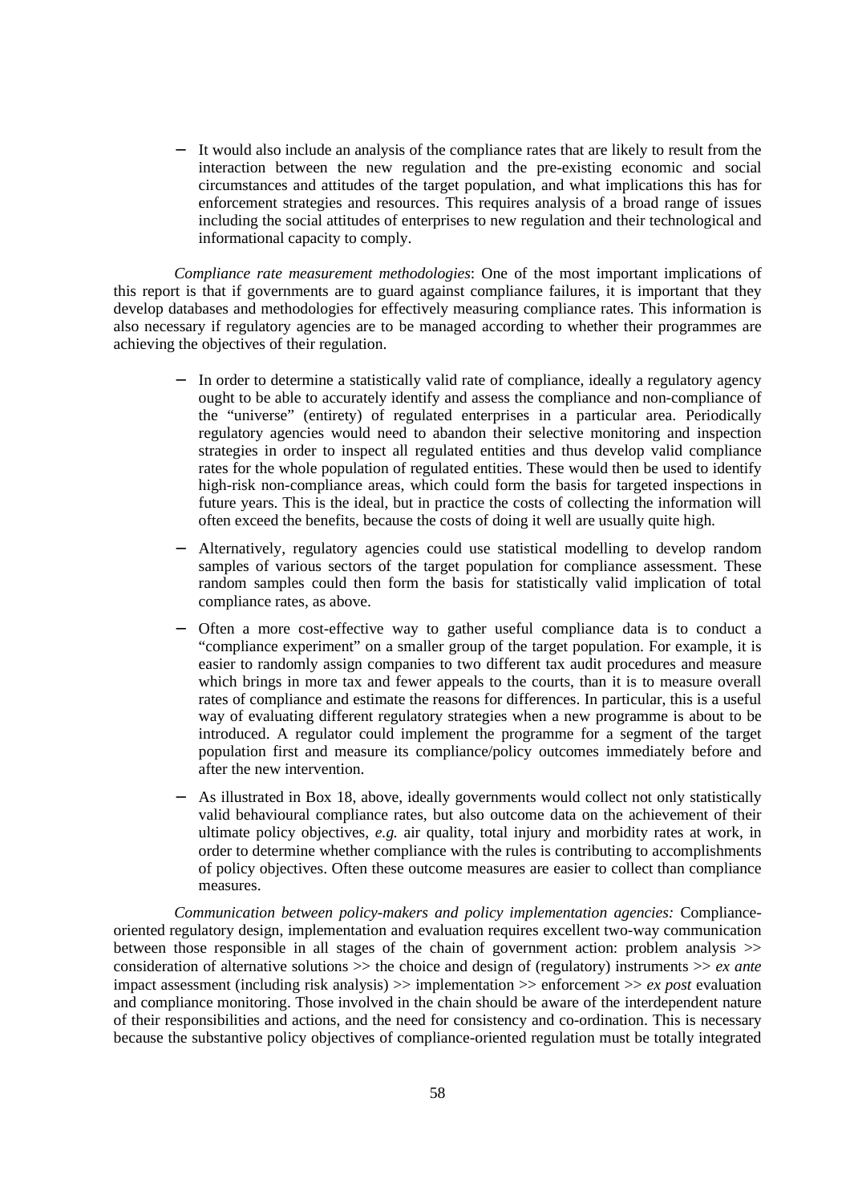- It would also include an analysis of the compliance rates that are likely to result from the interaction between the new regulation and the pre-existing economic and social circumstances and attitudes of the target population, and what implications this has for enforcement strategies and resources. This requires analysis of a broad range of issues including the social attitudes of enterprises to new regulation and their technological and informational capacity to comply.

*Compliance rate measurement methodologies*: One of the most important implications of this report is that if governments are to guard against compliance failures, it is important that they develop databases and methodologies for effectively measuring compliance rates. This information is also necessary if regulatory agencies are to be managed according to whether their programmes are achieving the objectives of their regulation.

- In order to determine a statistically valid rate of compliance, ideally a regulatory agency ought to be able to accurately identify and assess the compliance and non-compliance of the "universe" (entirety) of regulated enterprises in a particular area. Periodically regulatory agencies would need to abandon their selective monitoring and inspection strategies in order to inspect all regulated entities and thus develop valid compliance rates for the whole population of regulated entities. These would then be used to identify high-risk non-compliance areas, which could form the basis for targeted inspections in future years. This is the ideal, but in practice the costs of collecting the information will often exceed the benefits, because the costs of doing it well are usually quite high.

- Alternatively, regulatory agencies could use statistical modelling to develop random samples of various sectors of the target population for compliance assessment. These random samples could then form the basis for statistically valid implication of total compliance rates, as above.

- Often a more cost-effective way to gather useful compliance data is to conduct a "compliance experiment" on a smaller group of the target population. For example, it is easier to randomly assign companies to two different tax audit procedures and measure which brings in more tax and fewer appeals to the courts, than it is to measure overall rates of compliance and estimate the reasons for differences. In particular, this is a useful way of evaluating different regulatory strategies when a new programme is about to be introduced. A regulator could implement the programme for a segment of the target population first and measure its compliance/policy outcomes immediately before and after the new intervention.

- As illustrated in Box 18, above, ideally governments would collect not only statistically valid behavioural compliance rates, but also outcome data on the achievement of their ultimate policy objectives, *e.g.* air quality, total injury and morbidity rates at work, in order to determine whether compliance with the rules is contributing to accomplishments of policy objectives. Often these outcome measures are easier to collect than compliance measures.

*Communication between policy-makers and policy implementation agencies:* Compliance-oriented regulatory design, implementation and evaluation requires excellent two-way communication between those responsible in all stages of the chain of government action: problem analysis >> consideration of alternative solutions >> the choice and design of (regulatory) instruments >> *ex ante* impact assessment (including risk analysis) >> implementation >> enforcement >> *ex post* evaluation and compliance monitoring. Those involved in the chain should be aware of the interdependent nature of their responsibilities and actions, and the need for consistency and co-ordination. This is necessary because the substantive policy objectives of compliance-oriented regulation must be totally integrated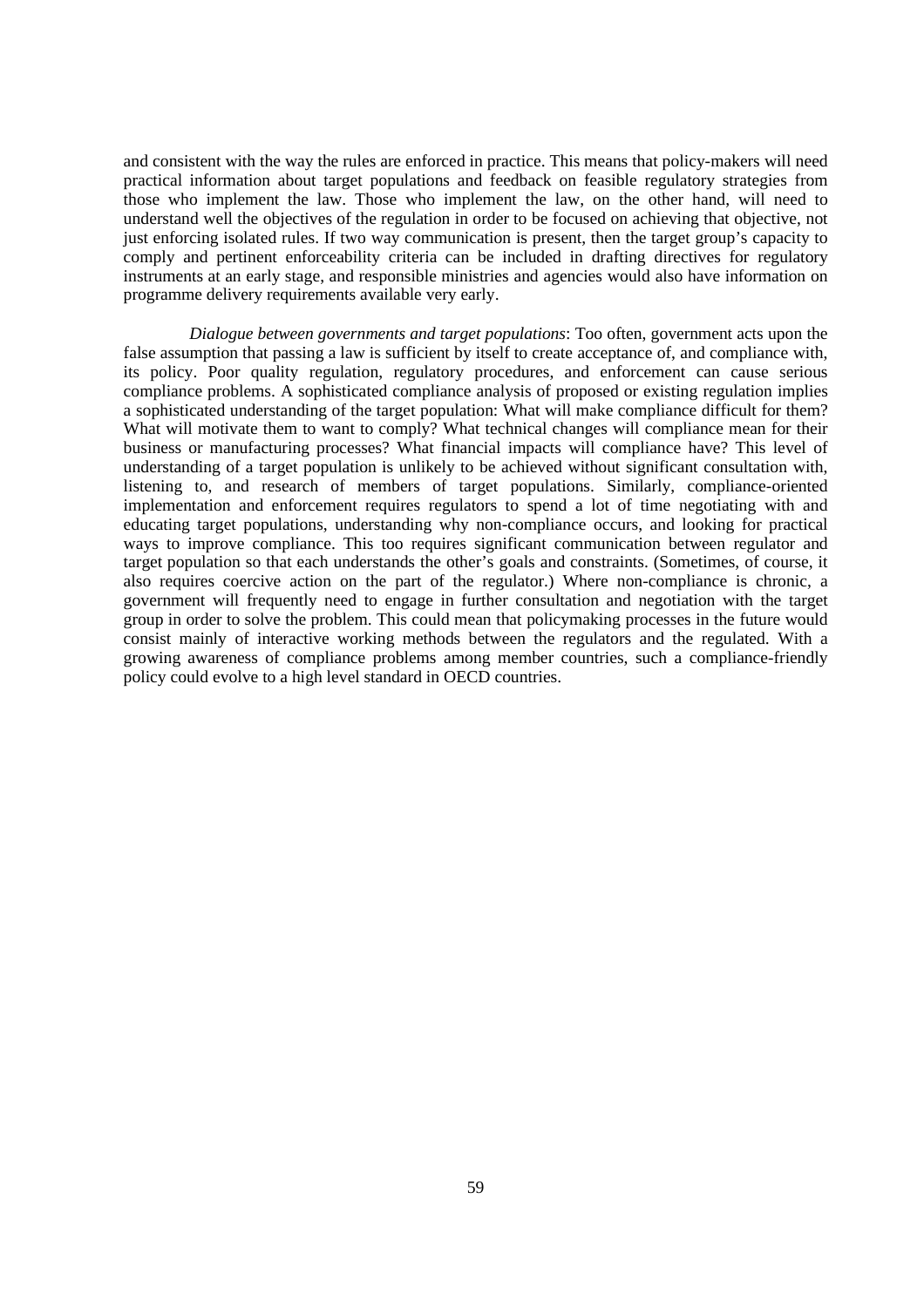and consistent with the way the rules are enforced in practice. This means that policy-makers will need practical information about target populations and feedback on feasible regulatory strategies from those who implement the law. Those who implement the law, on the other hand, will need to understand well the objectives of the regulation in order to be focused on achieving that objective, not just enforcing isolated rules. If two way communication is present, then the target group's capacity to comply and pertinent enforceability criteria can be included in drafting directives for regulatory instruments at an early stage, and responsible ministries and agencies would also have information on programme delivery requirements available very early.

*Dialogue between governments and target populations*: Too often, government acts upon the false assumption that passing a law is sufficient by itself to create acceptance of, and compliance with, its policy. Poor quality regulation, regulatory procedures, and enforcement can cause serious compliance problems. A sophisticated compliance analysis of proposed or existing regulation implies a sophisticated understanding of the target population: What will make compliance difficult for them? What will motivate them to want to comply? What technical changes will compliance mean for their business or manufacturing processes? What financial impacts will compliance have? This level of understanding of a target population is unlikely to be achieved without significant consultation with, listening to, and research of members of target populations. Similarly, compliance-oriented implementation and enforcement requires regulators to spend a lot of time negotiating with and educating target populations, understanding why non-compliance occurs, and looking for practical ways to improve compliance. This too requires significant communication between regulator and target population so that each understands the other's goals and constraints. (Sometimes, of course, it also requires coercive action on the part of the regulator.) Where non-compliance is chronic, a government will frequently need to engage in further consultation and negotiation with the target group in order to solve the problem. This could mean that policymaking processes in the future would consist mainly of interactive working methods between the regulators and the regulated. With a growing awareness of compliance problems among member countries, such a compliance-friendly policy could evolve to a high level standard in OECD countries.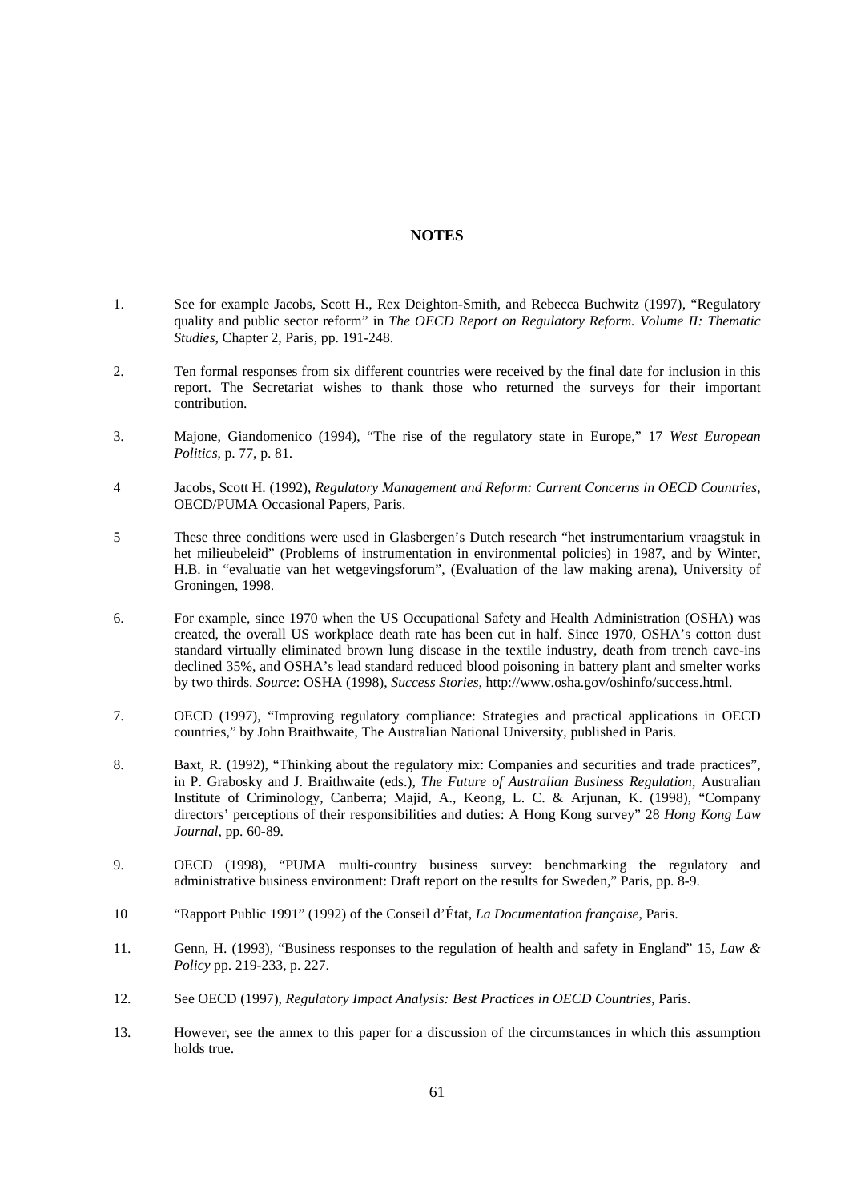## NOTES

1. See for example Jacobs, Scott H., Rex Deighton-Smith, and Rebecca Buchwitz (1997), "Regulatory quality and public sector reform" in *The OECD Report on Regulatory Reform. Volume II: Thematic Studies*, Chapter 2, Paris, pp. 191-248.

2. Ten formal responses from six different countries were received by the final date for inclusion in this report. The Secretariat wishes to thank those who returned the surveys for their important contribution.

3. Majone, Giandomenico (1994), "The rise of the regulatory state in Europe," 17 *West European Politics*, p. 77, p. 81.

4 Jacobs, Scott H. (1992), *Regulatory Management and Reform: Current Concerns in OECD Countries*, OECD/PUMA Occasional Papers, Paris.

5 These three conditions were used in Glasbergen's Dutch research "het instrumentarium vraagstuk in het milieubeleid" (Problems of instrumentation in environmental policies) in 1987, and by Winter, H.B. in "evaluatie van het wetgevingsforum", (Evaluation of the law making arena), University of Groningen, 1998.

6. For example, since 1970 when the US Occupational Safety and Health Administration (OSHA) was created, the overall US workplace death rate has been cut in half. Since 1970, OSHA's cotton dust standard virtually eliminated brown lung disease in the textile industry, death from trench cave-ins declined 35%, and OSHA's lead standard reduced blood poisoning in battery plant and smelter works by two thirds. *Source*: OSHA (1998), *Success Stories*, http://www.osha.gov/oshinfo/success.html.

7. OECD (1997), "Improving regulatory compliance: Strategies and practical applications in OECD countries," by John Braithwaite, The Australian National University, published in Paris.

8. Baxt, R. (1992), "Thinking about the regulatory mix: Companies and securities and trade practices", in P. Grabosky and J. Braithwaite (eds.), *The Future of Australian Business Regulation*, Australian Institute of Criminology, Canberra; Majid, A., Keong, L. C. & Arjunan, K. (1998), "Company directors' perceptions of their responsibilities and duties: A Hong Kong survey" 28 *Hong Kong Law Journal*, pp. 60-89.

9. OECD (1998), "PUMA multi-country business survey: benchmarking the regulatory and administrative business environment: Draft report on the results for Sweden," Paris, pp. 8-9.

10 "Rapport Public 1991" (1992) of the Conseil d'État, *La Documentation française*, Paris.

11. Genn, H. (1993), "Business responses to the regulation of health and safety in England" 15, *Law & Policy* pp. 219-233, p. 227.

12. See OECD (1997), *Regulatory Impact Analysis: Best Practices in OECD Countries*, Paris.

13. However, see the annex to this paper for a discussion of the circumstances in which this assumption holds true.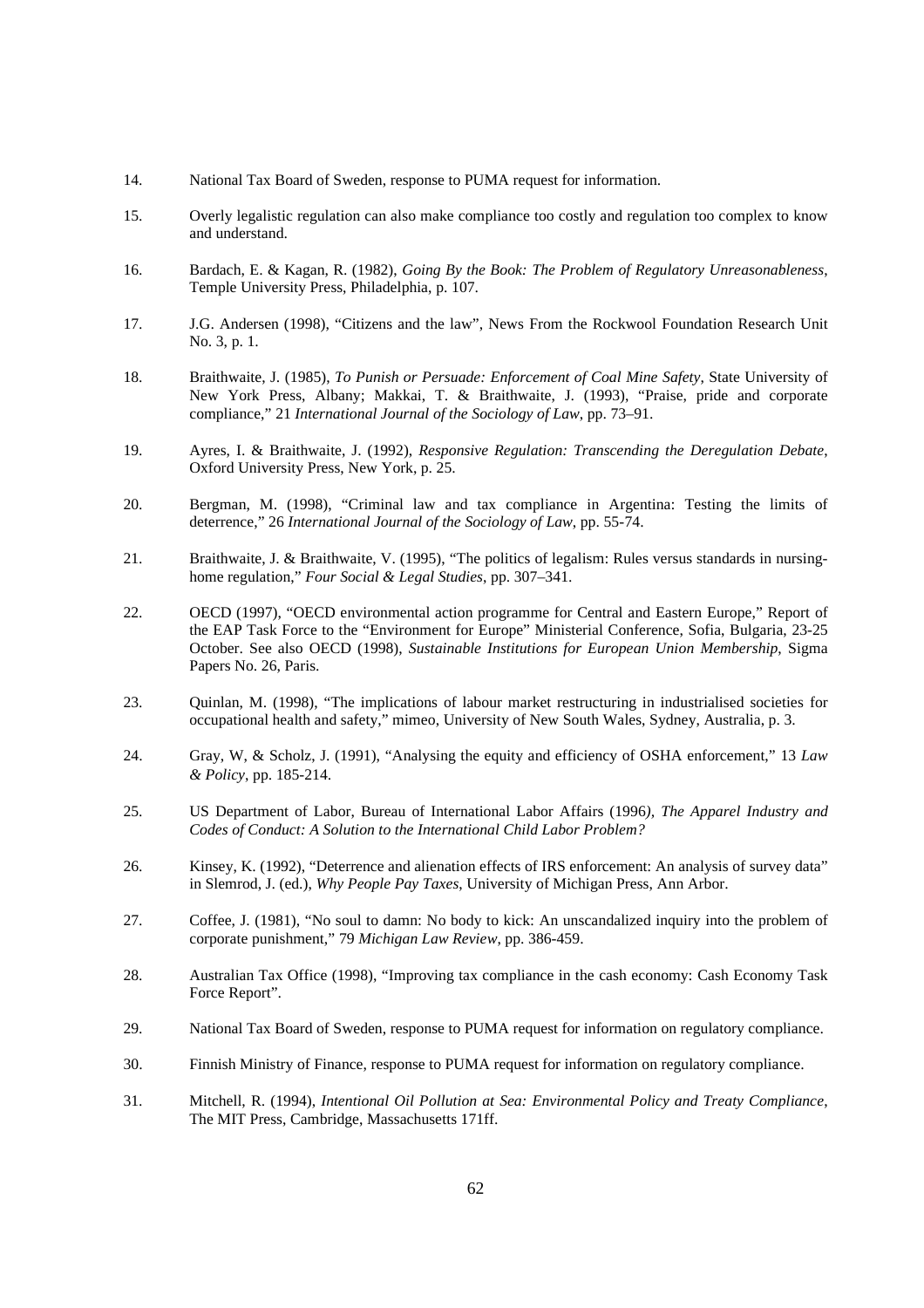14. National Tax Board of Sweden, response to PUMA request for information.

15. Overly legalistic regulation can also make compliance too costly and regulation too complex to know and understand.

16. Bardach, E. & Kagan, R. (1982), *Going By the Book: The Problem of Regulatory Unreasonableness*, Temple University Press, Philadelphia, p. 107.

17. J.G. Andersen (1998), "Citizens and the law", News From the Rockwool Foundation Research Unit No. 3, p. 1.

18. Braithwaite, J. (1985), *To Punish or Persuade: Enforcement of Coal Mine Safety*, State University of New York Press, Albany; Makkai, T. & Braithwaite, J. (1993), "Praise, pride and corporate compliance," 21 *International Journal of the Sociology of Law*, pp. 73–91.

19. Ayres, I. & Braithwaite, J. (1992), *Responsive Regulation: Transcending the Deregulation Debate*, Oxford University Press, New York, p. 25.

20. Bergman, M. (1998), "Criminal law and tax compliance in Argentina: Testing the limits of deterrence," 26 *International Journal of the Sociology of Law*, pp. 55-74.

21. Braithwaite, J. & Braithwaite, V. (1995), "The politics of legalism: Rules versus standards in nursing-home regulation," *Four Social & Legal Studies*, pp. 307–341.

22. OECD (1997), "OECD environmental action programme for Central and Eastern Europe," Report of the EAP Task Force to the "Environment for Europe" Ministerial Conference, Sofia, Bulgaria, 23-25 October. See also OECD (1998), *Sustainable Institutions for European Union Membership*, Sigma Papers No. 26, Paris.

23. Quinlan, M. (1998), "The implications of labour market restructuring in industrialised societies for occupational health and safety," mimeo, University of New South Wales, Sydney, Australia, p. 3.

24. Gray, W, & Scholz, J. (1991), "Analysing the equity and efficiency of OSHA enforcement," 13 *Law & Policy*, pp. 185-214.

25. US Department of Labor, Bureau of International Labor Affairs (1996*), The Apparel Industry and Codes of Conduct: A Solution to the International Child Labor Problem?*

26. Kinsey, K. (1992), "Deterrence and alienation effects of IRS enforcement: An analysis of survey data" in Slemrod, J. (ed.), *Why People Pay Taxes*, University of Michigan Press, Ann Arbor.

27. Coffee, J. (1981), "No soul to damn: No body to kick: An unscandalized inquiry into the problem of corporate punishment," 79 *Michigan Law Review*, pp. 386-459.

28. Australian Tax Office (1998), "Improving tax compliance in the cash economy: Cash Economy Task Force Report".

29. National Tax Board of Sweden, response to PUMA request for information on regulatory compliance.

30. Finnish Ministry of Finance, response to PUMA request for information on regulatory compliance.

31. Mitchell, R. (1994), *Intentional Oil Pollution at Sea: Environmental Policy and Treaty Compliance*, The MIT Press, Cambridge, Massachusetts 171ff.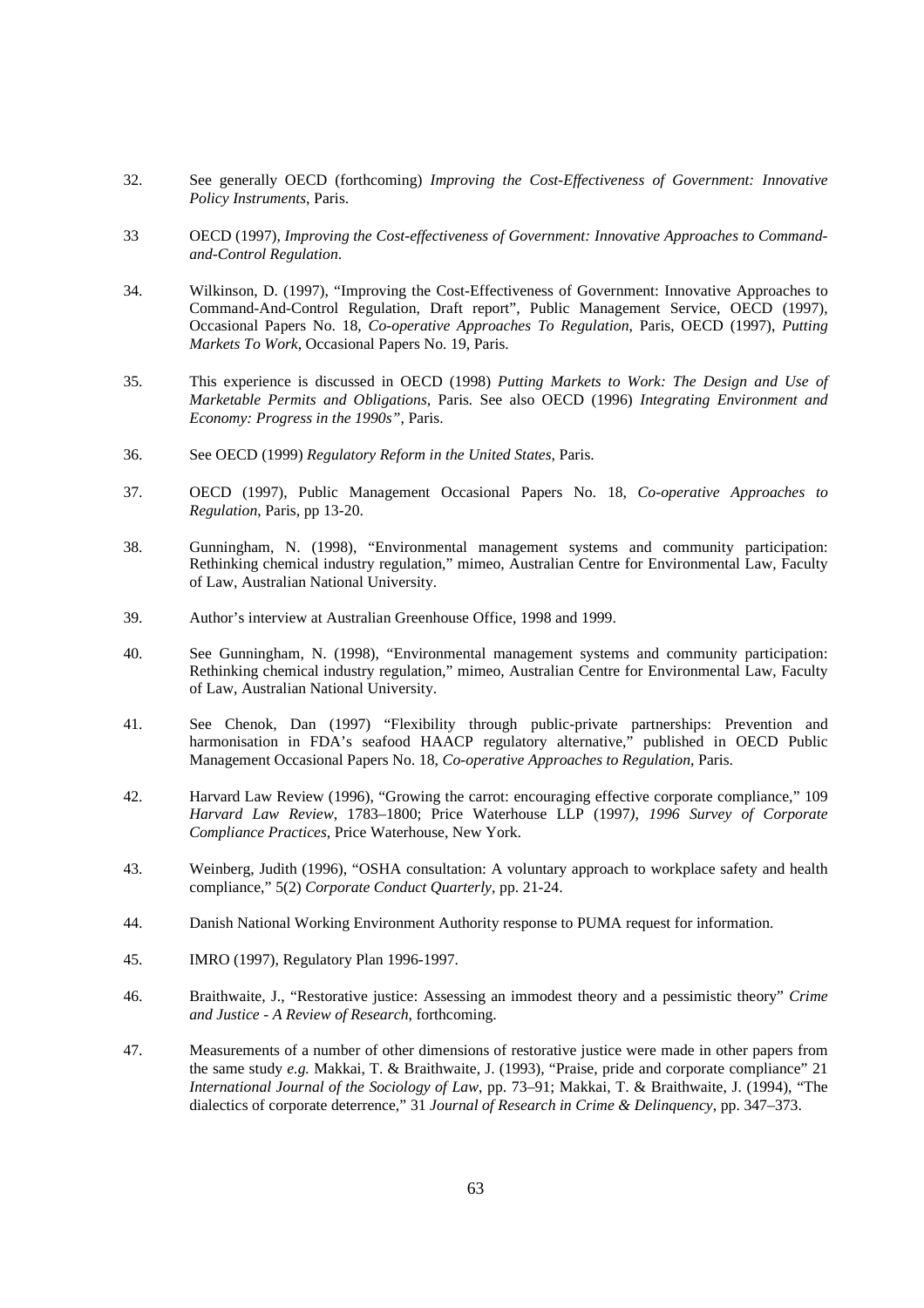32. See generally OECD (forthcoming) *Improving the Cost-Effectiveness of Government: Innovative Policy Instruments*, Paris.

33 OECD (1997), *Improving the Cost-effectiveness of Government: Innovative Approaches to Command-and-Control Regulation*.

34. Wilkinson, D. (1997), "Improving the Cost-Effectiveness of Government: Innovative Approaches to Command-And-Control Regulation, Draft report", Public Management Service, OECD (1997), Occasional Papers No. 18, *Co-operative Approaches To Regulation*, Paris, OECD (1997), *Putting Markets To Work*, Occasional Papers No. 19, Paris.

35. This experience is discussed in OECD (1998) *Putting Markets to Work: The Design and Use of Marketable Permits and Obligations,* Paris. See also OECD (1996) *Integrating Environment and Economy: Progress in the 1990s"*, Paris.

36. See OECD (1999) *Regulatory Reform in the United States,* Paris.

37. OECD (1997), Public Management Occasional Papers No. 18, *Co-operative Approaches to Regulation*, Paris, pp 13-20.

38. Gunningham, N. (1998), "Environmental management systems and community participation: Rethinking chemical industry regulation," mimeo, Australian Centre for Environmental Law, Faculty of Law, Australian National University.

39. Author's interview at Australian Greenhouse Office, 1998 and 1999.

40. See Gunningham, N. (1998), "Environmental management systems and community participation: Rethinking chemical industry regulation," mimeo, Australian Centre for Environmental Law, Faculty of Law, Australian National University.

41. See Chenok, Dan (1997) "Flexibility through public-private partnerships: Prevention and harmonisation in FDA's seafood HAACP regulatory alternative," published in OECD Public Management Occasional Papers No. 18, *Co-operative Approaches to Regulation*, Paris.

42. Harvard Law Review (1996), "Growing the carrot: encouraging effective corporate compliance," 109 *Harvard Law Review*, 1783–1800; Price Waterhouse LLP (1997*), 1996 Survey of Corporate Compliance Practices*, Price Waterhouse, New York.

43. Weinberg, Judith (1996), "OSHA consultation: A voluntary approach to workplace safety and health compliance," 5(2) *Corporate Conduct Quarterly*, pp. 21-24.

44. Danish National Working Environment Authority response to PUMA request for information.

45. IMRO (1997), Regulatory Plan 1996-1997.

46. Braithwaite, J., "Restorative justice: Assessing an immodest theory and a pessimistic theory" *Crime and Justice - A Review of Research*, forthcoming.

47. Measurements of a number of other dimensions of restorative justice were made in other papers from the same study *e.g.* Makkai, T. & Braithwaite, J. (1993), "Praise, pride and corporate compliance" 21 *International Journal of the Sociology of Law*, pp. 73–91; Makkai, T. & Braithwaite, J. (1994), "The dialectics of corporate deterrence," 31 *Journal of Research in Crime & Delinquency*, pp. 347–373.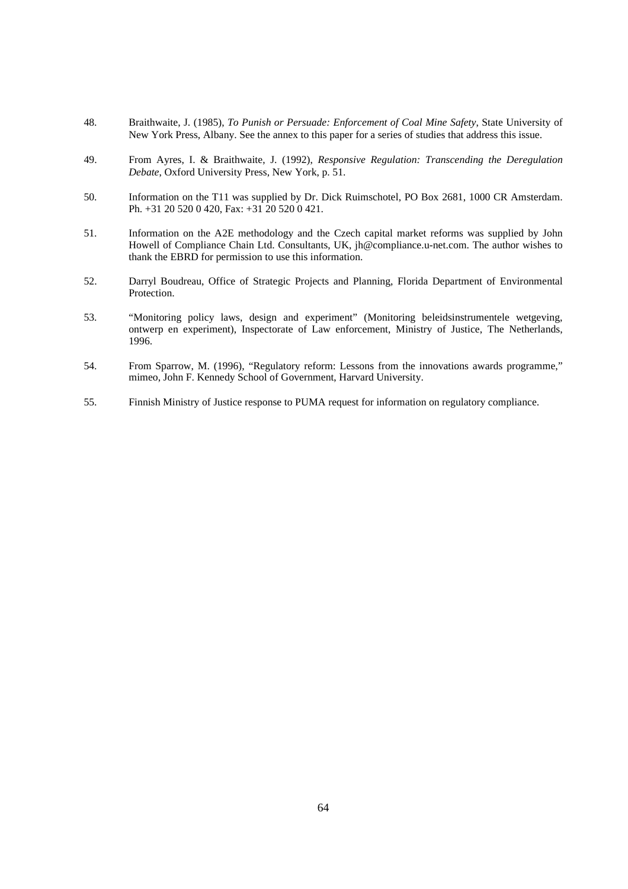48. Braithwaite, J. (1985), *To Punish or Persuade: Enforcement of Coal Mine Safety*, State University of New York Press, Albany. See the annex to this paper for a series of studies that address this issue.

49. From Ayres, I. & Braithwaite, J. (1992), *Responsive Regulation: Transcending the Deregulation Debate*, Oxford University Press, New York, p. 51.

50. Information on the T11 was supplied by Dr. Dick Ruimschotel, PO Box 2681, 1000 CR Amsterdam. Ph. +31 20 520 0 420, Fax: +31 20 520 0 421.

51. Information on the A2E methodology and the Czech capital market reforms was supplied by John Howell of Compliance Chain Ltd. Consultants, UK, jh@compliance.u-net.com. The author wishes to thank the EBRD for permission to use this information.

52. Darryl Boudreau, Office of Strategic Projects and Planning, Florida Department of Environmental Protection.

53. "Monitoring policy laws, design and experiment" (Monitoring beleidsinstrumentele wetgeving, ontwerp en experiment), Inspectorate of Law enforcement, Ministry of Justice, The Netherlands, 1996.

54. From Sparrow, M. (1996), "Regulatory reform: Lessons from the innovations awards programme," mimeo, John F. Kennedy School of Government, Harvard University.

55. Finnish Ministry of Justice response to PUMA request for information on regulatory compliance.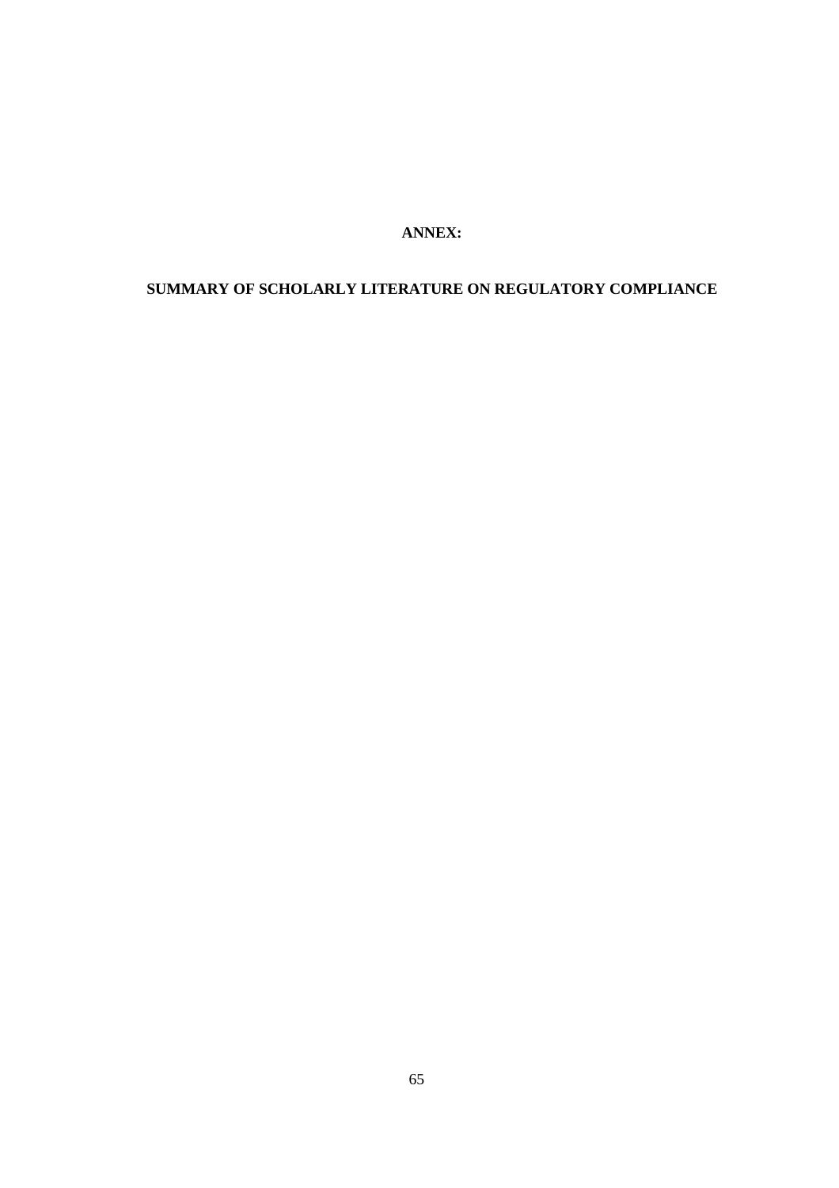# ANNEX:

# SUMMARY OF SCHOLARLY LITERATURE ON REGULATORY COMPLIANCE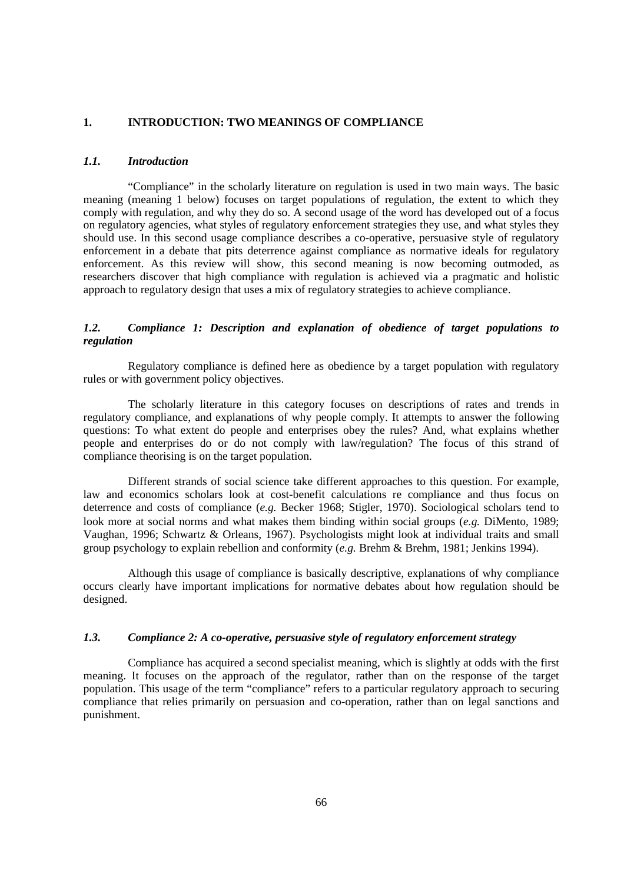## 1. INTRODUCTION: TWO MEANINGS OF COMPLIANCE

### *1.1. Introduction*

"Compliance" in the scholarly literature on regulation is used in two main ways. The basic meaning (meaning 1 below) focuses on target populations of regulation, the extent to which they comply with regulation, and why they do so. A second usage of the word has developed out of a focus on regulatory agencies, what styles of regulatory enforcement strategies they use, and what styles they should use. In this second usage compliance describes a co-operative, persuasive style of regulatory enforcement in a debate that pits deterrence against compliance as normative ideals for regulatory enforcement. As this review will show, this second meaning is now becoming outmoded, as researchers discover that high compliance with regulation is achieved via a pragmatic and holistic approach to regulatory design that uses a mix of regulatory strategies to achieve compliance.

### *1.2. Compliance 1: Description and explanation of obedience of target populations to regulation*

Regulatory compliance is defined here as obedience by a target population with regulatory rules or with government policy objectives.

The scholarly literature in this category focuses on descriptions of rates and trends in regulatory compliance, and explanations of why people comply. It attempts to answer the following questions: To what extent do people and enterprises obey the rules? And, what explains whether people and enterprises do or do not comply with law/regulation? The focus of this strand of compliance theorising is on the target population.

Different strands of social science take different approaches to this question. For example, law and economics scholars look at cost-benefit calculations re compliance and thus focus on deterrence and costs of compliance (*e.g.* Becker 1968; Stigler, 1970). Sociological scholars tend to look more at social norms and what makes them binding within social groups (*e.g.* DiMento, 1989; Vaughan, 1996; Schwartz & Orleans, 1967). Psychologists might look at individual traits and small group psychology to explain rebellion and conformity (*e.g.* Brehm & Brehm, 1981; Jenkins 1994).

Although this usage of compliance is basically descriptive, explanations of why compliance occurs clearly have important implications for normative debates about how regulation should be designed.

### *1.3. Compliance 2: A co-operative, persuasive style of regulatory enforcement strategy*

Compliance has acquired a second specialist meaning, which is slightly at odds with the first meaning. It focuses on the approach of the regulator, rather than on the response of the target population. This usage of the term "compliance" refers to a particular regulatory approach to securing compliance that relies primarily on persuasion and co-operation, rather than on legal sanctions and punishment.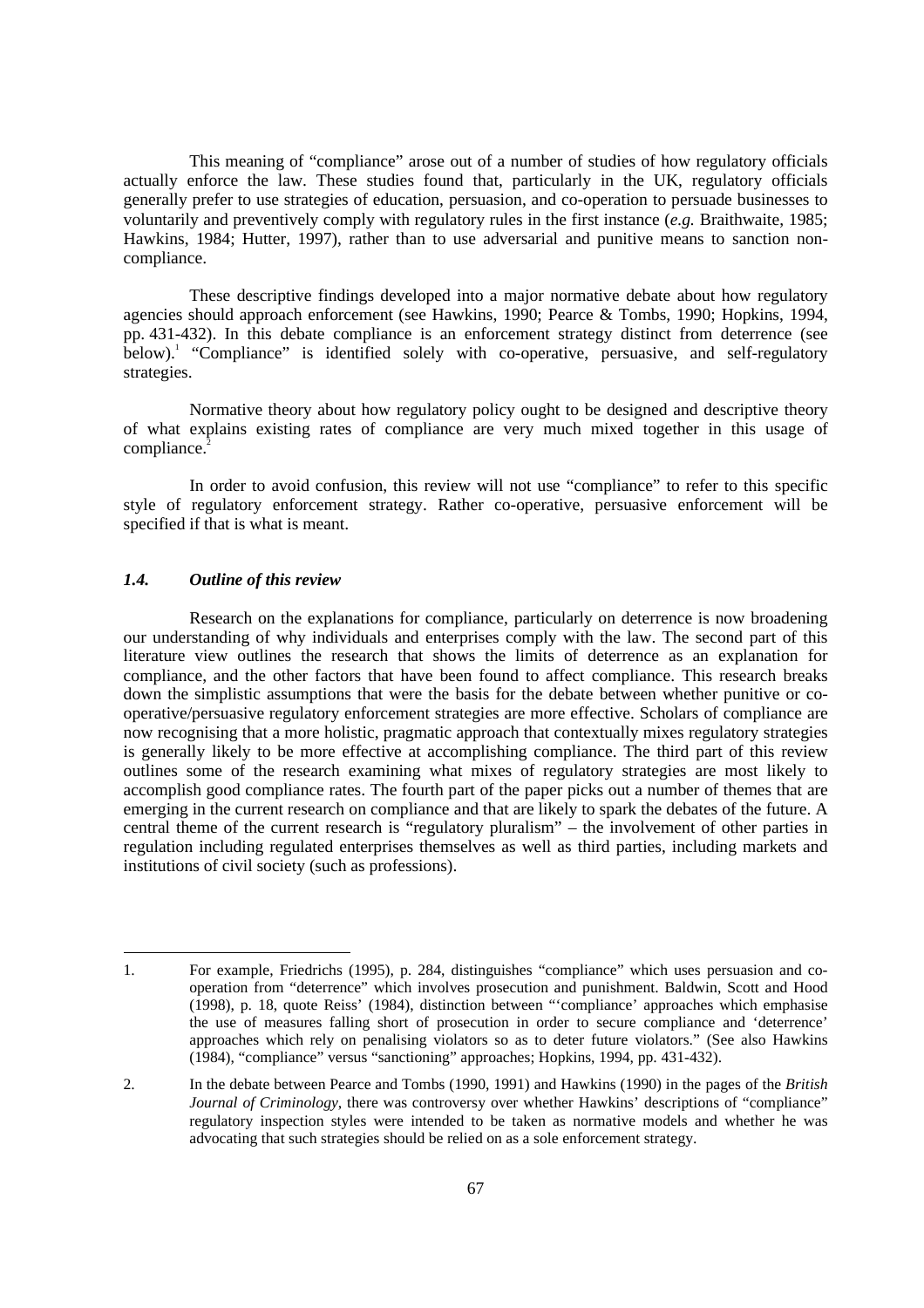This meaning of "compliance" arose out of a number of studies of how regulatory officials actually enforce the law. These studies found that, particularly in the UK, regulatory officials generally prefer to use strategies of education, persuasion, and co-operation to persuade businesses to voluntarily and preventively comply with regulatory rules in the first instance (*e.g.* Braithwaite, 1985; Hawkins, 1984; Hutter, 1997), rather than to use adversarial and punitive means to sanction non-compliance.

These descriptive findings developed into a major normative debate about how regulatory agencies should approach enforcement (see Hawkins, 1990; Pearce & Tombs, 1990; Hopkins, 1994, pp. 431-432). In this debate compliance is an enforcement strategy distinct from deterrence (see below).[1] "Compliance" is identified solely with co-operative, persuasive, and self-regulatory strategies.

Normative theory about how regulatory policy ought to be designed and descriptive theory of what explains existing rates of compliance are very much mixed together in this usage of compliance.[2]

In order to avoid confusion, this review will not use "compliance" to refer to this specific style of regulatory enforcement strategy. Rather co-operative, persuasive enforcement will be specified if that is what is meant.

### *1.4. Outline of this review*

Research on the explanations for compliance, particularly on deterrence is now broadening our understanding of why individuals and enterprises comply with the law. The second part of this literature view outlines the research that shows the limits of deterrence as an explanation for compliance, and the other factors that have been found to affect compliance. This research breaks down the simplistic assumptions that were the basis for the debate between whether punitive or co-operative/persuasive regulatory enforcement strategies are more effective. Scholars of compliance are now recognising that a more holistic, pragmatic approach that contextually mixes regulatory strategies is generally likely to be more effective at accomplishing compliance. The third part of this review outlines some of the research examining what mixes of regulatory strategies are most likely to accomplish good compliance rates. The fourth part of the paper picks out a number of themes that are emerging in the current research on compliance and that are likely to spark the debates of the future. A central theme of the current research is "regulatory pluralism" – the involvement of other parties in regulation including regulated enterprises themselves as well as third parties, including markets and institutions of civil society (such as professions).

---

1. For example, Friedrichs (1995), p. 284, distinguishes "compliance" which uses persuasion and co-operation from "deterrence" which involves prosecution and punishment. Baldwin, Scott and Hood (1998), p. 18, quote Reiss' (1984), distinction between "'compliance' approaches which emphasise the use of measures falling short of prosecution in order to secure compliance and 'deterrence' approaches which rely on penalising violators so as to deter future violators." (See also Hawkins (1984), "compliance" versus "sanctioning" approaches; Hopkins, 1994, pp. 431-432).

2. In the debate between Pearce and Tombs (1990, 1991) and Hawkins (1990) in the pages of the *British Journal of Criminology*, there was controversy over whether Hawkins' descriptions of "compliance" regulatory inspection styles were intended to be taken as normative models and whether he was advocating that such strategies should be relied on as a sole enforcement strategy.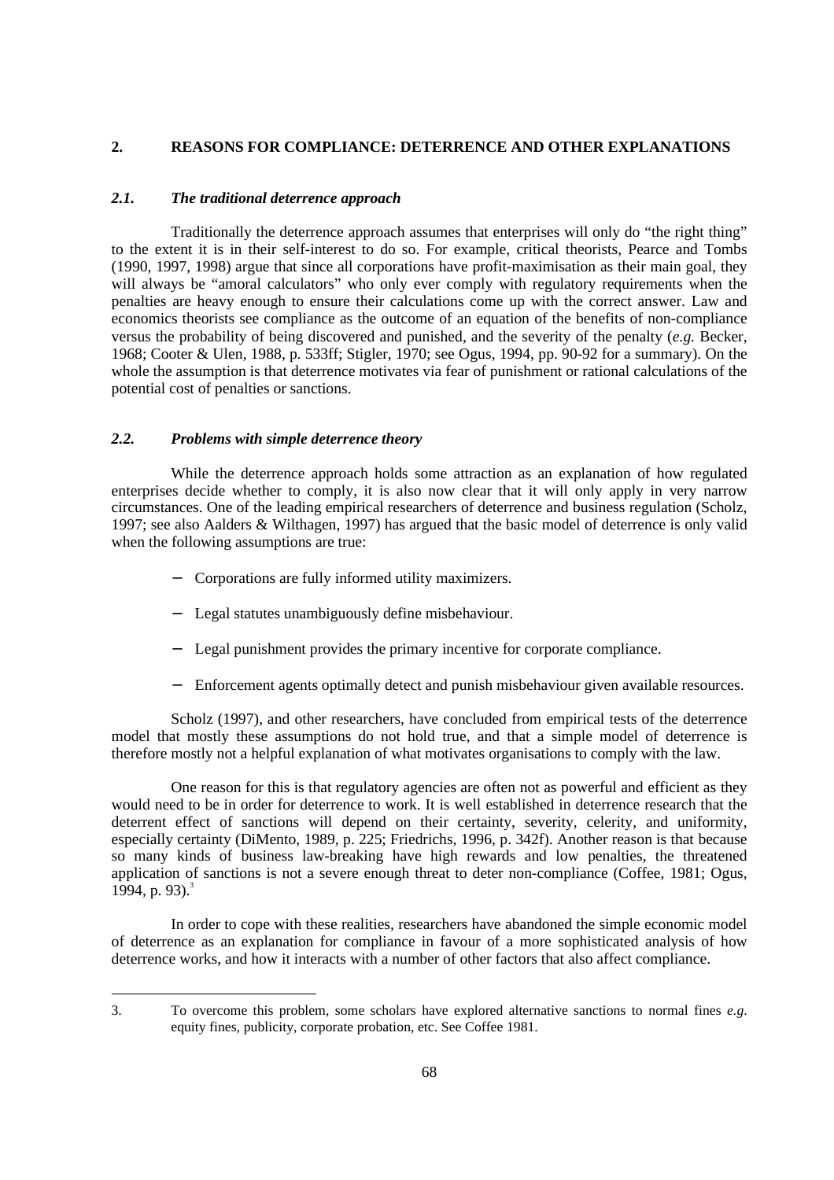## 2. REASONS FOR COMPLIANCE: DETERRENCE AND OTHER EXPLANATIONS

### *2.1. The traditional deterrence approach*

Traditionally the deterrence approach assumes that enterprises will only do "the right thing" to the extent it is in their self-interest to do so. For example, critical theorists, Pearce and Tombs (1990, 1997, 1998) argue that since all corporations have profit-maximisation as their main goal, they will always be "amoral calculators" who only ever comply with regulatory requirements when the penalties are heavy enough to ensure their calculations come up with the correct answer. Law and economics theorists see compliance as the outcome of an equation of the benefits of non-compliance versus the probability of being discovered and punished, and the severity of the penalty (*e.g.* Becker, 1968; Cooter & Ulen, 1988, p. 533ff; Stigler, 1970; see Ogus, 1994, pp. 90-92 for a summary). On the whole the assumption is that deterrence motivates via fear of punishment or rational calculations of the potential cost of penalties or sanctions.

### *2.2. Problems with simple deterrence theory*

While the deterrence approach holds some attraction as an explanation of how regulated enterprises decide whether to comply, it is also now clear that it will only apply in very narrow circumstances. One of the leading empirical researchers of deterrence and business regulation (Scholz, 1997; see also Aalders & Wilthagen, 1997) has argued that the basic model of deterrence is only valid when the following assumptions are true:

- Corporations are fully informed utility maximizers.
- Legal statutes unambiguously define misbehaviour.
- Legal punishment provides the primary incentive for corporate compliance.
- Enforcement agents optimally detect and punish misbehaviour given available resources.

Scholz (1997), and other researchers, have concluded from empirical tests of the deterrence model that mostly these assumptions do not hold true, and that a simple model of deterrence is therefore mostly not a helpful explanation of what motivates organisations to comply with the law.

One reason for this is that regulatory agencies are often not as powerful and efficient as they would need to be in order for deterrence to work. It is well established in deterrence research that the deterrent effect of sanctions will depend on their certainty, severity, celerity, and uniformity, especially certainty (DiMento, 1989, p. 225; Friedrichs, 1996, p. 342f). Another reason is that because so many kinds of business law-breaking have high rewards and low penalties, the threatened application of sanctions is not a severe enough threat to deter non-compliance (Coffee, 1981; Ogus, 1994, p. 93).[3]

In order to cope with these realities, researchers have abandoned the simple economic model of deterrence as an explanation for compliance in favour of a more sophisticated analysis of how deterrence works, and how it interacts with a number of other factors that also affect compliance.

---

3. To overcome this problem, some scholars have explored alternative sanctions to normal fines *e.g.* equity fines, publicity, corporate probation, etc. See Coffee 1981.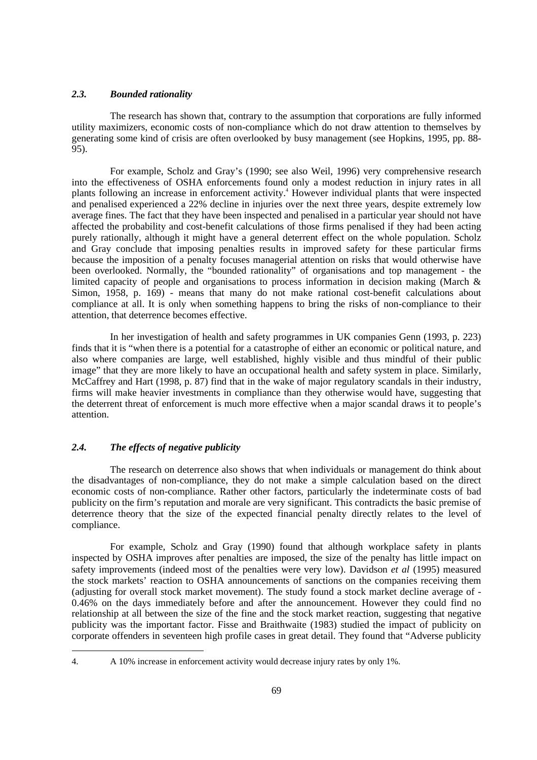### *2.3. Bounded rationality*

The research has shown that, contrary to the assumption that corporations are fully informed utility maximizers, economic costs of non-compliance which do not draw attention to themselves by generating some kind of crisis are often overlooked by busy management (see Hopkins, 1995, pp. 88-95).

For example, Scholz and Gray's (1990; see also Weil, 1996) very comprehensive research into the effectiveness of OSHA enforcements found only a modest reduction in injury rates in all plants following an increase in enforcement activity.[4] However individual plants that were inspected and penalised experienced a 22% decline in injuries over the next three years, despite extremely low average fines. The fact that they have been inspected and penalised in a particular year should not have affected the probability and cost-benefit calculations of those firms penalised if they had been acting purely rationally, although it might have a general deterrent effect on the whole population. Scholz and Gray conclude that imposing penalties results in improved safety for these particular firms because the imposition of a penalty focuses managerial attention on risks that would otherwise have been overlooked. Normally, the "bounded rationality" of organisations and top management - the limited capacity of people and organisations to process information in decision making (March & Simon, 1958, p. 169) - means that many do not make rational cost-benefit calculations about compliance at all. It is only when something happens to bring the risks of non-compliance to their attention, that deterrence becomes effective.

In her investigation of health and safety programmes in UK companies Genn (1993, p. 223) finds that it is "when there is a potential for a catastrophe of either an economic or political nature, and also where companies are large, well established, highly visible and thus mindful of their public image" that they are more likely to have an occupational health and safety system in place. Similarly, McCaffrey and Hart (1998, p. 87) find that in the wake of major regulatory scandals in their industry, firms will make heavier investments in compliance than they otherwise would have, suggesting that the deterrent threat of enforcement is much more effective when a major scandal draws it to people's attention.

### *2.4. The effects of negative publicity*

The research on deterrence also shows that when individuals or management do think about the disadvantages of non-compliance, they do not make a simple calculation based on the direct economic costs of non-compliance. Rather other factors, particularly the indeterminate costs of bad publicity on the firm's reputation and morale are very significant. This contradicts the basic premise of deterrence theory that the size of the expected financial penalty directly relates to the level of compliance.

For example, Scholz and Gray (1990) found that although workplace safety in plants inspected by OSHA improves after penalties are imposed, the size of the penalty has little impact on safety improvements (indeed most of the penalties were very low). Davidson *et al* (1995) measured the stock markets' reaction to OSHA announcements of sanctions on the companies receiving them (adjusting for overall stock market movement). The study found a stock market decline average of -0.46% on the days immediately before and after the announcement. However they could find no relationship at all between the size of the fine and the stock market reaction, suggesting that negative publicity was the important factor. Fisse and Braithwaite (1983) studied the impact of publicity on corporate offenders in seventeen high profile cases in great detail. They found that "Adverse publicity

---

4. A 10% increase in enforcement activity would decrease injury rates by only 1%.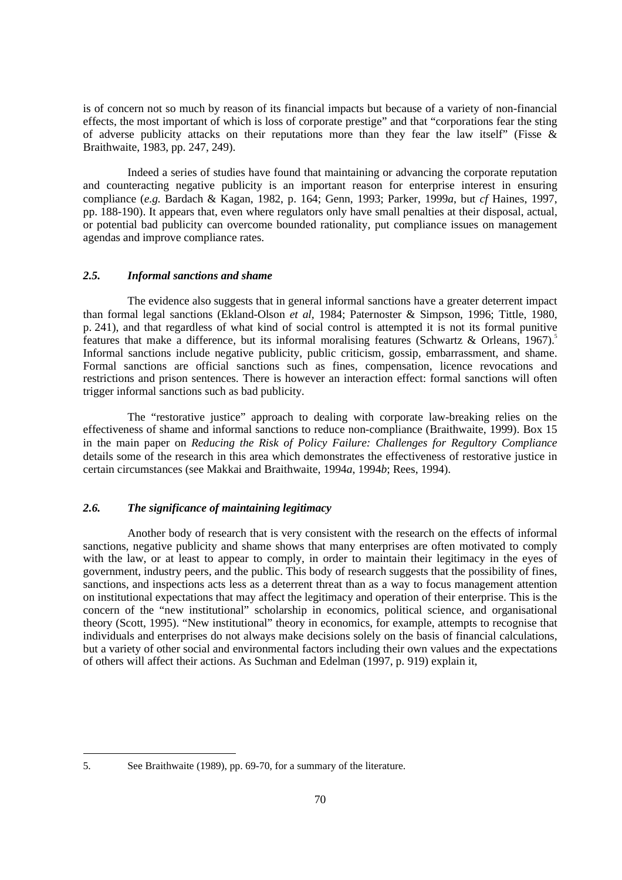is of concern not so much by reason of its financial impacts but because of a variety of non-financial effects, the most important of which is loss of corporate prestige" and that "corporations fear the sting of adverse publicity attacks on their reputations more than they fear the law itself" (Fisse & Braithwaite, 1983, pp. 247, 249).

Indeed a series of studies have found that maintaining or advancing the corporate reputation and counteracting negative publicity is an important reason for enterprise interest in ensuring compliance (*e.g.* Bardach & Kagan, 1982, p. 164; Genn, 1993; Parker, 1999*a*, but *cf* Haines, 1997, pp. 188-190). It appears that, even where regulators only have small penalties at their disposal, actual, or potential bad publicity can overcome bounded rationality, put compliance issues on management agendas and improve compliance rates.

### *2.5. Informal sanctions and shame*

The evidence also suggests that in general informal sanctions have a greater deterrent impact than formal legal sanctions (Ekland-Olson *et al*, 1984; Paternoster & Simpson, 1996; Tittle, 1980, p. 241), and that regardless of what kind of social control is attempted it is not its formal punitive features that make a difference, but its informal moralising features (Schwartz & Orleans, 1967).[5] Informal sanctions include negative publicity, public criticism, gossip, embarrassment, and shame. Formal sanctions are official sanctions such as fines, compensation, licence revocations and restrictions and prison sentences. There is however an interaction effect: formal sanctions will often trigger informal sanctions such as bad publicity.

The "restorative justice" approach to dealing with corporate law-breaking relies on the effectiveness of shame and informal sanctions to reduce non-compliance (Braithwaite, 1999). Box 15 in the main paper on *Reducing the Risk of Policy Failure: Challenges for Regultory Compliance* details some of the research in this area which demonstrates the effectiveness of restorative justice in certain circumstances (see Makkai and Braithwaite, 1994*a*, 1994*b*; Rees, 1994).

### *2.6. The significance of maintaining legitimacy*

Another body of research that is very consistent with the research on the effects of informal sanctions, negative publicity and shame shows that many enterprises are often motivated to comply with the law, or at least to appear to comply, in order to maintain their legitimacy in the eyes of government, industry peers, and the public. This body of research suggests that the possibility of fines, sanctions, and inspections acts less as a deterrent threat than as a way to focus management attention on institutional expectations that may affect the legitimacy and operation of their enterprise. This is the concern of the "new institutional" scholarship in economics, political science, and organisational theory (Scott, 1995). "New institutional" theory in economics, for example, attempts to recognise that individuals and enterprises do not always make decisions solely on the basis of financial calculations, but a variety of other social and environmental factors including their own values and the expectations of others will affect their actions. As Suchman and Edelman (1997, p. 919) explain it,

---

5. See Braithwaite (1989), pp. 69-70, for a summary of the literature.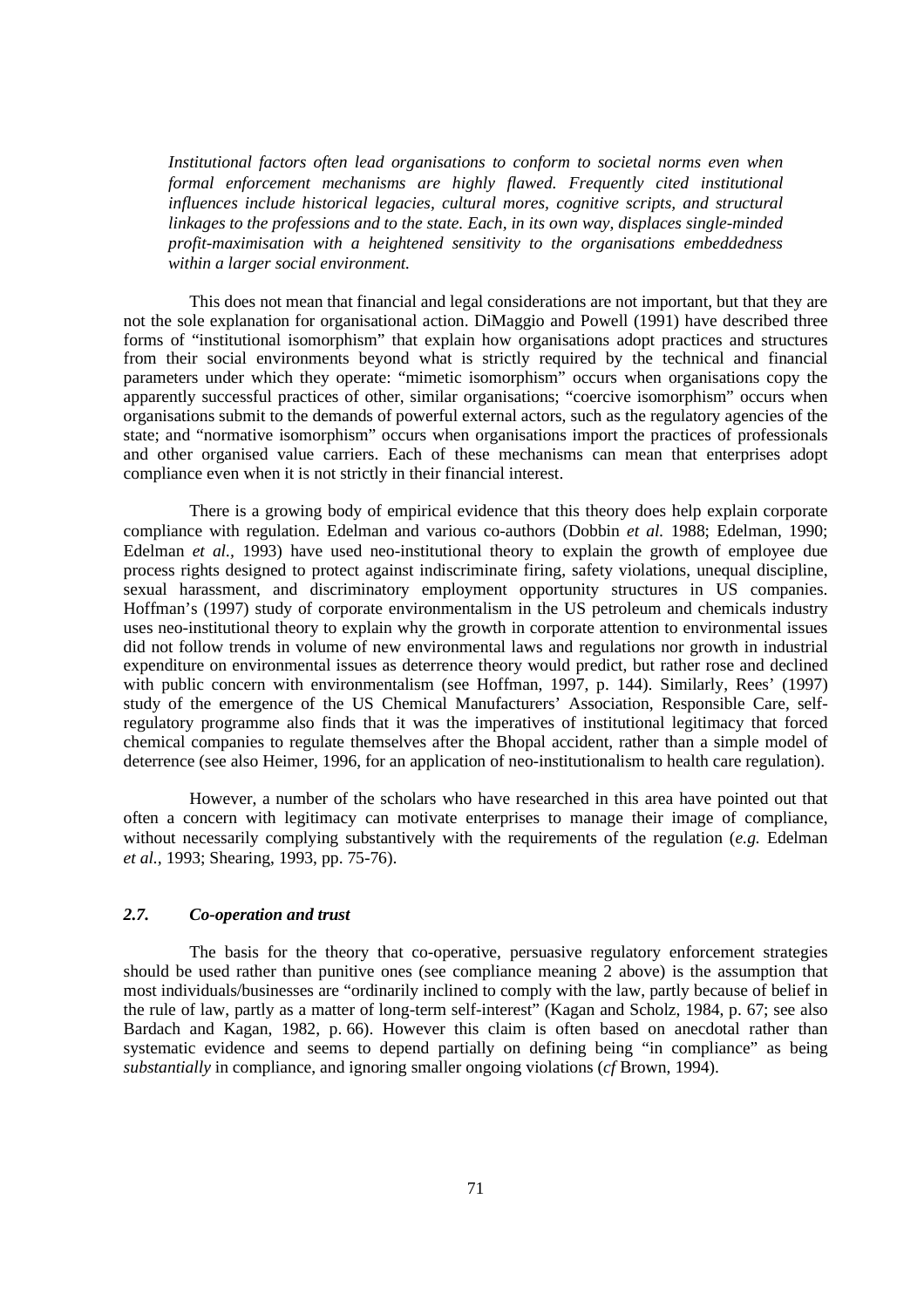> *Institutional factors often lead organisations to conform to societal norms even when formal enforcement mechanisms are highly flawed. Frequently cited institutional influences include historical legacies, cultural mores, cognitive scripts, and structural linkages to the professions and to the state. Each, in its own way, displaces single-minded profit-maximisation with a heightened sensitivity to the organisations embeddedness within a larger social environment.*

This does not mean that financial and legal considerations are not important, but that they are not the sole explanation for organisational action. DiMaggio and Powell (1991) have described three forms of "institutional isomorphism" that explain how organisations adopt practices and structures from their social environments beyond what is strictly required by the technical and financial parameters under which they operate: "mimetic isomorphism" occurs when organisations copy the apparently successful practices of other, similar organisations; "coercive isomorphism" occurs when organisations submit to the demands of powerful external actors, such as the regulatory agencies of the state; and "normative isomorphism" occurs when organisations import the practices of professionals and other organised value carriers. Each of these mechanisms can mean that enterprises adopt compliance even when it is not strictly in their financial interest.

There is a growing body of empirical evidence that this theory does help explain corporate compliance with regulation. Edelman and various co-authors (Dobbin *et al.* 1988; Edelman, 1990; Edelman *et al.*, 1993) have used neo-institutional theory to explain the growth of employee due process rights designed to protect against indiscriminate firing, safety violations, unequal discipline, sexual harassment, and discriminatory employment opportunity structures in US companies. Hoffman's (1997) study of corporate environmentalism in the US petroleum and chemicals industry uses neo-institutional theory to explain why the growth in corporate attention to environmental issues did not follow trends in volume of new environmental laws and regulations nor growth in industrial expenditure on environmental issues as deterrence theory would predict, but rather rose and declined with public concern with environmentalism (see Hoffman, 1997, p. 144). Similarly, Rees' (1997) study of the emergence of the US Chemical Manufacturers' Association, Responsible Care, self-regulatory programme also finds that it was the imperatives of institutional legitimacy that forced chemical companies to regulate themselves after the Bhopal accident, rather than a simple model of deterrence (see also Heimer, 1996, for an application of neo-institutionalism to health care regulation).

However, a number of the scholars who have researched in this area have pointed out that often a concern with legitimacy can motivate enterprises to manage their image of compliance, without necessarily complying substantively with the requirements of the regulation (*e.g.* Edelman *et al.*, 1993; Shearing, 1993, pp. 75-76).

### *2.7. Co-operation and trust*

The basis for the theory that co-operative, persuasive regulatory enforcement strategies should be used rather than punitive ones (see compliance meaning 2 above) is the assumption that most individuals/businesses are "ordinarily inclined to comply with the law, partly because of belief in the rule of law, partly as a matter of long-term self-interest" (Kagan and Scholz, 1984, p. 67; see also Bardach and Kagan, 1982, p. 66). However this claim is often based on anecdotal rather than systematic evidence and seems to depend partially on defining being "in compliance" as being *substantially* in compliance, and ignoring smaller ongoing violations (*cf* Brown, 1994).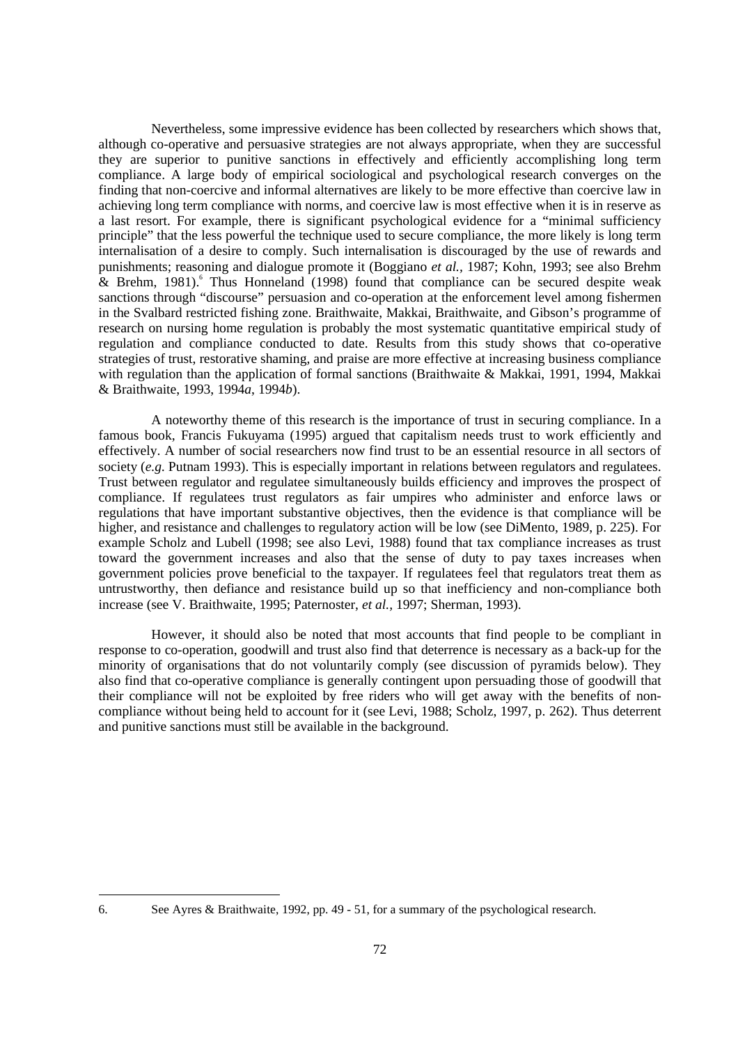Nevertheless, some impressive evidence has been collected by researchers which shows that, although co-operative and persuasive strategies are not always appropriate, when they are successful they are superior to punitive sanctions in effectively and efficiently accomplishing long term compliance. A large body of empirical sociological and psychological research converges on the finding that non-coercive and informal alternatives are likely to be more effective than coercive law in achieving long term compliance with norms, and coercive law is most effective when it is in reserve as a last resort. For example, there is significant psychological evidence for a "minimal sufficiency principle" that the less powerful the technique used to secure compliance, the more likely is long term internalisation of a desire to comply. Such internalisation is discouraged by the use of rewards and punishments; reasoning and dialogue promote it (Boggiano *et al.*, 1987; Kohn, 1993; see also Brehm & Brehm, 1981).[6] Thus Honneland (1998) found that compliance can be secured despite weak sanctions through "discourse" persuasion and co-operation at the enforcement level among fishermen in the Svalbard restricted fishing zone. Braithwaite, Makkai, Braithwaite, and Gibson's programme of research on nursing home regulation is probably the most systematic quantitative empirical study of regulation and compliance conducted to date. Results from this study shows that co-operative strategies of trust, restorative shaming, and praise are more effective at increasing business compliance with regulation than the application of formal sanctions (Braithwaite & Makkai, 1991, 1994, Makkai & Braithwaite, 1993, 1994*a*, 1994*b*).

A noteworthy theme of this research is the importance of trust in securing compliance. In a famous book, Francis Fukuyama (1995) argued that capitalism needs trust to work efficiently and effectively. A number of social researchers now find trust to be an essential resource in all sectors of society (*e.g.* Putnam 1993). This is especially important in relations between regulators and regulatees. Trust between regulator and regulatee simultaneously builds efficiency and improves the prospect of compliance. If regulatees trust regulators as fair umpires who administer and enforce laws or regulations that have important substantive objectives, then the evidence is that compliance will be higher, and resistance and challenges to regulatory action will be low (see DiMento, 1989, p. 225). For example Scholz and Lubell (1998; see also Levi, 1988) found that tax compliance increases as trust toward the government increases and also that the sense of duty to pay taxes increases when government policies prove beneficial to the taxpayer. If regulatees feel that regulators treat them as untrustworthy, then defiance and resistance build up so that inefficiency and non-compliance both increase (see V. Braithwaite, 1995; Paternoster, *et al.*, 1997; Sherman, 1993).

However, it should also be noted that most accounts that find people to be compliant in response to co-operation, goodwill and trust also find that deterrence is necessary as a back-up for the minority of organisations that do not voluntarily comply (see discussion of pyramids below). They also find that co-operative compliance is generally contingent upon persuading those of goodwill that their compliance will not be exploited by free riders who will get away with the benefits of non-compliance without being held to account for it (see Levi, 1988; Scholz, 1997, p. 262). Thus deterrent and punitive sanctions must still be available in the background.

---

6. See Ayres & Braithwaite, 1992, pp. 49 - 51, for a summary of the psychological research.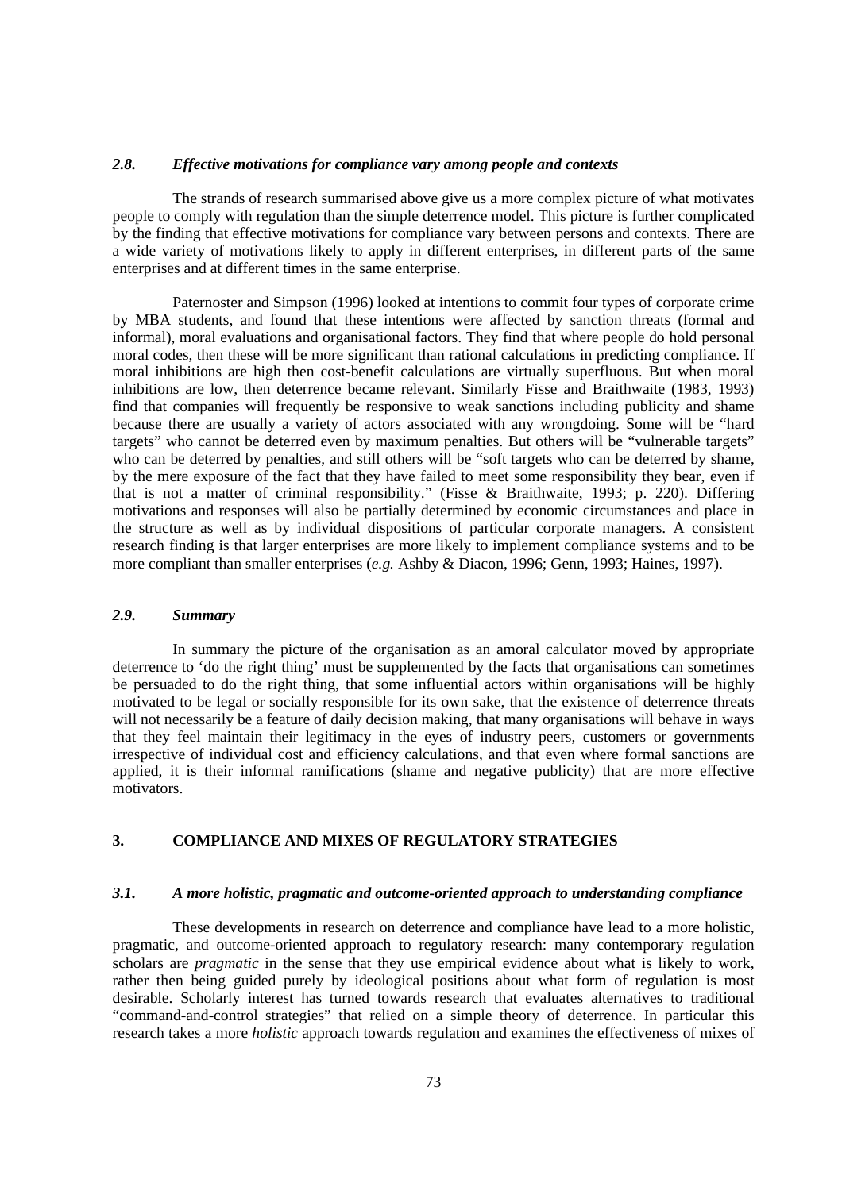### *2.8. Effective motivations for compliance vary among people and contexts*

The strands of research summarised above give us a more complex picture of what motivates people to comply with regulation than the simple deterrence model. This picture is further complicated by the finding that effective motivations for compliance vary between persons and contexts. There are a wide variety of motivations likely to apply in different enterprises, in different parts of the same enterprises and at different times in the same enterprise.

Paternoster and Simpson (1996) looked at intentions to commit four types of corporate crime by MBA students, and found that these intentions were affected by sanction threats (formal and informal), moral evaluations and organisational factors. They find that where people do hold personal moral codes, then these will be more significant than rational calculations in predicting compliance. If moral inhibitions are high then cost-benefit calculations are virtually superfluous. But when moral inhibitions are low, then deterrence became relevant. Similarly Fisse and Braithwaite (1983, 1993) find that companies will frequently be responsive to weak sanctions including publicity and shame because there are usually a variety of actors associated with any wrongdoing. Some will be "hard targets" who cannot be deterred even by maximum penalties. But others will be "vulnerable targets" who can be deterred by penalties, and still others will be "soft targets who can be deterred by shame, by the mere exposure of the fact that they have failed to meet some responsibility they bear, even if that is not a matter of criminal responsibility." (Fisse & Braithwaite, 1993; p. 220). Differing motivations and responses will also be partially determined by economic circumstances and place in the structure as well as by individual dispositions of particular corporate managers. A consistent research finding is that larger enterprises are more likely to implement compliance systems and to be more compliant than smaller enterprises (*e.g.* Ashby & Diacon, 1996; Genn, 1993; Haines, 1997).

### *2.9. Summary*

In summary the picture of the organisation as an amoral calculator moved by appropriate deterrence to 'do the right thing' must be supplemented by the facts that organisations can sometimes be persuaded to do the right thing, that some influential actors within organisations will be highly motivated to be legal or socially responsible for its own sake, that the existence of deterrence threats will not necessarily be a feature of daily decision making, that many organisations will behave in ways that they feel maintain their legitimacy in the eyes of industry peers, customers or governments irrespective of individual cost and efficiency calculations, and that even where formal sanctions are applied, it is their informal ramifications (shame and negative publicity) that are more effective motivators.

## 3. COMPLIANCE AND MIXES OF REGULATORY STRATEGIES

### *3.1. A more holistic, pragmatic and outcome-oriented approach to understanding compliance*

These developments in research on deterrence and compliance have lead to a more holistic, pragmatic, and outcome-oriented approach to regulatory research: many contemporary regulation scholars are *pragmatic* in the sense that they use empirical evidence about what is likely to work, rather then being guided purely by ideological positions about what form of regulation is most desirable. Scholarly interest has turned towards research that evaluates alternatives to traditional "command-and-control strategies" that relied on a simple theory of deterrence. In particular this research takes a more *holistic* approach towards regulation and examines the effectiveness of mixes of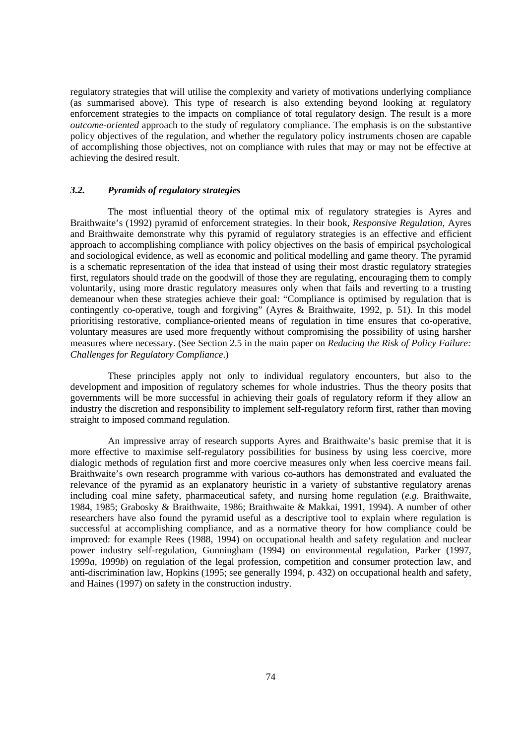regulatory strategies that will utilise the complexity and variety of motivations underlying compliance (as summarised above). This type of research is also extending beyond looking at regulatory enforcement strategies to the impacts on compliance of total regulatory design. The result is a more *outcome-oriented* approach to the study of regulatory compliance. The emphasis is on the substantive policy objectives of the regulation, and whether the regulatory policy instruments chosen are capable of accomplishing those objectives, not on compliance with rules that may or may not be effective at achieving the desired result.

### *3.2. Pyramids of regulatory strategies*

The most influential theory of the optimal mix of regulatory strategies is Ayres and Braithwaite's (1992) pyramid of enforcement strategies. In their book, *Responsive Regulation*, Ayres and Braithwaite demonstrate why this pyramid of regulatory strategies is an effective and efficient approach to accomplishing compliance with policy objectives on the basis of empirical psychological and sociological evidence, as well as economic and political modelling and game theory. The pyramid is a schematic representation of the idea that instead of using their most drastic regulatory strategies first, regulators should trade on the goodwill of those they are regulating, encouraging them to comply voluntarily, using more drastic regulatory measures only when that fails and reverting to a trusting demeanour when these strategies achieve their goal: "Compliance is optimised by regulation that is contingently co-operative, tough and forgiving" (Ayres & Braithwaite, 1992, p. 51). In this model prioritising restorative, compliance-oriented means of regulation in time ensures that co-operative, voluntary measures are used more frequently without compromising the possibility of using harsher measures where necessary. (See Section 2.5 in the main paper on *Reducing the Risk of Policy Failure: Challenges for Regulatory Compliance*.)

These principles apply not only to individual regulatory encounters, but also to the development and imposition of regulatory schemes for whole industries. Thus the theory posits that governments will be more successful in achieving their goals of regulatory reform if they allow an industry the discretion and responsibility to implement self-regulatory reform first, rather than moving straight to imposed command regulation.

An impressive array of research supports Ayres and Braithwaite's basic premise that it is more effective to maximise self-regulatory possibilities for business by using less coercive, more dialogic methods of regulation first and more coercive measures only when less coercive means fail. Braithwaite's own research programme with various co-authors has demonstrated and evaluated the relevance of the pyramid as an explanatory heuristic in a variety of substantive regulatory arenas including coal mine safety, pharmaceutical safety, and nursing home regulation (*e.g.* Braithwaite, 1984, 1985; Grabosky & Braithwaite, 1986; Braithwaite & Makkai, 1991, 1994). A number of other researchers have also found the pyramid useful as a descriptive tool to explain where regulation is successful at accomplishing compliance, and as a normative theory for how compliance could be improved: for example Rees (1988, 1994) on occupational health and safety regulation and nuclear power industry self-regulation, Gunningham (1994) on environmental regulation, Parker (1997, 1999*a*, 1999*b*) on regulation of the legal profession, competition and consumer protection law, and anti-discrimination law, Hopkins (1995; see generally 1994, p. 432) on occupational health and safety, and Haines (1997) on safety in the construction industry.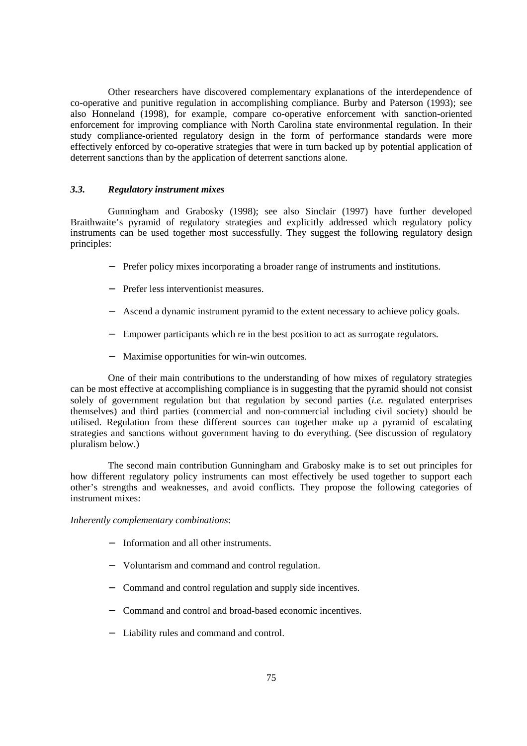Other researchers have discovered complementary explanations of the interdependence of co-operative and punitive regulation in accomplishing compliance. Burby and Paterson (1993); see also Honneland (1998), for example, compare co-operative enforcement with sanction-oriented enforcement for improving compliance with North Carolina state environmental regulation. In their study compliance-oriented regulatory design in the form of performance standards were more effectively enforced by co-operative strategies that were in turn backed up by potential application of deterrent sanctions than by the application of deterrent sanctions alone.

### *3.3. Regulatory instrument mixes*

Gunningham and Grabosky (1998); see also Sinclair (1997) have further developed Braithwaite's pyramid of regulatory strategies and explicitly addressed which regulatory policy instruments can be used together most successfully. They suggest the following regulatory design principles:

- Prefer policy mixes incorporating a broader range of instruments and institutions.
- Prefer less interventionist measures.
- Ascend a dynamic instrument pyramid to the extent necessary to achieve policy goals.
- Empower participants which re in the best position to act as surrogate regulators.
- Maximise opportunities for win-win outcomes.

One of their main contributions to the understanding of how mixes of regulatory strategies can be most effective at accomplishing compliance is in suggesting that the pyramid should not consist solely of government regulation but that regulation by second parties (*i.e.* regulated enterprises themselves) and third parties (commercial and non-commercial including civil society) should be utilised. Regulation from these different sources can together make up a pyramid of escalating strategies and sanctions without government having to do everything. (See discussion of regulatory pluralism below.)

The second main contribution Gunningham and Grabosky make is to set out principles for how different regulatory policy instruments can most effectively be used together to support each other's strengths and weaknesses, and avoid conflicts. They propose the following categories of instrument mixes:

*Inherently complementary combinations*:

- Information and all other instruments.
- Voluntarism and command and control regulation.
- Command and control regulation and supply side incentives.
- Command and control and broad-based economic incentives.
- Liability rules and command and control.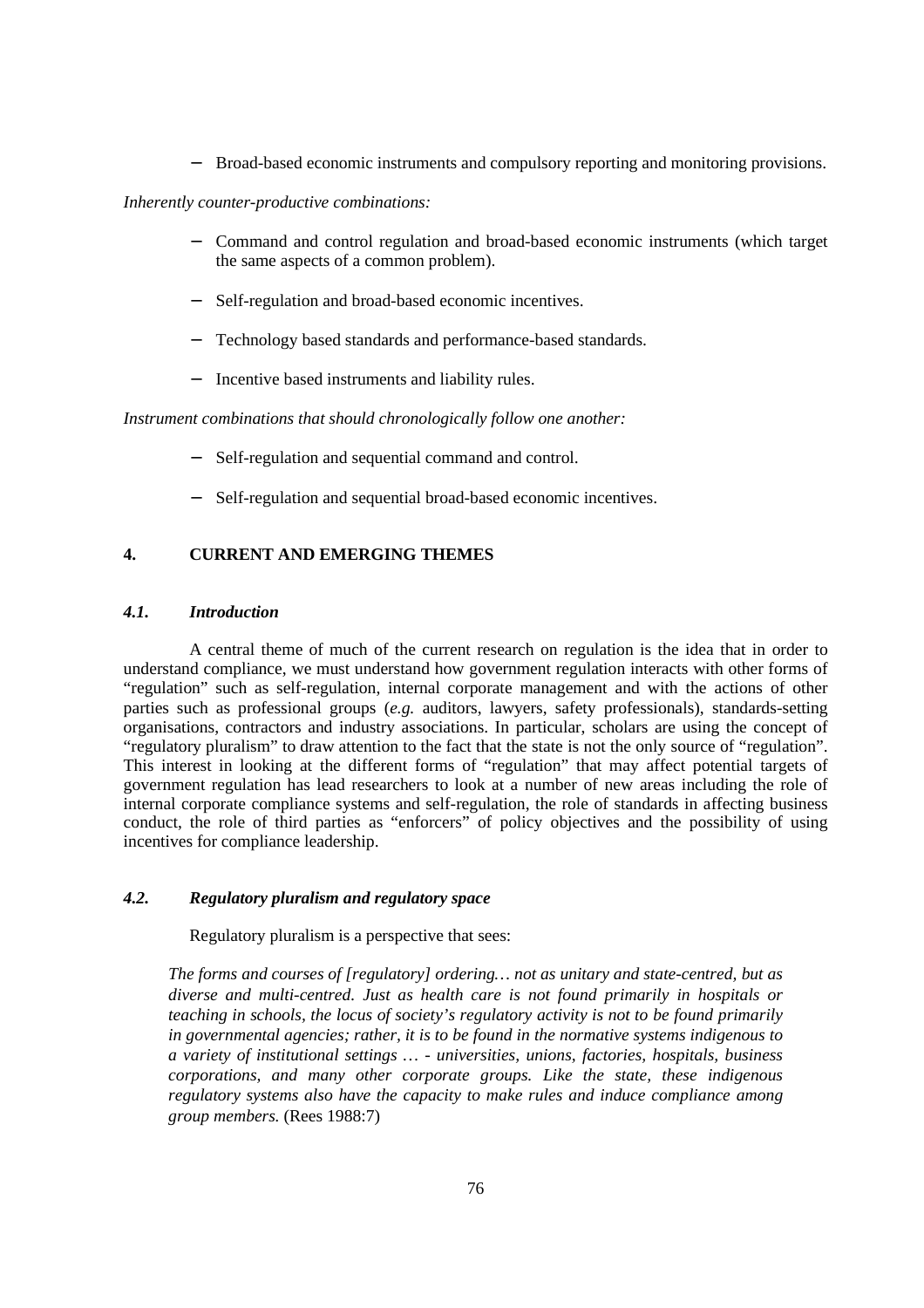- Broad-based economic instruments and compulsory reporting and monitoring provisions.

*Inherently counter-productive combinations:*

- Command and control regulation and broad-based economic instruments (which target the same aspects of a common problem).
- Self-regulation and broad-based economic incentives.
- Technology based standards and performance-based standards.
- Incentive based instruments and liability rules.

*Instrument combinations that should chronologically follow one another:*

- Self-regulation and sequential command and control.
- Self-regulation and sequential broad-based economic incentives.

## 4. CURRENT AND EMERGING THEMES

### *4.1. Introduction*

A central theme of much of the current research on regulation is the idea that in order to understand compliance, we must understand how government regulation interacts with other forms of "regulation" such as self-regulation, internal corporate management and with the actions of other parties such as professional groups (*e.g.* auditors, lawyers, safety professionals), standards-setting organisations, contractors and industry associations. In particular, scholars are using the concept of "regulatory pluralism" to draw attention to the fact that the state is not the only source of "regulation". This interest in looking at the different forms of "regulation" that may affect potential targets of government regulation has lead researchers to look at a number of new areas including the role of internal corporate compliance systems and self-regulation, the role of standards in affecting business conduct, the role of third parties as "enforcers" of policy objectives and the possibility of using incentives for compliance leadership.

### *4.2. Regulatory pluralism and regulatory space*

Regulatory pluralism is a perspective that sees:

> *The forms and courses of [regulatory] ordering… not as unitary and state-centred, but as diverse and multi-centred. Just as health care is not found primarily in hospitals or teaching in schools, the locus of society's regulatory activity is not to be found primarily in governmental agencies; rather, it is to be found in the normative systems indigenous to a variety of institutional settings … - universities, unions, factories, hospitals, business corporations, and many other corporate groups. Like the state, these indigenous regulatory systems also have the capacity to make rules and induce compliance among group members.* (Rees 1988:7)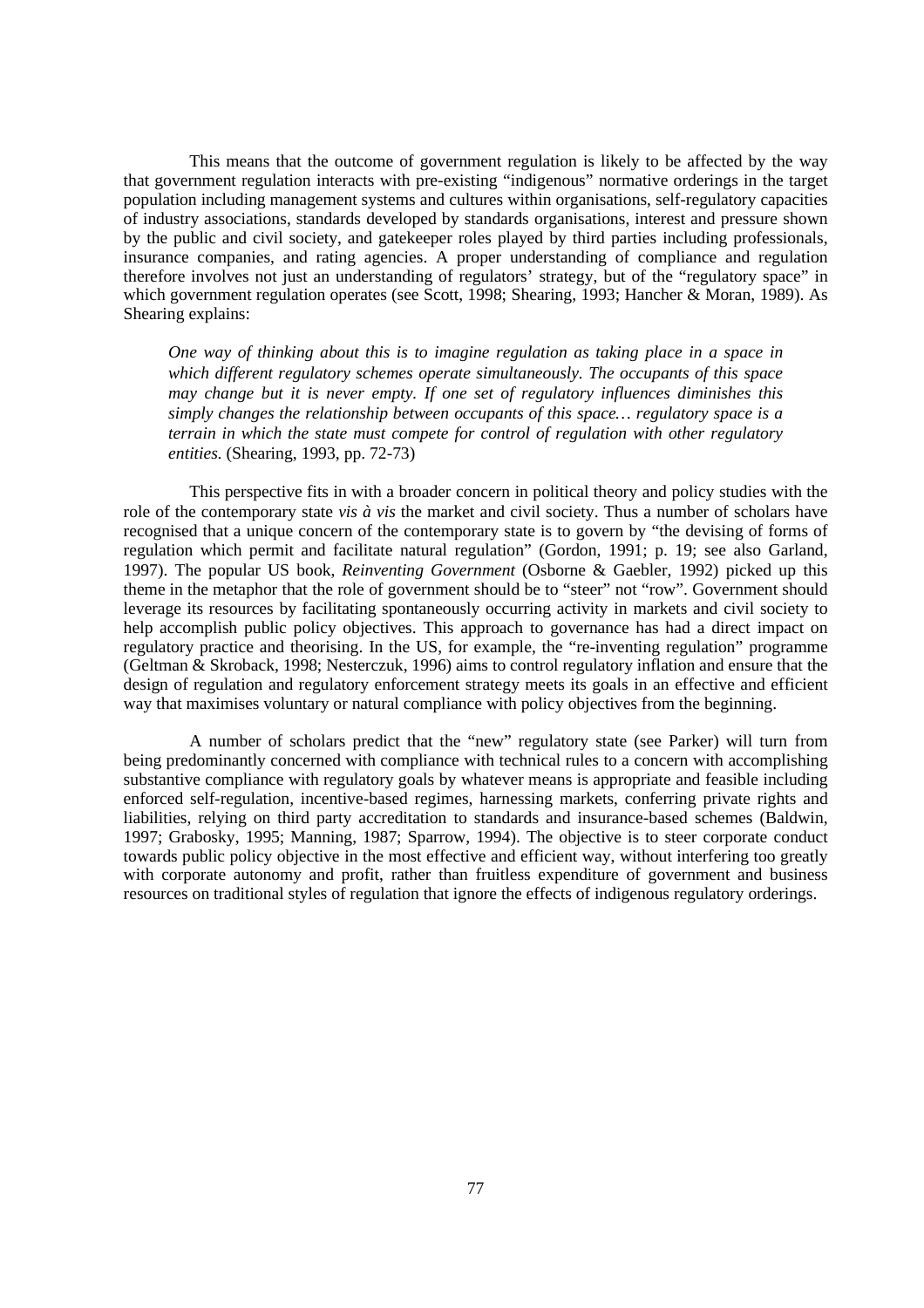This means that the outcome of government regulation is likely to be affected by the way that government regulation interacts with pre-existing "indigenous" normative orderings in the target population including management systems and cultures within organisations, self-regulatory capacities of industry associations, standards developed by standards organisations, interest and pressure shown by the public and civil society, and gatekeeper roles played by third parties including professionals, insurance companies, and rating agencies. A proper understanding of compliance and regulation therefore involves not just an understanding of regulators' strategy, but of the "regulatory space" in which government regulation operates (see Scott, 1998; Shearing, 1993; Hancher & Moran, 1989). As Shearing explains:

> *One way of thinking about this is to imagine regulation as taking place in a space in which different regulatory schemes operate simultaneously. The occupants of this space may change but it is never empty. If one set of regulatory influences diminishes this simply changes the relationship between occupants of this space… regulatory space is a terrain in which the state must compete for control of regulation with other regulatory entities.* (Shearing, 1993, pp. 72-73)

This perspective fits in with a broader concern in political theory and policy studies with the role of the contemporary state *vis à vis* the market and civil society. Thus a number of scholars have recognised that a unique concern of the contemporary state is to govern by "the devising of forms of regulation which permit and facilitate natural regulation" (Gordon, 1991; p. 19; see also Garland, 1997). The popular US book, *Reinventing Government* (Osborne & Gaebler, 1992) picked up this theme in the metaphor that the role of government should be to "steer" not "row". Government should leverage its resources by facilitating spontaneously occurring activity in markets and civil society to help accomplish public policy objectives. This approach to governance has had a direct impact on regulatory practice and theorising. In the US, for example, the "re-inventing regulation" programme (Geltman & Skroback, 1998; Nesterczuk, 1996) aims to control regulatory inflation and ensure that the design of regulation and regulatory enforcement strategy meets its goals in an effective and efficient way that maximises voluntary or natural compliance with policy objectives from the beginning.

A number of scholars predict that the "new" regulatory state (see Parker) will turn from being predominantly concerned with compliance with technical rules to a concern with accomplishing substantive compliance with regulatory goals by whatever means is appropriate and feasible including enforced self-regulation, incentive-based regimes, harnessing markets, conferring private rights and liabilities, relying on third party accreditation to standards and insurance-based schemes (Baldwin, 1997; Grabosky, 1995; Manning, 1987; Sparrow, 1994). The objective is to steer corporate conduct towards public policy objective in the most effective and efficient way, without interfering too greatly with corporate autonomy and profit, rather than fruitless expenditure of government and business resources on traditional styles of regulation that ignore the effects of indigenous regulatory orderings.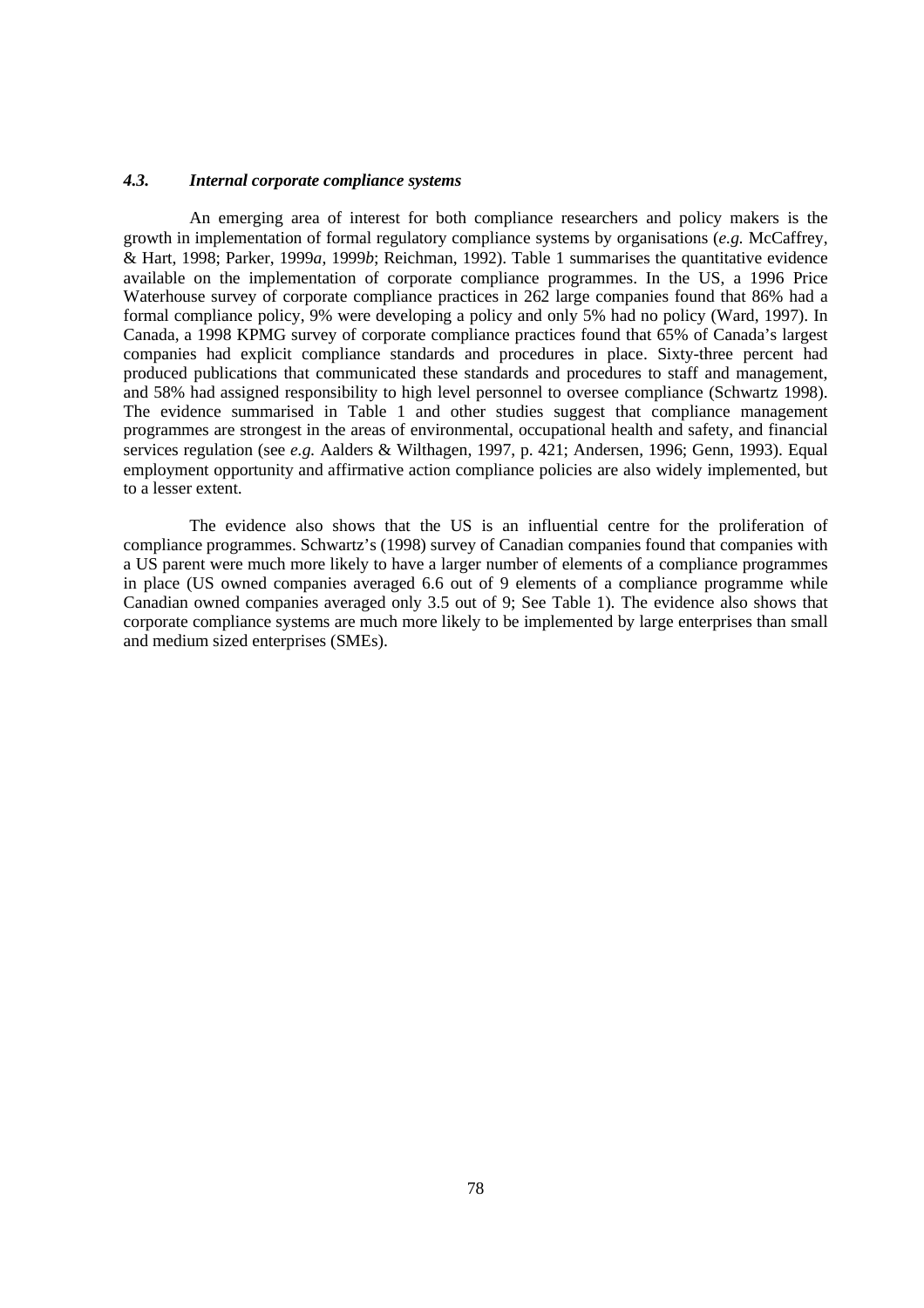### *4.3. Internal corporate compliance systems*

An emerging area of interest for both compliance researchers and policy makers is the growth in implementation of formal regulatory compliance systems by organisations (*e.g.* McCaffrey, & Hart, 1998; Parker, 1999*a*, 1999*b*; Reichman, 1992). Table 1 summarises the quantitative evidence available on the implementation of corporate compliance programmes. In the US, a 1996 Price Waterhouse survey of corporate compliance practices in 262 large companies found that 86% had a formal compliance policy, 9% were developing a policy and only 5% had no policy (Ward, 1997). In Canada, a 1998 KPMG survey of corporate compliance practices found that 65% of Canada's largest companies had explicit compliance standards and procedures in place. Sixty-three percent had produced publications that communicated these standards and procedures to staff and management, and 58% had assigned responsibility to high level personnel to oversee compliance (Schwartz 1998). The evidence summarised in Table 1 and other studies suggest that compliance management programmes are strongest in the areas of environmental, occupational health and safety, and financial services regulation (see *e.g.* Aalders & Wilthagen, 1997, p. 421; Andersen, 1996; Genn, 1993). Equal employment opportunity and affirmative action compliance policies are also widely implemented, but to a lesser extent.

The evidence also shows that the US is an influential centre for the proliferation of compliance programmes. Schwartz's (1998) survey of Canadian companies found that companies with a US parent were much more likely to have a larger number of elements of a compliance programmes in place (US owned companies averaged 6.6 out of 9 elements of a compliance programme while Canadian owned companies averaged only 3.5 out of 9; See Table 1). The evidence also shows that corporate compliance systems are much more likely to be implemented by large enterprises than small and medium sized enterprises (SMEs).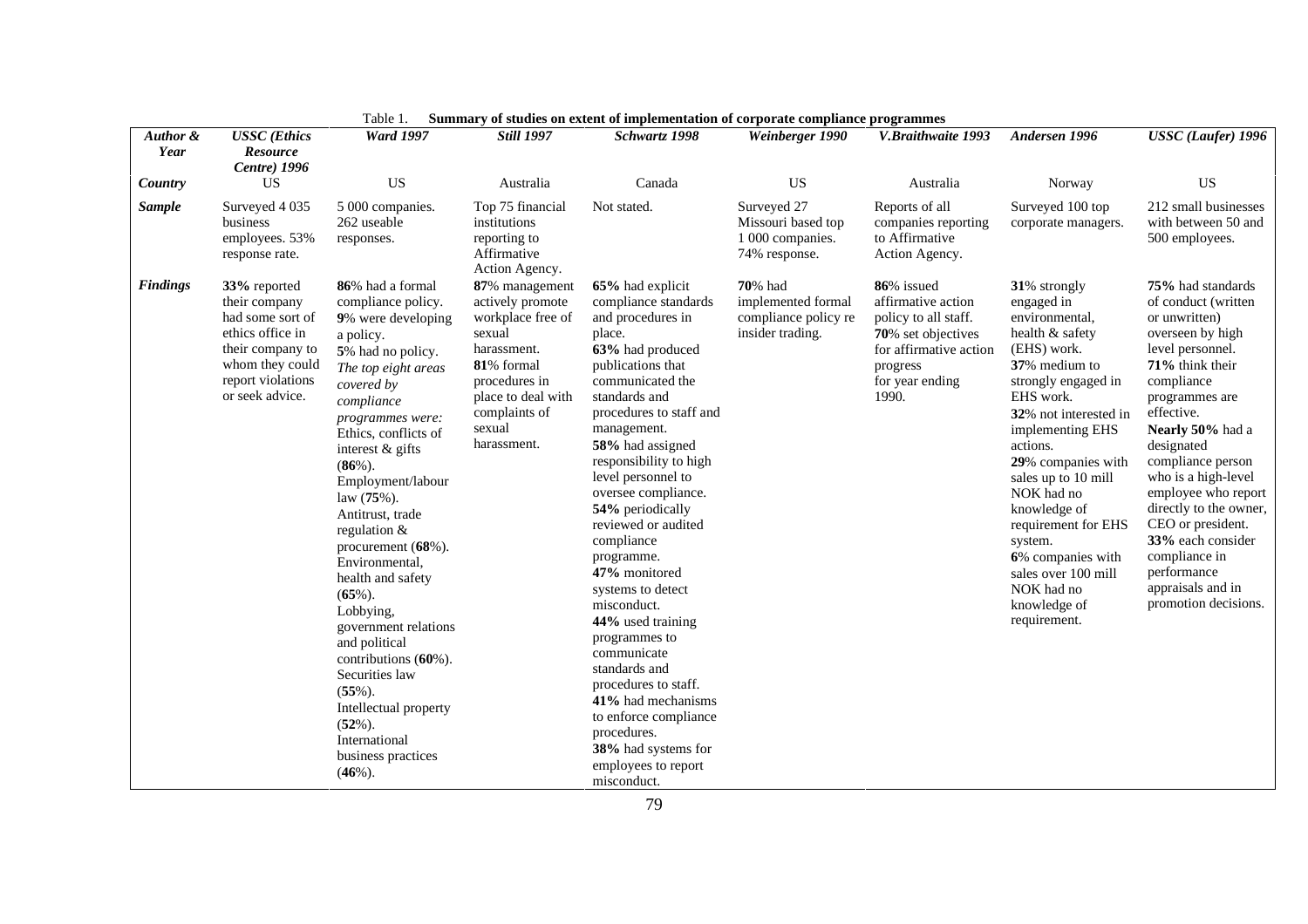Table 1. **Summary of studies on extent of implementation of corporate compliance programmes**

| *Author & Year* | *USSC (Ethics Resource Centre) 1996* | *Ward 1997* | *Still 1997* | *Schwartz 1998* | *Weinberger 1990* | *V.Braithwaite 1993* | *Andersen 1996* | *USSC (Laufer) 1996* |
|---|---|---|---|---|---|---|---|---|
| ***Country*** | US | US | Australia | Canada | US | Australia | Norway | US |
| ***Sample*** | Surveyed 4 035 business employees. 53% response rate. | 5 000 companies. 262 useable responses. | Top 75 financial institutions reporting to Affirmative Action Agency. | Not stated. | Surveyed 27 Missouri based top 1 000 companies. 74% response. | Reports of all companies reporting to Affirmative Action Agency. | Surveyed 100 top corporate managers. | 212 small businesses with between 50 and 500 employees. |
| ***Findings*** | **33%** reported their company had some sort of ethics office in their company to whom they could report violations or seek advice. | **86**% had a formal compliance policy. **9**% were developing a policy. **5**% had no policy. *The top eight areas covered by compliance programmes were:* Ethics, conflicts of interest & gifts (**86**%). Employment/labour law (**75**%). Antitrust, trade regulation & procurement (**68**%). Environmental, health and safety (**65**%). Lobbying, government relations and political contributions (**60**%). Securities law (**55**%). Intellectual property (**52**%). International business practices (**46**%). | **87**% management actively promote workplace free of sexual harassment. **81**% formal procedures in place to deal with complaints of sexual harassment. | **65%** had explicit compliance standards and procedures in place. **63%** had produced publications that communicated the standards and procedures to staff and management. **58%** had assigned responsibility to high level personnel to oversee compliance. **54%** periodically reviewed or audited compliance programme. **47%** monitored systems to detect misconduct. **44%** used training programmes to communicate standards and procedures to staff. **41%** had mechanisms to enforce compliance procedures. **38%** had systems for employees to report misconduct. | **70**% had implemented formal compliance policy re insider trading. | **86**% issued affirmative action policy to all staff. **70**% set objectives for affirmative action progress for year ending 1990. | **31**% strongly engaged in environmental, health & safety (EHS) work. **37**% medium to strongly engaged in EHS work. **32**% not interested in implementing EHS actions. **29**% companies with sales up to 10 mill NOK had no knowledge of requirement for EHS system. **6**% companies with sales over 100 mill NOK had no knowledge of requirement. | **75%** had standards of conduct (written or unwritten) overseen by high level personnel. **71%** think their compliance programmes are effective. **Nearly 50%** had a designated compliance person who is a high-level employee who report directly to the owner, CEO or president. **33%** each consider compliance in performance appraisals and in promotion decisions. |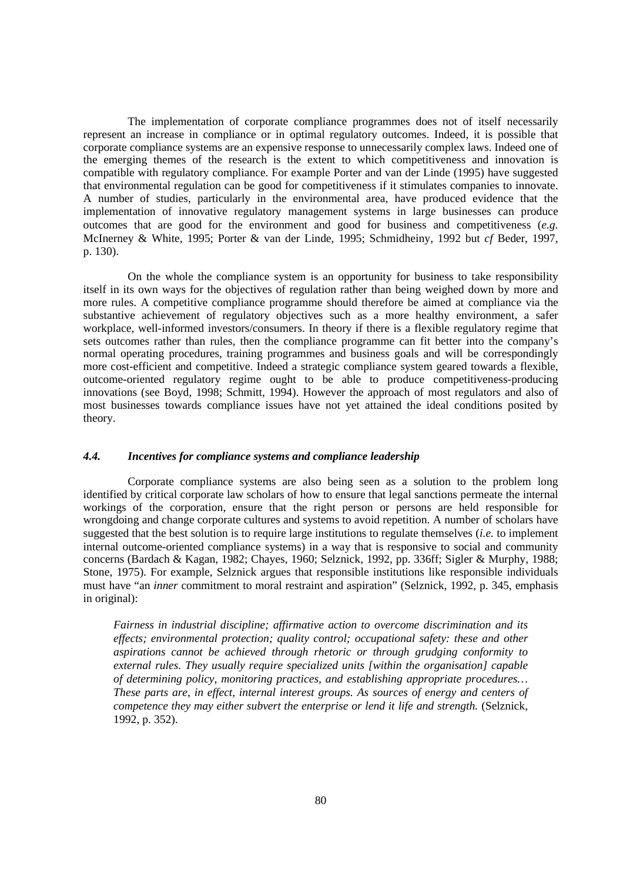The implementation of corporate compliance programmes does not of itself necessarily represent an increase in compliance or in optimal regulatory outcomes. Indeed, it is possible that corporate compliance systems are an expensive response to unnecessarily complex laws. Indeed one of the emerging themes of the research is the extent to which competitiveness and innovation is compatible with regulatory compliance. For example Porter and van der Linde (1995) have suggested that environmental regulation can be good for competitiveness if it stimulates companies to innovate. A number of studies, particularly in the environmental area, have produced evidence that the implementation of innovative regulatory management systems in large businesses can produce outcomes that are good for the environment and good for business and competitiveness (*e.g.* McInerney & White, 1995; Porter & van der Linde, 1995; Schmidheiny, 1992 but *cf* Beder, 1997, p. 130).

On the whole the compliance system is an opportunity for business to take responsibility itself in its own ways for the objectives of regulation rather than being weighed down by more and more rules. A competitive compliance programme should therefore be aimed at compliance via the substantive achievement of regulatory objectives such as a more healthy environment, a safer workplace, well-informed investors/consumers. In theory if there is a flexible regulatory regime that sets outcomes rather than rules, then the compliance programme can fit better into the company's normal operating procedures, training programmes and business goals and will be correspondingly more cost-efficient and competitive. Indeed a strategic compliance system geared towards a flexible, outcome-oriented regulatory regime ought to be able to produce competitiveness-producing innovations (see Boyd, 1998; Schmitt, 1994). However the approach of most regulators and also of most businesses towards compliance issues have not yet attained the ideal conditions posited by theory.

### *4.4. Incentives for compliance systems and compliance leadership*

Corporate compliance systems are also being seen as a solution to the problem long identified by critical corporate law scholars of how to ensure that legal sanctions permeate the internal workings of the corporation, ensure that the right person or persons are held responsible for wrongdoing and change corporate cultures and systems to avoid repetition. A number of scholars have suggested that the best solution is to require large institutions to regulate themselves (*i.e.* to implement internal outcome-oriented compliance systems) in a way that is responsive to social and community concerns (Bardach & Kagan, 1982; Chayes, 1960; Selznick, 1992, pp. 336ff; Sigler & Murphy, 1988; Stone, 1975). For example, Selznick argues that responsible institutions like responsible individuals must have "an *inner* commitment to moral restraint and aspiration" (Selznick, 1992, p. 345, emphasis in original):

> *Fairness in industrial discipline; affirmative action to overcome discrimination and its effects; environmental protection; quality control; occupational safety: these and other aspirations cannot be achieved through rhetoric or through grudging conformity to external rules. They usually require specialized units [within the organisation] capable of determining policy, monitoring practices, and establishing appropriate procedures… These parts are, in effect, internal interest groups. As sources of energy and centers of competence they may either subvert the enterprise or lend it life and strength.* (Selznick, 1992, p. 352).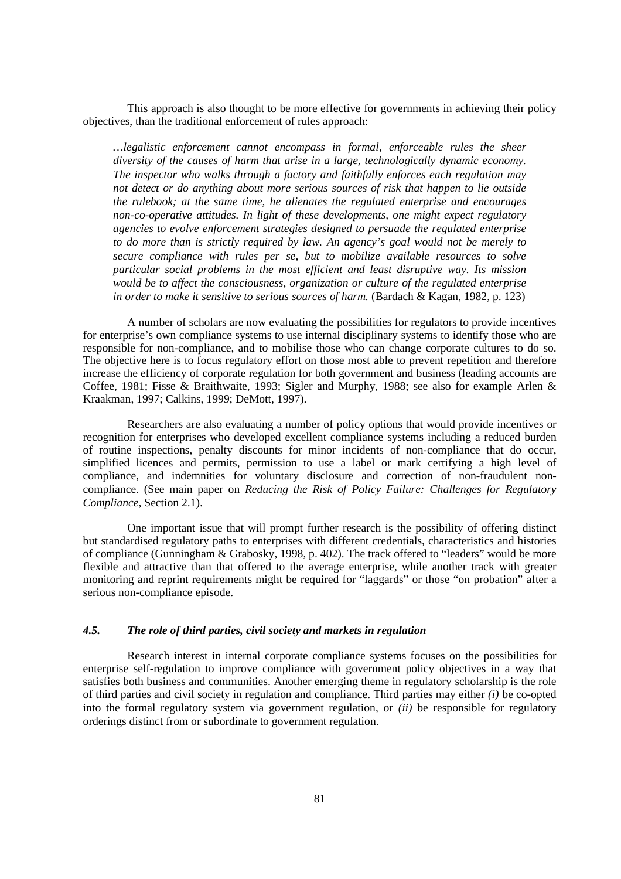This approach is also thought to be more effective for governments in achieving their policy objectives, than the traditional enforcement of rules approach:

> *…legalistic enforcement cannot encompass in formal, enforceable rules the sheer diversity of the causes of harm that arise in a large, technologically dynamic economy. The inspector who walks through a factory and faithfully enforces each regulation may not detect or do anything about more serious sources of risk that happen to lie outside the rulebook; at the same time, he alienates the regulated enterprise and encourages non-co-operative attitudes. In light of these developments, one might expect regulatory agencies to evolve enforcement strategies designed to persuade the regulated enterprise to do more than is strictly required by law. An agency's goal would not be merely to secure compliance with rules per se, but to mobilize available resources to solve particular social problems in the most efficient and least disruptive way. Its mission would be to affect the consciousness, organization or culture of the regulated enterprise in order to make it sensitive to serious sources of harm.* (Bardach & Kagan, 1982, p. 123)

A number of scholars are now evaluating the possibilities for regulators to provide incentives for enterprise's own compliance systems to use internal disciplinary systems to identify those who are responsible for non-compliance, and to mobilise those who can change corporate cultures to do so. The objective here is to focus regulatory effort on those most able to prevent repetition and therefore increase the efficiency of corporate regulation for both government and business (leading accounts are Coffee, 1981; Fisse & Braithwaite, 1993; Sigler and Murphy, 1988; see also for example Arlen & Kraakman, 1997; Calkins, 1999; DeMott, 1997).

Researchers are also evaluating a number of policy options that would provide incentives or recognition for enterprises who developed excellent compliance systems including a reduced burden of routine inspections, penalty discounts for minor incidents of non-compliance that do occur, simplified licences and permits, permission to use a label or mark certifying a high level of compliance, and indemnities for voluntary disclosure and correction of non-fraudulent non-compliance. (See main paper on *Reducing the Risk of Policy Failure: Challenges for Regulatory Compliance,* Section 2.1).

One important issue that will prompt further research is the possibility of offering distinct but standardised regulatory paths to enterprises with different credentials, characteristics and histories of compliance (Gunningham & Grabosky, 1998, p. 402). The track offered to "leaders" would be more flexible and attractive than that offered to the average enterprise, while another track with greater monitoring and reprint requirements might be required for "laggards" or those "on probation" after a serious non-compliance episode.

### *4.5. The role of third parties, civil society and markets in regulation*

Research interest in internal corporate compliance systems focuses on the possibilities for enterprise self-regulation to improve compliance with government policy objectives in a way that satisfies both business and communities. Another emerging theme in regulatory scholarship is the role of third parties and civil society in regulation and compliance. Third parties may either *(i)* be co-opted into the formal regulatory system via government regulation, or *(ii)* be responsible for regulatory orderings distinct from or subordinate to government regulation.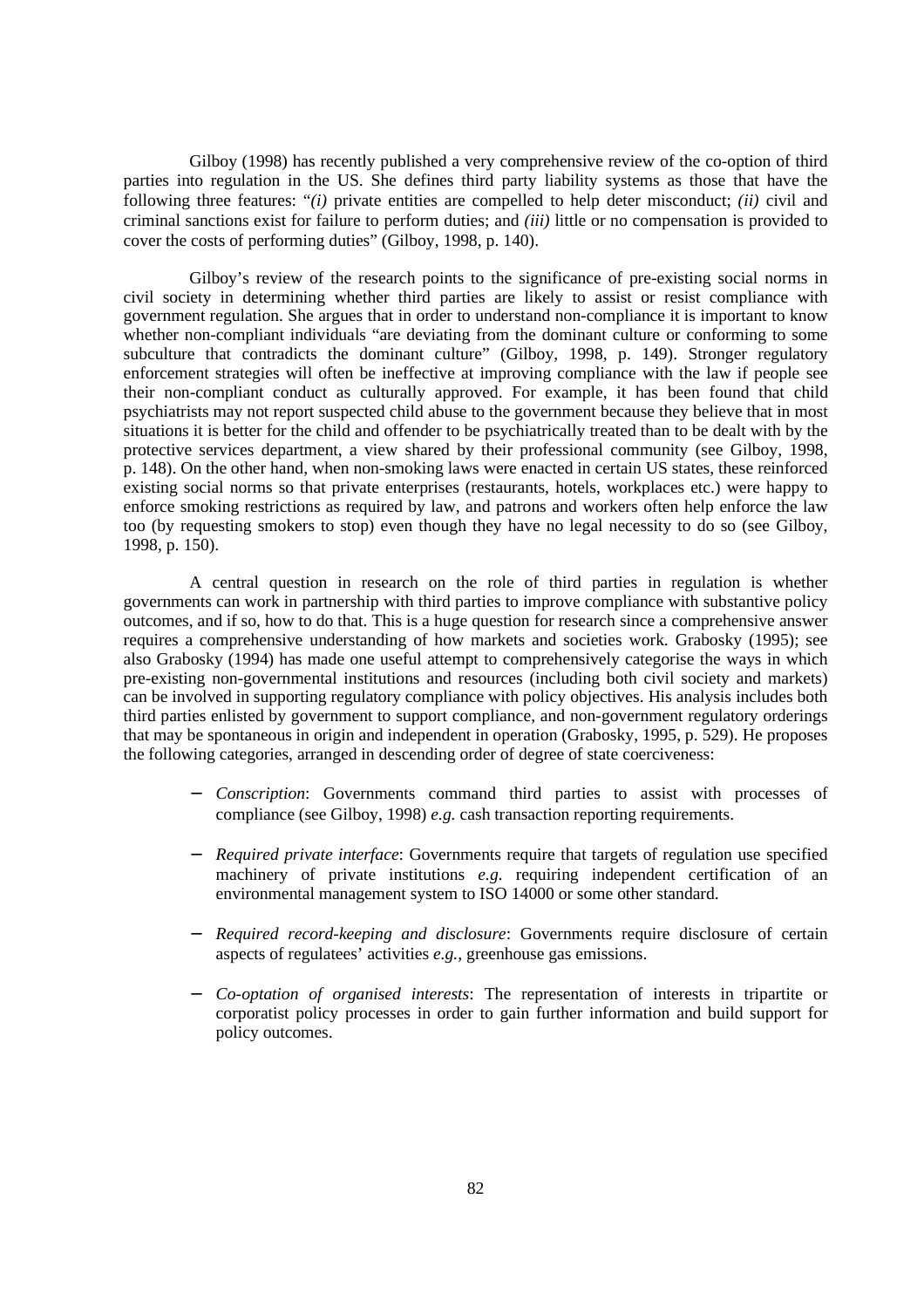Gilboy (1998) has recently published a very comprehensive review of the co-option of third parties into regulation in the US. She defines third party liability systems as those that have the following three features: "*(i)* private entities are compelled to help deter misconduct; *(ii)* civil and criminal sanctions exist for failure to perform duties; and *(iii)* little or no compensation is provided to cover the costs of performing duties" (Gilboy, 1998, p. 140).

Gilboy's review of the research points to the significance of pre-existing social norms in civil society in determining whether third parties are likely to assist or resist compliance with government regulation. She argues that in order to understand non-compliance it is important to know whether non-compliant individuals "are deviating from the dominant culture or conforming to some subculture that contradicts the dominant culture" (Gilboy, 1998, p. 149). Stronger regulatory enforcement strategies will often be ineffective at improving compliance with the law if people see their non-compliant conduct as culturally approved. For example, it has been found that child psychiatrists may not report suspected child abuse to the government because they believe that in most situations it is better for the child and offender to be psychiatrically treated than to be dealt with by the protective services department, a view shared by their professional community (see Gilboy, 1998, p. 148). On the other hand, when non-smoking laws were enacted in certain US states, these reinforced existing social norms so that private enterprises (restaurants, hotels, workplaces etc.) were happy to enforce smoking restrictions as required by law, and patrons and workers often help enforce the law too (by requesting smokers to stop) even though they have no legal necessity to do so (see Gilboy, 1998, p. 150).

A central question in research on the role of third parties in regulation is whether governments can work in partnership with third parties to improve compliance with substantive policy outcomes, and if so, how to do that. This is a huge question for research since a comprehensive answer requires a comprehensive understanding of how markets and societies work. Grabosky (1995); see also Grabosky (1994) has made one useful attempt to comprehensively categorise the ways in which pre-existing non-governmental institutions and resources (including both civil society and markets) can be involved in supporting regulatory compliance with policy objectives. His analysis includes both third parties enlisted by government to support compliance, and non-government regulatory orderings that may be spontaneous in origin and independent in operation (Grabosky, 1995, p. 529). He proposes the following categories, arranged in descending order of degree of state coerciveness:

- *Conscription*: Governments command third parties to assist with processes of compliance (see Gilboy, 1998) *e.g.* cash transaction reporting requirements.
- *Required private interface*: Governments require that targets of regulation use specified machinery of private institutions *e.g.* requiring independent certification of an environmental management system to ISO 14000 or some other standard.
- *Required record-keeping and disclosure*: Governments require disclosure of certain aspects of regulatees' activities *e.g.*, greenhouse gas emissions.
- *Co-optation of organised interests*: The representation of interests in tripartite or corporatist policy processes in order to gain further information and build support for policy outcomes.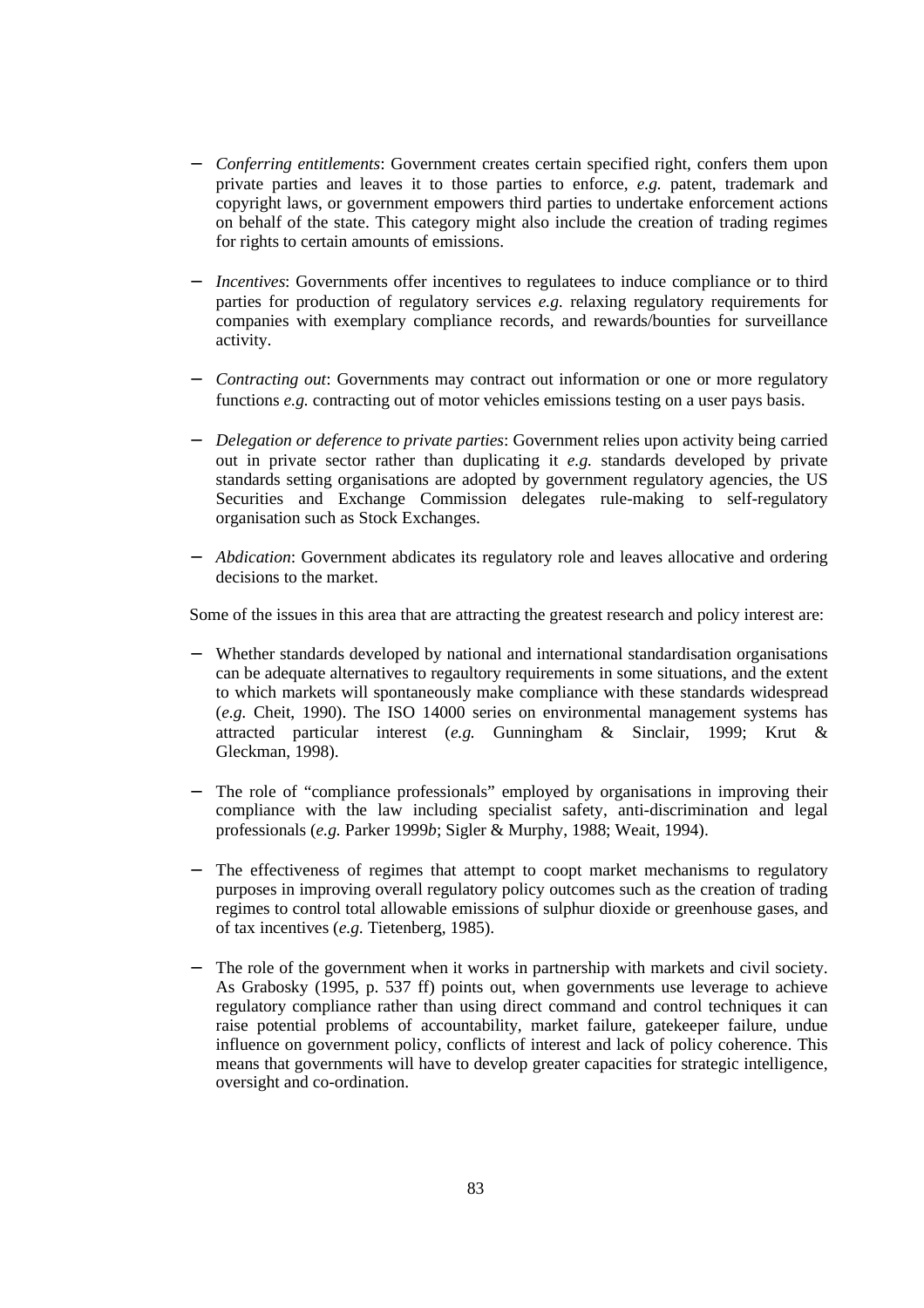- *Conferring entitlements*: Government creates certain specified right, confers them upon private parties and leaves it to those parties to enforce, *e.g.* patent, trademark and copyright laws, or government empowers third parties to undertake enforcement actions on behalf of the state. This category might also include the creation of trading regimes for rights to certain amounts of emissions.

- *Incentives*: Governments offer incentives to regulatees to induce compliance or to third parties for production of regulatory services *e.g.* relaxing regulatory requirements for companies with exemplary compliance records, and rewards/bounties for surveillance activity.

- *Contracting out*: Governments may contract out information or one or more regulatory functions *e.g.* contracting out of motor vehicles emissions testing on a user pays basis.

- *Delegation or deference to private parties*: Government relies upon activity being carried out in private sector rather than duplicating it *e.g.* standards developed by private standards setting organisations are adopted by government regulatory agencies, the US Securities and Exchange Commission delegates rule-making to self-regulatory organisation such as Stock Exchanges.

- *Abdication*: Government abdicates its regulatory role and leaves allocative and ordering decisions to the market.

Some of the issues in this area that are attracting the greatest research and policy interest are:

- Whether standards developed by national and international standardisation organisations can be adequate alternatives to regaultory requirements in some situations, and the extent to which markets will spontaneously make compliance with these standards widespread (*e.g.* Cheit, 1990). The ISO 14000 series on environmental management systems has attracted particular interest (*e.g.* Gunningham & Sinclair, 1999; Krut & Gleckman, 1998).

- The role of "compliance professionals" employed by organisations in improving their compliance with the law including specialist safety, anti-discrimination and legal professionals (*e.g.* Parker 1999*b*; Sigler & Murphy, 1988; Weait, 1994).

- The effectiveness of regimes that attempt to coopt market mechanisms to regulatory purposes in improving overall regulatory policy outcomes such as the creation of trading regimes to control total allowable emissions of sulphur dioxide or greenhouse gases, and of tax incentives (*e.g.* Tietenberg, 1985).

- The role of the government when it works in partnership with markets and civil society. As Grabosky (1995, p. 537 ff) points out, when governments use leverage to achieve regulatory compliance rather than using direct command and control techniques it can raise potential problems of accountability, market failure, gatekeeper failure, undue influence on government policy, conflicts of interest and lack of policy coherence. This means that governments will have to develop greater capacities for strategic intelligence, oversight and co-ordination.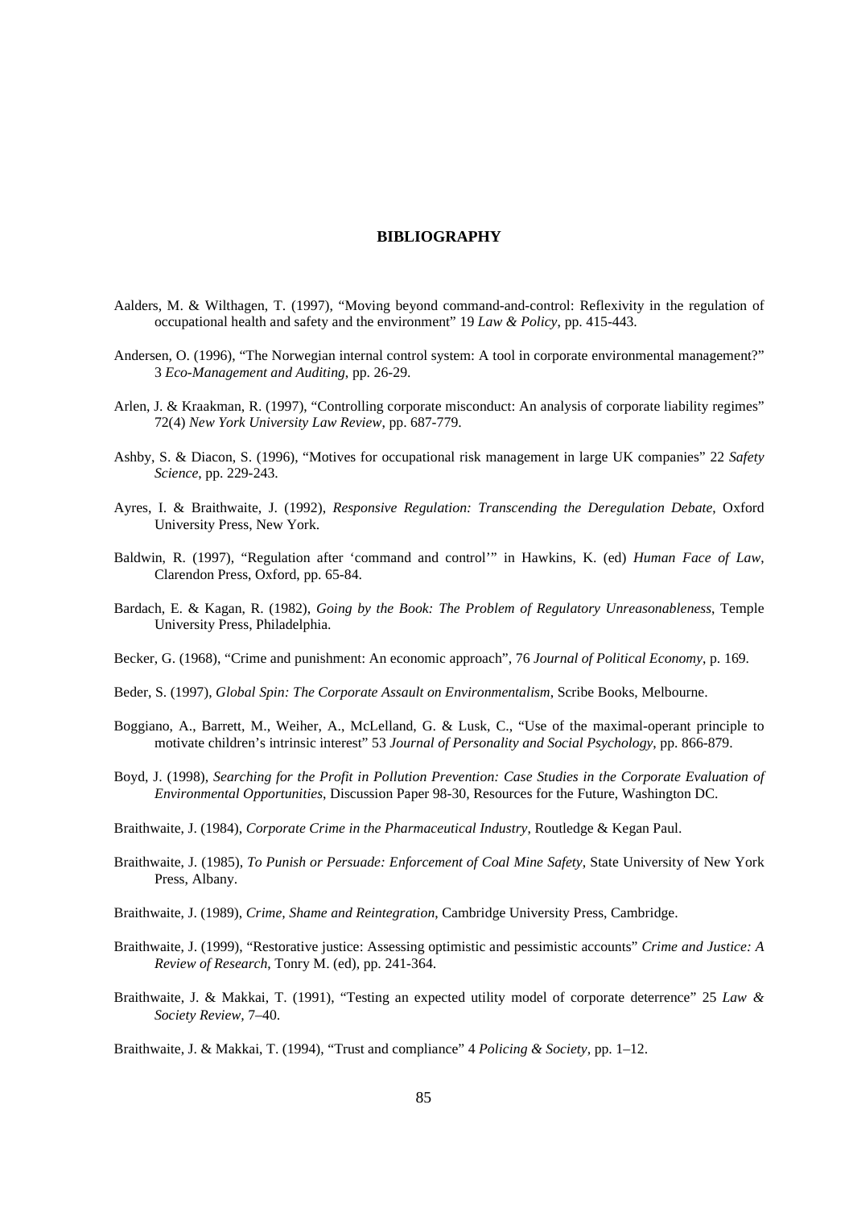# BIBLIOGRAPHY

Aalders, M. & Wilthagen, T. (1997), "Moving beyond command-and-control: Reflexivity in the regulation of occupational health and safety and the environment" 19 *Law & Policy*, pp. 415-443.

Andersen, O. (1996), "The Norwegian internal control system: A tool in corporate environmental management?" 3 *Eco-Management and Auditing*, pp. 26-29.

Arlen, J. & Kraakman, R. (1997), "Controlling corporate misconduct: An analysis of corporate liability regimes" 72(4) *New York University Law Review*, pp. 687-779.

Ashby, S. & Diacon, S. (1996), "Motives for occupational risk management in large UK companies" 22 *Safety Science*, pp. 229-243.

Ayres, I. & Braithwaite, J. (1992), *Responsive Regulation: Transcending the Deregulation Debate*, Oxford University Press, New York.

Baldwin, R. (1997), "Regulation after 'command and control'" in Hawkins, K. (ed) *Human Face of Law*, Clarendon Press, Oxford, pp. 65-84.

Bardach, E. & Kagan, R. (1982), *Going by the Book: The Problem of Regulatory Unreasonableness*, Temple University Press, Philadelphia.

Becker, G. (1968), "Crime and punishment: An economic approach", 76 *Journal of Political Economy*, p. 169.

Beder, S. (1997), *Global Spin: The Corporate Assault on Environmentalism*, Scribe Books, Melbourne.

Boggiano, A., Barrett, M., Weiher, A., McLelland, G. & Lusk, C., "Use of the maximal-operant principle to motivate children's intrinsic interest" 53 *Journal of Personality and Social Psychology*, pp. 866-879.

Boyd, J. (1998), *Searching for the Profit in Pollution Prevention: Case Studies in the Corporate Evaluation of Environmental Opportunities*, Discussion Paper 98-30, Resources for the Future, Washington DC.

Braithwaite, J. (1984), *Corporate Crime in the Pharmaceutical Industry*, Routledge & Kegan Paul.

Braithwaite, J. (1985), *To Punish or Persuade: Enforcement of Coal Mine Safety*, State University of New York Press, Albany.

Braithwaite, J. (1989), *Crime, Shame and Reintegration*, Cambridge University Press, Cambridge.

Braithwaite, J. (1999), "Restorative justice: Assessing optimistic and pessimistic accounts" *Crime and Justice: A Review of Research*, Tonry M. (ed), pp. 241-364.

Braithwaite, J. & Makkai, T. (1991), "Testing an expected utility model of corporate deterrence" 25 *Law & Society Review*, 7–40.

Braithwaite, J. & Makkai, T. (1994), "Trust and compliance" 4 *Policing & Society*, pp. 1–12.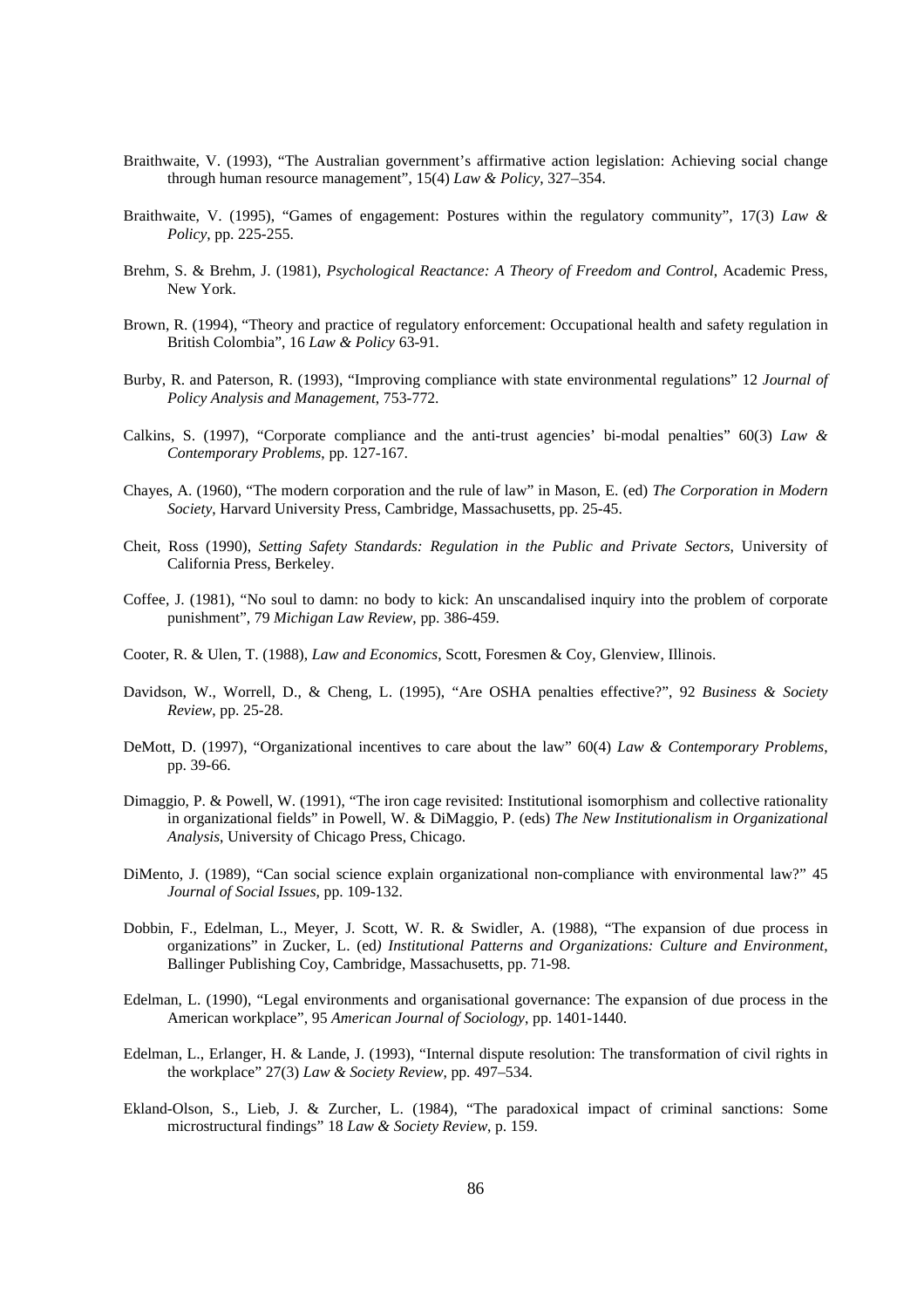Braithwaite, V. (1993), “The Australian government’s affirmative action legislation: Achieving social change through human resource management”, 15(4) *Law & Policy*, 327–354.

Braithwaite, V. (1995), “Games of engagement: Postures within the regulatory community”, 17(3) *Law & Policy*, pp. 225-255.

Brehm, S. & Brehm, J. (1981), *Psychological Reactance: A Theory of Freedom and Control*, Academic Press, New York.

Brown, R. (1994), “Theory and practice of regulatory enforcement: Occupational health and safety regulation in British Colombia”, 16 *Law & Policy* 63-91.

Burby, R. and Paterson, R. (1993), “Improving compliance with state environmental regulations” 12 *Journal of Policy Analysis and Management*, 753-772.

Calkins, S. (1997), “Corporate compliance and the anti-trust agencies’ bi-modal penalties” 60(3) *Law & Contemporary Problems*, pp. 127-167.

Chayes, A. (1960), “The modern corporation and the rule of law” in Mason, E. (ed) *The Corporation in Modern Society*, Harvard University Press, Cambridge, Massachusetts, pp. 25-45.

Cheit, Ross (1990), *Setting Safety Standards: Regulation in the Public and Private Sectors*, University of California Press, Berkeley.

Coffee, J. (1981), “No soul to damn: no body to kick: An unscandalised inquiry into the problem of corporate punishment”, 79 *Michigan Law Review*, pp. 386-459.

Cooter, R. & Ulen, T. (1988), *Law and Economics*, Scott, Foresmen & Coy, Glenview, Illinois.

Davidson, W., Worrell, D., & Cheng, L. (1995), “Are OSHA penalties effective?”, 92 *Business & Society Review*, pp. 25-28.

DeMott, D. (1997), “Organizational incentives to care about the law” 60(4) *Law & Contemporary Problems*, pp. 39-66.

Dimaggio, P. & Powell, W. (1991), “The iron cage revisited: Institutional isomorphism and collective rationality in organizational fields” in Powell, W. & DiMaggio, P. (eds) *The New Institutionalism in Organizational Analysis*, University of Chicago Press, Chicago.

DiMento, J. (1989), “Can social science explain organizational non-compliance with environmental law?” 45 *Journal of Social Issues*, pp. 109-132.

Dobbin, F., Edelman, L., Meyer, J. Scott, W. R. & Swidler, A. (1988), “The expansion of due process in organizations” in Zucker, L. (ed*) Institutional Patterns and Organizations: Culture and Environment*, Ballinger Publishing Coy, Cambridge, Massachusetts, pp. 71-98.

Edelman, L. (1990), “Legal environments and organisational governance: The expansion of due process in the American workplace”, 95 *American Journal of Sociology*, pp. 1401-1440.

Edelman, L., Erlanger, H. & Lande, J. (1993), “Internal dispute resolution: The transformation of civil rights in the workplace” 27(3) *Law & Society Review*, pp. 497–534.

Ekland-Olson, S., Lieb, J. & Zurcher, L. (1984), “The paradoxical impact of criminal sanctions: Some microstructural findings” 18 *Law & Society Review*, p. 159.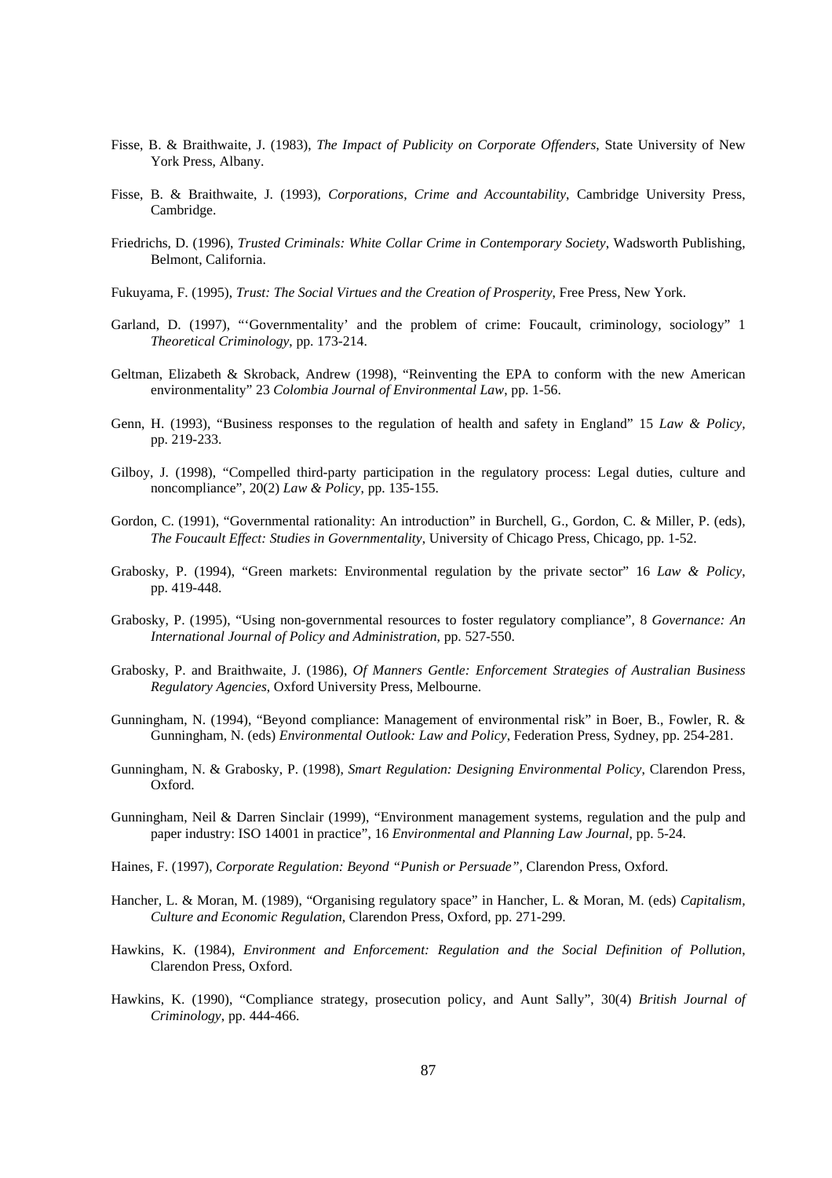Fisse, B. & Braithwaite, J. (1983), *The Impact of Publicity on Corporate Offenders*, State University of New York Press, Albany.

Fisse, B. & Braithwaite, J. (1993), *Corporations, Crime and Accountability*, Cambridge University Press, Cambridge.

Friedrichs, D. (1996), *Trusted Criminals: White Collar Crime in Contemporary Society*, Wadsworth Publishing, Belmont, California.

Fukuyama, F. (1995), *Trust: The Social Virtues and the Creation of Prosperity*, Free Press, New York.

Garland, D. (1997), "'Governmentality' and the problem of crime: Foucault, criminology, sociology" 1 *Theoretical Criminology*, pp. 173-214.

Geltman, Elizabeth & Skroback, Andrew (1998), "Reinventing the EPA to conform with the new American environmentality" 23 *Colombia Journal of Environmental Law*, pp. 1-56.

Genn, H. (1993), "Business responses to the regulation of health and safety in England" 15 *Law & Policy*, pp. 219-233.

Gilboy, J. (1998), "Compelled third-party participation in the regulatory process: Legal duties, culture and noncompliance", 20(2) *Law & Policy*, pp. 135-155.

Gordon, C. (1991), "Governmental rationality: An introduction" in Burchell, G., Gordon, C. & Miller, P. (eds), *The Foucault Effect: Studies in Governmentality*, University of Chicago Press, Chicago, pp. 1-52.

Grabosky, P. (1994), "Green markets: Environmental regulation by the private sector" 16 *Law & Policy*, pp. 419-448.

Grabosky, P. (1995), "Using non-governmental resources to foster regulatory compliance", 8 *Governance: An International Journal of Policy and Administration*, pp. 527-550.

Grabosky, P. and Braithwaite, J. (1986), *Of Manners Gentle: Enforcement Strategies of Australian Business Regulatory Agencies*, Oxford University Press, Melbourne.

Gunningham, N. (1994), "Beyond compliance: Management of environmental risk" in Boer, B., Fowler, R. & Gunningham, N. (eds) *Environmental Outlook: Law and Policy*, Federation Press, Sydney, pp. 254-281.

Gunningham, N. & Grabosky, P. (1998), *Smart Regulation: Designing Environmental Policy*, Clarendon Press, Oxford.

Gunningham, Neil & Darren Sinclair (1999), "Environment management systems, regulation and the pulp and paper industry: ISO 14001 in practice", 16 *Environmental and Planning Law Journal*, pp. 5-24.

Haines, F. (1997), *Corporate Regulation: Beyond "Punish or Persuade"*, Clarendon Press, Oxford.

Hancher, L. & Moran, M. (1989), "Organising regulatory space" in Hancher, L. & Moran, M. (eds) *Capitalism, Culture and Economic Regulation*, Clarendon Press, Oxford, pp. 271-299.

Hawkins, K. (1984), *Environment and Enforcement: Regulation and the Social Definition of Pollution*, Clarendon Press, Oxford.

Hawkins, K. (1990), "Compliance strategy, prosecution policy, and Aunt Sally", 30(4) *British Journal of Criminology*, pp. 444-466.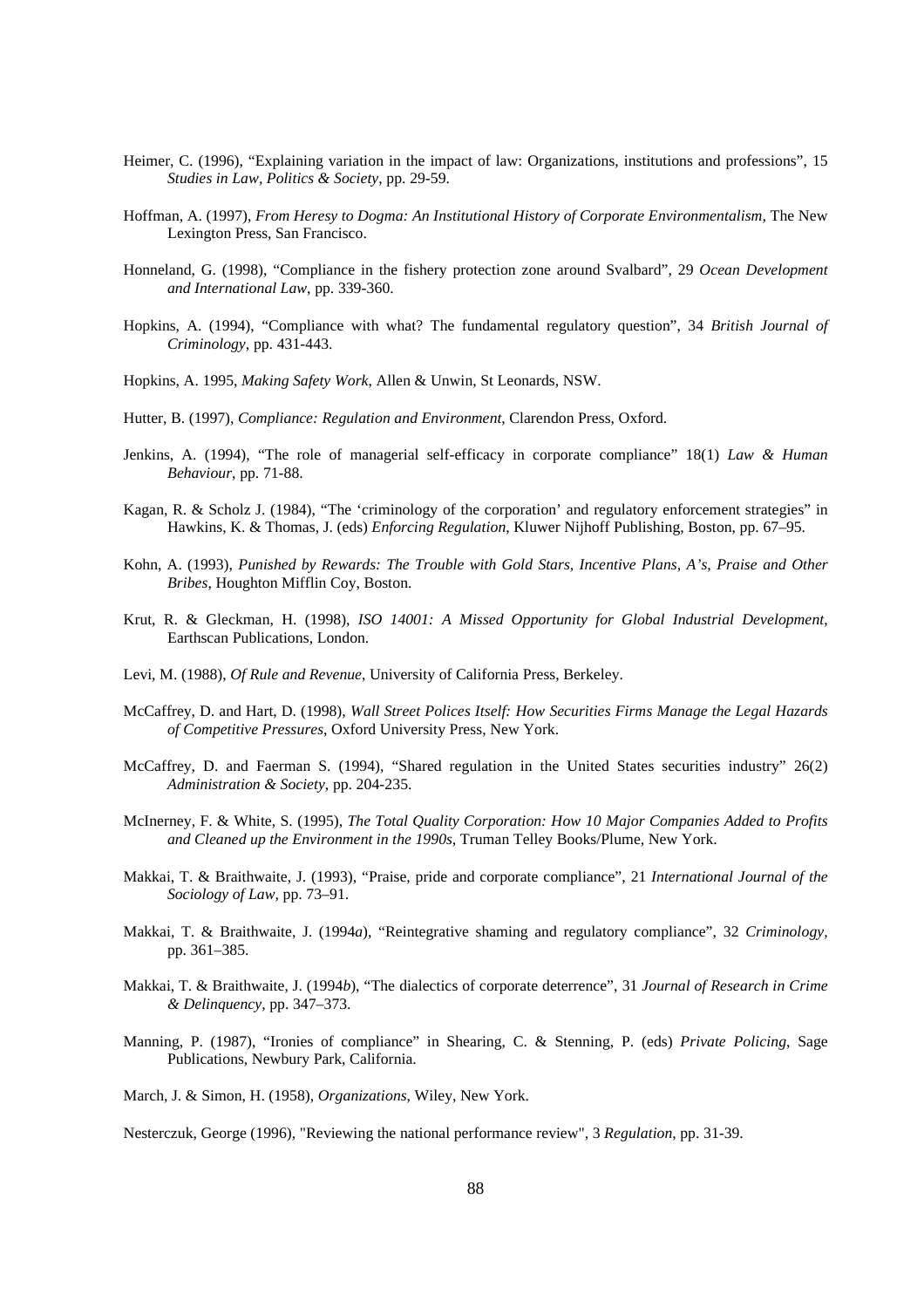Heimer, C. (1996), "Explaining variation in the impact of law: Organizations, institutions and professions", 15 *Studies in Law, Politics & Society*, pp. 29-59.

Hoffman, A. (1997), *From Heresy to Dogma: An Institutional History of Corporate Environmentalism*, The New Lexington Press, San Francisco.

Honneland, G. (1998), "Compliance in the fishery protection zone around Svalbard", 29 *Ocean Development and International Law*, pp. 339-360.

Hopkins, A. (1994), "Compliance with what? The fundamental regulatory question", 34 *British Journal of Criminology*, pp. 431-443.

Hopkins, A. 1995, *Making Safety Work*, Allen & Unwin, St Leonards, NSW.

Hutter, B. (1997), *Compliance: Regulation and Environment*, Clarendon Press, Oxford.

Jenkins, A. (1994), "The role of managerial self-efficacy in corporate compliance" 18(1) *Law & Human Behaviour*, pp. 71-88.

Kagan, R. & Scholz J. (1984), "The 'criminology of the corporation' and regulatory enforcement strategies" in Hawkins, K. & Thomas, J. (eds) *Enforcing Regulation*, Kluwer Nijhoff Publishing, Boston, pp. 67–95.

Kohn, A. (1993), *Punished by Rewards: The Trouble with Gold Stars, Incentive Plans, A's, Praise and Other Bribes*, Houghton Mifflin Coy, Boston.

Krut, R. & Gleckman, H. (1998), *ISO 14001: A Missed Opportunity for Global Industrial Development*, Earthscan Publications, London.

Levi, M. (1988), *Of Rule and Revenue*, University of California Press, Berkeley.

McCaffrey, D. and Hart, D. (1998), *Wall Street Polices Itself: How Securities Firms Manage the Legal Hazards of Competitive Pressures*, Oxford University Press, New York.

McCaffrey, D. and Faerman S. (1994), "Shared regulation in the United States securities industry" 26(2) *Administration & Society*, pp. 204-235.

McInerney, F. & White, S. (1995), *The Total Quality Corporation: How 10 Major Companies Added to Profits and Cleaned up the Environment in the 1990s*, Truman Telley Books/Plume, New York.

Makkai, T. & Braithwaite, J. (1993), "Praise, pride and corporate compliance", 21 *International Journal of the Sociology of Law*, pp. 73–91.

Makkai, T. & Braithwaite, J. (1994*a*), "Reintegrative shaming and regulatory compliance", 32 *Criminology*, pp. 361–385.

Makkai, T. & Braithwaite, J. (1994*b*), "The dialectics of corporate deterrence", 31 *Journal of Research in Crime & Delinquency*, pp. 347–373.

Manning, P. (1987), "Ironies of compliance" in Shearing, C. & Stenning, P. (eds) *Private Policing*, Sage Publications, Newbury Park, California.

March, J. & Simon, H. (1958), *Organizations*, Wiley, New York.

Nesterczuk, George (1996), "Reviewing the national performance review", 3 *Regulation*, pp. 31-39.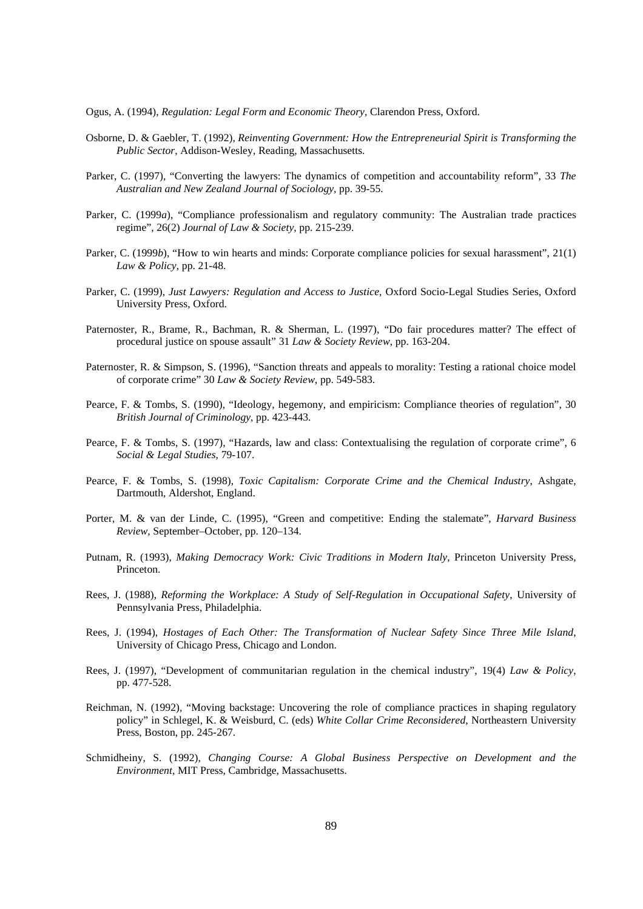Ogus, A. (1994), *Regulation: Legal Form and Economic Theory*, Clarendon Press, Oxford.

Osborne, D. & Gaebler, T. (1992), *Reinventing Government: How the Entrepreneurial Spirit is Transforming the Public Sector*, Addison-Wesley, Reading, Massachusetts.

Parker, C. (1997), "Converting the lawyers: The dynamics of competition and accountability reform", 33 *The Australian and New Zealand Journal of Sociology*, pp. 39-55.

Parker, C. (1999*a*), "Compliance professionalism and regulatory community: The Australian trade practices regime", 26(2) *Journal of Law & Society*, pp. 215-239.

Parker, C. (1999*b*), "How to win hearts and minds: Corporate compliance policies for sexual harassment", 21(1) *Law & Policy*, pp. 21-48.

Parker, C. (1999), *Just Lawyers: Regulation and Access to Justice*, Oxford Socio-Legal Studies Series, Oxford University Press, Oxford.

Paternoster, R., Brame, R., Bachman, R. & Sherman, L. (1997), "Do fair procedures matter? The effect of procedural justice on spouse assault" 31 *Law & Society Review*, pp. 163-204.

Paternoster, R. & Simpson, S. (1996), "Sanction threats and appeals to morality: Testing a rational choice model of corporate crime" 30 *Law & Society Review*, pp. 549-583.

Pearce, F. & Tombs, S. (1990), "Ideology, hegemony, and empiricism: Compliance theories of regulation", 30 *British Journal of Criminology*, pp. 423-443.

Pearce, F. & Tombs, S. (1997), "Hazards, law and class: Contextualising the regulation of corporate crime", 6 *Social & Legal Studies*, 79-107.

Pearce, F. & Tombs, S. (1998), *Toxic Capitalism: Corporate Crime and the Chemical Industry*, Ashgate, Dartmouth, Aldershot, England.

Porter, M. & van der Linde, C. (1995), "Green and competitive: Ending the stalemate", *Harvard Business Review*, September–October, pp. 120–134.

Putnam, R. (1993), *Making Democracy Work: Civic Traditions in Modern Italy*, Princeton University Press, Princeton.

Rees, J. (1988), *Reforming the Workplace: A Study of Self-Regulation in Occupational Safety*, University of Pennsylvania Press, Philadelphia.

Rees, J. (1994), *Hostages of Each Other: The Transformation of Nuclear Safety Since Three Mile Island*, University of Chicago Press, Chicago and London.

Rees, J. (1997), "Development of communitarian regulation in the chemical industry", 19(4) *Law & Policy*, pp. 477-528.

Reichman, N. (1992), "Moving backstage: Uncovering the role of compliance practices in shaping regulatory policy" in Schlegel, K. & Weisburd, C. (eds) *White Collar Crime Reconsidered*, Northeastern University Press, Boston, pp. 245-267.

Schmidheiny, S. (1992), *Changing Course: A Global Business Perspective on Development and the Environment*, MIT Press, Cambridge, Massachusetts.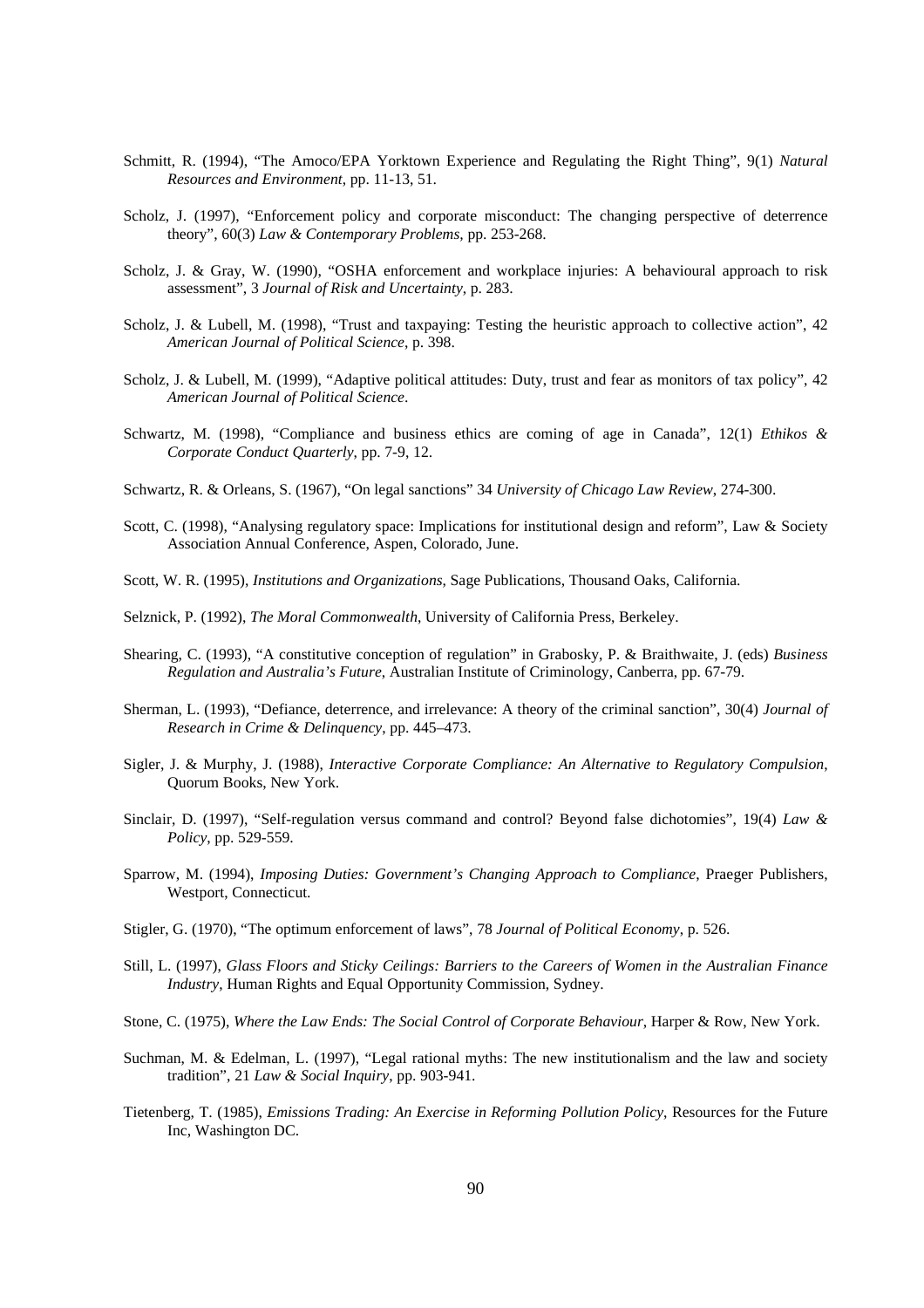Schmitt, R. (1994), "The Amoco/EPA Yorktown Experience and Regulating the Right Thing", 9(1) *Natural Resources and Environment*, pp. 11-13, 51.

Scholz, J. (1997), "Enforcement policy and corporate misconduct: The changing perspective of deterrence theory", 60(3) *Law & Contemporary Problems*, pp. 253-268.

Scholz, J. & Gray, W. (1990), "OSHA enforcement and workplace injuries: A behavioural approach to risk assessment", 3 *Journal of Risk and Uncertainty*, p. 283.

Scholz, J. & Lubell, M. (1998), "Trust and taxpaying: Testing the heuristic approach to collective action", 42 *American Journal of Political Science*, p. 398.

Scholz, J. & Lubell, M. (1999), "Adaptive political attitudes: Duty, trust and fear as monitors of tax policy", 42 *American Journal of Political Science*.

Schwartz, M. (1998), "Compliance and business ethics are coming of age in Canada", 12(1) *Ethikos & Corporate Conduct Quarterly*, pp. 7-9, 12.

Schwartz, R. & Orleans, S. (1967), "On legal sanctions" 34 *University of Chicago Law Review*, 274-300.

Scott, C. (1998), "Analysing regulatory space: Implications for institutional design and reform", Law & Society Association Annual Conference, Aspen, Colorado, June.

Scott, W. R. (1995), *Institutions and Organizations*, Sage Publications, Thousand Oaks, California.

Selznick, P. (1992), *The Moral Commonwealth*, University of California Press, Berkeley.

Shearing, C. (1993), "A constitutive conception of regulation" in Grabosky, P. & Braithwaite, J. (eds) *Business Regulation and Australia's Future*, Australian Institute of Criminology, Canberra, pp. 67-79.

Sherman, L. (1993), "Defiance, deterrence, and irrelevance: A theory of the criminal sanction", 30(4) *Journal of Research in Crime & Delinquency*, pp. 445–473.

Sigler, J. & Murphy, J. (1988), *Interactive Corporate Compliance: An Alternative to Regulatory Compulsion*, Quorum Books, New York.

Sinclair, D. (1997), "Self-regulation versus command and control? Beyond false dichotomies", 19(4) *Law & Policy*, pp. 529-559.

Sparrow, M. (1994), *Imposing Duties: Government's Changing Approach to Compliance*, Praeger Publishers, Westport, Connecticut.

Stigler, G. (1970), "The optimum enforcement of laws", 78 *Journal of Political Economy*, p. 526.

Still, L. (1997), *Glass Floors and Sticky Ceilings: Barriers to the Careers of Women in the Australian Finance Industry*, Human Rights and Equal Opportunity Commission, Sydney.

Stone, C. (1975), *Where the Law Ends: The Social Control of Corporate Behaviour*, Harper & Row, New York.

Suchman, M. & Edelman, L. (1997), "Legal rational myths: The new institutionalism and the law and society tradition", 21 *Law & Social Inquiry*, pp. 903-941.

Tietenberg, T. (1985), *Emissions Trading: An Exercise in Reforming Pollution Policy*, Resources for the Future Inc, Washington DC.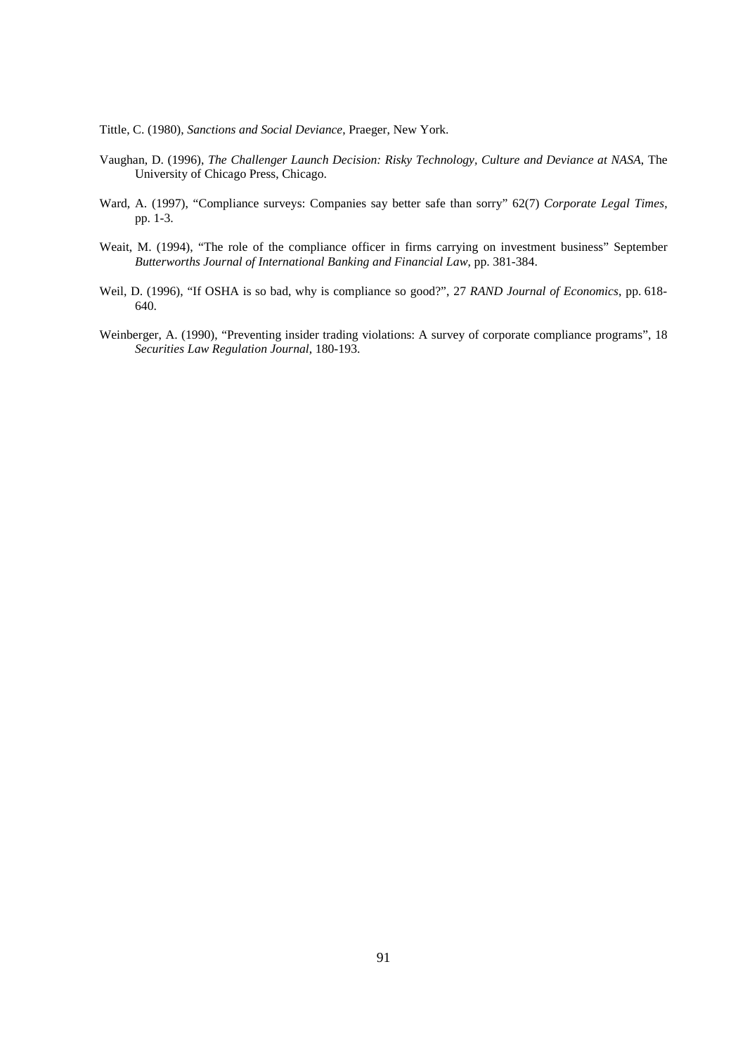Tittle, C. (1980), *Sanctions and Social Deviance*, Praeger, New York.

Vaughan, D. (1996), *The Challenger Launch Decision: Risky Technology, Culture and Deviance at NASA*, The University of Chicago Press, Chicago.

Ward, A. (1997), "Compliance surveys: Companies say better safe than sorry" 62(7) *Corporate Legal Times*, pp. 1-3.

Weait, M. (1994), "The role of the compliance officer in firms carrying on investment business" September *Butterworths Journal of International Banking and Financial Law*, pp. 381-384.

Weil, D. (1996), "If OSHA is so bad, why is compliance so good?", 27 *RAND Journal of Economics*, pp. 618-640.

Weinberger, A. (1990), "Preventing insider trading violations: A survey of corporate compliance programs", 18 *Securities Law Regulation Journal*, 180-193.